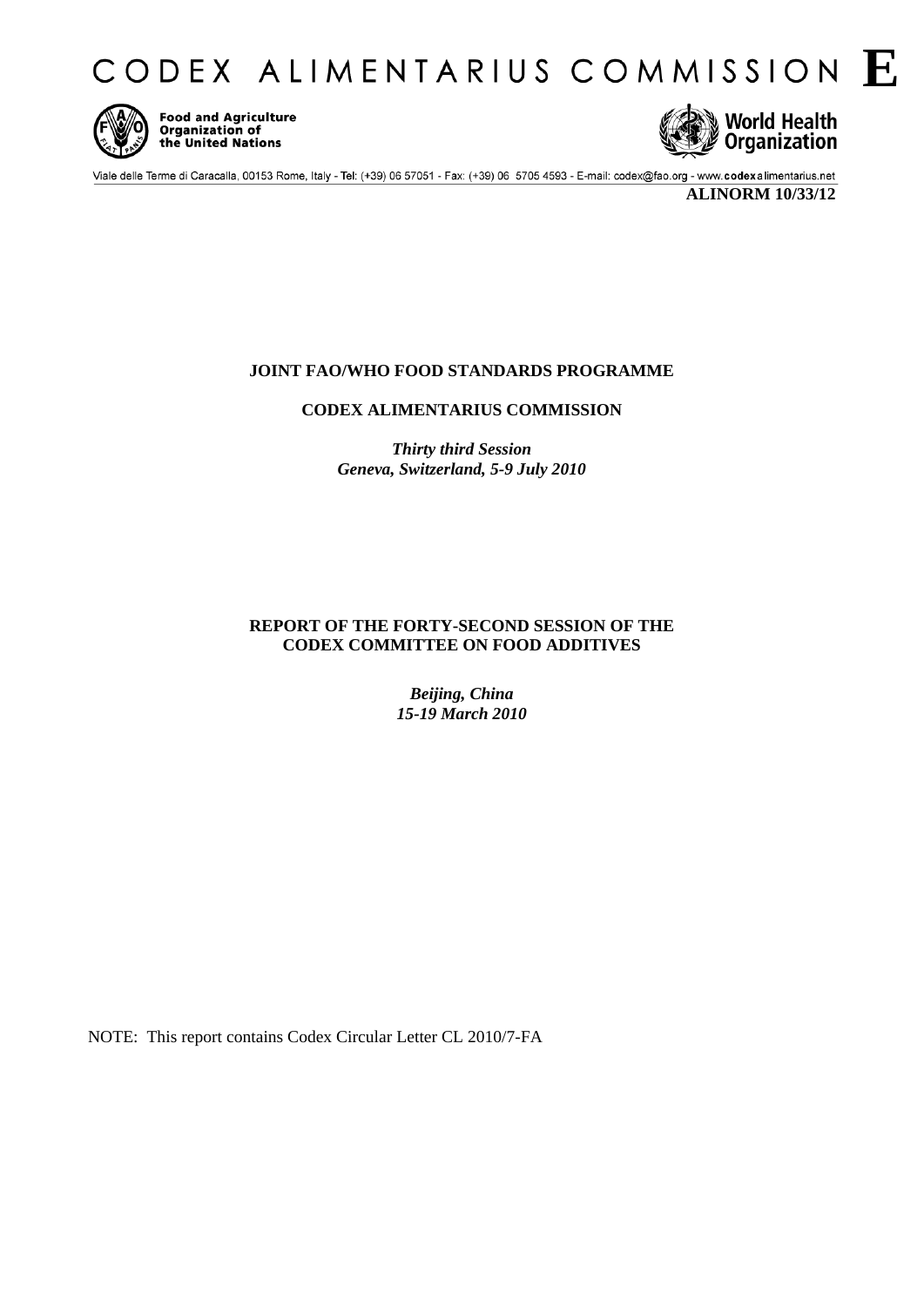CODEX ALIMENTARIUS COMMISSION **E**

Food and Agriculture Organization of the United Nations

World Health Organization

Viale delle Terme di Caracalla, 00153 Rome, Italy - Tel: (+39) 06 57051 - Fax: (+39) 06 5705 4593 - E-mail: codex@fao.org - www.codexalimentarius.net

**ALINORM 10/33/12**

**JOINT FAO/WHO FOOD STANDARDS PROGRAMME**

**CODEX ALIMENTARIUS COMMISSION**

***Thirty third Session***
***Geneva, Switzerland, 5-9 July 2010***

**REPORT OF THE FORTY-SECOND SESSION OF THE CODEX COMMITTEE ON FOOD ADDITIVES**

***Beijing, China***
***15-19 March 2010***

NOTE: This report contains Codex Circular Letter CL 2010/7-FA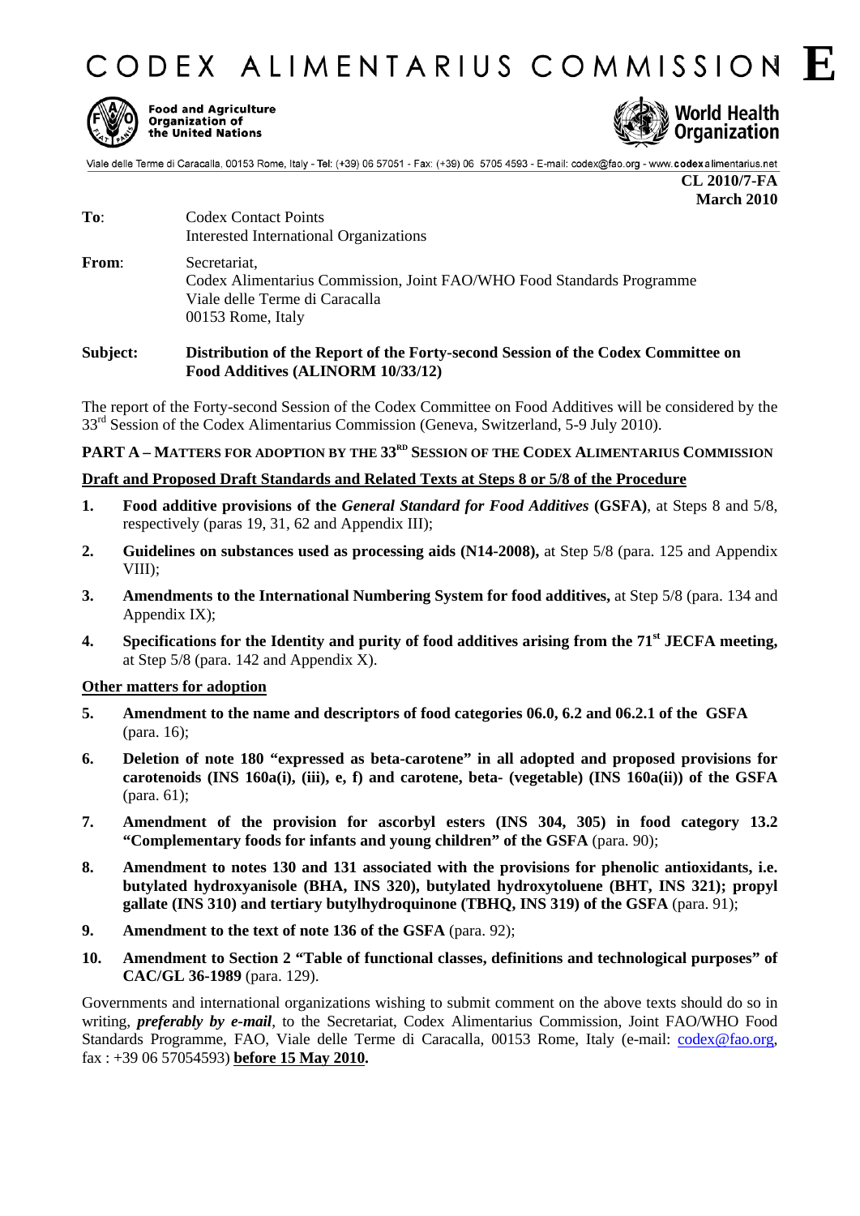# CODEX ALIMENTARIUS COMMISSION E

Food and Agriculture Organization of the United Nations

World Health Organization

Viale delle Terme di Caracalla, 00153 Rome, Italy - Tel: (+39) 06 57051 - Fax: (+39) 06 5705 4593 - E-mail: codex@fao.org - www.codexalimentarius.net

**CL 2010/7-FA**
**March 2010**

**To**: Codex Contact Points
Interested International Organizations

**From**: Secretariat,
Codex Alimentarius Commission, Joint FAO/WHO Food Standards Programme
Viale delle Terme di Caracalla
00153 Rome, Italy

**Subject: Distribution of the Report of the Forty-second Session of the Codex Committee on Food Additives (ALINORM 10/33/12)**

The report of the Forty-second Session of the Codex Committee on Food Additives will be considered by the 33[rd] Session of the Codex Alimentarius Commission (Geneva, Switzerland, 5-9 July 2010).

## PART A – MATTERS FOR ADOPTION BY THE 33[RD] SESSION OF THE CODEX ALIMENTARIUS COMMISSION

**Draft and Proposed Draft Standards and Related Texts at Steps 8 or 5/8 of the Procedure**

1. **Food additive provisions of the *General Standard for Food Additives* (GSFA)**, at Steps 8 and 5/8, respectively (paras 19, 31, 62 and Appendix III);
2. **Guidelines on substances used as processing aids (N14-2008),** at Step 5/8 (para. 125 and Appendix VIII);
3. **Amendments to the International Numbering System for food additives,** at Step 5/8 (para. 134 and Appendix IX);
4. **Specifications for the Identity and purity of food additives arising from the 71[st] JECFA meeting,** at Step 5/8 (para. 142 and Appendix X).

**Other matters for adoption**

5. **Amendment to the name and descriptors of food categories 06.0, 6.2 and 06.2.1 of the GSFA** (para. 16);
6. **Deletion of note 180 "expressed as beta-carotene" in all adopted and proposed provisions for carotenoids (INS 160a(i), (iii), e, f) and carotene, beta- (vegetable) (INS 160a(ii)) of the GSFA** (para. 61);
7. **Amendment of the provision for ascorbyl esters (INS 304, 305) in food category 13.2 "Complementary foods for infants and young children" of the GSFA** (para. 90);
8. **Amendment to notes 130 and 131 associated with the provisions for phenolic antioxidants, i.e. butylated hydroxyanisole (BHA, INS 320), butylated hydroxytoluene (BHT, INS 321); propyl gallate (INS 310) and tertiary butylhydroquinone (TBHQ, INS 319) of the GSFA** (para. 91);
9. **Amendment to the text of note 136 of the GSFA** (para. 92);
10. **Amendment to Section 2 "Table of functional classes, definitions and technological purposes" of CAC/GL 36-1989** (para. 129).

Governments and international organizations wishing to submit comment on the above texts should do so in writing, ***preferably by e-mail***, to the Secretariat, Codex Alimentarius Commission, Joint FAO/WHO Food Standards Programme, FAO, Viale delle Terme di Caracalla, 00153 Rome, Italy (e-mail: codex@fao.org, fax : +39 06 57054593) **before 15 May 2010.**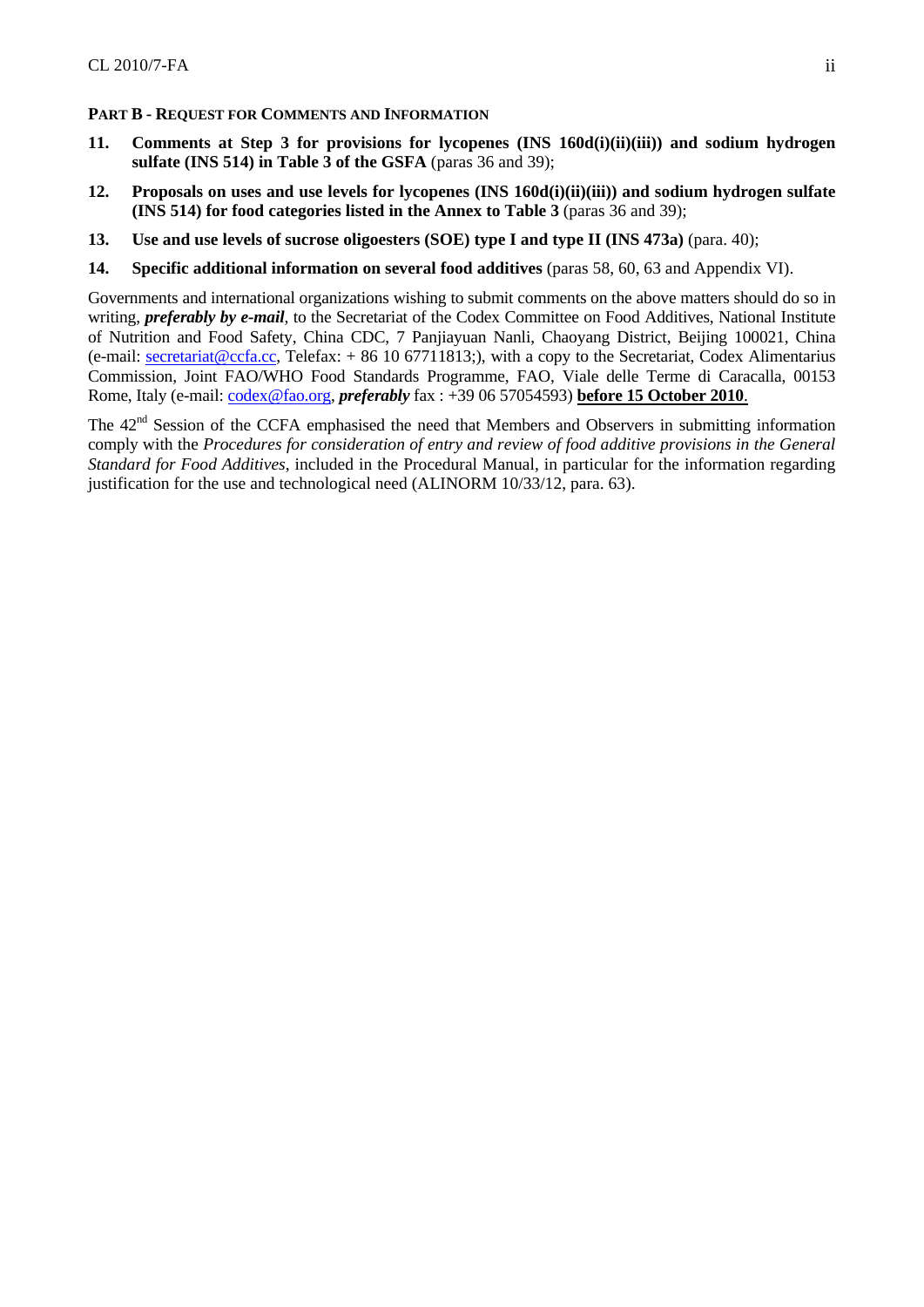**PART B - REQUEST FOR COMMENTS AND INFORMATION**

11. **Comments at Step 3 for provisions for lycopenes (INS 160d(i)(ii)(iii)) and sodium hydrogen sulfate (INS 514) in Table 3 of the GSFA** (paras 36 and 39);

12. **Proposals on uses and use levels for lycopenes (INS 160d(i)(ii)(iii)) and sodium hydrogen sulfate (INS 514) for food categories listed in the Annex to Table 3** (paras 36 and 39);

13. **Use and use levels of sucrose oligoesters (SOE) type I and type II (INS 473a)** (para. 40);

14. **Specific additional information on several food additives** (paras 58, 60, 63 and Appendix VI).

Governments and international organizations wishing to submit comments on the above matters should do so in writing, ***preferably by e-mail***, to the Secretariat of the Codex Committee on Food Additives, National Institute of Nutrition and Food Safety, China CDC, 7 Panjiayuan Nanli, Chaoyang District, Beijing 100021, China (e-mail: secretariat@ccfa.cc, Telefax: + 86 10 67711813;), with a copy to the Secretariat, Codex Alimentarius Commission, Joint FAO/WHO Food Standards Programme, FAO, Viale delle Terme di Caracalla, 00153 Rome, Italy (e-mail: codex@fao.org, ***preferably*** fax : +39 06 57054593) **before 15 October 2010**.

The 42[nd] Session of the CCFA emphasised the need that Members and Observers in submitting information comply with the *Procedures for consideration of entry and review of food additive provisions in the General Standard for Food Additives*, included in the Procedural Manual, in particular for the information regarding justification for the use and technological need (ALINORM 10/33/12, para. 63).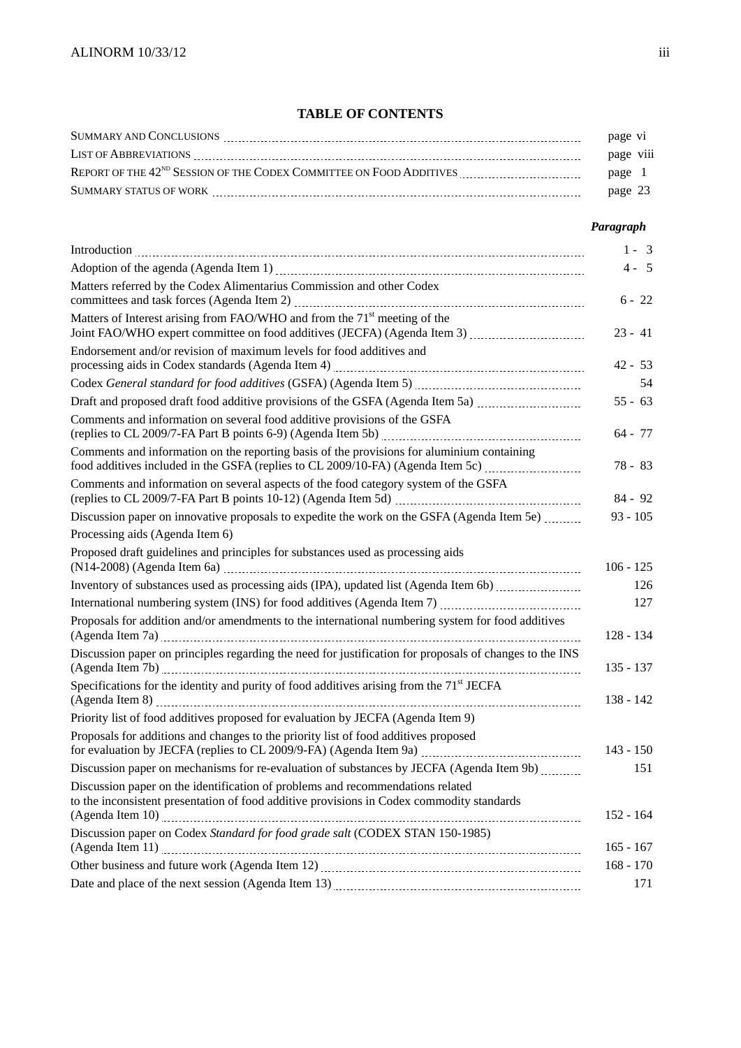## TABLE OF CONTENTS

| | |
|---|---|
| SUMMARY AND CONCLUSIONS | page vi |
| LIST OF ABBREVIATIONS | page viii |
| REPORT OF THE 42ND SESSION OF THE CODEX COMMITTEE ON FOOD ADDITIVES | page 1 |
| SUMMARY STATUS OF WORK | page 23 |

| | ***Paragraph*** |
|---|---|
| Introduction | 1 - 3 |
| Adoption of the agenda (Agenda Item 1) | 4 - 5 |
| Matters referred by the Codex Alimentarius Commission and other Codex committees and task forces (Agenda Item 2) | 6 - 22 |
| Matters of Interest arising from FAO/WHO and from the 71st meeting of the Joint FAO/WHO expert committee on food additives (JECFA) (Agenda Item 3) | 23 - 41 |
| Endorsement and/or revision of maximum levels for food additives and processing aids in Codex standards (Agenda Item 4) | 42 - 53 |
| Codex *General standard for food additives* (GSFA) (Agenda Item 5) | 54 |
| Draft and proposed draft food additive provisions of the GSFA (Agenda Item 5a) | 55 - 63 |
| Comments and information on several food additive provisions of the GSFA (replies to CL 2009/7-FA Part B points 6-9) (Agenda Item 5b) | 64 - 77 |
| Comments and information on the reporting basis of the provisions for aluminium containing food additives included in the GSFA (replies to CL 2009/10-FA) (Agenda Item 5c) | 78 - 83 |
| Comments and information on several aspects of the food category system of the GSFA (replies to CL 2009/7-FA Part B points 10-12) (Agenda Item 5d) | 84 - 92 |
| Discussion paper on innovative proposals to expedite the work on the GSFA (Agenda Item 5e) | 93 - 105 |
| Processing aids (Agenda Item 6) | |
| Proposed draft guidelines and principles for substances used as processing aids (N14-2008) (Agenda Item 6a) | 106 - 125 |
| Inventory of substances used as processing aids (IPA), updated list (Agenda Item 6b) | 126 |
| International numbering system (INS) for food additives (Agenda Item 7) | 127 |
| Proposals for addition and/or amendments to the international numbering system for food additives (Agenda Item 7a) | 128 - 134 |
| Discussion paper on principles regarding the need for justification for proposals of changes to the INS (Agenda Item 7b) | 135 - 137 |
| Specifications for the identity and purity of food additives arising from the 71st JECFA (Agenda Item 8) | 138 - 142 |
| Priority list of food additives proposed for evaluation by JECFA (Agenda Item 9) | |
| Proposals for additions and changes to the priority list of food additives proposed for evaluation by JECFA (replies to CL 2009/9-FA) (Agenda Item 9a) | 143 - 150 |
| Discussion paper on mechanisms for re-evaluation of substances by JECFA (Agenda Item 9b) | 151 |
| Discussion paper on the identification of problems and recommendations related to the inconsistent presentation of food additive provisions in Codex commodity standards (Agenda Item 10) | 152 - 164 |
| Discussion paper on Codex *Standard for food grade salt* (CODEX STAN 150-1985) (Agenda Item 11) | 165 - 167 |
| Other business and future work (Agenda Item 12) | 168 - 170 |
| Date and place of the next session (Agenda Item 13) | 171 |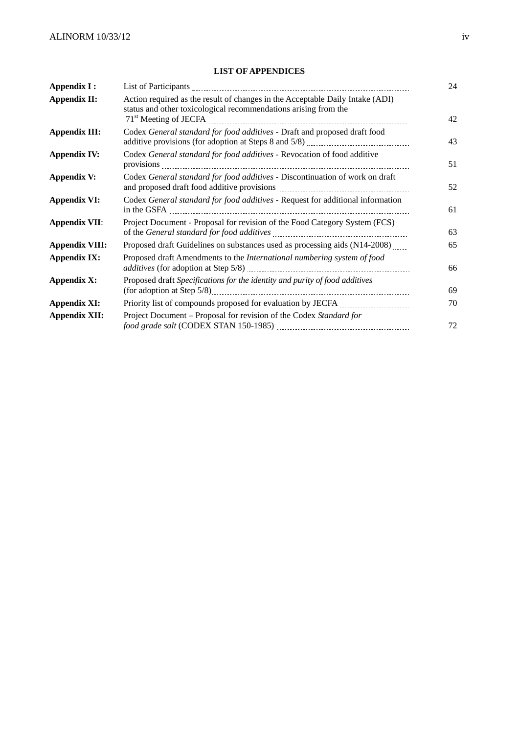**LIST OF APPENDICES**

| | | |
|---|---|---|
| **Appendix I :** | List of Participants | 24 |
| **Appendix II:** | Action required as the result of changes in the Acceptable Daily Intake (ADI) status and other toxicological recommendations arising from the 71st Meeting of JECFA | 42 |
| **Appendix III:** | Codex *General standard for food additives* - Draft and proposed draft food additive provisions (for adoption at Steps 8 and 5/8) | 43 |
| **Appendix IV:** | Codex *General standard for food additives* - Revocation of food additive provisions | 51 |
| **Appendix V:** | Codex *General standard for food additives* - Discontinuation of work on draft and proposed draft food additive provisions | 52 |
| **Appendix VI:** | Codex *General standard for food additives* - Request for additional information in the GSFA | 61 |
| **Appendix VII**: | Project Document - Proposal for revision of the Food Category System (FCS) of the *General standard for food additives* | 63 |
| **Appendix VIII:** | Proposed draft Guidelines on substances used as processing aids (N14-2008) | 65 |
| **Appendix IX:** | Proposed draft Amendments to the *International numbering system of food additives* (for adoption at Step 5/8) | 66 |
| **Appendix X:** | Proposed draft *Specifications for the identity and purity of food additives* (for adoption at Step 5/8) | 69 |
| **Appendix XI:** | Priority list of compounds proposed for evaluation by JECFA | 70 |
| **Appendix XII:** | Project Document – Proposal for revision of the Codex *Standard for food grade salt* (CODEX STAN 150-1985) | 72 |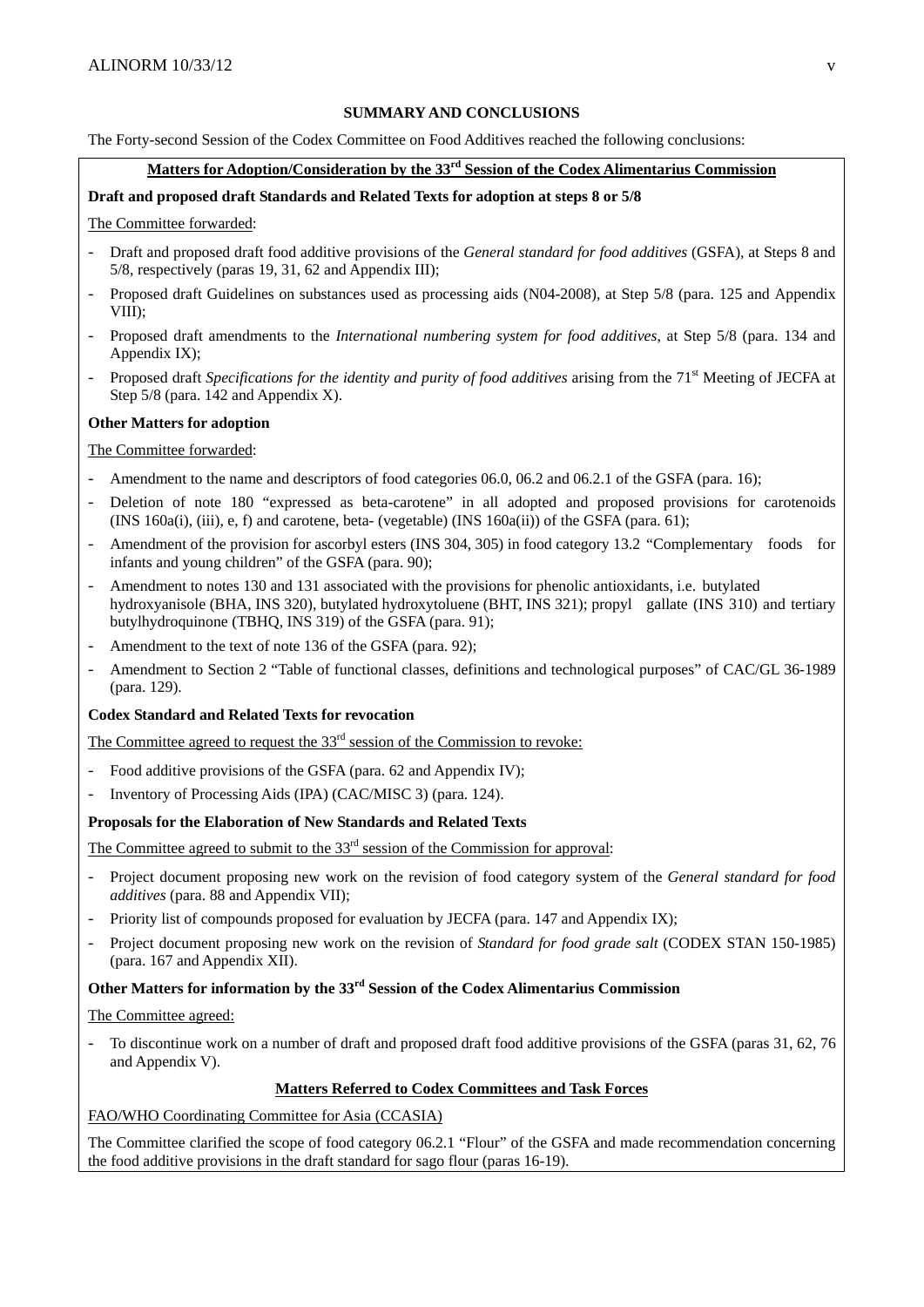## SUMMARY AND CONCLUSIONS

The Forty-second Session of the Codex Committee on Food Additives reached the following conclusions:

### Matters for Adoption/Consideration by the 33rd Session of the Codex Alimentarius Commission

**Draft and proposed draft Standards and Related Texts for adoption at steps 8 or 5/8**

The Committee forwarded:

- Draft and proposed draft food additive provisions of the *General standard for food additives* (GSFA), at Steps 8 and 5/8, respectively (paras 19, 31, 62 and Appendix III);
- Proposed draft Guidelines on substances used as processing aids (N04-2008), at Step 5/8 (para. 125 and Appendix VIII);
- Proposed draft amendments to the *International numbering system for food additives*, at Step 5/8 (para. 134 and Appendix IX);
- Proposed draft *Specifications for the identity and purity of food additives* arising from the 71st Meeting of JECFA at Step 5/8 (para. 142 and Appendix X).

**Other Matters for adoption**

The Committee forwarded:

- Amendment to the name and descriptors of food categories 06.0, 06.2 and 06.2.1 of the GSFA (para. 16);
- Deletion of note 180 "expressed as beta-carotene" in all adopted and proposed provisions for carotenoids (INS 160a(i), (iii), e, f) and carotene, beta- (vegetable) (INS 160a(ii)) of the GSFA (para. 61);
- Amendment of the provision for ascorbyl esters (INS 304, 305) in food category 13.2 "Complementary foods for infants and young children" of the GSFA (para. 90);
- Amendment to notes 130 and 131 associated with the provisions for phenolic antioxidants, i.e. butylated hydroxyanisole (BHA, INS 320), butylated hydroxytoluene (BHT, INS 321); propyl gallate (INS 310) and tertiary butylhydroquinone (TBHQ, INS 319) of the GSFA (para. 91);
- Amendment to the text of note 136 of the GSFA (para. 92);
- Amendment to Section 2 "Table of functional classes, definitions and technological purposes" of CAC/GL 36-1989 (para. 129).

**Codex Standard and Related Texts for revocation**

The Committee agreed to request the 33rd session of the Commission to revoke:

- Food additive provisions of the GSFA (para. 62 and Appendix IV);
- Inventory of Processing Aids (IPA) (CAC/MISC 3) (para. 124).

**Proposals for the Elaboration of New Standards and Related Texts**

The Committee agreed to submit to the 33rd session of the Commission for approval:

- Project document proposing new work on the revision of food category system of the *General standard for food additives* (para. 88 and Appendix VII);
- Priority list of compounds proposed for evaluation by JECFA (para. 147 and Appendix IX);
- Project document proposing new work on the revision of *Standard for food grade salt* (CODEX STAN 150-1985) (para. 167 and Appendix XII).

**Other Matters for information by the 33rd Session of the Codex Alimentarius Commission**

The Committee agreed:

- To discontinue work on a number of draft and proposed draft food additive provisions of the GSFA (paras 31, 62, 76 and Appendix V).

### Matters Referred to Codex Committees and Task Forces

FAO/WHO Coordinating Committee for Asia (CCASIA)

The Committee clarified the scope of food category 06.2.1 "Flour" of the GSFA and made recommendation concerning the food additive provisions in the draft standard for sago flour (paras 16-19).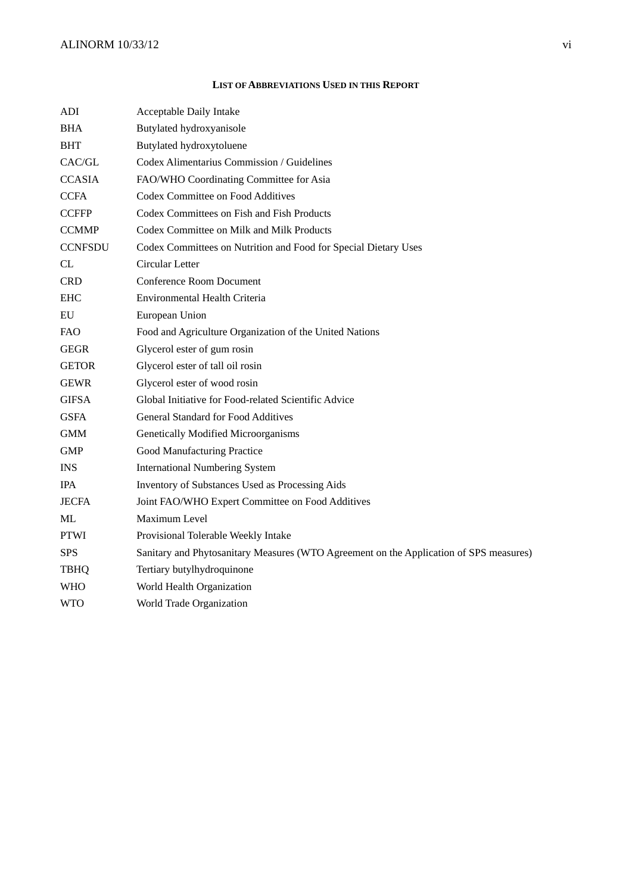## List of Abbreviations Used in this Report

| | |
|---|---|
| ADI | Acceptable Daily Intake |
| BHA | Butylated hydroxyanisole |
| BHT | Butylated hydroxytoluene |
| CAC/GL | Codex Alimentarius Commission / Guidelines |
| CCASIA | FAO/WHO Coordinating Committee for Asia |
| CCFA | Codex Committee on Food Additives |
| CCFFP | Codex Committees on Fish and Fish Products |
| CCMMP | Codex Committee on Milk and Milk Products |
| CCNFSDU | Codex Committees on Nutrition and Food for Special Dietary Uses |
| CL | Circular Letter |
| CRD | Conference Room Document |
| EHC | Environmental Health Criteria |
| EU | European Union |
| FAO | Food and Agriculture Organization of the United Nations |
| GEGR | Glycerol ester of gum rosin |
| GETOR | Glycerol ester of tall oil rosin |
| GEWR | Glycerol ester of wood rosin |
| GIFSA | Global Initiative for Food-related Scientific Advice |
| GSFA | General Standard for Food Additives |
| GMM | Genetically Modified Microorganisms |
| GMP | Good Manufacturing Practice |
| INS | International Numbering System |
| IPA | Inventory of Substances Used as Processing Aids |
| JECFA | Joint FAO/WHO Expert Committee on Food Additives |
| ML | Maximum Level |
| PTWI | Provisional Tolerable Weekly Intake |
| SPS | Sanitary and Phytosanitary Measures (WTO Agreement on the Application of SPS measures) |
| TBHQ | Tertiary butylhydroquinone |
| WHO | World Health Organization |
| WTO | World Trade Organization |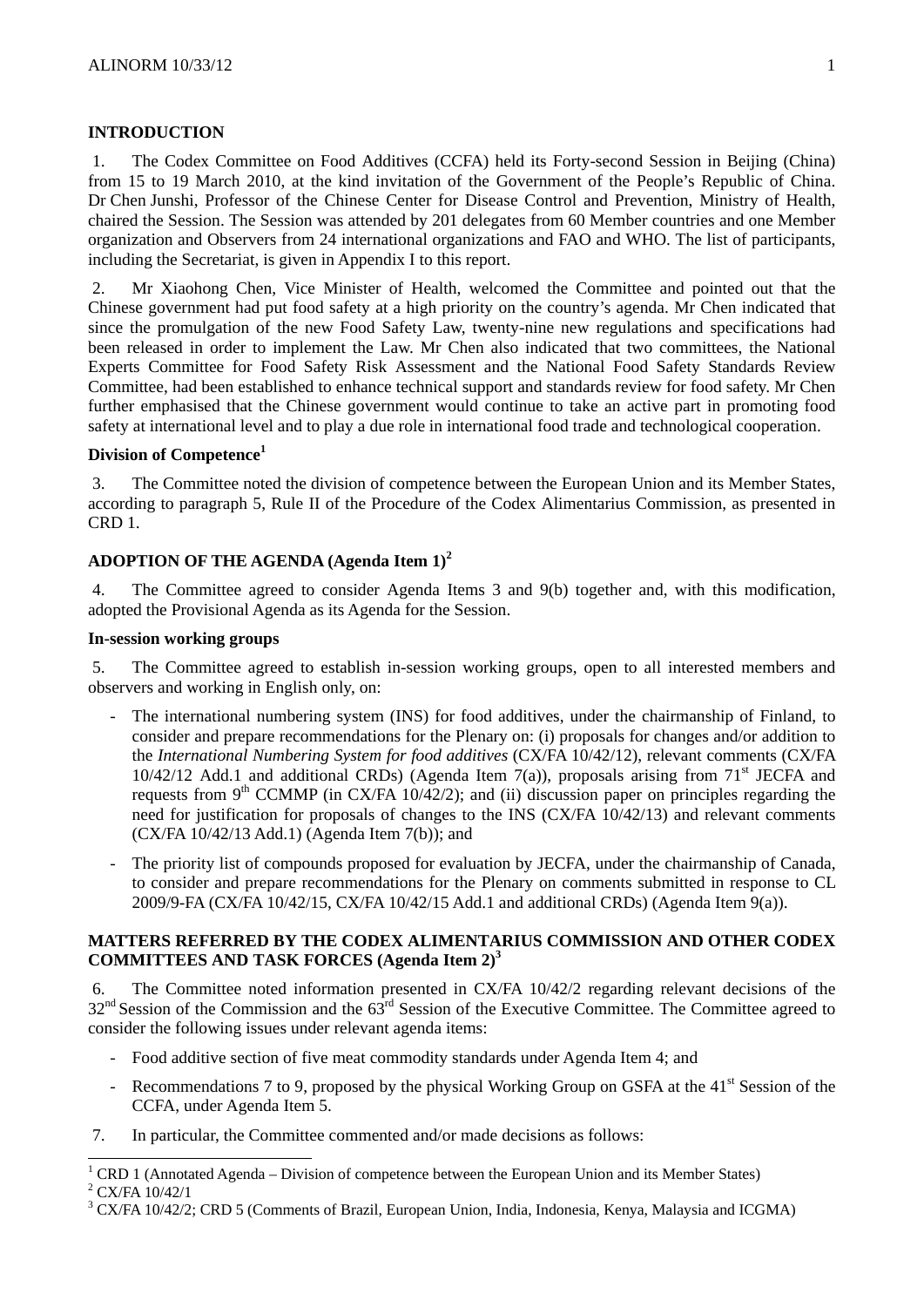## INTRODUCTION

1. The Codex Committee on Food Additives (CCFA) held its Forty-second Session in Beijing (China) from 15 to 19 March 2010, at the kind invitation of the Government of the People's Republic of China. Dr Chen Junshi, Professor of the Chinese Center for Disease Control and Prevention, Ministry of Health, chaired the Session. The Session was attended by 201 delegates from 60 Member countries and one Member organization and Observers from 24 international organizations and FAO and WHO. The list of participants, including the Secretariat, is given in Appendix I to this report.

2. Mr Xiaohong Chen, Vice Minister of Health, welcomed the Committee and pointed out that the Chinese government had put food safety at a high priority on the country's agenda. Mr Chen indicated that since the promulgation of the new Food Safety Law, twenty-nine new regulations and specifications had been released in order to implement the Law. Mr Chen also indicated that two committees, the National Experts Committee for Food Safety Risk Assessment and the National Food Safety Standards Review Committee, had been established to enhance technical support and standards review for food safety. Mr Chen further emphasised that the Chinese government would continue to take an active part in promoting food safety at international level and to play a due role in international food trade and technological cooperation.

### Division of Competence[1]

3. The Committee noted the division of competence between the European Union and its Member States, according to paragraph 5, Rule II of the Procedure of the Codex Alimentarius Commission, as presented in CRD 1.

## ADOPTION OF THE AGENDA (Agenda Item 1)[2]

4. The Committee agreed to consider Agenda Items 3 and 9(b) together and, with this modification, adopted the Provisional Agenda as its Agenda for the Session.

### In-session working groups

5. The Committee agreed to establish in-session working groups, open to all interested members and observers and working in English only, on:

- The international numbering system (INS) for food additives, under the chairmanship of Finland, to consider and prepare recommendations for the Plenary on: (i) proposals for changes and/or addition to the *International Numbering System for food additives* (CX/FA 10/42/12), relevant comments (CX/FA 10/42/12 Add.1 and additional CRDs) (Agenda Item 7(a)), proposals arising from 71st JECFA and requests from 9th CCMMP (in CX/FA 10/42/2); and (ii) discussion paper on principles regarding the need for justification for proposals of changes to the INS (CX/FA 10/42/13) and relevant comments (CX/FA 10/42/13 Add.1) (Agenda Item 7(b)); and
- The priority list of compounds proposed for evaluation by JECFA, under the chairmanship of Canada, to consider and prepare recommendations for the Plenary on comments submitted in response to CL 2009/9-FA (CX/FA 10/42/15, CX/FA 10/42/15 Add.1 and additional CRDs) (Agenda Item 9(a)).

## MATTERS REFERRED BY THE CODEX ALIMENTARIUS COMMISSION AND OTHER CODEX COMMITTEES AND TASK FORCES (Agenda Item 2)[3]

6. The Committee noted information presented in CX/FA 10/42/2 regarding relevant decisions of the 32nd Session of the Commission and the 63rd Session of the Executive Committee. The Committee agreed to consider the following issues under relevant agenda items:

- Food additive section of five meat commodity standards under Agenda Item 4; and
- Recommendations 7 to 9, proposed by the physical Working Group on GSFA at the 41st Session of the CCFA, under Agenda Item 5.

7. In particular, the Committee commented and/or made decisions as follows:

---

[1] CRD 1 (Annotated Agenda – Division of competence between the European Union and its Member States)

[2] CX/FA 10/42/1

[3] CX/FA 10/42/2; CRD 5 (Comments of Brazil, European Union, India, Indonesia, Kenya, Malaysia and ICGMA)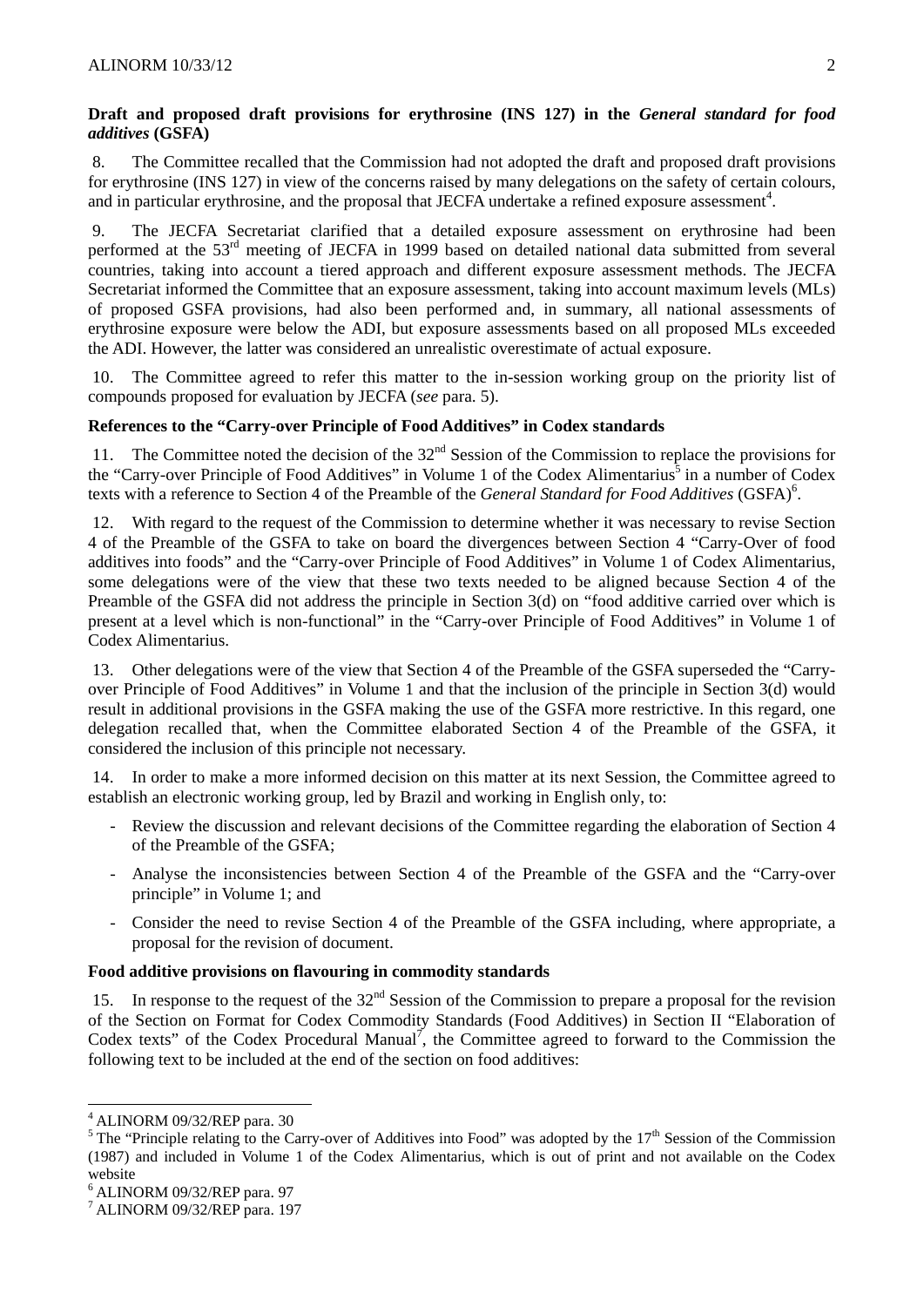**Draft and proposed draft provisions for erythrosine (INS 127) in the *General standard for food additives* (GSFA)**

8. The Committee recalled that the Commission had not adopted the draft and proposed draft provisions for erythrosine (INS 127) in view of the concerns raised by many delegations on the safety of certain colours, and in particular erythrosine, and the proposal that JECFA undertake a refined exposure assessment[4].

9. The JECFA Secretariat clarified that a detailed exposure assessment on erythrosine had been performed at the 53rd meeting of JECFA in 1999 based on detailed national data submitted from several countries, taking into account a tiered approach and different exposure assessment methods. The JECFA Secretariat informed the Committee that an exposure assessment, taking into account maximum levels (MLs) of proposed GSFA provisions, had also been performed and, in summary, all national assessments of erythrosine exposure were below the ADI, but exposure assessments based on all proposed MLs exceeded the ADI. However, the latter was considered an unrealistic overestimate of actual exposure.

10. The Committee agreed to refer this matter to the in-session working group on the priority list of compounds proposed for evaluation by JECFA (*see* para. 5).

**References to the "Carry-over Principle of Food Additives" in Codex standards**

11. The Committee noted the decision of the 32nd Session of the Commission to replace the provisions for the "Carry-over Principle of Food Additives" in Volume 1 of the Codex Alimentarius[5] in a number of Codex texts with a reference to Section 4 of the Preamble of the *General Standard for Food Additives* (GSFA)[6].

12. With regard to the request of the Commission to determine whether it was necessary to revise Section 4 of the Preamble of the GSFA to take on board the divergences between Section 4 "Carry-Over of food additives into foods" and the "Carry-over Principle of Food Additives" in Volume 1 of Codex Alimentarius, some delegations were of the view that these two texts needed to be aligned because Section 4 of the Preamble of the GSFA did not address the principle in Section 3(d) on "food additive carried over which is present at a level which is non-functional" in the "Carry-over Principle of Food Additives" in Volume 1 of Codex Alimentarius.

13. Other delegations were of the view that Section 4 of the Preamble of the GSFA superseded the "Carry-over Principle of Food Additives" in Volume 1 and that the inclusion of the principle in Section 3(d) would result in additional provisions in the GSFA making the use of the GSFA more restrictive. In this regard, one delegation recalled that, when the Committee elaborated Section 4 of the Preamble of the GSFA, it considered the inclusion of this principle not necessary.

14. In order to make a more informed decision on this matter at its next Session, the Committee agreed to establish an electronic working group, led by Brazil and working in English only, to:

- Review the discussion and relevant decisions of the Committee regarding the elaboration of Section 4 of the Preamble of the GSFA;
- Analyse the inconsistencies between Section 4 of the Preamble of the GSFA and the "Carry-over principle" in Volume 1; and
- Consider the need to revise Section 4 of the Preamble of the GSFA including, where appropriate, a proposal for the revision of document.

**Food additive provisions on flavouring in commodity standards**

15. In response to the request of the 32nd Session of the Commission to prepare a proposal for the revision of the Section on Format for Codex Commodity Standards (Food Additives) in Section II "Elaboration of Codex texts" of the Codex Procedural Manual[7], the Committee agreed to forward to the Commission the following text to be included at the end of the section on food additives:

---

[4] ALINORM 09/32/REP para. 30

[5] The "Principle relating to the Carry-over of Additives into Food" was adopted by the 17th Session of the Commission (1987) and included in Volume 1 of the Codex Alimentarius, which is out of print and not available on the Codex website

[6] ALINORM 09/32/REP para. 97

[7] ALINORM 09/32/REP para. 197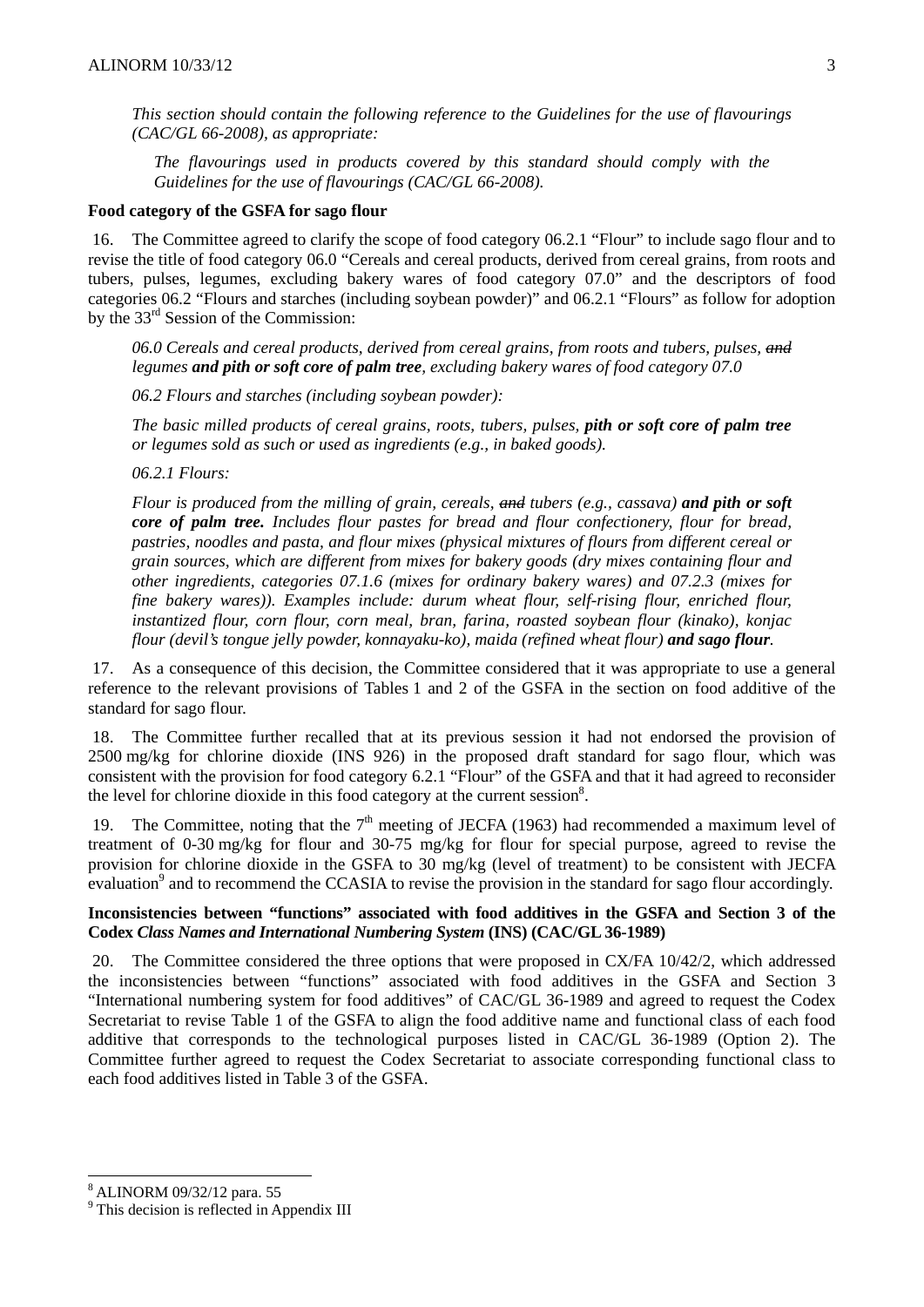*This section should contain the following reference to the Guidelines for the use of flavourings (CAC/GL 66-2008), as appropriate:*

> *The flavourings used in products covered by this standard should comply with the Guidelines for the use of flavourings (CAC/GL 66-2008).*

**Food category of the GSFA for sago flour**

16. The Committee agreed to clarify the scope of food category 06.2.1 "Flour" to include sago flour and to revise the title of food category 06.0 "Cereals and cereal products, derived from cereal grains, from roots and tubers, pulses, legumes, excluding bakery wares of food category 07.0" and the descriptors of food categories 06.2 "Flours and starches (including soybean powder)" and 06.2.1 "Flours" as follow for adoption by the 33rd Session of the Commission:

> *06.0 Cereals and cereal products, derived from cereal grains, from roots and tubers, pulses, ~~and~~ legumes **and pith or soft core of palm tree**, excluding bakery wares of food category 07.0*
>
> *06.2 Flours and starches (including soybean powder):*
>
> *The basic milled products of cereal grains, roots, tubers, pulses, **pith or soft core of palm tree** or legumes sold as such or used as ingredients (e.g., in baked goods).*
>
> *06.2.1 Flours:*
>
> *Flour is produced from the milling of grain, cereals, ~~and~~ tubers (e.g., cassava) **and pith or soft core of palm tree.** Includes flour pastes for bread and flour confectionery, flour for bread, pastries, noodles and pasta, and flour mixes (physical mixtures of flours from different cereal or grain sources, which are different from mixes for bakery goods (dry mixes containing flour and other ingredients, categories 07.1.6 (mixes for ordinary bakery wares) and 07.2.3 (mixes for fine bakery wares)). Examples include: durum wheat flour, self-rising flour, enriched flour, instantized flour, corn flour, corn meal, bran, farina, roasted soybean flour (kinako), konjac flour (devil's tongue jelly powder, konnayaku-ko), maida (refined wheat flour) **and sago flour**.*

17. As a consequence of this decision, the Committee considered that it was appropriate to use a general reference to the relevant provisions of Tables 1 and 2 of the GSFA in the section on food additive of the standard for sago flour.

18. The Committee further recalled that at its previous session it had not endorsed the provision of 2500 mg/kg for chlorine dioxide (INS 926) in the proposed draft standard for sago flour, which was consistent with the provision for food category 6.2.1 "Flour" of the GSFA and that it had agreed to reconsider the level for chlorine dioxide in this food category at the current session[8].

19. The Committee, noting that the 7th meeting of JECFA (1963) had recommended a maximum level of treatment of 0-30 mg/kg for flour and 30-75 mg/kg for flour for special purpose, agreed to revise the provision for chlorine dioxide in the GSFA to 30 mg/kg (level of treatment) to be consistent with JECFA evaluation[9] and to recommend the CCASIA to revise the provision in the standard for sago flour accordingly.

**Inconsistencies between "functions" associated with food additives in the GSFA and Section 3 of the Codex *Class Names and International Numbering System* (INS) (CAC/GL 36-1989)**

20. The Committee considered the three options that were proposed in CX/FA 10/42/2, which addressed the inconsistencies between "functions" associated with food additives in the GSFA and Section 3 "International numbering system for food additives" of CAC/GL 36-1989 and agreed to request the Codex Secretariat to revise Table 1 of the GSFA to align the food additive name and functional class of each food additive that corresponds to the technological purposes listed in CAC/GL 36-1989 (Option 2). The Committee further agreed to request the Codex Secretariat to associate corresponding functional class to each food additives listed in Table 3 of the GSFA.

---

[8] ALINORM 09/32/12 para. 55

[9] This decision is reflected in Appendix III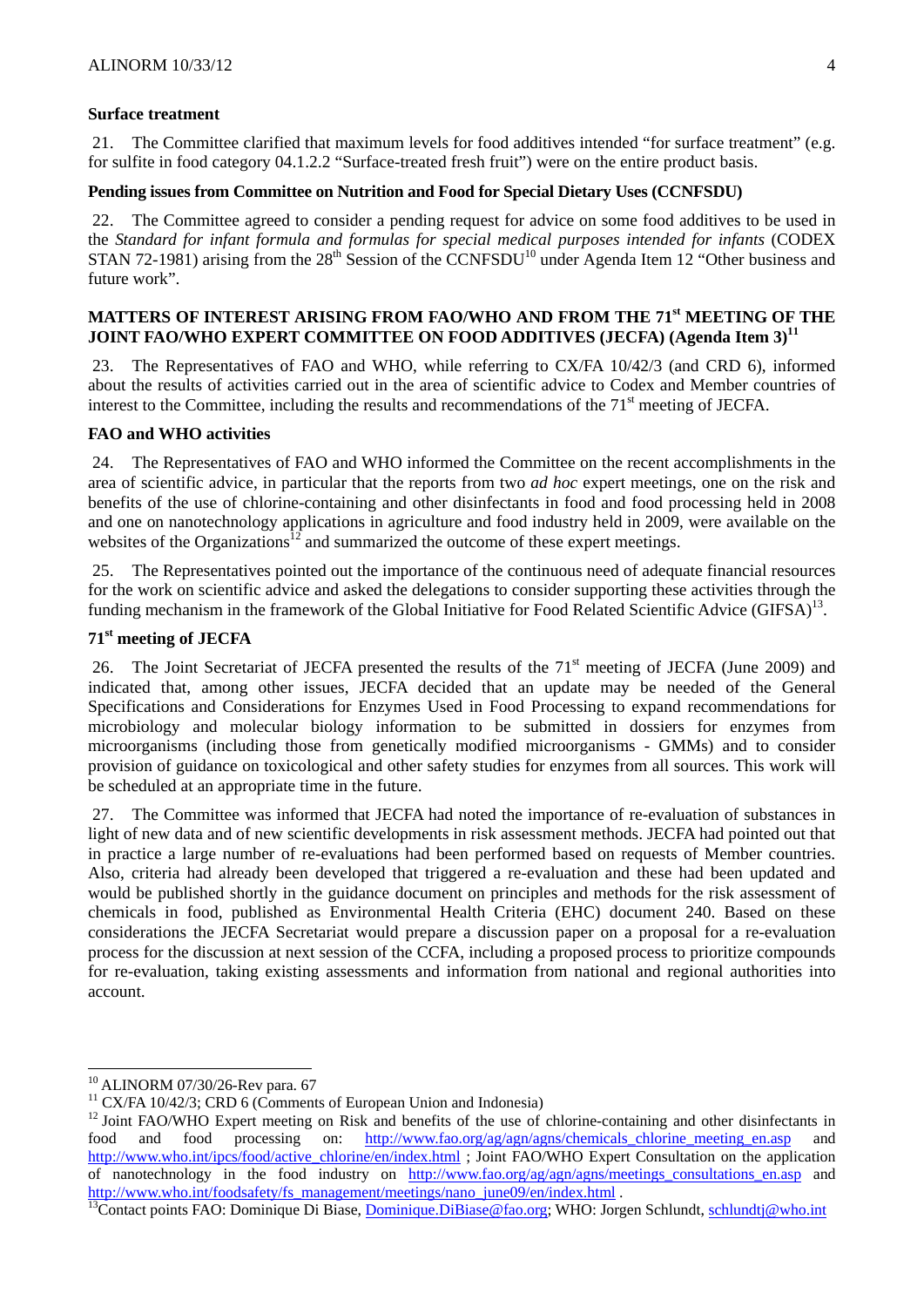**Surface treatment**

21. The Committee clarified that maximum levels for food additives intended "for surface treatment" (e.g. for sulfite in food category 04.1.2.2 "Surface-treated fresh fruit") were on the entire product basis.

**Pending issues from Committee on Nutrition and Food for Special Dietary Uses (CCNFSDU)**

22. The Committee agreed to consider a pending request for advice on some food additives to be used in the *Standard for infant formula and formulas for special medical purposes intended for infants* (CODEX STAN 72-1981) arising from the 28th Session of the CCNFSDU[10] under Agenda Item 12 "Other business and future work".

## MATTERS OF INTEREST ARISING FROM FAO/WHO AND FROM THE 71st MEETING OF THE JOINT FAO/WHO EXPERT COMMITTEE ON FOOD ADDITIVES (JECFA) (Agenda Item 3)[11]

23. The Representatives of FAO and WHO, while referring to CX/FA 10/42/3 (and CRD 6), informed about the results of activities carried out in the area of scientific advice to Codex and Member countries of interest to the Committee, including the results and recommendations of the 71st meeting of JECFA.

**FAO and WHO activities**

24. The Representatives of FAO and WHO informed the Committee on the recent accomplishments in the area of scientific advice, in particular that the reports from two *ad hoc* expert meetings, one on the risk and benefits of the use of chlorine-containing and other disinfectants in food and food processing held in 2008 and one on nanotechnology applications in agriculture and food industry held in 2009, were available on the websites of the Organizations[12] and summarized the outcome of these expert meetings.

25. The Representatives pointed out the importance of the continuous need of adequate financial resources for the work on scientific advice and asked the delegations to consider supporting these activities through the funding mechanism in the framework of the Global Initiative for Food Related Scientific Advice (GIFSA)[13].

**71st meeting of JECFA**

26. The Joint Secretariat of JECFA presented the results of the 71st meeting of JECFA (June 2009) and indicated that, among other issues, JECFA decided that an update may be needed of the General Specifications and Considerations for Enzymes Used in Food Processing to expand recommendations for microbiology and molecular biology information to be submitted in dossiers for enzymes from microorganisms (including those from genetically modified microorganisms - GMMs) and to consider provision of guidance on toxicological and other safety studies for enzymes from all sources. This work will be scheduled at an appropriate time in the future.

27. The Committee was informed that JECFA had noted the importance of re-evaluation of substances in light of new data and of new scientific developments in risk assessment methods. JECFA had pointed out that in practice a large number of re-evaluations had been performed based on requests of Member countries. Also, criteria had already been developed that triggered a re-evaluation and these had been updated and would be published shortly in the guidance document on principles and methods for the risk assessment of chemicals in food, published as Environmental Health Criteria (EHC) document 240. Based on these considerations the JECFA Secretariat would prepare a discussion paper on a proposal for a re-evaluation process for the discussion at next session of the CCFA, including a proposed process to prioritize compounds for re-evaluation, taking existing assessments and information from national and regional authorities into account.

---

[10] ALINORM 07/30/26-Rev para. 67

[11] CX/FA 10/42/3; CRD 6 (Comments of European Union and Indonesia)

[12] Joint FAO/WHO Expert meeting on Risk and benefits of the use of chlorine-containing and other disinfectants in food and food processing on: http://www.fao.org/ag/agn/agns/chemicals_chlorine_meeting_en.asp and http://www.who.int/ipcs/food/active_chlorine/en/index.html ; Joint FAO/WHO Expert Consultation on the application of nanotechnology in the food industry on http://www.fao.org/ag/agn/agns/meetings_consultations_en.asp and http://www.who.int/foodsafety/fs_management/meetings/nano_june09/en/index.html .

[13] Contact points FAO: Dominique Di Biase, Dominique.DiBiase@fao.org; WHO: Jorgen Schlundt, schlundtj@who.int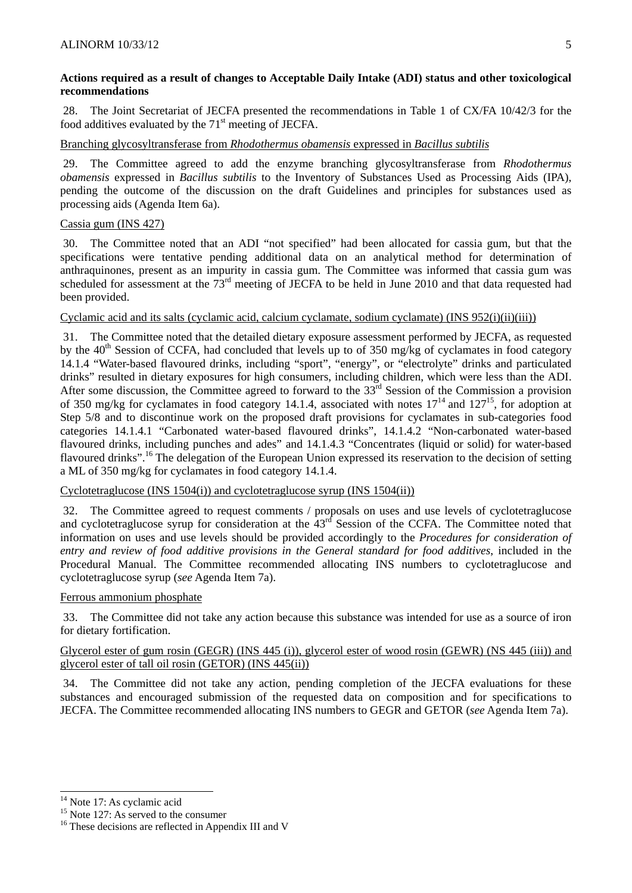**Actions required as a result of changes to Acceptable Daily Intake (ADI) status and other toxicological recommendations**

28. The Joint Secretariat of JECFA presented the recommendations in Table 1 of CX/FA 10/42/3 for the food additives evaluated by the 71st meeting of JECFA.

Branching glycosyltransferase from *Rhodothermus obamensis* expressed in *Bacillus subtilis*

29. The Committee agreed to add the enzyme branching glycosyltransferase from *Rhodothermus obamensis* expressed in *Bacillus subtilis* to the Inventory of Substances Used as Processing Aids (IPA), pending the outcome of the discussion on the draft Guidelines and principles for substances used as processing aids (Agenda Item 6a).

Cassia gum (INS 427)

30. The Committee noted that an ADI "not specified" had been allocated for cassia gum, but that the specifications were tentative pending additional data on an analytical method for determination of anthraquinones, present as an impurity in cassia gum. The Committee was informed that cassia gum was scheduled for assessment at the 73rd meeting of JECFA to be held in June 2010 and that data requested had been provided.

Cyclamic acid and its salts (cyclamic acid, calcium cyclamate, sodium cyclamate) (INS 952(i)(ii)(iii))

31. The Committee noted that the detailed dietary exposure assessment performed by JECFA, as requested by the 40th Session of CCFA, had concluded that levels up to of 350 mg/kg of cyclamates in food category 14.1.4 "Water-based flavoured drinks, including "sport", "energy", or "electrolyte" drinks and particulated drinks" resulted in dietary exposures for high consumers, including children, which were less than the ADI. After some discussion, the Committee agreed to forward to the 33rd Session of the Commission a provision of 350 mg/kg for cyclamates in food category 14.1.4, associated with notes 17[14] and 127[15], for adoption at Step 5/8 and to discontinue work on the proposed draft provisions for cyclamates in sub-categories food categories 14.1.4.1 "Carbonated water-based flavoured drinks", 14.1.4.2 "Non-carbonated water-based flavoured drinks, including punches and ades" and 14.1.4.3 "Concentrates (liquid or solid) for water-based flavoured drinks".[16] The delegation of the European Union expressed its reservation to the decision of setting a ML of 350 mg/kg for cyclamates in food category 14.1.4.

Cyclotetraglucose (INS 1504(i)) and cyclotetraglucose syrup (INS 1504(ii))

32. The Committee agreed to request comments / proposals on uses and use levels of cyclotetraglucose and cyclotetraglucose syrup for consideration at the 43rd Session of the CCFA. The Committee noted that information on uses and use levels should be provided accordingly to the *Procedures for consideration of entry and review of food additive provisions in the General standard for food additives*, included in the Procedural Manual. The Committee recommended allocating INS numbers to cyclotetraglucose and cyclotetraglucose syrup (*see* Agenda Item 7a).

Ferrous ammonium phosphate

33. The Committee did not take any action because this substance was intended for use as a source of iron for dietary fortification.

Glycerol ester of gum rosin (GEGR) (INS 445 (i)), glycerol ester of wood rosin (GEWR) (NS 445 (iii)) and glycerol ester of tall oil rosin (GETOR) (INS 445(ii))

34. The Committee did not take any action, pending completion of the JECFA evaluations for these substances and encouraged submission of the requested data on composition and for specifications to JECFA. The Committee recommended allocating INS numbers to GEGR and GETOR (*see* Agenda Item 7a).

---

[14] Note 17: As cyclamic acid

[15] Note 127: As served to the consumer

[16] These decisions are reflected in Appendix III and V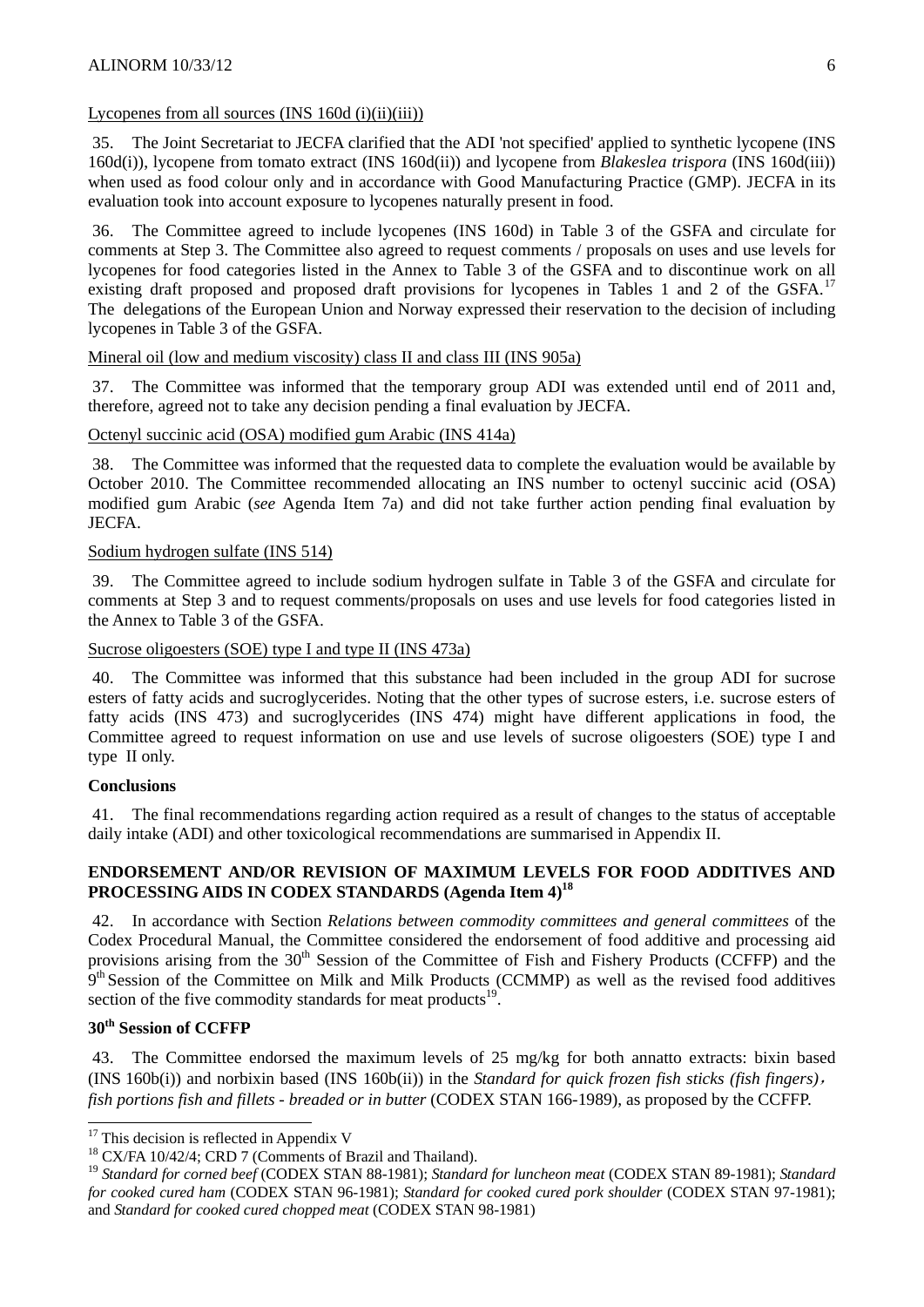Lycopenes from all sources (INS 160d (i)(ii)(iii))

35. The Joint Secretariat to JECFA clarified that the ADI 'not specified' applied to synthetic lycopene (INS 160d(i)), lycopene from tomato extract (INS 160d(ii)) and lycopene from *Blakeslea trispora* (INS 160d(iii)) when used as food colour only and in accordance with Good Manufacturing Practice (GMP). JECFA in its evaluation took into account exposure to lycopenes naturally present in food.

36. The Committee agreed to include lycopenes (INS 160d) in Table 3 of the GSFA and circulate for comments at Step 3. The Committee also agreed to request comments / proposals on uses and use levels for lycopenes for food categories listed in the Annex to Table 3 of the GSFA and to discontinue work on all existing draft proposed and proposed draft provisions for lycopenes in Tables 1 and 2 of the GSFA.[17] The delegations of the European Union and Norway expressed their reservation to the decision of including lycopenes in Table 3 of the GSFA.

Mineral oil (low and medium viscosity) class II and class III (INS 905a)

37. The Committee was informed that the temporary group ADI was extended until end of 2011 and, therefore, agreed not to take any decision pending a final evaluation by JECFA.

Octenyl succinic acid (OSA) modified gum Arabic (INS 414a)

38. The Committee was informed that the requested data to complete the evaluation would be available by October 2010. The Committee recommended allocating an INS number to octenyl succinic acid (OSA) modified gum Arabic (*see* Agenda Item 7a) and did not take further action pending final evaluation by JECFA.

Sodium hydrogen sulfate (INS 514)

39. The Committee agreed to include sodium hydrogen sulfate in Table 3 of the GSFA and circulate for comments at Step 3 and to request comments/proposals on uses and use levels for food categories listed in the Annex to Table 3 of the GSFA.

Sucrose oligoesters (SOE) type I and type II (INS 473a)

40. The Committee was informed that this substance had been included in the group ADI for sucrose esters of fatty acids and sucroglycerides. Noting that the other types of sucrose esters, i.e. sucrose esters of fatty acids (INS 473) and sucroglycerides (INS 474) might have different applications in food, the Committee agreed to request information on use and use levels of sucrose oligoesters (SOE) type I and type II only.

**Conclusions**

41. The final recommendations regarding action required as a result of changes to the status of acceptable daily intake (ADI) and other toxicological recommendations are summarised in Appendix II.

## ENDORSEMENT AND/OR REVISION OF MAXIMUM LEVELS FOR FOOD ADDITIVES AND PROCESSING AIDS IN CODEX STANDARDS (Agenda Item 4)[18]

42. In accordance with Section *Relations between commodity committees and general committees* of the Codex Procedural Manual, the Committee considered the endorsement of food additive and processing aid provisions arising from the 30th Session of the Committee of Fish and Fishery Products (CCFFP) and the 9th Session of the Committee on Milk and Milk Products (CCMMP) as well as the revised food additives section of the five commodity standards for meat products[19].

### 30th Session of CCFFP

43. The Committee endorsed the maximum levels of 25 mg/kg for both annatto extracts: bixin based (INS 160b(i)) and norbixin based (INS 160b(ii)) in the *Standard for quick frozen fish sticks (fish fingers), fish portions fish and fillets - breaded or in butter* (CODEX STAN 166-1989), as proposed by the CCFFP.

---

[17] This decision is reflected in Appendix V

[18] CX/FA 10/42/4; CRD 7 (Comments of Brazil and Thailand).

[19] *Standard for corned beef* (CODEX STAN 88-1981); *Standard for luncheon meat* (CODEX STAN 89-1981); *Standard for cooked cured ham* (CODEX STAN 96-1981); *Standard for cooked cured pork shoulder* (CODEX STAN 97-1981); and *Standard for cooked cured chopped meat* (CODEX STAN 98-1981)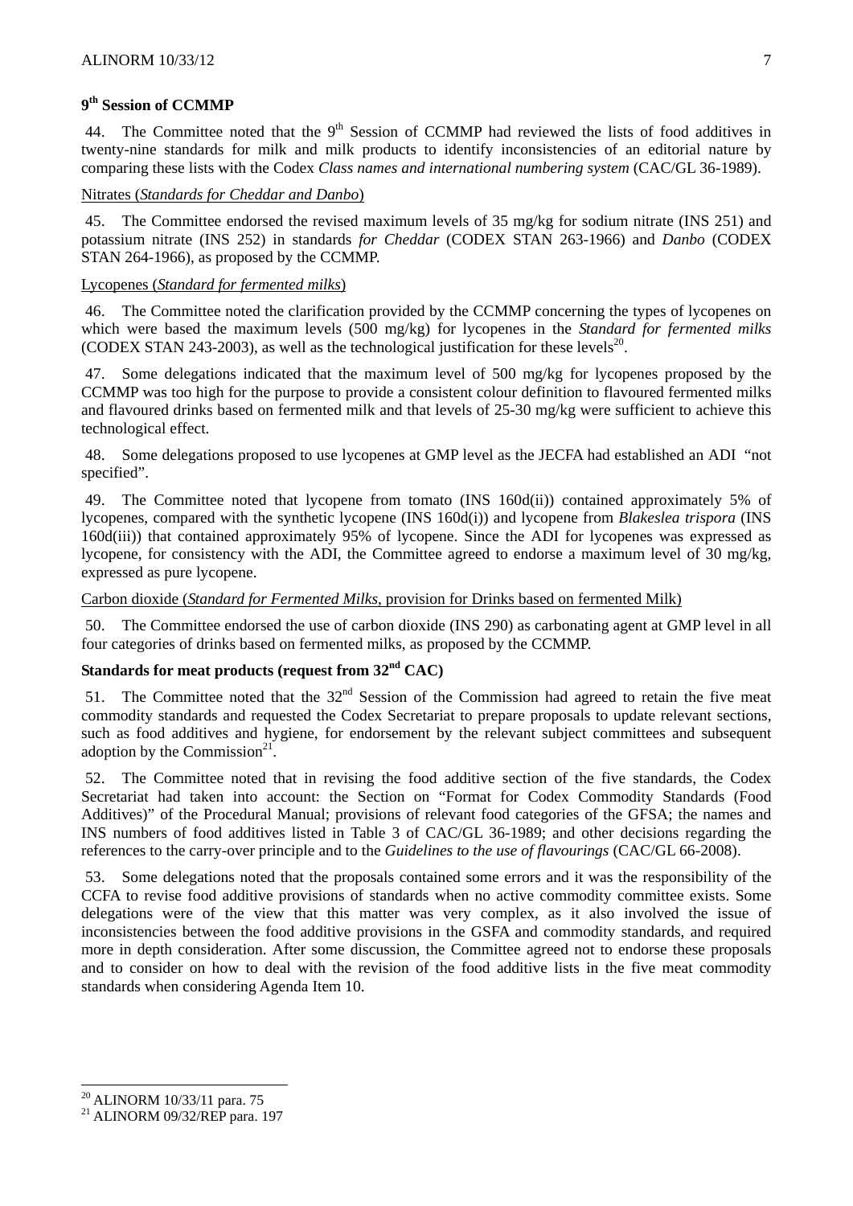### 9th Session of CCMMP

44. The Committee noted that the 9th Session of CCMMP had reviewed the lists of food additives in twenty-nine standards for milk and milk products to identify inconsistencies of an editorial nature by comparing these lists with the Codex *Class names and international numbering system* (CAC/GL 36-1989).

Nitrates (*Standards for Cheddar and Danbo*)

45. The Committee endorsed the revised maximum levels of 35 mg/kg for sodium nitrate (INS 251) and potassium nitrate (INS 252) in standards *for Cheddar* (CODEX STAN 263-1966) and *Danbo* (CODEX STAN 264-1966), as proposed by the CCMMP.

Lycopenes (*Standard for fermented milks*)

46. The Committee noted the clarification provided by the CCMMP concerning the types of lycopenes on which were based the maximum levels (500 mg/kg) for lycopenes in the *Standard for fermented milks* (CODEX STAN 243-2003), as well as the technological justification for these levels[20].

47. Some delegations indicated that the maximum level of 500 mg/kg for lycopenes proposed by the CCMMP was too high for the purpose to provide a consistent colour definition to flavoured fermented milks and flavoured drinks based on fermented milk and that levels of 25-30 mg/kg were sufficient to achieve this technological effect.

48. Some delegations proposed to use lycopenes at GMP level as the JECFA had established an ADI "not specified".

49. The Committee noted that lycopene from tomato (INS 160d(ii)) contained approximately 5% of lycopenes, compared with the synthetic lycopene (INS 160d(i)) and lycopene from *Blakeslea trispora* (INS 160d(iii)) that contained approximately 95% of lycopene. Since the ADI for lycopenes was expressed as lycopene, for consistency with the ADI, the Committee agreed to endorse a maximum level of 30 mg/kg, expressed as pure lycopene.

Carbon dioxide (*Standard for Fermented Milks*, provision for Drinks based on fermented Milk)

50. The Committee endorsed the use of carbon dioxide (INS 290) as carbonating agent at GMP level in all four categories of drinks based on fermented milks, as proposed by the CCMMP.

### Standards for meat products (request from 32nd CAC)

51. The Committee noted that the 32nd Session of the Commission had agreed to retain the five meat commodity standards and requested the Codex Secretariat to prepare proposals to update relevant sections, such as food additives and hygiene, for endorsement by the relevant subject committees and subsequent adoption by the Commission[21].

52. The Committee noted that in revising the food additive section of the five standards, the Codex Secretariat had taken into account: the Section on "Format for Codex Commodity Standards (Food Additives)" of the Procedural Manual; provisions of relevant food categories of the GFSA; the names and INS numbers of food additives listed in Table 3 of CAC/GL 36-1989; and other decisions regarding the references to the carry-over principle and to the *Guidelines to the use of flavourings* (CAC/GL 66-2008).

53. Some delegations noted that the proposals contained some errors and it was the responsibility of the CCFA to revise food additive provisions of standards when no active commodity committee exists. Some delegations were of the view that this matter was very complex, as it also involved the issue of inconsistencies between the food additive provisions in the GSFA and commodity standards, and required more in depth consideration. After some discussion, the Committee agreed not to endorse these proposals and to consider on how to deal with the revision of the food additive lists in the five meat commodity standards when considering Agenda Item 10.

---

[20] ALINORM 10/33/11 para. 75

[21] ALINORM 09/32/REP para. 197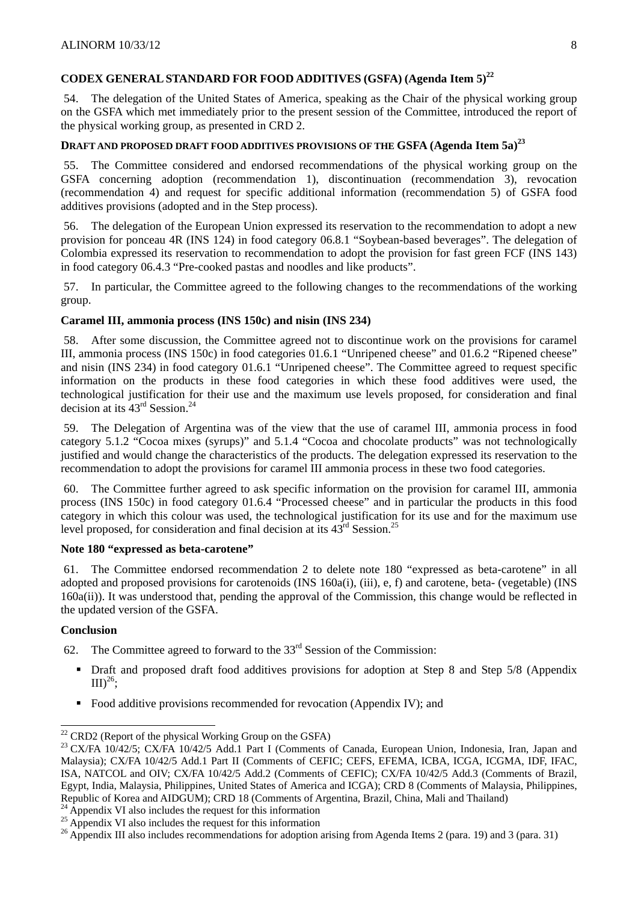## CODEX GENERAL STANDARD FOR FOOD ADDITIVES (GSFA) (Agenda Item 5)[22]

54. The delegation of the United States of America, speaking as the Chair of the physical working group on the GSFA which met immediately prior to the present session of the Committee, introduced the report of the physical working group, as presented in CRD 2.

### DRAFT AND PROPOSED DRAFT FOOD ADDITIVES PROVISIONS OF THE GSFA (Agenda Item 5a)[23]

55. The Committee considered and endorsed recommendations of the physical working group on the GSFA concerning adoption (recommendation 1), discontinuation (recommendation 3), revocation (recommendation 4) and request for specific additional information (recommendation 5) of GSFA food additives provisions (adopted and in the Step process).

56. The delegation of the European Union expressed its reservation to the recommendation to adopt a new provision for ponceau 4R (INS 124) in food category 06.8.1 “Soybean-based beverages”. The delegation of Colombia expressed its reservation to recommendation to adopt the provision for fast green FCF (INS 143) in food category 06.4.3 “Pre-cooked pastas and noodles and like products”.

57. In particular, the Committee agreed to the following changes to the recommendations of the working group.

**Caramel III, ammonia process (INS 150c) and nisin (INS 234)**

58. After some discussion, the Committee agreed not to discontinue work on the provisions for caramel III, ammonia process (INS 150c) in food categories 01.6.1 “Unripened cheese” and 01.6.2 “Ripened cheese” and nisin (INS 234) in food category 01.6.1 “Unripened cheese”. The Committee agreed to request specific information on the products in these food categories in which these food additives were used, the technological justification for their use and the maximum use levels proposed, for consideration and final decision at its 43rd Session.[24]

59. The Delegation of Argentina was of the view that the use of caramel III, ammonia process in food category 5.1.2 “Cocoa mixes (syrups)” and 5.1.4 “Cocoa and chocolate products” was not technologically justified and would change the characteristics of the products. The delegation expressed its reservation to the recommendation to adopt the provisions for caramel III ammonia process in these two food categories.

60. The Committee further agreed to ask specific information on the provision for caramel III, ammonia process (INS 150c) in food category 01.6.4 “Processed cheese” and in particular the products in this food category in which this colour was used, the technological justification for its use and for the maximum use level proposed, for consideration and final decision at its 43rd Session.[25]

**Note 180 “expressed as beta-carotene”**

61. The Committee endorsed recommendation 2 to delete note 180 “expressed as beta-carotene” in all adopted and proposed provisions for carotenoids (INS 160a(i), (iii), e, f) and carotene, beta- (vegetable) (INS 160a(ii)). It was understood that, pending the approval of the Commission, this change would be reflected in the updated version of the GSFA.

**Conclusion**

62. The Committee agreed to forward to the 33rd Session of the Commission:

- Draft and proposed draft food additives provisions for adoption at Step 8 and Step 5/8 (Appendix III)[26];
- Food additive provisions recommended for revocation (Appendix IV); and

---

[22] CRD2 (Report of the physical Working Group on the GSFA)

[23] CX/FA 10/42/5; CX/FA 10/42/5 Add.1 Part I (Comments of Canada, European Union, Indonesia, Iran, Japan and Malaysia); CX/FA 10/42/5 Add.1 Part II (Comments of CEFIC; CEFS, EFEMA, ICBA, ICGA, ICGMA, IDF, IFAC, ISA, NATCOL and OIV; CX/FA 10/42/5 Add.2 (Comments of CEFIC); CX/FA 10/42/5 Add.3 (Comments of Brazil, Egypt, India, Malaysia, Philippines, United States of America and ICGA); CRD 8 (Comments of Malaysia, Philippines, Republic of Korea and AIDGUM); CRD 18 (Comments of Argentina, Brazil, China, Mali and Thailand)

[24] Appendix VI also includes the request for this information

[25] Appendix VI also includes the request for this information

[26] Appendix III also includes recommendations for adoption arising from Agenda Items 2 (para. 19) and 3 (para. 31)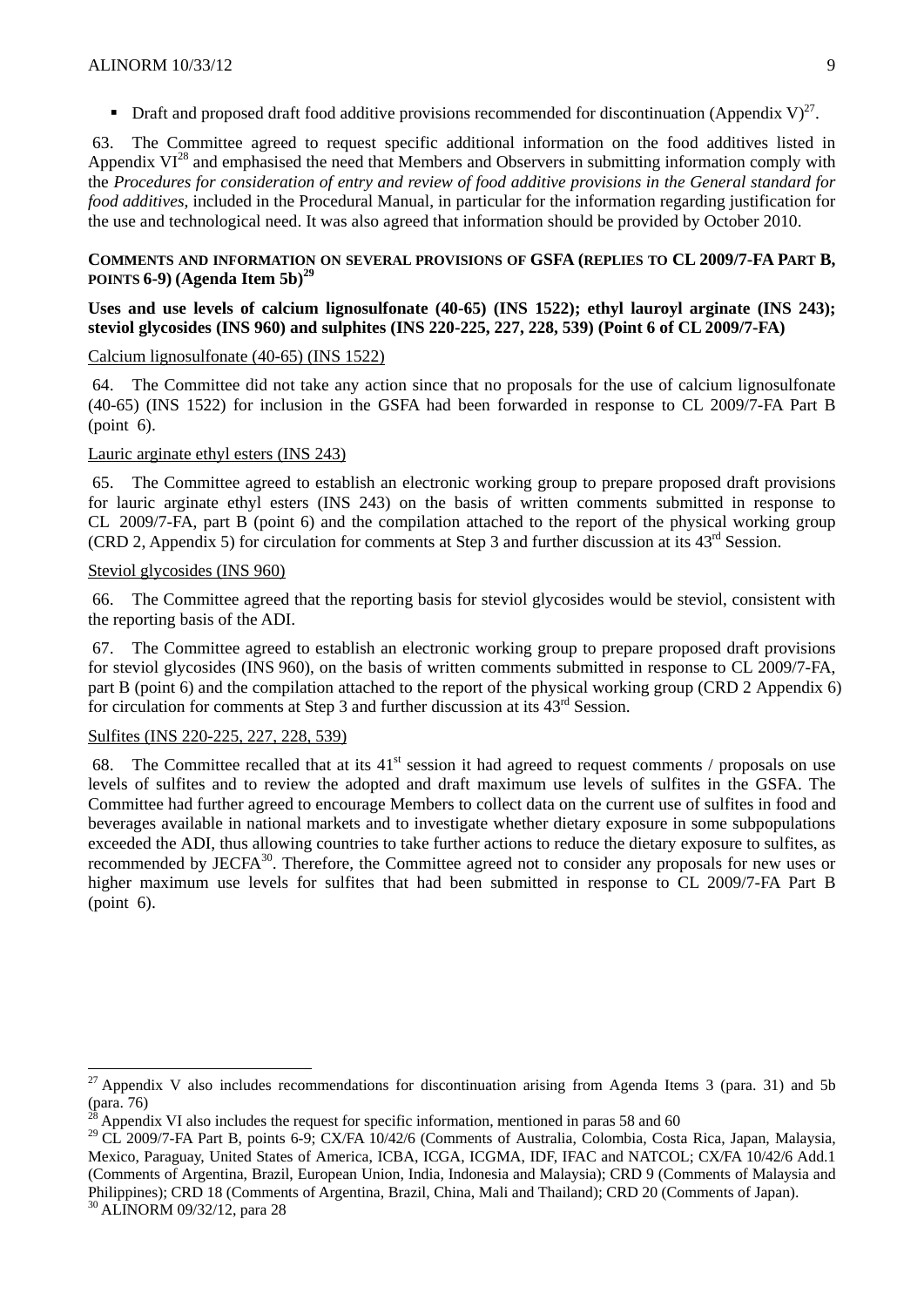- Draft and proposed draft food additive provisions recommended for discontinuation (Appendix V)[27].

63. The Committee agreed to request specific additional information on the food additives listed in Appendix VI[28] and emphasised the need that Members and Observers in submitting information comply with the *Procedures for consideration of entry and review of food additive provisions in the General standard for food additives*, included in the Procedural Manual, in particular for the information regarding justification for the use and technological need. It was also agreed that information should be provided by October 2010.

**COMMENTS AND INFORMATION ON SEVERAL PROVISIONS OF GSFA (REPLIES TO CL 2009/7-FA PART B, POINTS 6-9) (Agenda Item 5b)[29]**

**Uses and use levels of calcium lignosulfonate (40-65) (INS 1522); ethyl lauroyl arginate (INS 243); steviol glycosides (INS 960) and sulphites (INS 220-225, 227, 228, 539) (Point 6 of CL 2009/7-FA)**

Calcium lignosulfonate (40-65) (INS 1522)

64. The Committee did not take any action since that no proposals for the use of calcium lignosulfonate (40-65) (INS 1522) for inclusion in the GSFA had been forwarded in response to CL 2009/7-FA Part B (point 6).

Lauric arginate ethyl esters (INS 243)

65. The Committee agreed to establish an electronic working group to prepare proposed draft provisions for lauric arginate ethyl esters (INS 243) on the basis of written comments submitted in response to CL 2009/7-FA, part B (point 6) and the compilation attached to the report of the physical working group (CRD 2, Appendix 5) for circulation for comments at Step 3 and further discussion at its 43rd Session.

Steviol glycosides (INS 960)

66. The Committee agreed that the reporting basis for steviol glycosides would be steviol, consistent with the reporting basis of the ADI.

67. The Committee agreed to establish an electronic working group to prepare proposed draft provisions for steviol glycosides (INS 960), on the basis of written comments submitted in response to CL 2009/7-FA, part B (point 6) and the compilation attached to the report of the physical working group (CRD 2 Appendix 6) for circulation for comments at Step 3 and further discussion at its 43rd Session.

Sulfites (INS 220-225, 227, 228, 539)

68. The Committee recalled that at its 41st session it had agreed to request comments / proposals on use levels of sulfites and to review the adopted and draft maximum use levels of sulfites in the GSFA. The Committee had further agreed to encourage Members to collect data on the current use of sulfites in food and beverages available in national markets and to investigate whether dietary exposure in some subpopulations exceeded the ADI, thus allowing countries to take further actions to reduce the dietary exposure to sulfites, as recommended by JECFA[30]. Therefore, the Committee agreed not to consider any proposals for new uses or higher maximum use levels for sulfites that had been submitted in response to CL 2009/7-FA Part B (point 6).

---

[27] Appendix V also includes recommendations for discontinuation arising from Agenda Items 3 (para. 31) and 5b (para. 76)

[28] Appendix VI also includes the request for specific information, mentioned in paras 58 and 60

[29] CL 2009/7-FA Part B, points 6-9; CX/FA 10/42/6 (Comments of Australia, Colombia, Costa Rica, Japan, Malaysia, Mexico, Paraguay, United States of America, ICBA, ICGA, ICGMA, IDF, IFAC and NATCOL; CX/FA 10/42/6 Add.1 (Comments of Argentina, Brazil, European Union, India, Indonesia and Malaysia); CRD 9 (Comments of Malaysia and Philippines); CRD 18 (Comments of Argentina, Brazil, China, Mali and Thailand); CRD 20 (Comments of Japan).

[30] ALINORM 09/32/12, para 28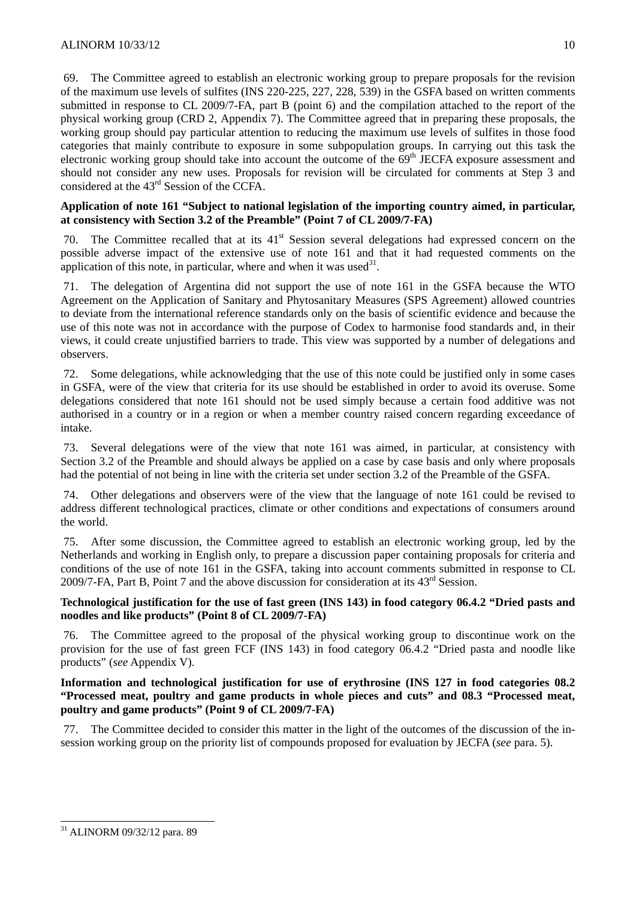69. The Committee agreed to establish an electronic working group to prepare proposals for the revision of the maximum use levels of sulfites (INS 220-225, 227, 228, 539) in the GSFA based on written comments submitted in response to CL 2009/7-FA, part B (point 6) and the compilation attached to the report of the physical working group (CRD 2, Appendix 7). The Committee agreed that in preparing these proposals, the working group should pay particular attention to reducing the maximum use levels of sulfites in those food categories that mainly contribute to exposure in some subpopulation groups. In carrying out this task the electronic working group should take into account the outcome of the 69th JECFA exposure assessment and should not consider any new uses. Proposals for revision will be circulated for comments at Step 3 and considered at the 43rd Session of the CCFA.

**Application of note 161 "Subject to national legislation of the importing country aimed, in particular, at consistency with Section 3.2 of the Preamble" (Point 7 of CL 2009/7-FA)**

70. The Committee recalled that at its 41st Session several delegations had expressed concern on the possible adverse impact of the extensive use of note 161 and that it had requested comments on the application of this note, in particular, where and when it was used[31].

71. The delegation of Argentina did not support the use of note 161 in the GSFA because the WTO Agreement on the Application of Sanitary and Phytosanitary Measures (SPS Agreement) allowed countries to deviate from the international reference standards only on the basis of scientific evidence and because the use of this note was not in accordance with the purpose of Codex to harmonise food standards and, in their views, it could create unjustified barriers to trade. This view was supported by a number of delegations and observers.

72. Some delegations, while acknowledging that the use of this note could be justified only in some cases in GSFA, were of the view that criteria for its use should be established in order to avoid its overuse. Some delegations considered that note 161 should not be used simply because a certain food additive was not authorised in a country or in a region or when a member country raised concern regarding exceedance of intake.

73. Several delegations were of the view that note 161 was aimed, in particular, at consistency with Section 3.2 of the Preamble and should always be applied on a case by case basis and only where proposals had the potential of not being in line with the criteria set under section 3.2 of the Preamble of the GSFA.

74. Other delegations and observers were of the view that the language of note 161 could be revised to address different technological practices, climate or other conditions and expectations of consumers around the world.

75. After some discussion, the Committee agreed to establish an electronic working group, led by the Netherlands and working in English only, to prepare a discussion paper containing proposals for criteria and conditions of the use of note 161 in the GSFA, taking into account comments submitted in response to CL 2009/7-FA, Part B, Point 7 and the above discussion for consideration at its 43rd Session.

**Technological justification for the use of fast green (INS 143) in food category 06.4.2 "Dried pasts and noodles and like products" (Point 8 of CL 2009/7-FA)**

76. The Committee agreed to the proposal of the physical working group to discontinue work on the provision for the use of fast green FCF (INS 143) in food category 06.4.2 "Dried pasta and noodle like products" (*see* Appendix V).

**Information and technological justification for use of erythrosine (INS 127 in food categories 08.2 "Processed meat, poultry and game products in whole pieces and cuts" and 08.3 "Processed meat, poultry and game products" (Point 9 of CL 2009/7-FA)**

77. The Committee decided to consider this matter in the light of the outcomes of the discussion of the in-session working group on the priority list of compounds proposed for evaluation by JECFA (*see* para. 5).

---

[31] ALINORM 09/32/12 para. 89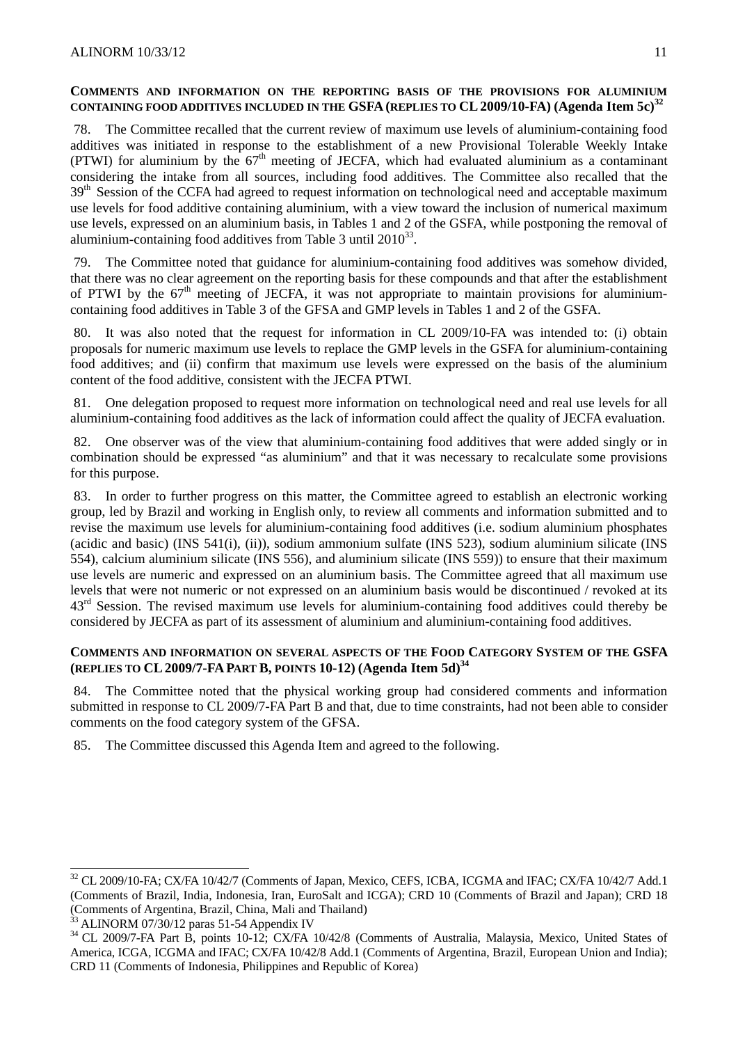## COMMENTS AND INFORMATION ON THE REPORTING BASIS OF THE PROVISIONS FOR ALUMINIUM CONTAINING FOOD ADDITIVES INCLUDED IN THE GSFA (REPLIES TO CL 2009/10-FA) (Agenda Item 5c)[32]

78. The Committee recalled that the current review of maximum use levels of aluminium-containing food additives was initiated in response to the establishment of a new Provisional Tolerable Weekly Intake (PTWI) for aluminium by the 67th meeting of JECFA, which had evaluated aluminium as a contaminant considering the intake from all sources, including food additives. The Committee also recalled that the 39th Session of the CCFA had agreed to request information on technological need and acceptable maximum use levels for food additive containing aluminium, with a view toward the inclusion of numerical maximum use levels, expressed on an aluminium basis, in Tables 1 and 2 of the GSFA, while postponing the removal of aluminium-containing food additives from Table 3 until 2010[33].

79. The Committee noted that guidance for aluminium-containing food additives was somehow divided, that there was no clear agreement on the reporting basis for these compounds and that after the establishment of PTWI by the 67th meeting of JECFA, it was not appropriate to maintain provisions for aluminium-containing food additives in Table 3 of the GFSA and GMP levels in Tables 1 and 2 of the GSFA.

80. It was also noted that the request for information in CL 2009/10-FA was intended to: (i) obtain proposals for numeric maximum use levels to replace the GMP levels in the GSFA for aluminium-containing food additives; and (ii) confirm that maximum use levels were expressed on the basis of the aluminium content of the food additive, consistent with the JECFA PTWI.

81. One delegation proposed to request more information on technological need and real use levels for all aluminium-containing food additives as the lack of information could affect the quality of JECFA evaluation.

82. One observer was of the view that aluminium-containing food additives that were added singly or in combination should be expressed "as aluminium" and that it was necessary to recalculate some provisions for this purpose.

83. In order to further progress on this matter, the Committee agreed to establish an electronic working group, led by Brazil and working in English only, to review all comments and information submitted and to revise the maximum use levels for aluminium-containing food additives (i.e. sodium aluminium phosphates (acidic and basic) (INS 541(i), (ii)), sodium ammonium sulfate (INS 523), sodium aluminium silicate (INS 554), calcium aluminium silicate (INS 556), and aluminium silicate (INS 559)) to ensure that their maximum use levels are numeric and expressed on an aluminium basis. The Committee agreed that all maximum use levels that were not numeric or not expressed on an aluminium basis would be discontinued / revoked at its 43rd Session. The revised maximum use levels for aluminium-containing food additives could thereby be considered by JECFA as part of its assessment of aluminium and aluminium-containing food additives.

## COMMENTS AND INFORMATION ON SEVERAL ASPECTS OF THE FOOD CATEGORY SYSTEM OF THE GSFA (REPLIES TO CL 2009/7-FA PART B, POINTS 10-12) (Agenda Item 5d)[34]

84. The Committee noted that the physical working group had considered comments and information submitted in response to CL 2009/7-FA Part B and that, due to time constraints, had not been able to consider comments on the food category system of the GFSA.

85. The Committee discussed this Agenda Item and agreed to the following.

---

[32] CL 2009/10-FA; CX/FA 10/42/7 (Comments of Japan, Mexico, CEFS, ICBA, ICGMA and IFAC; CX/FA 10/42/7 Add.1 (Comments of Brazil, India, Indonesia, Iran, EuroSalt and ICGA); CRD 10 (Comments of Brazil and Japan); CRD 18 (Comments of Argentina, Brazil, China, Mali and Thailand)

[33] ALINORM 07/30/12 paras 51-54 Appendix IV

[34] CL 2009/7-FA Part B, points 10-12; CX/FA 10/42/8 (Comments of Australia, Malaysia, Mexico, United States of America, ICGA, ICGMA and IFAC; CX/FA 10/42/8 Add.1 (Comments of Argentina, Brazil, European Union and India); CRD 11 (Comments of Indonesia, Philippines and Republic of Korea)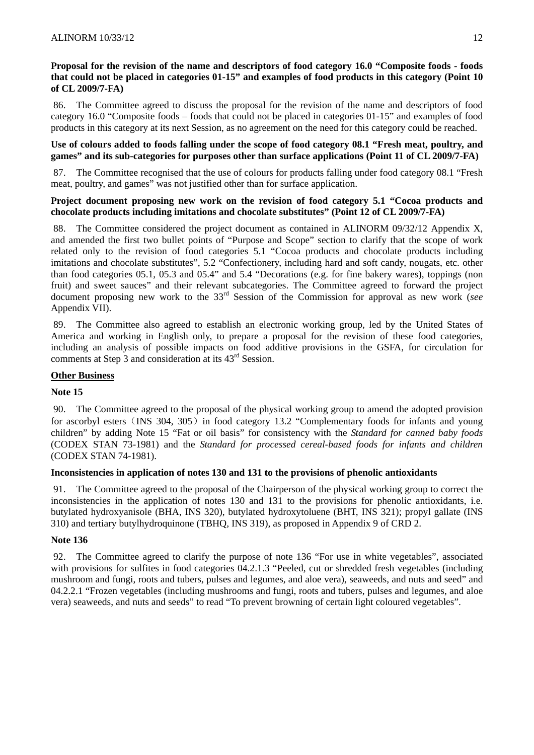**Proposal for the revision of the name and descriptors of food category 16.0 "Composite foods - foods that could not be placed in categories 01-15" and examples of food products in this category (Point 10 of CL 2009/7-FA)**

86. The Committee agreed to discuss the proposal for the revision of the name and descriptors of food category 16.0 "Composite foods – foods that could not be placed in categories 01-15" and examples of food products in this category at its next Session, as no agreement on the need for this category could be reached.

**Use of colours added to foods falling under the scope of food category 08.1 "Fresh meat, poultry, and games" and its sub-categories for purposes other than surface applications (Point 11 of CL 2009/7-FA)**

87. The Committee recognised that the use of colours for products falling under food category 08.1 "Fresh meat, poultry, and games" was not justified other than for surface application.

**Project document proposing new work on the revision of food category 5.1 "Cocoa products and chocolate products including imitations and chocolate substitutes" (Point 12 of CL 2009/7-FA)**

88. The Committee considered the project document as contained in ALINORM 09/32/12 Appendix X, and amended the first two bullet points of "Purpose and Scope" section to clarify that the scope of work related only to the revision of food categories 5.1 "Cocoa products and chocolate products including imitations and chocolate substitutes", 5.2 "Confectionery, including hard and soft candy, nougats, etc. other than food categories 05.1, 05.3 and 05.4" and 5.4 "Decorations (e.g. for fine bakery wares), toppings (non fruit) and sweet sauces" and their relevant subcategories. The Committee agreed to forward the project document proposing new work to the 33rd Session of the Commission for approval as new work (*see* Appendix VII).

89. The Committee also agreed to establish an electronic working group, led by the United States of America and working in English only, to prepare a proposal for the revision of these food categories, including an analysis of possible impacts on food additive provisions in the GSFA, for circulation for comments at Step 3 and consideration at its 43rd Session.

**<u>Other Business</u>**

**Note 15**

90. The Committee agreed to the proposal of the physical working group to amend the adopted provision for ascorbyl esters（INS 304, 305）in food category 13.2 "Complementary foods for infants and young children" by adding Note 15 "Fat or oil basis" for consistency with the *Standard for canned baby foods* (CODEX STAN 73-1981) and the *Standard for processed cereal-based foods for infants and children* (CODEX STAN 74-1981).

**Inconsistencies in application of notes 130 and 131 to the provisions of phenolic antioxidants**

91. The Committee agreed to the proposal of the Chairperson of the physical working group to correct the inconsistencies in the application of notes 130 and 131 to the provisions for phenolic antioxidants, i.e. butylated hydroxyanisole (BHA, INS 320), butylated hydroxytoluene (BHT, INS 321); propyl gallate (INS 310) and tertiary butylhydroquinone (TBHQ, INS 319), as proposed in Appendix 9 of CRD 2.

**Note 136**

92. The Committee agreed to clarify the purpose of note 136 "For use in white vegetables", associated with provisions for sulfites in food categories 04.2.1.3 "Peeled, cut or shredded fresh vegetables (including mushroom and fungi, roots and tubers, pulses and legumes, and aloe vera), seaweeds, and nuts and seed" and 04.2.2.1 "Frozen vegetables (including mushrooms and fungi, roots and tubers, pulses and legumes, and aloe vera) seaweeds, and nuts and seeds" to read "To prevent browning of certain light coloured vegetables".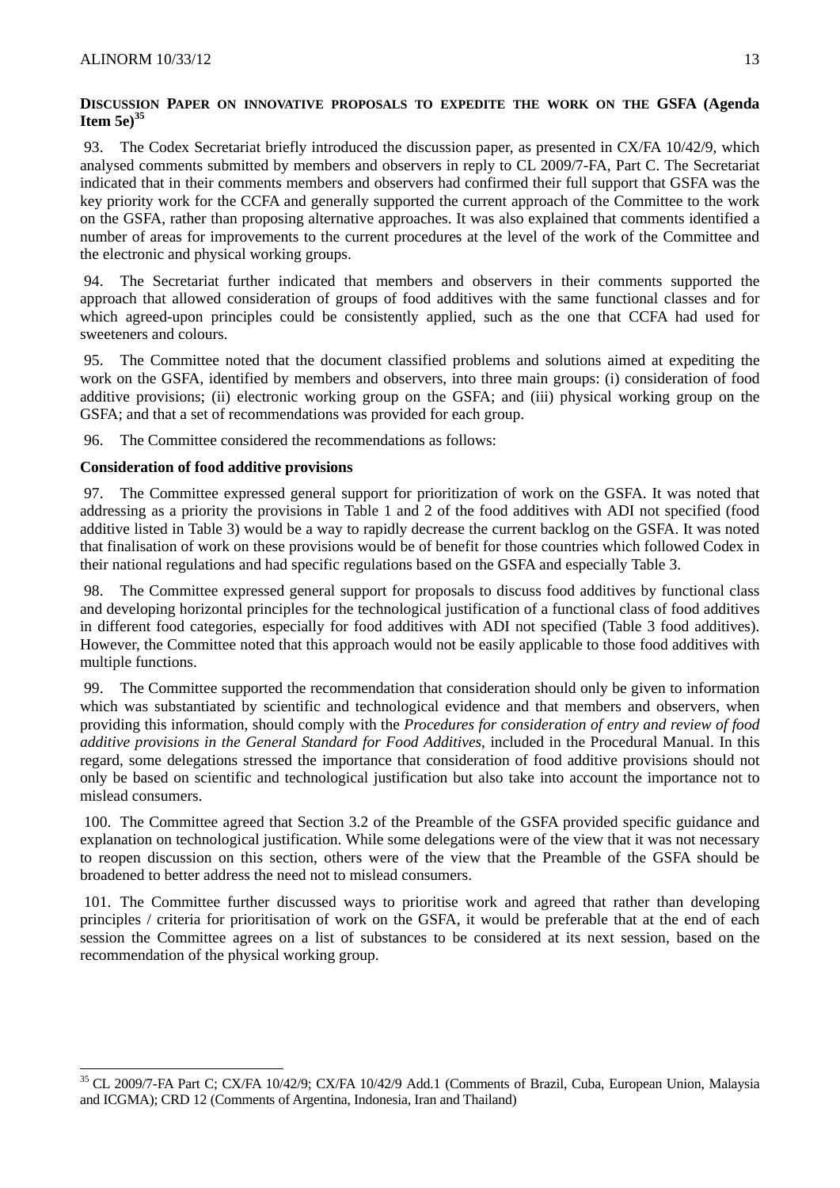## DISCUSSION PAPER ON INNOVATIVE PROPOSALS TO EXPEDITE THE WORK ON THE GSFA (Agenda Item 5e)[35]

93. The Codex Secretariat briefly introduced the discussion paper, as presented in CX/FA 10/42/9, which analysed comments submitted by members and observers in reply to CL 2009/7-FA, Part C. The Secretariat indicated that in their comments members and observers had confirmed their full support that GSFA was the key priority work for the CCFA and generally supported the current approach of the Committee to the work on the GSFA, rather than proposing alternative approaches. It was also explained that comments identified a number of areas for improvements to the current procedures at the level of the work of the Committee and the electronic and physical working groups.

94. The Secretariat further indicated that members and observers in their comments supported the approach that allowed consideration of groups of food additives with the same functional classes and for which agreed-upon principles could be consistently applied, such as the one that CCFA had used for sweeteners and colours.

95. The Committee noted that the document classified problems and solutions aimed at expediting the work on the GSFA, identified by members and observers, into three main groups: (i) consideration of food additive provisions; (ii) electronic working group on the GSFA; and (iii) physical working group on the GSFA; and that a set of recommendations was provided for each group.

96. The Committee considered the recommendations as follows:

### Consideration of food additive provisions

97. The Committee expressed general support for prioritization of work on the GSFA. It was noted that addressing as a priority the provisions in Table 1 and 2 of the food additives with ADI not specified (food additive listed in Table 3) would be a way to rapidly decrease the current backlog on the GSFA. It was noted that finalisation of work on these provisions would be of benefit for those countries which followed Codex in their national regulations and had specific regulations based on the GSFA and especially Table 3.

98. The Committee expressed general support for proposals to discuss food additives by functional class and developing horizontal principles for the technological justification of a functional class of food additives in different food categories, especially for food additives with ADI not specified (Table 3 food additives). However, the Committee noted that this approach would not be easily applicable to those food additives with multiple functions.

99. The Committee supported the recommendation that consideration should only be given to information which was substantiated by scientific and technological evidence and that members and observers, when providing this information, should comply with the *Procedures for consideration of entry and review of food additive provisions in the General Standard for Food Additives*, included in the Procedural Manual. In this regard, some delegations stressed the importance that consideration of food additive provisions should not only be based on scientific and technological justification but also take into account the importance not to mislead consumers.

100. The Committee agreed that Section 3.2 of the Preamble of the GSFA provided specific guidance and explanation on technological justification. While some delegations were of the view that it was not necessary to reopen discussion on this section, others were of the view that the Preamble of the GSFA should be broadened to better address the need not to mislead consumers.

101. The Committee further discussed ways to prioritise work and agreed that rather than developing principles / criteria for prioritisation of work on the GSFA, it would be preferable that at the end of each session the Committee agrees on a list of substances to be considered at its next session, based on the recommendation of the physical working group.

---

[35] CL 2009/7-FA Part C; CX/FA 10/42/9; CX/FA 10/42/9 Add.1 (Comments of Brazil, Cuba, European Union, Malaysia and ICGMA); CRD 12 (Comments of Argentina, Indonesia, Iran and Thailand)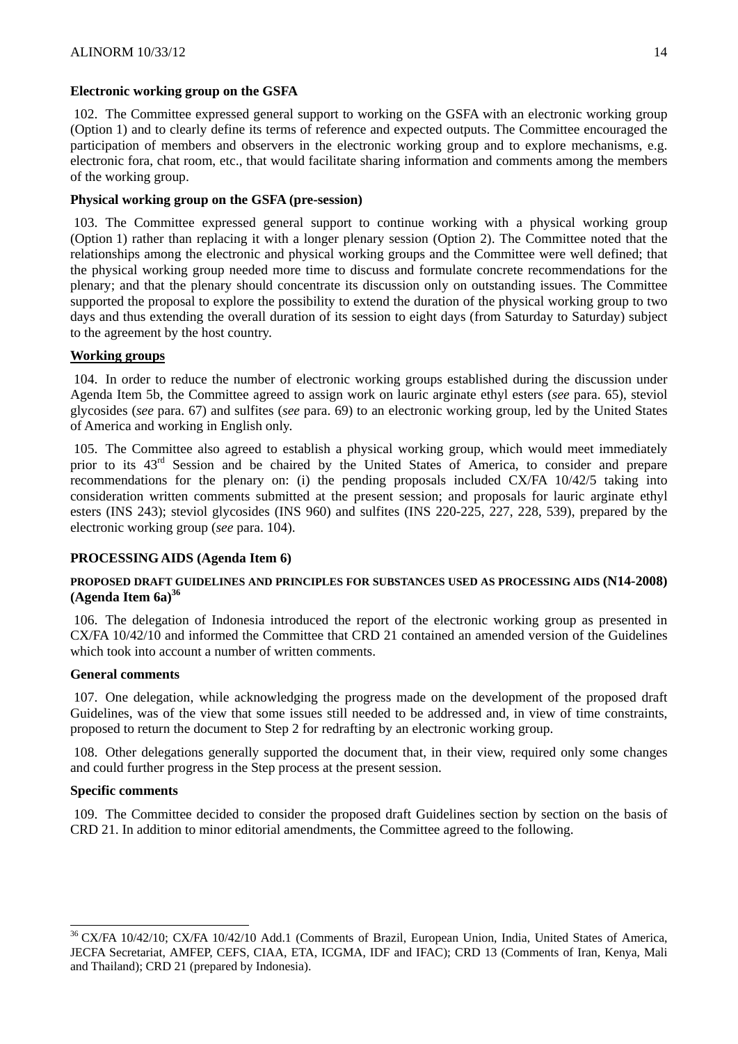**Electronic working group on the GSFA**

102. The Committee expressed general support to working on the GSFA with an electronic working group (Option 1) and to clearly define its terms of reference and expected outputs. The Committee encouraged the participation of members and observers in the electronic working group and to explore mechanisms, e.g. electronic fora, chat room, etc., that would facilitate sharing information and comments among the members of the working group.

**Physical working group on the GSFA (pre-session)**

103. The Committee expressed general support to continue working with a physical working group (Option 1) rather than replacing it with a longer plenary session (Option 2). The Committee noted that the relationships among the electronic and physical working groups and the Committee were well defined; that the physical working group needed more time to discuss and formulate concrete recommendations for the plenary; and that the plenary should concentrate its discussion only on outstanding issues. The Committee supported the proposal to explore the possibility to extend the duration of the physical working group to two days and thus extending the overall duration of its session to eight days (from Saturday to Saturday) subject to the agreement by the host country.

**Working groups**

104. In order to reduce the number of electronic working groups established during the discussion under Agenda Item 5b, the Committee agreed to assign work on lauric arginate ethyl esters (*see* para. 65), steviol glycosides (*see* para. 67) and sulfites (*see* para. 69) to an electronic working group, led by the United States of America and working in English only.

105. The Committee also agreed to establish a physical working group, which would meet immediately prior to its 43rd Session and be chaired by the United States of America, to consider and prepare recommendations for the plenary on: (i) the pending proposals included CX/FA 10/42/5 taking into consideration written comments submitted at the present session; and proposals for lauric arginate ethyl esters (INS 243); steviol glycosides (INS 960) and sulfites (INS 220-225, 227, 228, 539), prepared by the electronic working group (*see* para. 104).

## PROCESSING AIDS (Agenda Item 6)

### PROPOSED DRAFT GUIDELINES AND PRINCIPLES FOR SUBSTANCES USED AS PROCESSING AIDS (N14-2008) (Agenda Item 6a)[36]

106. The delegation of Indonesia introduced the report of the electronic working group as presented in CX/FA 10/42/10 and informed the Committee that CRD 21 contained an amended version of the Guidelines which took into account a number of written comments.

**General comments**

107. One delegation, while acknowledging the progress made on the development of the proposed draft Guidelines, was of the view that some issues still needed to be addressed and, in view of time constraints, proposed to return the document to Step 2 for redrafting by an electronic working group.

108. Other delegations generally supported the document that, in their view, required only some changes and could further progress in the Step process at the present session.

**Specific comments**

109. The Committee decided to consider the proposed draft Guidelines section by section on the basis of CRD 21. In addition to minor editorial amendments, the Committee agreed to the following.

---

[36] CX/FA 10/42/10; CX/FA 10/42/10 Add.1 (Comments of Brazil, European Union, India, United States of America, JECFA Secretariat, AMFEP, CEFS, CIAA, ETA, ICGMA, IDF and IFAC); CRD 13 (Comments of Iran, Kenya, Mali and Thailand); CRD 21 (prepared by Indonesia).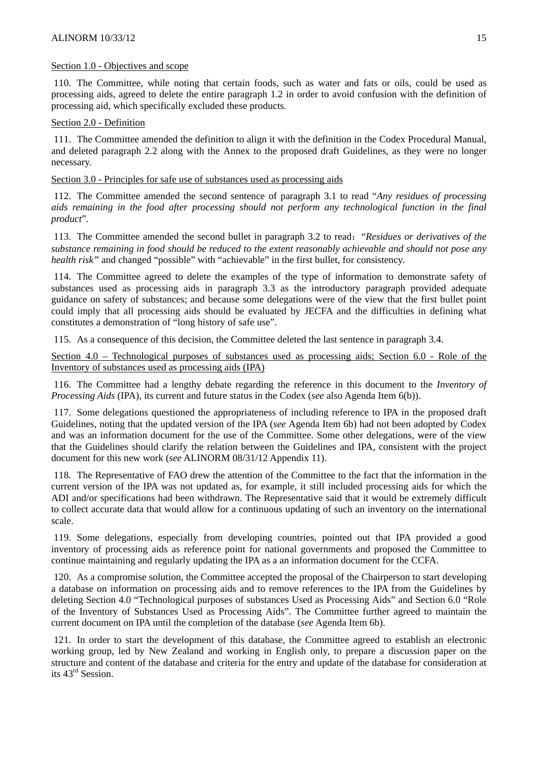Section 1.0 - Objectives and scope

110. The Committee, while noting that certain foods, such as water and fats or oils, could be used as processing aids, agreed to delete the entire paragraph 1.2 in order to avoid confusion with the definition of processing aid, which specifically excluded these products.

Section 2.0 - Definition

111. The Committee amended the definition to align it with the definition in the Codex Procedural Manual, and deleted paragraph 2.2 along with the Annex to the proposed draft Guidelines, as they were no longer necessary.

Section 3.0 - Principles for safe use of substances used as processing aids

112. The Committee amended the second sentence of paragraph 3.1 to read "*Any residues of processing aids remaining in the food after processing should not perform any technological function in the final product*".

113. The Committee amended the second bullet in paragraph 3.2 to read："*Residues or derivatives of the substance remaining in food should be reduced to the extent reasonably achievable and should not pose any health risk"* and changed "possible" with "achievable" in the first bullet, for consistency.

114. The Committee agreed to delete the examples of the type of information to demonstrate safety of substances used as processing aids in paragraph 3.3 as the introductory paragraph provided adequate guidance on safety of substances; and because some delegations were of the view that the first bullet point could imply that all processing aids should be evaluated by JECFA and the difficulties in defining what constitutes a demonstration of "long history of safe use".

115. As a consequence of this decision, the Committee deleted the last sentence in paragraph 3.4.

Section 4.0 – Technological purposes of substances used as processing aids; Section 6.0 - Role of the Inventory of substances used as processing aids (IPA)

116. The Committee had a lengthy debate regarding the reference in this document to the *Inventory of Processing Aids* (IPA), its current and future status in the Codex (*see* also Agenda Item 6(b)).

117. Some delegations questioned the appropriateness of including reference to IPA in the proposed draft Guidelines, noting that the updated version of the IPA (*see* Agenda Item 6b) had not been adopted by Codex and was an information document for the use of the Committee. Some other delegations, were of the view that the Guidelines should clarify the relation between the Guidelines and IPA, consistent with the project document for this new work (*see* ALINORM 08/31/12 Appendix 11).

118. The Representative of FAO drew the attention of the Committee to the fact that the information in the current version of the IPA was not updated as, for example, it still included processing aids for which the ADI and/or specifications had been withdrawn. The Representative said that it would be extremely difficult to collect accurate data that would allow for a continuous updating of such an inventory on the international scale.

119. Some delegations, especially from developing countries, pointed out that IPA provided a good inventory of processing aids as reference point for national governments and proposed the Committee to continue maintaining and regularly updating the IPA as a an information document for the CCFA.

120. As a compromise solution, the Committee accepted the proposal of the Chairperson to start developing a database on information on processing aids and to remove references to the IPA from the Guidelines by deleting Section 4.0 "Technological purposes of substances Used as Processing Aids" and Section 6.0 "Role of the Inventory of Substances Used as Processing Aids". The Committee further agreed to maintain the current document on IPA until the completion of the database (*see* Agenda Item 6b).

121. In order to start the development of this database, the Committee agreed to establish an electronic working group, led by New Zealand and working in English only, to prepare a discussion paper on the structure and content of the database and criteria for the entry and update of the database for consideration at its 43rd Session.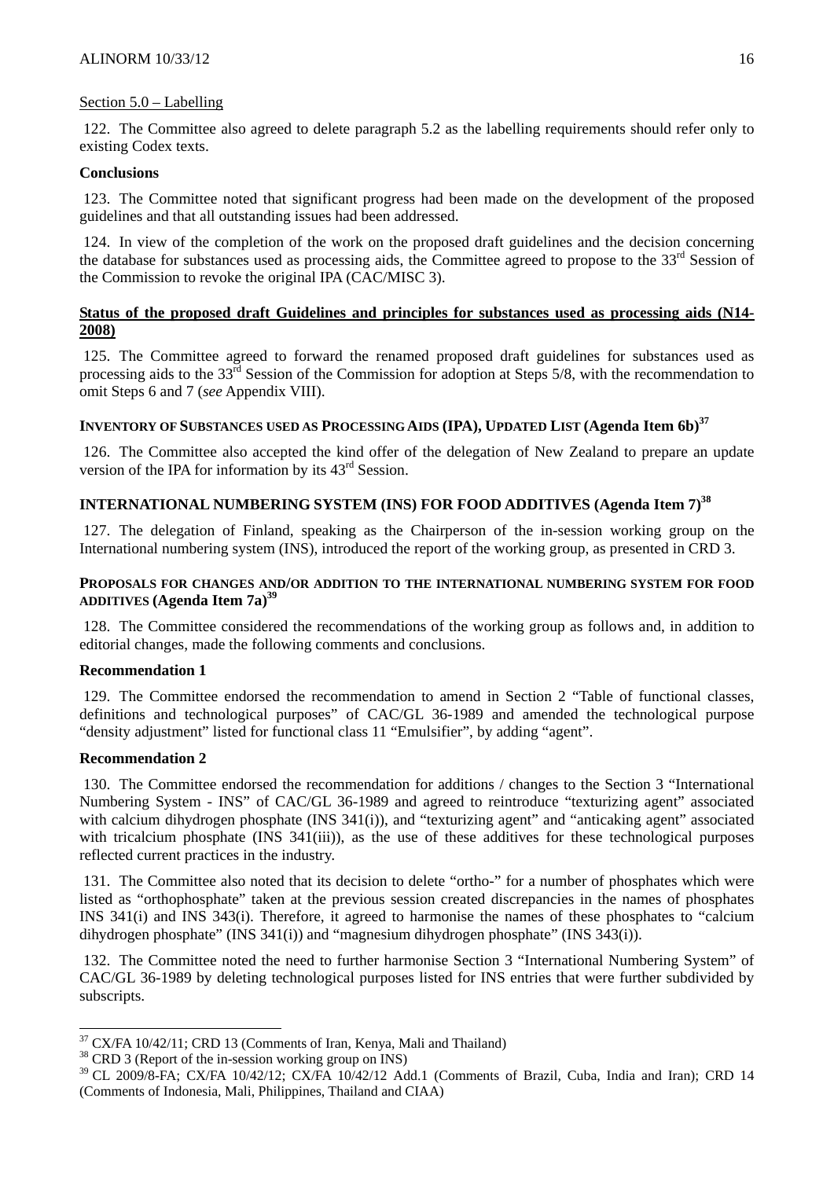Section 5.0 – Labelling

122. The Committee also agreed to delete paragraph 5.2 as the labelling requirements should refer only to existing Codex texts.

**Conclusions**

123. The Committee noted that significant progress had been made on the development of the proposed guidelines and that all outstanding issues had been addressed.

124. In view of the completion of the work on the proposed draft guidelines and the decision concerning the database for substances used as processing aids, the Committee agreed to propose to the 33rd Session of the Commission to revoke the original IPA (CAC/MISC 3).

**Status of the proposed draft Guidelines and principles for substances used as processing aids (N14-2008)**

125. The Committee agreed to forward the renamed proposed draft guidelines for substances used as processing aids to the 33rd Session of the Commission for adoption at Steps 5/8, with the recommendation to omit Steps 6 and 7 (*see* Appendix VIII).

## INVENTORY OF SUBSTANCES USED AS PROCESSING AIDS (IPA), UPDATED LIST (Agenda Item 6b)[37]

126. The Committee also accepted the kind offer of the delegation of New Zealand to prepare an update version of the IPA for information by its 43rd Session.

## INTERNATIONAL NUMBERING SYSTEM (INS) FOR FOOD ADDITIVES (Agenda Item 7)[38]

127. The delegation of Finland, speaking as the Chairperson of the in-session working group on the International numbering system (INS), introduced the report of the working group, as presented in CRD 3.

### PROPOSALS FOR CHANGES AND/OR ADDITION TO THE INTERNATIONAL NUMBERING SYSTEM FOR FOOD ADDITIVES (Agenda Item 7a)[39]

128. The Committee considered the recommendations of the working group as follows and, in addition to editorial changes, made the following comments and conclusions.

**Recommendation 1**

129. The Committee endorsed the recommendation to amend in Section 2 "Table of functional classes, definitions and technological purposes" of CAC/GL 36-1989 and amended the technological purpose "density adjustment" listed for functional class 11 "Emulsifier", by adding "agent".

**Recommendation 2**

130. The Committee endorsed the recommendation for additions / changes to the Section 3 "International Numbering System - INS" of CAC/GL 36-1989 and agreed to reintroduce "texturizing agent" associated with calcium dihydrogen phosphate (INS 341(i)), and "texturizing agent" and "anticaking agent" associated with tricalcium phosphate (INS 341(iii)), as the use of these additives for these technological purposes reflected current practices in the industry.

131. The Committee also noted that its decision to delete "ortho-" for a number of phosphates which were listed as "orthophosphate" taken at the previous session created discrepancies in the names of phosphates INS 341(i) and INS 343(i). Therefore, it agreed to harmonise the names of these phosphates to "calcium dihydrogen phosphate" (INS 341(i)) and "magnesium dihydrogen phosphate" (INS 343(i)).

132. The Committee noted the need to further harmonise Section 3 "International Numbering System" of CAC/GL 36-1989 by deleting technological purposes listed for INS entries that were further subdivided by subscripts.

---

[37] CX/FA 10/42/11; CRD 13 (Comments of Iran, Kenya, Mali and Thailand)

[38] CRD 3 (Report of the in-session working group on INS)

[39] CL 2009/8-FA; CX/FA 10/42/12; CX/FA 10/42/12 Add.1 (Comments of Brazil, Cuba, India and Iran); CRD 14 (Comments of Indonesia, Mali, Philippines, Thailand and CIAA)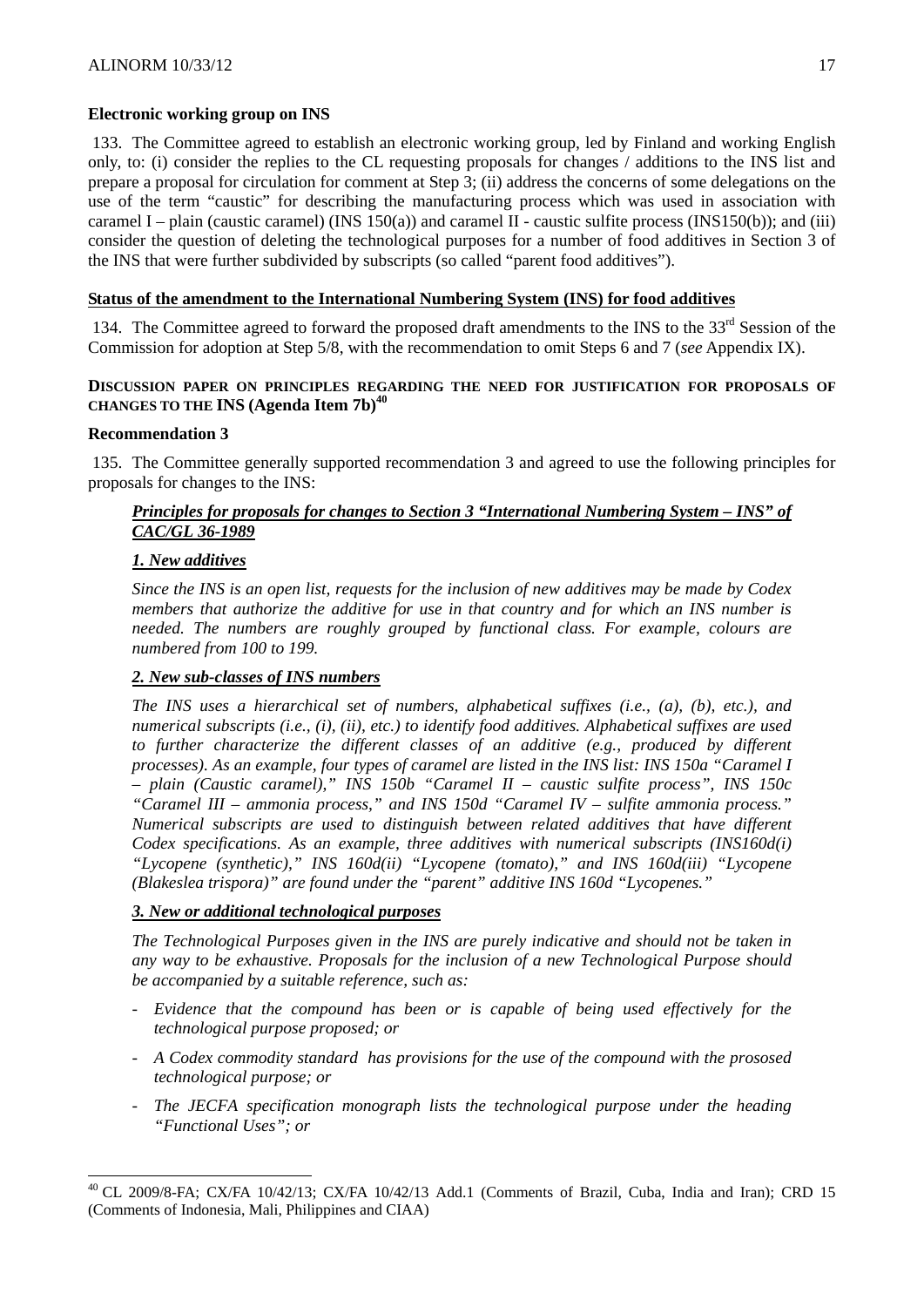**Electronic working group on INS**

133. The Committee agreed to establish an electronic working group, led by Finland and working English only, to: (i) consider the replies to the CL requesting proposals for changes / additions to the INS list and prepare a proposal for circulation for comment at Step 3; (ii) address the concerns of some delegations on the use of the term "caustic" for describing the manufacturing process which was used in association with caramel I – plain (caustic caramel) (INS 150(a)) and caramel II - caustic sulfite process (INS150(b)); and (iii) consider the question of deleting the technological purposes for a number of food additives in Section 3 of the INS that were further subdivided by subscripts (so called "parent food additives").

**Status of the amendment to the International Numbering System (INS) for food additives**

134. The Committee agreed to forward the proposed draft amendments to the INS to the 33rd Session of the Commission for adoption at Step 5/8, with the recommendation to omit Steps 6 and 7 (*see* Appendix IX).

**DISCUSSION PAPER ON PRINCIPLES REGARDING THE NEED FOR JUSTIFICATION FOR PROPOSALS OF CHANGES TO THE INS (Agenda Item 7b)[40]**

**Recommendation 3**

135. The Committee generally supported recommendation 3 and agreed to use the following principles for proposals for changes to the INS:

***Principles for proposals for changes to Section 3 "International Numbering System – INS" of CAC/GL 36-1989***

***1. New additives***

*Since the INS is an open list, requests for the inclusion of new additives may be made by Codex members that authorize the additive for use in that country and for which an INS number is needed. The numbers are roughly grouped by functional class. For example, colours are numbered from 100 to 199.*

***2. New sub-classes of INS numbers***

*The INS uses a hierarchical set of numbers, alphabetical suffixes (i.e., (a), (b), etc.), and numerical subscripts (i.e., (i), (ii), etc.) to identify food additives. Alphabetical suffixes are used to further characterize the different classes of an additive (e.g., produced by different processes). As an example, four types of caramel are listed in the INS list: INS 150a "Caramel I – plain (Caustic caramel)," INS 150b "Caramel II – caustic sulfite process", INS 150c "Caramel III – ammonia process," and INS 150d "Caramel IV – sulfite ammonia process." Numerical subscripts are used to distinguish between related additives that have different Codex specifications. As an example, three additives with numerical subscripts (INS160d(i) "Lycopene (synthetic)," INS 160d(ii) "Lycopene (tomato)," and INS 160d(iii) "Lycopene (Blakeslea trispora)" are found under the "parent" additive INS 160d "Lycopenes."*

***3. New or additional technological purposes***

*The Technological Purposes given in the INS are purely indicative and should not be taken in any way to be exhaustive. Proposals for the inclusion of a new Technological Purpose should be accompanied by a suitable reference, such as:*

- *Evidence that the compound has been or is capable of being used effectively for the technological purpose proposed; or*
- *A Codex commodity standard has provisions for the use of the compound with the prososed technological purpose; or*
- *The JECFA specification monograph lists the technological purpose under the heading "Functional Uses"; or*

[40] CL 2009/8-FA; CX/FA 10/42/13; CX/FA 10/42/13 Add.1 (Comments of Brazil, Cuba, India and Iran); CRD 15 (Comments of Indonesia, Mali, Philippines and CIAA)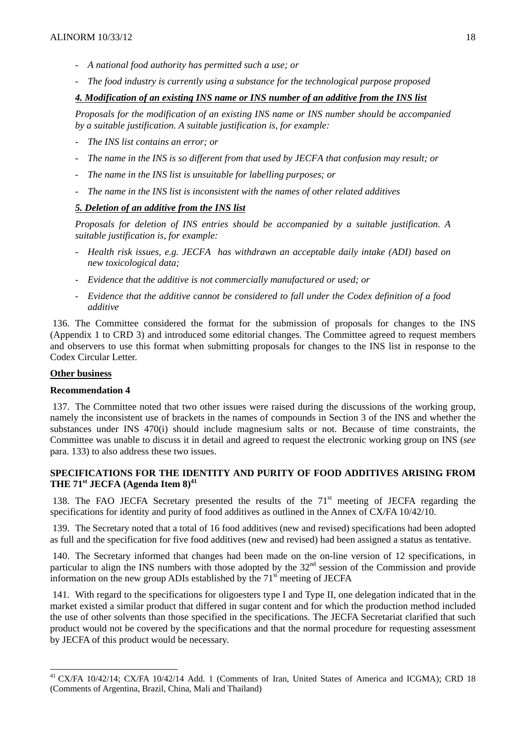- *A national food authority has permitted such a use; or*
- *The food industry is currently using a substance for the technological purpose proposed*

***4. Modification of an existing INS name or INS number of an additive from the INS list***

*Proposals for the modification of an existing INS name or INS number should be accompanied by a suitable justification. A suitable justification is, for example:*

- *The INS list contains an error; or*
- *The name in the INS is so different from that used by JECFA that confusion may result; or*
- *The name in the INS list is unsuitable for labelling purposes; or*
- *The name in the INS list is inconsistent with the names of other related additives*

***5. Deletion of an additive from the INS list***

*Proposals for deletion of INS entries should be accompanied by a suitable justification. A suitable justification is, for example:*

- *Health risk issues, e.g. JECFA has withdrawn an acceptable daily intake (ADI) based on new toxicological data;*
- *Evidence that the additive is not commercially manufactured or used; or*
- *Evidence that the additive cannot be considered to fall under the Codex definition of a food additive*

136. The Committee considered the format for the submission of proposals for changes to the INS (Appendix 1 to CRD 3) and introduced some editorial changes. The Committee agreed to request members and observers to use this format when submitting proposals for changes to the INS list in response to the Codex Circular Letter.

**Other business**

**Recommendation 4**

137. The Committee noted that two other issues were raised during the discussions of the working group, namely the inconsistent use of brackets in the names of compounds in Section 3 of the INS and whether the substances under INS 470(i) should include magnesium salts or not. Because of time constraints, the Committee was unable to discuss it in detail and agreed to request the electronic working group on INS (*see* para. 133) to also address these two issues.

## SPECIFICATIONS FOR THE IDENTITY AND PURITY OF FOOD ADDITIVES ARISING FROM THE 71st JECFA (Agenda Item 8)[41]

138. The FAO JECFA Secretary presented the results of the 71st meeting of JECFA regarding the specifications for identity and purity of food additives as outlined in the Annex of CX/FA 10/42/10.

139. The Secretary noted that a total of 16 food additives (new and revised) specifications had been adopted as full and the specification for five food additives (new and revised) had been assigned a status as tentative.

140. The Secretary informed that changes had been made on the on-line version of 12 specifications, in particular to align the INS numbers with those adopted by the 32nd session of the Commission and provide information on the new group ADIs established by the 71st meeting of JECFA

141. With regard to the specifications for oligoesters type I and Type II, one delegation indicated that in the market existed a similar product that differed in sugar content and for which the production method included the use of other solvents than those specified in the specifications. The JECFA Secretariat clarified that such product would not be covered by the specifications and that the normal procedure for requesting assessment by JECFA of this product would be necessary.

---

[41] CX/FA 10/42/14; CX/FA 10/42/14 Add. 1 (Comments of Iran, United States of America and ICGMA); CRD 18 (Comments of Argentina, Brazil, China, Mali and Thailand)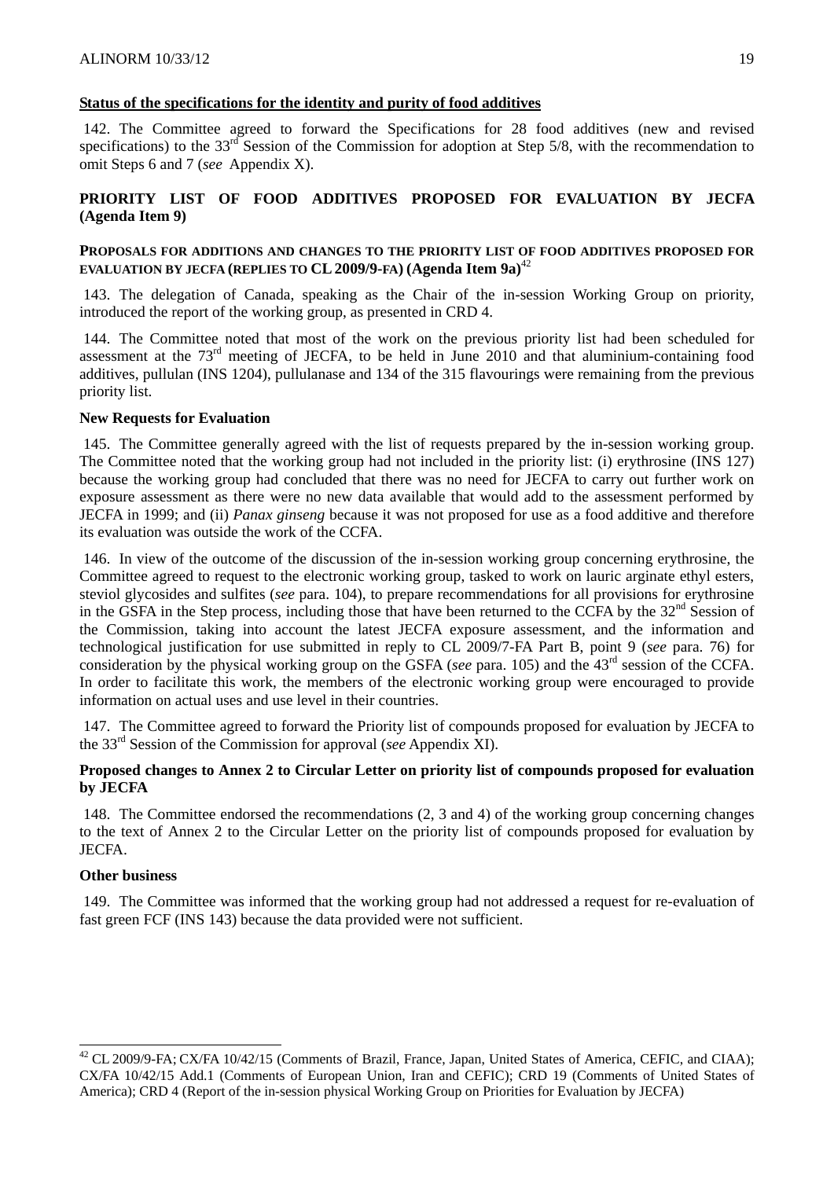**Status of the specifications for the identity and purity of food additives**

142. The Committee agreed to forward the Specifications for 28 food additives (new and revised specifications) to the 33rd Session of the Commission for adoption at Step 5/8, with the recommendation to omit Steps 6 and 7 (*see* Appendix X).

## PRIORITY LIST OF FOOD ADDITIVES PROPOSED FOR EVALUATION BY JECFA (Agenda Item 9)

### PROPOSALS FOR ADDITIONS AND CHANGES TO THE PRIORITY LIST OF FOOD ADDITIVES PROPOSED FOR EVALUATION BY JECFA (REPLIES TO CL 2009/9-FA) (Agenda Item 9a)[42]

143. The delegation of Canada, speaking as the Chair of the in-session Working Group on priority, introduced the report of the working group, as presented in CRD 4.

144. The Committee noted that most of the work on the previous priority list had been scheduled for assessment at the 73rd meeting of JECFA, to be held in June 2010 and that aluminium-containing food additives, pullulan (INS 1204), pullulanase and 134 of the 315 flavourings were remaining from the previous priority list.

**New Requests for Evaluation**

145. The Committee generally agreed with the list of requests prepared by the in-session working group. The Committee noted that the working group had not included in the priority list: (i) erythrosine (INS 127) because the working group had concluded that there was no need for JECFA to carry out further work on exposure assessment as there were no new data available that would add to the assessment performed by JECFA in 1999; and (ii) *Panax ginseng* because it was not proposed for use as a food additive and therefore its evaluation was outside the work of the CCFA.

146. In view of the outcome of the discussion of the in-session working group concerning erythrosine, the Committee agreed to request to the electronic working group, tasked to work on lauric arginate ethyl esters, steviol glycosides and sulfites (*see* para. 104), to prepare recommendations for all provisions for erythrosine in the GSFA in the Step process, including those that have been returned to the CCFA by the 32nd Session of the Commission, taking into account the latest JECFA exposure assessment, and the information and technological justification for use submitted in reply to CL 2009/7-FA Part B, point 9 (*see* para. 76) for consideration by the physical working group on the GSFA (*see* para. 105) and the 43rd session of the CCFA. In order to facilitate this work, the members of the electronic working group were encouraged to provide information on actual uses and use level in their countries.

147. The Committee agreed to forward the Priority list of compounds proposed for evaluation by JECFA to the 33rd Session of the Commission for approval (*see* Appendix XI).

**Proposed changes to Annex 2 to Circular Letter on priority list of compounds proposed for evaluation by JECFA**

148. The Committee endorsed the recommendations (2, 3 and 4) of the working group concerning changes to the text of Annex 2 to the Circular Letter on the priority list of compounds proposed for evaluation by JECFA.

**Other business**

149. The Committee was informed that the working group had not addressed a request for re-evaluation of fast green FCF (INS 143) because the data provided were not sufficient.

---

[42] CL 2009/9-FA; CX/FA 10/42/15 (Comments of Brazil, France, Japan, United States of America, CEFIC, and CIAA); CX/FA 10/42/15 Add.1 (Comments of European Union, Iran and CEFIC); CRD 19 (Comments of United States of America); CRD 4 (Report of the in-session physical Working Group on Priorities for Evaluation by JECFA)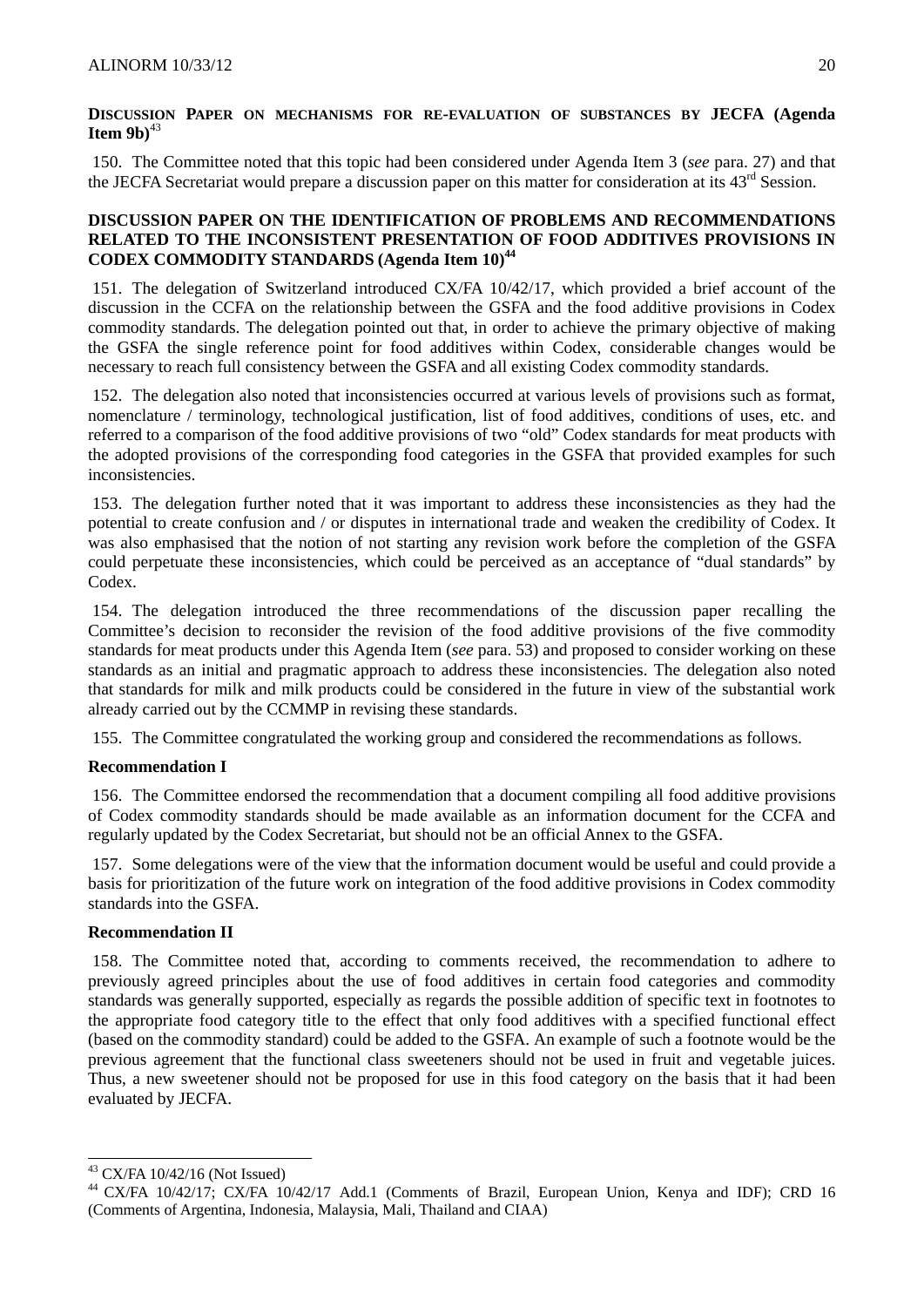**DISCUSSION PAPER ON MECHANISMS FOR RE-EVALUATION OF SUBSTANCES BY JECFA (Agenda Item 9b)**[43]

150. The Committee noted that this topic had been considered under Agenda Item 3 (*see* para. 27) and that the JECFA Secretariat would prepare a discussion paper on this matter for consideration at its 43rd Session.

**DISCUSSION PAPER ON THE IDENTIFICATION OF PROBLEMS AND RECOMMENDATIONS RELATED TO THE INCONSISTENT PRESENTATION OF FOOD ADDITIVES PROVISIONS IN CODEX COMMODITY STANDARDS (Agenda Item 10)**[44]

151. The delegation of Switzerland introduced CX/FA 10/42/17, which provided a brief account of the discussion in the CCFA on the relationship between the GSFA and the food additive provisions in Codex commodity standards. The delegation pointed out that, in order to achieve the primary objective of making the GSFA the single reference point for food additives within Codex, considerable changes would be necessary to reach full consistency between the GSFA and all existing Codex commodity standards.

152. The delegation also noted that inconsistencies occurred at various levels of provisions such as format, nomenclature / terminology, technological justification, list of food additives, conditions of uses, etc. and referred to a comparison of the food additive provisions of two "old" Codex standards for meat products with the adopted provisions of the corresponding food categories in the GSFA that provided examples for such inconsistencies.

153. The delegation further noted that it was important to address these inconsistencies as they had the potential to create confusion and / or disputes in international trade and weaken the credibility of Codex. It was also emphasised that the notion of not starting any revision work before the completion of the GSFA could perpetuate these inconsistencies, which could be perceived as an acceptance of "dual standards" by Codex.

154. The delegation introduced the three recommendations of the discussion paper recalling the Committee's decision to reconsider the revision of the food additive provisions of the five commodity standards for meat products under this Agenda Item (*see* para. 53) and proposed to consider working on these standards as an initial and pragmatic approach to address these inconsistencies. The delegation also noted that standards for milk and milk products could be considered in the future in view of the substantial work already carried out by the CCMMP in revising these standards.

155. The Committee congratulated the working group and considered the recommendations as follows.

**Recommendation I**

156. The Committee endorsed the recommendation that a document compiling all food additive provisions of Codex commodity standards should be made available as an information document for the CCFA and regularly updated by the Codex Secretariat, but should not be an official Annex to the GSFA.

157. Some delegations were of the view that the information document would be useful and could provide a basis for prioritization of the future work on integration of the food additive provisions in Codex commodity standards into the GSFA.

**Recommendation II**

158. The Committee noted that, according to comments received, the recommendation to adhere to previously agreed principles about the use of food additives in certain food categories and commodity standards was generally supported, especially as regards the possible addition of specific text in footnotes to the appropriate food category title to the effect that only food additives with a specified functional effect (based on the commodity standard) could be added to the GSFA. An example of such a footnote would be the previous agreement that the functional class sweeteners should not be used in fruit and vegetable juices. Thus, a new sweetener should not be proposed for use in this food category on the basis that it had been evaluated by JECFA.

---

[43] CX/FA 10/42/16 (Not Issued)

[44] CX/FA 10/42/17; CX/FA 10/42/17 Add.1 (Comments of Brazil, European Union, Kenya and IDF); CRD 16 (Comments of Argentina, Indonesia, Malaysia, Mali, Thailand and CIAA)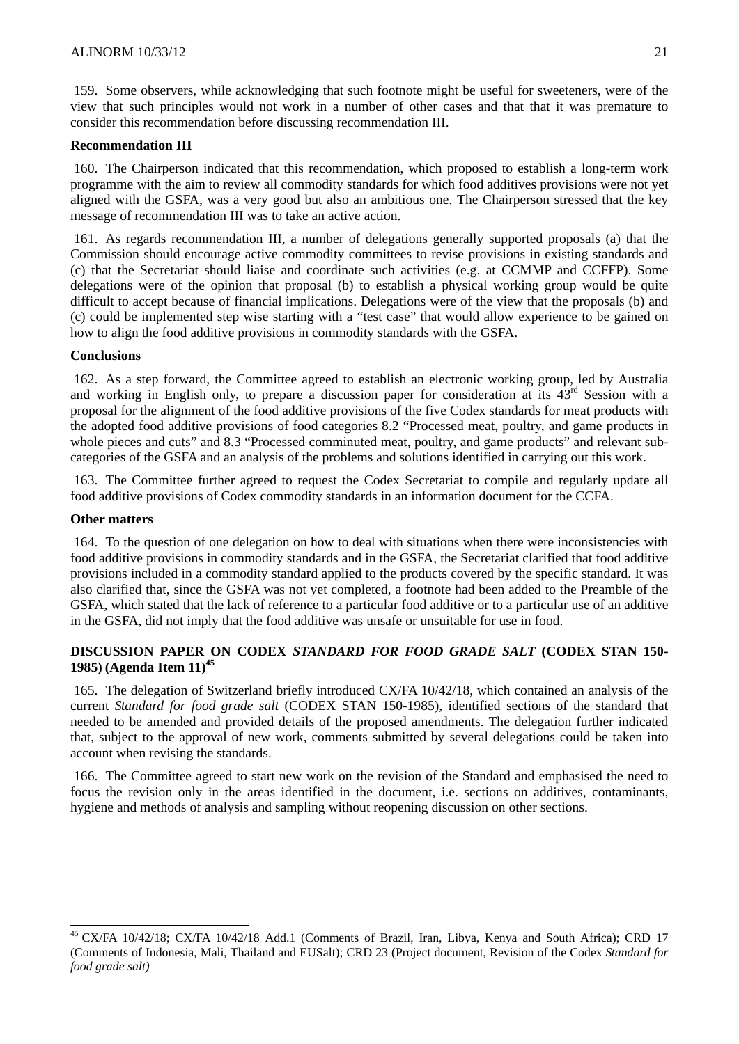159. Some observers, while acknowledging that such footnote might be useful for sweeteners, were of the view that such principles would not work in a number of other cases and that that it was premature to consider this recommendation before discussing recommendation III.

**Recommendation III**

160. The Chairperson indicated that this recommendation, which proposed to establish a long-term work programme with the aim to review all commodity standards for which food additives provisions were not yet aligned with the GSFA, was a very good but also an ambitious one. The Chairperson stressed that the key message of recommendation III was to take an active action.

161. As regards recommendation III, a number of delegations generally supported proposals (a) that the Commission should encourage active commodity committees to revise provisions in existing standards and (c) that the Secretariat should liaise and coordinate such activities (e.g. at CCMMP and CCFFP). Some delegations were of the opinion that proposal (b) to establish a physical working group would be quite difficult to accept because of financial implications. Delegations were of the view that the proposals (b) and (c) could be implemented step wise starting with a "test case" that would allow experience to be gained on how to align the food additive provisions in commodity standards with the GSFA.

**Conclusions**

162. As a step forward, the Committee agreed to establish an electronic working group, led by Australia and working in English only, to prepare a discussion paper for consideration at its 43rd Session with a proposal for the alignment of the food additive provisions of the five Codex standards for meat products with the adopted food additive provisions of food categories 8.2 "Processed meat, poultry, and game products in whole pieces and cuts" and 8.3 "Processed comminuted meat, poultry, and game products" and relevant sub-categories of the GSFA and an analysis of the problems and solutions identified in carrying out this work.

163. The Committee further agreed to request the Codex Secretariat to compile and regularly update all food additive provisions of Codex commodity standards in an information document for the CCFA.

**Other matters**

164. To the question of one delegation on how to deal with situations when there were inconsistencies with food additive provisions in commodity standards and in the GSFA, the Secretariat clarified that food additive provisions included in a commodity standard applied to the products covered by the specific standard. It was also clarified that, since the GSFA was not yet completed, a footnote had been added to the Preamble of the GSFA, which stated that the lack of reference to a particular food additive or to a particular use of an additive in the GSFA, did not imply that the food additive was unsafe or unsuitable for use in food.

## DISCUSSION PAPER ON CODEX *STANDARD FOR FOOD GRADE SALT* (CODEX STAN 150-1985) (Agenda Item 11)[45]

165. The delegation of Switzerland briefly introduced CX/FA 10/42/18, which contained an analysis of the current *Standard for food grade salt* (CODEX STAN 150-1985), identified sections of the standard that needed to be amended and provided details of the proposed amendments. The delegation further indicated that, subject to the approval of new work, comments submitted by several delegations could be taken into account when revising the standards.

166. The Committee agreed to start new work on the revision of the Standard and emphasised the need to focus the revision only in the areas identified in the document, i.e. sections on additives, contaminants, hygiene and methods of analysis and sampling without reopening discussion on other sections.

---

[45] CX/FA 10/42/18; CX/FA 10/42/18 Add.1 (Comments of Brazil, Iran, Libya, Kenya and South Africa); CRD 17 (Comments of Indonesia, Mali, Thailand and EUSalt); CRD 23 (Project document, Revision of the Codex *Standard for food grade salt)*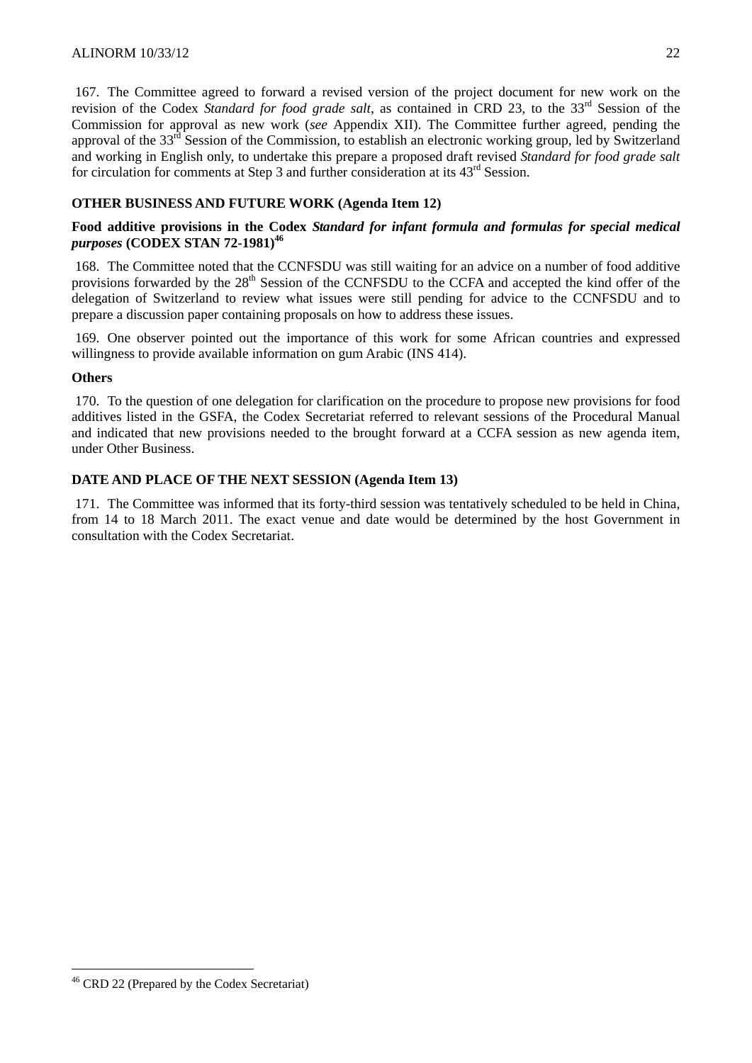167. The Committee agreed to forward a revised version of the project document for new work on the revision of the Codex *Standard for food grade salt*, as contained in CRD 23, to the 33rd Session of the Commission for approval as new work (*see* Appendix XII). The Committee further agreed, pending the approval of the 33rd Session of the Commission, to establish an electronic working group, led by Switzerland and working in English only, to undertake this prepare a proposed draft revised *Standard for food grade salt* for circulation for comments at Step 3 and further consideration at its 43rd Session.

## OTHER BUSINESS AND FUTURE WORK (Agenda Item 12)

### Food additive provisions in the Codex *Standard for infant formula and formulas for special medical purposes* (CODEX STAN 72-1981)[46]

168. The Committee noted that the CCNFSDU was still waiting for an advice on a number of food additive provisions forwarded by the 28th Session of the CCNFSDU to the CCFA and accepted the kind offer of the delegation of Switzerland to review what issues were still pending for advice to the CCNFSDU and to prepare a discussion paper containing proposals on how to address these issues.

169. One observer pointed out the importance of this work for some African countries and expressed willingness to provide available information on gum Arabic (INS 414).

### Others

170. To the question of one delegation for clarification on the procedure to propose new provisions for food additives listed in the GSFA, the Codex Secretariat referred to relevant sessions of the Procedural Manual and indicated that new provisions needed to the brought forward at a CCFA session as new agenda item, under Other Business.

## DATE AND PLACE OF THE NEXT SESSION (Agenda Item 13)

171. The Committee was informed that its forty-third session was tentatively scheduled to be held in China, from 14 to 18 March 2011. The exact venue and date would be determined by the host Government in consultation with the Codex Secretariat.

---

[46] CRD 22 (Prepared by the Codex Secretariat)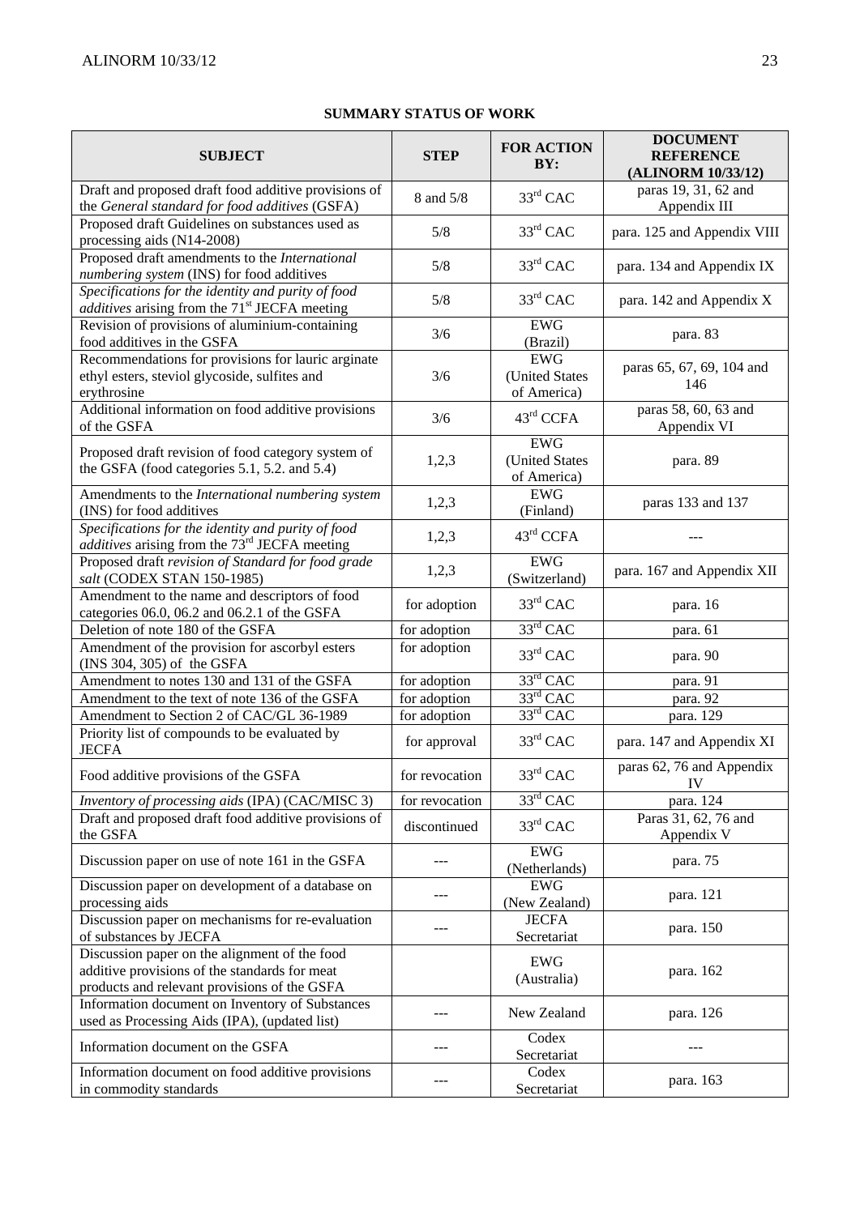**SUMMARY STATUS OF WORK**

| SUBJECT | STEP | FOR ACTION BY: | DOCUMENT REFERENCE (ALINORM 10/33/12) |
|---|---|---|---|
| Draft and proposed draft food additive provisions of the *General standard for food additives* (GSFA) | 8 and 5/8 | 33rd CAC | paras 19, 31, 62 and Appendix III |
| Proposed draft Guidelines on substances used as processing aids (N14-2008) | 5/8 | 33rd CAC | para. 125 and Appendix VIII |
| Proposed draft amendments to the *International numbering system* (INS) for food additives | 5/8 | 33rd CAC | para. 134 and Appendix IX |
| *Specifications for the identity and purity of food additives* arising from the 71st JECFA meeting | 5/8 | 33rd CAC | para. 142 and Appendix X |
| Revision of provisions of aluminium-containing food additives in the GSFA | 3/6 | EWG (Brazil) | para. 83 |
| Recommendations for provisions for lauric arginate ethyl esters, steviol glycoside, sulfites and erythrosine | 3/6 | EWG (United States of America) | paras 65, 67, 69, 104 and 146 |
| Additional information on food additive provisions of the GSFA | 3/6 | 43rd CCFA | paras 58, 60, 63 and Appendix VI |
| Proposed draft revision of food category system of the GSFA (food categories 5.1, 5.2. and 5.4) | 1,2,3 | EWG (United States of America) | para. 89 |
| Amendments to the *International numbering system* (INS) for food additives | 1,2,3 | EWG (Finland) | paras 133 and 137 |
| *Specifications for the identity and purity of food additives* arising from the 73rd JECFA meeting | 1,2,3 | 43rd CCFA | --- |
| Proposed draft *revision of Standard for food grade salt* (CODEX STAN 150-1985) | 1,2,3 | EWG (Switzerland) | para. 167 and Appendix XII |
| Amendment to the name and descriptors of food categories 06.0, 06.2 and 06.2.1 of the GSFA | for adoption | 33rd CAC | para. 16 |
| Deletion of note 180 of the GSFA | for adoption | 33rd CAC | para. 61 |
| Amendment of the provision for ascorbyl esters (INS 304, 305) of the GSFA | for adoption | 33rd CAC | para. 90 |
| Amendment to notes 130 and 131 of the GSFA | for adoption | 33rd CAC | para. 91 |
| Amendment to the text of note 136 of the GSFA | for adoption | 33rd CAC | para. 92 |
| Amendment to Section 2 of CAC/GL 36-1989 | for adoption | 33rd CAC | para. 129 |
| Priority list of compounds to be evaluated by JECFA | for approval | 33rd CAC | para. 147 and Appendix XI |
| Food additive provisions of the GSFA | for revocation | 33rd CAC | paras 62, 76 and Appendix IV |
| *Inventory of processing aids* (IPA) (CAC/MISC 3) | for revocation | 33rd CAC | para. 124 |
| Draft and proposed draft food additive provisions of the GSFA | discontinued | 33rd CAC | Paras 31, 62, 76 and Appendix V |
| Discussion paper on use of note 161 in the GSFA | --- | EWG (Netherlands) | para. 75 |
| Discussion paper on development of a database on processing aids | --- | EWG (New Zealand) | para. 121 |
| Discussion paper on mechanisms for re-evaluation of substances by JECFA | --- | JECFA Secretariat | para. 150 |
| Discussion paper on the alignment of the food additive provisions of the standards for meat products and relevant provisions of the GSFA | | EWG (Australia) | para. 162 |
| Information document on Inventory of Substances used as Processing Aids (IPA), (updated list) | --- | New Zealand | para. 126 |
| Information document on the GSFA | --- | Codex Secretariat | --- |
| Information document on food additive provisions in commodity standards | --- | Codex Secretariat | para. 163 |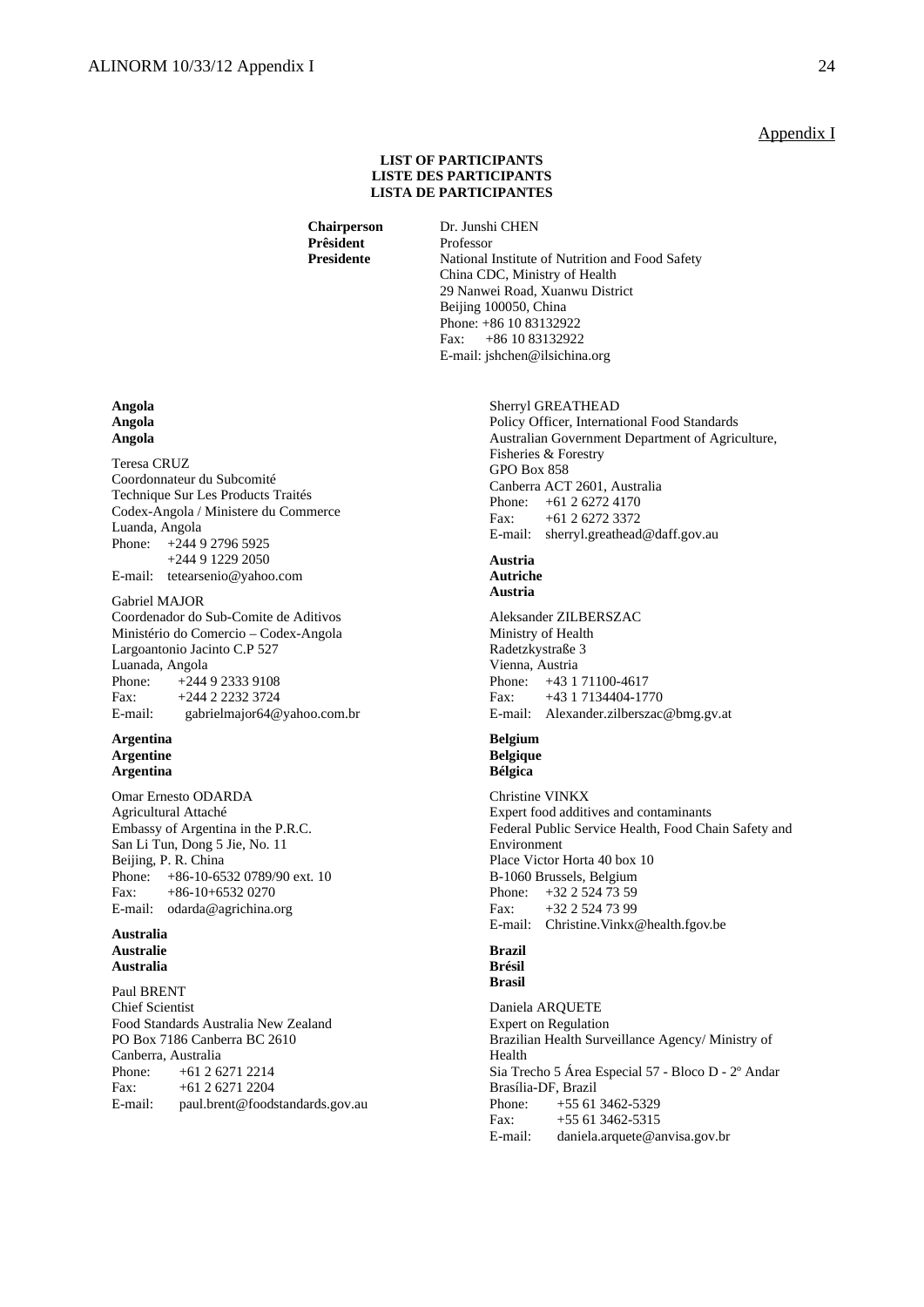Appendix I

**LIST OF PARTICIPANTS**
**LISTE DES PARTICIPANTS**
**LISTA DE PARTICIPANTES**

**Chairperson**
**Prêsident**
**Presidente**

Dr. Junshi CHEN
Professor
National Institute of Nutrition and Food Safety
China CDC, Ministry of Health
29 Nanwei Road, Xuanwu District
Beijing 100050, China
Phone: +86 10 83132922
Fax: +86 10 83132922
E-mail: jshchen@ilsichina.org

**Angola**
**Angola**
**Angola**

Teresa CRUZ
Coordonnateur du Subcomité
Technique Sur Les Products Traités
Codex-Angola / Ministere du Commerce
Luanda, Angola
Phone: +244 9 2796 5925
+244 9 1229 2050
E-mail: tetearsenio@yahoo.com

Gabriel MAJOR
Coordenador do Sub-Comite de Aditivos
Ministério do Comercio – Codex-Angola
Largoantonio Jacinto C.P 527
Luanada, Angola
Phone: +244 9 2333 9108
Fax: +244 2 2232 3724
E-mail: gabrielmajor64@yahoo.com.br

**Argentina**
**Argentine**
**Argentina**

Omar Ernesto ODARDA
Agricultural Attaché
Embassy of Argentina in the P.R.C.
San Li Tun, Dong 5 Jie, No. 11
Beijing, P. R. China
Phone: +86-10-6532 0789/90 ext. 10
Fax: +86-10+6532 0270
E-mail: odarda@agrichina.org

**Australia**
**Australie**
**Australia**

Paul BRENT
Chief Scientist
Food Standards Australia New Zealand
PO Box 7186 Canberra BC 2610
Canberra, Australia
Phone: +61 2 6271 2214
Fax: +61 2 6271 2204
E-mail: paul.brent@foodstandards.gov.au

Sherryl GREATHEAD
Policy Officer, International Food Standards
Australian Government Department of Agriculture, Fisheries & Forestry
GPO Box 858
Canberra ACT 2601, Australia
Phone: +61 2 6272 4170
Fax: +61 2 6272 3372
E-mail: sherryl.greathead@daff.gov.au

**Austria**
**Autriche**
**Austria**

Aleksander ZILBERSZAC
Ministry of Health
Radetzkystraße 3
Vienna, Austria
Phone: +43 1 71100-4617
Fax: +43 1 7134404-1770
E-mail: Alexander.zilberszac@bmg.gv.at

**Belgium**
**Belgique**
**Bélgica**

Christine VINKX
Expert food additives and contaminants
Federal Public Service Health, Food Chain Safety and Environment
Place Victor Horta 40 box 10
B-1060 Brussels, Belgium
Phone: +32 2 524 73 59
Fax: +32 2 524 73 99
E-mail: Christine.Vinkx@health.fgov.be

**Brazil**
**Brésil**
**Brasil**

Daniela ARQUETE
Expert on Regulation
Brazilian Health Surveillance Agency/ Ministry of Health
Sia Trecho 5 Área Especial 57 - Bloco D - 2º Andar
Brasília-DF, Brazil
Phone: +55 61 3462-5329
Fax: +55 61 3462-5315
E-mail: daniela.arquete@anvisa.gov.br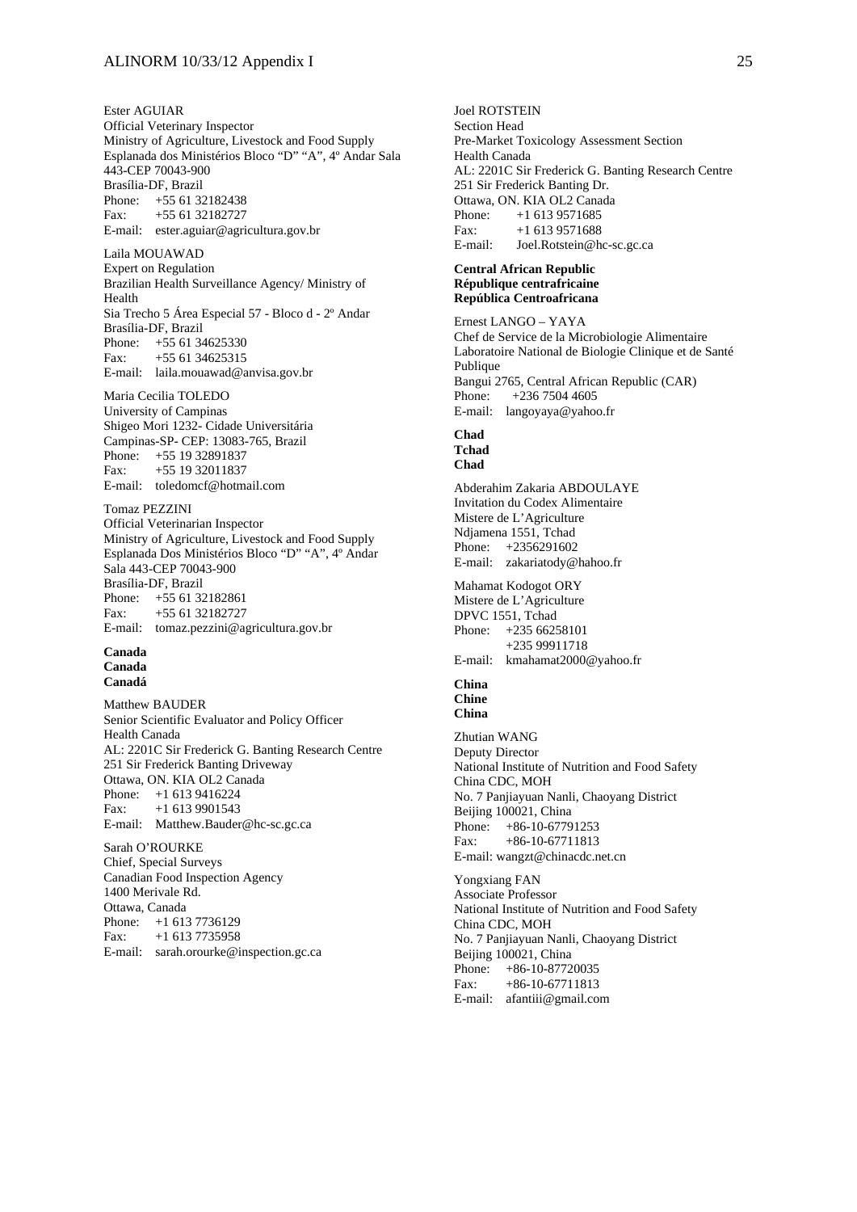Ester AGUIAR
Official Veterinary Inspector
Ministry of Agriculture, Livestock and Food Supply
Esplanada dos Ministérios Bloco "D" "A", 4º Andar Sala 443-CEP 70043-900
Brasília-DF, Brazil
Phone: +55 61 32182438
Fax: +55 61 32182727
E-mail: ester.aguiar@agricultura.gov.br

Laila MOUAWAD
Expert on Regulation
Brazilian Health Surveillance Agency/ Ministry of Health
Sia Trecho 5 Área Especial 57 - Bloco d - 2º Andar
Brasília-DF, Brazil
Phone: +55 61 34625330
Fax: +55 61 34625315
E-mail: laila.mouawad@anvisa.gov.br

Maria Cecilia TOLEDO
University of Campinas
Shigeo Mori 1232- Cidade Universitária
Campinas-SP- CEP: 13083-765, Brazil
Phone: +55 19 32891837
Fax: +55 19 32011837
E-mail: toledomcf@hotmail.com

Tomaz PEZZINI
Official Veterinarian Inspector
Ministry of Agriculture, Livestock and Food Supply
Esplanada Dos Ministérios Bloco "D" "A", 4º Andar Sala 443-CEP 70043-900
Brasília-DF, Brazil
Phone: +55 61 32182861
Fax: +55 61 32182727
E-mail: tomaz.pezzini@agricultura.gov.br

**Canada**
**Canada**
**Canadá**

Matthew BAUDER
Senior Scientific Evaluator and Policy Officer
Health Canada
AL: 2201C Sir Frederick G. Banting Research Centre
251 Sir Frederick Banting Driveway
Ottawa, ON. KIA OL2 Canada
Phone: +1 613 9416224
Fax: +1 613 9901543
E-mail: Matthew.Bauder@hc-sc.gc.ca

Sarah O'ROURKE
Chief, Special Surveys
Canadian Food Inspection Agency
1400 Merivale Rd.
Ottawa, Canada
Phone: +1 613 7736129
Fax: +1 613 7735958
E-mail: sarah.orourke@inspection.gc.ca

Joel ROTSTEIN
Section Head
Pre-Market Toxicology Assessment Section
Health Canada
AL: 2201C Sir Frederick G. Banting Research Centre
251 Sir Frederick Banting Dr.
Ottawa, ON. KIA OL2 Canada
Phone: +1 613 9571685
Fax: +1 613 9571688
E-mail: Joel.Rotstein@hc-sc.gc.ca

**Central African Republic**
**République centrafricaine**
**República Centroafricana**

Ernest LANGO – YAYA
Chef de Service de la Microbiologie Alimentaire
Laboratoire National de Biologie Clinique et de Santé Publique
Bangui 2765, Central African Republic (CAR)
Phone: +236 7504 4605
E-mail: langoyaya@yahoo.fr

**Chad**
**Tchad**
**Chad**

Abderahim Zakaria ABDOULAYE
Invitation du Codex Alimentaire
Mistere de L'Agriculture
Ndjamena 1551, Tchad
Phone: +2356291602
E-mail: zakariatody@hahoo.fr

Mahamat Kodogot ORY
Mistere de L'Agriculture
DPVC 1551, Tchad
Phone: +235 66258101
+235 99911718
E-mail: kmahamat2000@yahoo.fr

**China**
**Chine**
**China**

Zhutian WANG
Deputy Director
National Institute of Nutrition and Food Safety
China CDC, MOH
No. 7 Panjiayuan Nanli, Chaoyang District
Beijing 100021, China
Phone: +86-10-67791253
Fax: +86-10-67711813
E-mail: wangzt@chinacdc.net.cn

Yongxiang FAN
Associate Professor
National Institute of Nutrition and Food Safety
China CDC, MOH
No. 7 Panjiayuan Nanli, Chaoyang District
Beijing 100021, China
Phone: +86-10-87720035
Fax: +86-10-67711813
E-mail: afantiii@gmail.com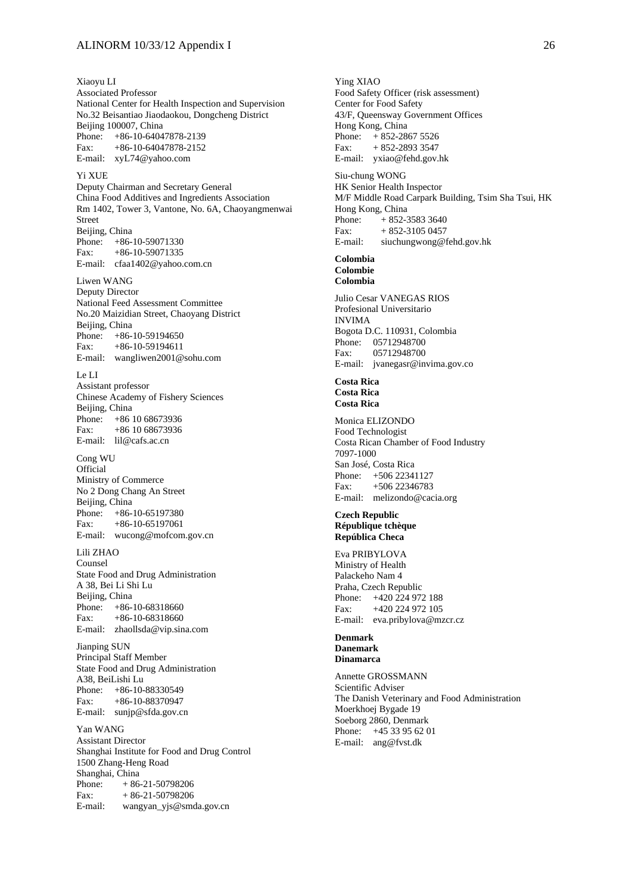Xiaoyu LI
Associated Professor
National Center for Health Inspection and Supervision
No.32 Beisantiao Jiaodaokou, Dongcheng District
Beijing 100007, China
Phone: +86-10-64047878-2139
Fax: +86-10-64047878-2152
E-mail: xyL74@yahoo.com

Yi XUE
Deputy Chairman and Secretary General
China Food Additives and Ingredients Association
Rm 1402, Tower 3, Vantone, No. 6A, Chaoyangmenwai Street
Beijing, China
Phone: +86-10-59071330
Fax: +86-10-59071335
E-mail: cfaa1402@yahoo.com.cn

Liwen WANG
Deputy Director
National Feed Assessment Committee
No.20 Maizidian Street, Chaoyang District
Beijing, China
Phone: +86-10-59194650
Fax: +86-10-59194611
E-mail: wangliwen2001@sohu.com

Le LI
Assistant professor
Chinese Academy of Fishery Sciences
Beijing, China
Phone: +86 10 68673936
Fax: +86 10 68673936
E-mail: lil@cafs.ac.cn

Cong WU
Official
Ministry of Commerce
No 2 Dong Chang An Street
Beijing, China
Phone: +86-10-65197380
Fax: +86-10-65197061
E-mail: wucong@mofcom.gov.cn

Lili ZHAO
Counsel
State Food and Drug Administration
A 38, Bei Li Shi Lu
Beijing, China
Phone: +86-10-68318660
Fax: +86-10-68318660
E-mail: zhaollsda@vip.sina.com

Jianping SUN
Principal Staff Member
State Food and Drug Administration
A38, BeiLishi Lu
Phone: +86-10-88330549
Fax: +86-10-88370947
E-mail: sunjp@sfda.gov.cn

Yan WANG
Assistant Director
Shanghai Institute for Food and Drug Control
1500 Zhang-Heng Road
Shanghai, China
Phone: + 86-21-50798206
Fax: + 86-21-50798206
E-mail: wangyan_yjs@smda.gov.cn

Ying XIAO
Food Safety Officer (risk assessment)
Center for Food Safety
43/F, Queensway Government Offices
Hong Kong, China
Phone: + 852-2867 5526
Fax: + 852-2893 3547
E-mail: yxiao@fehd.gov.hk

Siu-chung WONG
HK Senior Health Inspector
M/F Middle Road Carpark Building, Tsim Sha Tsui, HK
Hong Kong, China
Phone: + 852-3583 3640
Fax: + 852-3105 0457
E-mail: siuchungwong@fehd.gov.hk

**Colombia**
**Colombie**
**Colombia**

Julio Cesar VANEGAS RIOS
Profesional Universitario
INVIMA
Bogota D.C. 110931, Colombia
Phone: 05712948700
Fax: 05712948700
E-mail: jvanegasr@invima.gov.co

**Costa Rica**
**Costa Rica**
**Costa Rica**

Monica ELIZONDO
Food Technologist
Costa Rican Chamber of Food Industry
7097-1000
San José, Costa Rica
Phone: +506 22341127
Fax: +506 22346783
E-mail: melizondo@cacia.org

**Czech Republic**
**République tchèque**
**República Checa**

Eva PRIBYLOVA
Ministry of Health
Palackeho Nam 4
Praha, Czech Republic
Phone: +420 224 972 188
Fax: +420 224 972 105
E-mail: eva.pribylova@mzcr.cz

**Denmark**
**Danemark**
**Dinamarca**

Annette GROSSMANN
Scientific Adviser
The Danish Veterinary and Food Administration
Moerkhoej Bygade 19
Soeborg 2860, Denmark
Phone: +45 33 95 62 01
E-mail: ang@fvst.dk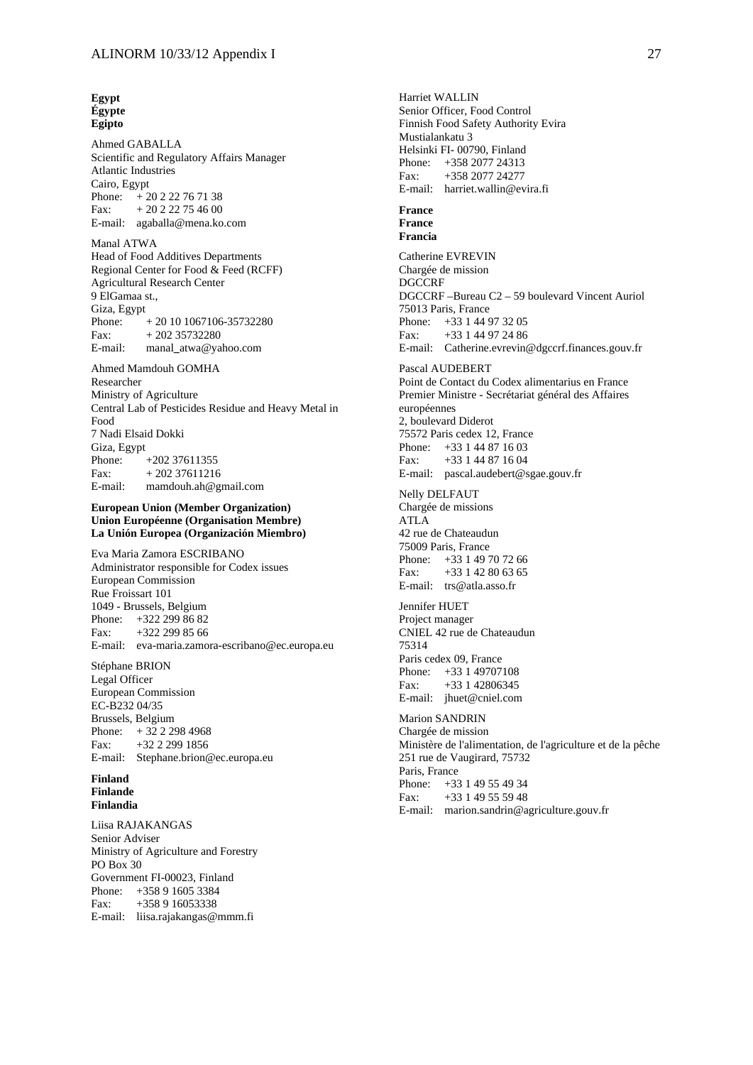**Egypt**
**Égypte**
**Egipto**

Ahmed GABALLA
Scientific and Regulatory Affairs Manager
Atlantic Industries
Cairo, Egypt
Phone: + 20 2 22 76 71 38
Fax: + 20 2 22 75 46 00
E-mail: agaballa@mena.ko.com

Manal ATWA
Head of Food Additives Departments
Regional Center for Food & Feed (RCFF)
Agricultural Research Center
9 ElGamaa st.,
Giza, Egypt
Phone: + 20 10 1067106-35732280
Fax: + 202 35732280
E-mail: manal_atwa@yahoo.com

Ahmed Mamdouh GOMHA
Researcher
Ministry of Agriculture
Central Lab of Pesticides Residue and Heavy Metal in Food
7 Nadi Elsaid Dokki
Giza, Egypt
Phone: +202 37611355
Fax: + 202 37611216
E-mail: mamdouh.ah@gmail.com

**European Union (Member Organization)**
**Union Européenne (Organisation Membre)**
**La Unión Europea (Organización Miembro)**

Eva Maria Zamora ESCRIBANO
Administrator responsible for Codex issues
European Commission
Rue Froissart 101
1049 - Brussels, Belgium
Phone: +322 299 86 82
Fax: +322 299 85 66
E-mail: eva-maria.zamora-escribano@ec.europa.eu

Stéphane BRION
Legal Officer
European Commission
EC-B232 04/35
Brussels, Belgium
Phone: + 32 2 298 4968
Fax: +32 2 299 1856
E-mail: Stephane.brion@ec.europa.eu

**Finland**
**Finlande**
**Finlandia**

Liisa RAJAKANGAS
Senior Adviser
Ministry of Agriculture and Forestry
PO Box 30
Government FI-00023, Finland
Phone: +358 9 1605 3384
Fax: +358 9 16053338
E-mail: liisa.rajakangas@mmm.fi

Harriet WALLIN
Senior Officer, Food Control
Finnish Food Safety Authority Evira
Mustialankatu 3
Helsinki FI- 00790, Finland
Phone: +358 2077 24313
Fax: +358 2077 24277
E-mail: harriet.wallin@evira.fi

**France**
**France**
**Francia**

Catherine EVREVIN
Chargée de mission
DGCCRF
DGCCRF –Bureau C2 – 59 boulevard Vincent Auriol
75013 Paris, France
Phone: +33 1 44 97 32 05
Fax: +33 1 44 97 24 86
E-mail: Catherine.evrevin@dgccrf.finances.gouv.fr

Pascal AUDEBERT
Point de Contact du Codex alimentarius en France
Premier Ministre - Secrétariat général des Affaires européennes
2, boulevard Diderot
75572 Paris cedex 12, France
Phone: +33 1 44 87 16 03
Fax: +33 1 44 87 16 04
E-mail: pascal.audebert@sgae.gouv.fr

Nelly DELFAUT
Chargée de missions
ATLA
42 rue de Chateaudun
75009 Paris, France
Phone: +33 1 49 70 72 66
Fax: +33 1 42 80 63 65
E-mail: trs@atla.asso.fr

Jennifer HUET
Project manager
CNIEL 42 rue de Chateaudun
75314
Paris cedex 09, France
Phone: +33 1 49707108
Fax: +33 1 42806345
E-mail: jhuet@cniel.com

Marion SANDRIN
Chargée de mission
Ministère de l'alimentation, de l'agriculture et de la pêche
251 rue de Vaugirard, 75732
Paris, France
Phone: +33 1 49 55 49 34
Fax: +33 1 49 55 59 48
E-mail: marion.sandrin@agriculture.gouv.fr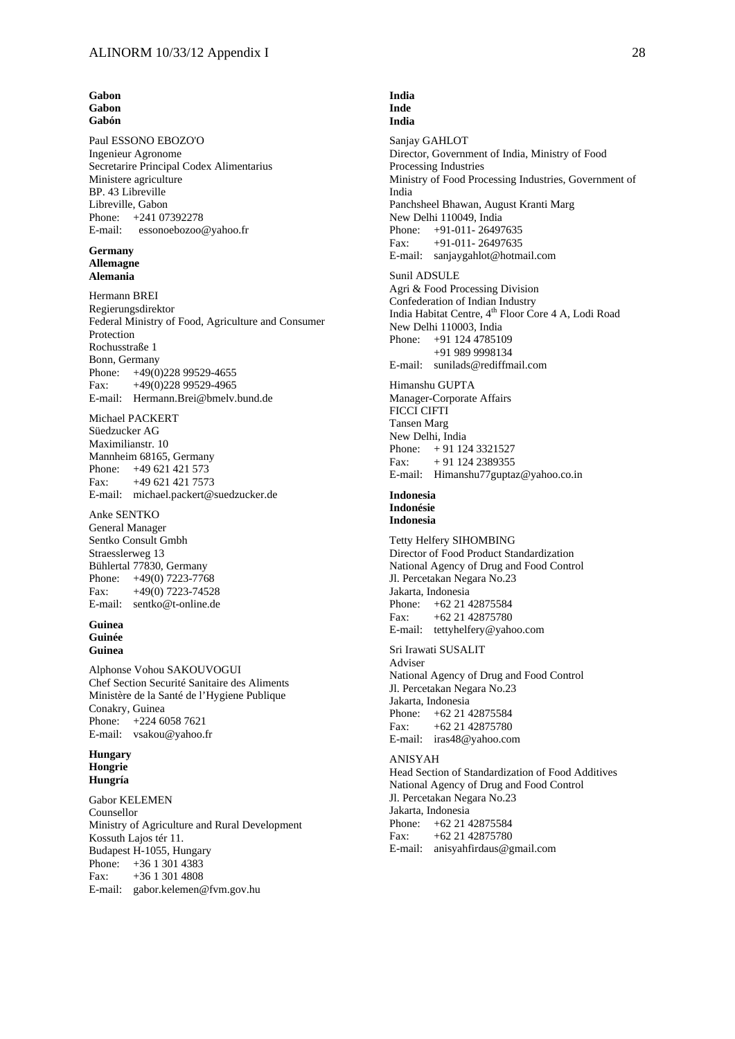**Gabon**
**Gabon**
**Gabón**

Paul ESSONO EBOZO'O
Ingenieur Agronome
Secretarire Principal Codex Alimentarius
Ministere agriculture
BP. 43 Libreville
Libreville, Gabon
Phone: +241 07392278
E-mail: essonoebozoo@yahoo.fr

**Germany**
**Allemagne**
**Alemania**

Hermann BREI
Regierungsdirektor
Federal Ministry of Food, Agriculture and Consumer Protection
Rochusstraße 1
Bonn, Germany
Phone: +49(0)228 99529-4655
Fax: +49(0)228 99529-4965
E-mail: Hermann.Brei@bmelv.bund.de

Michael PACKERT
Süedzucker AG
Maximilianstr. 10
Mannheim 68165, Germany
Phone: +49 621 421 573
Fax: +49 621 421 7573
E-mail: michael.packert@suedzucker.de

Anke SENTKO
General Manager
Sentko Consult Gmbh
Straesslerweg 13
Bühlertal 77830, Germany
Phone: +49(0) 7223-7768
Fax: +49(0) 7223-74528
E-mail: sentko@t-online.de

**Guinea**
**Guinée**
**Guinea**

Alphonse Vohou SAKOUVOGUI
Chef Section Securité Sanitaire des Aliments
Ministère de la Santé de l'Hygiene Publique
Conakry, Guinea
Phone: +224 6058 7621
E-mail: vsakou@yahoo.fr

**Hungary**
**Hongrie**
**Hungría**

Gabor KELEMEN
Counsellor
Ministry of Agriculture and Rural Development
Kossuth Lajos tér 11.
Budapest H-1055, Hungary
Phone: +36 1 301 4383
Fax: +36 1 301 4808
E-mail: gabor.kelemen@fvm.gov.hu

**India**
**Inde**
**India**

Sanjay GAHLOT
Director, Government of India, Ministry of Food Processing Industries
Ministry of Food Processing Industries, Government of India
Panchsheel Bhawan, August Kranti Marg
New Delhi 110049, India
Phone: +91-011- 26497635
Fax: +91-011- 26497635
E-mail: sanjaygahlot@hotmail.com

Sunil ADSULE
Agri & Food Processing Division
Confederation of Indian Industry
India Habitat Centre, 4th Floor Core 4 A, Lodi Road
New Delhi 110003, India
Phone: +91 124 4785109
+91 989 9998134
E-mail: sunilads@rediffmail.com

Himanshu GUPTA
Manager-Corporate Affairs
FICCI CIFTI
Tansen Marg
New Delhi, India
Phone: + 91 124 3321527
Fax: + 91 124 2389355
E-mail: Himanshu77guptaz@yahoo.co.in

**Indonesia**
**Indonésie**
**Indonesia**

Tetty Helfery SIHOMBING
Director of Food Product Standardization
National Agency of Drug and Food Control
Jl. Percetakan Negara No.23
Jakarta, Indonesia
Phone: +62 21 42875584
Fax: +62 21 42875780
E-mail: tettyhelfery@yahoo.com

Sri Irawati SUSALIT
Adviser
National Agency of Drug and Food Control
Jl. Percetakan Negara No.23
Jakarta, Indonesia
Phone: +62 21 42875584
Fax: +62 21 42875780
E-mail: iras48@yahoo.com

ANISYAH
Head Section of Standardization of Food Additives
National Agency of Drug and Food Control
Jl. Percetakan Negara No.23
Jakarta, Indonesia
Phone: +62 21 42875584
Fax: +62 21 42875780
E-mail: anisyahfirdaus@gmail.com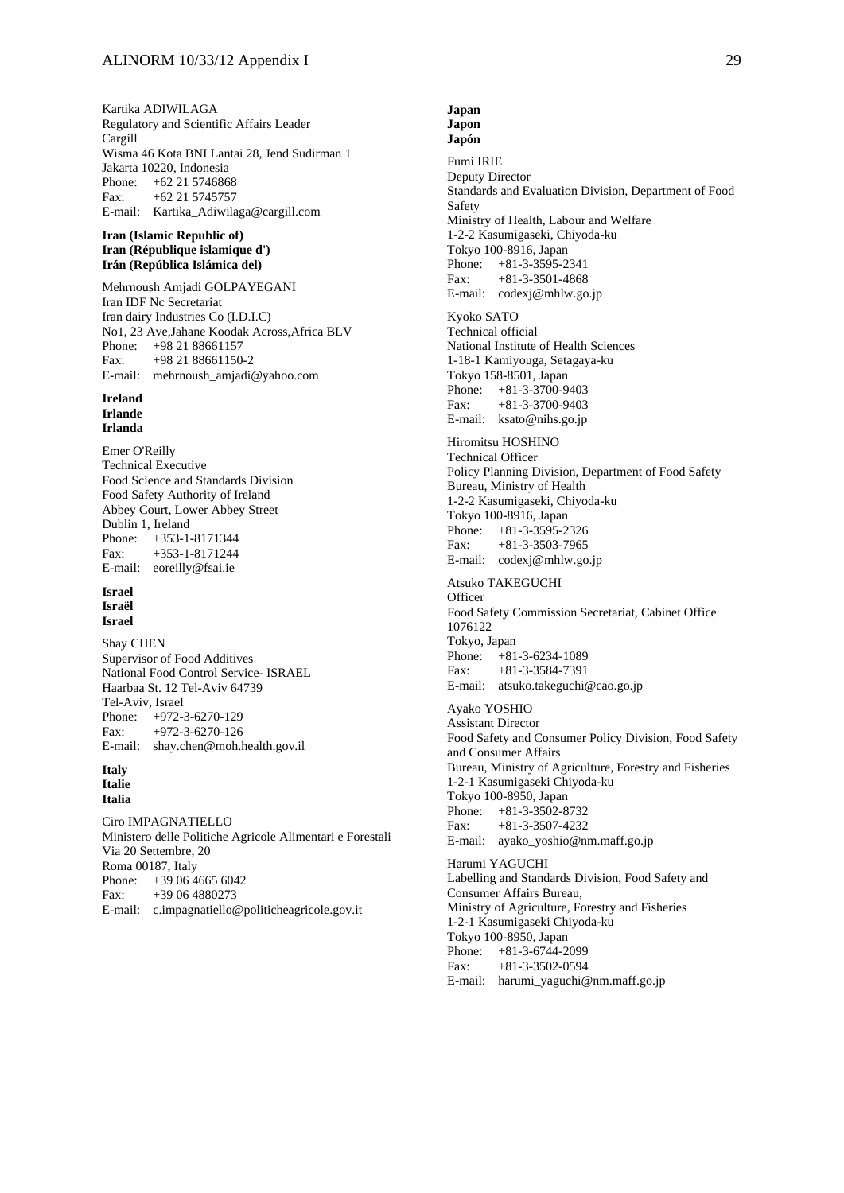Kartika ADIWILAGA
Regulatory and Scientific Affairs Leader
Cargill
Wisma 46 Kota BNI Lantai 28, Jend Sudirman 1
Jakarta 10220, Indonesia
Phone: +62 21 5746868
Fax: +62 21 5745757
E-mail: Kartika_Adiwilaga@cargill.com

**Iran (Islamic Republic of)**
**Iran (République islamique d')**
**Irán (República Islámica del)**

Mehrnoush Amjadi GOLPAYEGANI
Iran IDF Nc Secretariat
Iran dairy Industries Co (I.D.I.C)
No1, 23 Ave,Jahane Koodak Across,Africa BLV
Phone: +98 21 88661157
Fax: +98 21 88661150-2
E-mail: mehrnoush_amjadi@yahoo.com

**Ireland**
**Irlande**
**Irlanda**

Emer O'Reilly
Technical Executive
Food Science and Standards Division
Food Safety Authority of Ireland
Abbey Court, Lower Abbey Street
Dublin 1, Ireland
Phone: +353-1-8171344
Fax: +353-1-8171244
E-mail: eoreilly@fsai.ie

**Israel**
**Israël**
**Israel**

Shay CHEN
Supervisor of Food Additives
National Food Control Service- ISRAEL
Haarbaa St. 12 Tel-Aviv 64739
Tel-Aviv, Israel
Phone: +972-3-6270-129
Fax: +972-3-6270-126
E-mail: shay.chen@moh.health.gov.il

**Italy**
**Italie**
**Italia**

Ciro IMPAGNATIELLO
Ministero delle Politiche Agricole Alimentari e Forestali
Via 20 Settembre, 20
Roma 00187, Italy
Phone: +39 06 4665 6042
Fax: +39 06 4880273
E-mail: c.impagnatiello@politicheagricole.gov.it

**Japan**
**Japon**
**Japón**

Fumi IRIE
Deputy Director
Standards and Evaluation Division, Department of Food Safety
Ministry of Health, Labour and Welfare
1-2-2 Kasumigaseki, Chiyoda-ku
Tokyo 100-8916, Japan
Phone: +81-3-3595-2341
Fax: +81-3-3501-4868
E-mail: codexj@mhlw.go.jp

Kyoko SATO
Technical official
National Institute of Health Sciences
1-18-1 Kamiyouga, Setagaya-ku
Tokyo 158-8501, Japan
Phone: +81-3-3700-9403
Fax: +81-3-3700-9403
E-mail: ksato@nihs.go.jp

Hiromitsu HOSHINO
Technical Officer
Policy Planning Division, Department of Food Safety
Bureau, Ministry of Health
1-2-2 Kasumigaseki, Chiyoda-ku
Tokyo 100-8916, Japan
Phone: +81-3-3595-2326
Fax: +81-3-3503-7965
E-mail: codexj@mhlw.go.jp

Atsuko TAKEGUCHI
Officer
Food Safety Commission Secretariat, Cabinet Office
1076122
Tokyo, Japan
Phone: +81-3-6234-1089
Fax: +81-3-3584-7391
E-mail: atsuko.takeguchi@cao.go.jp

Ayako YOSHIO
Assistant Director
Food Safety and Consumer Policy Division, Food Safety and Consumer Affairs
Bureau, Ministry of Agriculture, Forestry and Fisheries
1-2-1 Kasumigaseki Chiyoda-ku
Tokyo 100-8950, Japan
Phone: +81-3-3502-8732
Fax: +81-3-3507-4232
E-mail: ayako_yoshio@nm.maff.go.jp

Harumi YAGUCHI
Labelling and Standards Division, Food Safety and Consumer Affairs Bureau,
Ministry of Agriculture, Forestry and Fisheries
1-2-1 Kasumigaseki Chiyoda-ku
Tokyo 100-8950, Japan
Phone: +81-3-6744-2099
Fax: +81-3-3502-0594
E-mail: harumi_yaguchi@nm.maff.go.jp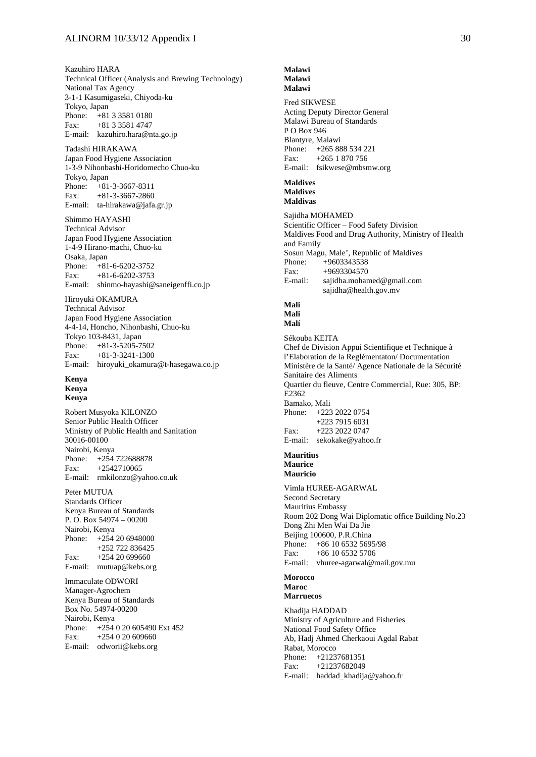Kazuhiro HARA
Technical Officer (Analysis and Brewing Technology)
National Tax Agency
3-1-1 Kasumigaseki, Chiyoda-ku
Tokyo, Japan
Phone: +81 3 3581 0180
Fax: +81 3 3581 4747
E-mail: kazuhiro.hara@nta.go.jp

Tadashi HIRAKAWA
Japan Food Hygiene Association
1-3-9 Nihonbashi-Horidomecho Chuo-ku
Tokyo, Japan
Phone: +81-3-3667-8311
Fax: +81-3-3667-2860
E-mail: ta-hirakawa@jafa.gr.jp

Shimmo HAYASHI
Technical Advisor
Japan Food Hygiene Association
1-4-9 Hirano-machi, Chuo-ku
Osaka, Japan
Phone: +81-6-6202-3752
Fax: +81-6-6202-3753
E-mail: shinmo-hayashi@saneigenffi.co.jp

Hiroyuki OKAMURA
Technical Advisor
Japan Food Hygiene Association
4-4-14, Honcho, Nihonbashi, Chuo-ku
Tokyo 103-8431, Japan
Phone: +81-3-5205-7502
Fax: +81-3-3241-1300
E-mail: hiroyuki_okamura@t-hasegawa.co.jp

**Kenya**
**Kenya**
**Kenya**

Robert Musyoka KILONZO
Senior Public Health Officer
Ministry of Public Health and Sanitation
30016-00100
Nairobi, Kenya
Phone: +254 722688878
Fax: +2542710065
E-mail: rmkilonzo@yahoo.co.uk

Peter MUTUA
Standards Officer
Kenya Bureau of Standards
P. O. Box 54974 – 00200
Nairobi, Kenya
Phone: +254 20 6948000
+252 722 836425
Fax: +254 20 699660
E-mail: mutuap@kebs.org

Immaculate ODWORI
Manager-Agrochem
Kenya Bureau of Standards
Box No. 54974-00200
Nairobi, Kenya
Phone: +254 0 20 605490 Ext 452
Fax: +254 0 20 609660
E-mail: odworii@kebs.org

**Malawi**
**Malawi**
**Malawi**

Fred SIKWESE
Acting Deputy Director General
Malawi Bureau of Standards
P O Box 946
Blantyre, Malawi
Phone: +265 888 534 221
Fax: +265 1 870 756
E-mail: fsikwese@mbsmw.org

**Maldives**
**Maldives**
**Maldivas**

Sajidha MOHAMED
Scientific Officer – Food Safety Division
Maldives Food and Drug Authority, Ministry of Health and Family
Sosun Magu, Male', Republic of Maldives
Phone: +9603343538
Fax: +9693304570
E-mail: sajidha.mohamed@gmail.com
sajidha@health.gov.mv

**Mali**
**Mali**
**Malí**

Sékouba KEITA
Chef de Division Appui Scientifique et Technique à l'Elaboration de la Reglémentaton/ Documentation
Ministère de la Santé/ Agence Nationale de la Sécurité Sanitaire des Aliments
Quartier du fleuve, Centre Commercial, Rue: 305, BP: E2362
Bamako, Mali
Phone: +223 2022 0754
+223 7915 6031
Fax: +223 2022 0747
E-mail: sekokake@yahoo.fr

**Mauritius**
**Maurice**
**Mauricio**

Vimla HUREE-AGARWAL
Second Secretary
Mauritius Embassy
Room 202 Dong Wai Diplomatic office Building No.23
Dong Zhi Men Wai Da Jie
Beijing 100600, P.R.China
Phone: +86 10 6532 5695/98
Fax: +86 10 6532 5706
E-mail: vhuree-agarwal@mail.gov.mu

**Morocco**
**Maroc**
**Marruecos**

Khadija HADDAD
Ministry of Agriculture and Fisheries
National Food Safety Office
Ab, Hadj Ahmed Cherkaoui Agdal Rabat
Rabat, Morocco
Phone: +21237681351
Fax: +21237682049
E-mail: haddad_khadija@yahoo.fr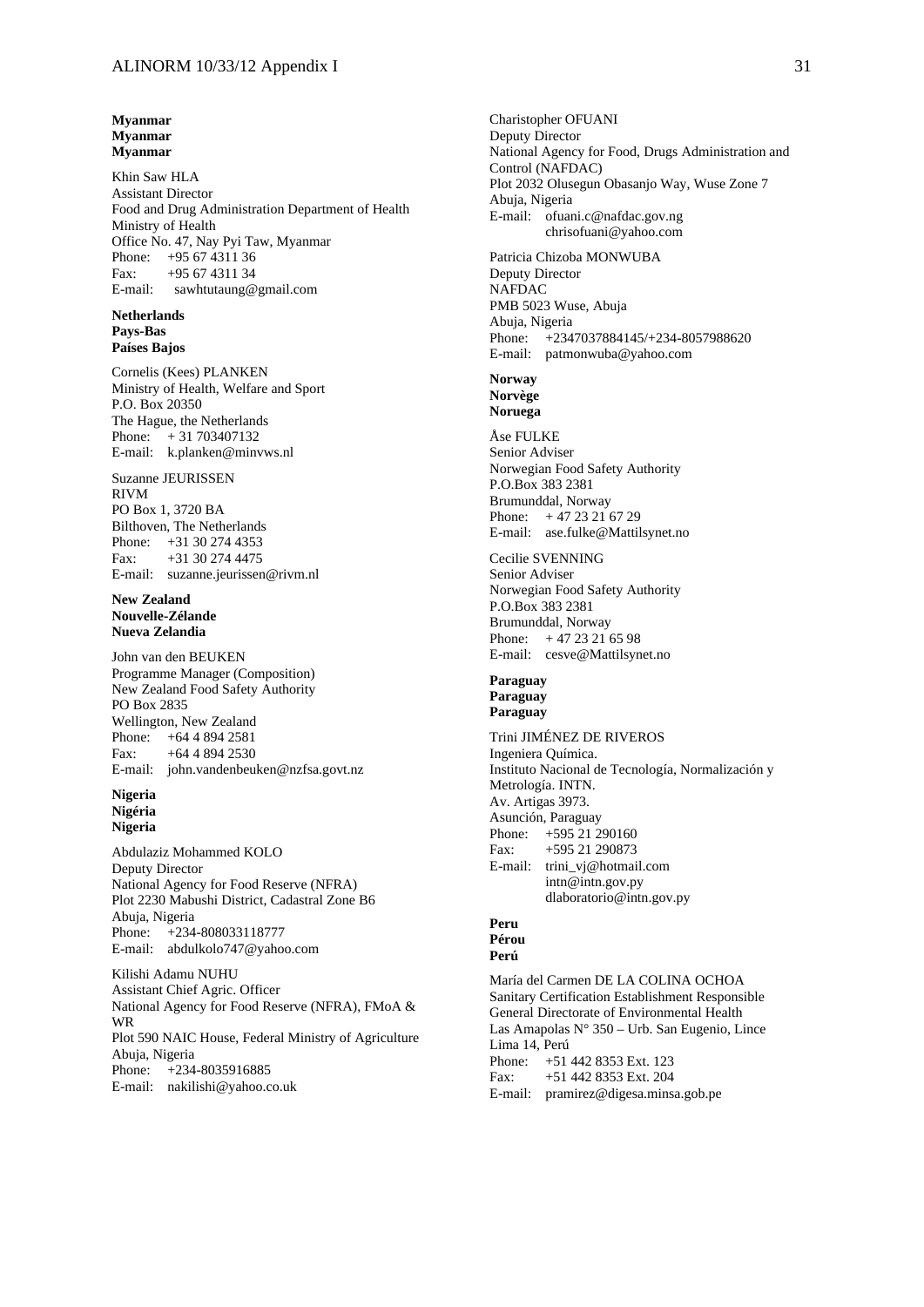**Myanmar**
**Myanmar**
**Myanmar**

Khin Saw HLA
Assistant Director
Food and Drug Administration Department of Health
Ministry of Health
Office No. 47, Nay Pyi Taw, Myanmar
Phone: +95 67 4311 36
Fax: +95 67 4311 34
E-mail: sawhtutaung@gmail.com

**Netherlands**
**Pays-Bas**
**Países Bajos**

Cornelis (Kees) PLANKEN
Ministry of Health, Welfare and Sport
P.O. Box 20350
The Hague, the Netherlands
Phone: + 31 703407132
E-mail: k.planken@minvws.nl

Suzanne JEURISSEN
RIVM
PO Box 1, 3720 BA
Bilthoven, The Netherlands
Phone: +31 30 274 4353
Fax: +31 30 274 4475
E-mail: suzanne.jeurissen@rivm.nl

**New Zealand**
**Nouvelle-Zélande**
**Nueva Zelandia**

John van den BEUKEN
Programme Manager (Composition)
New Zealand Food Safety Authority
PO Box 2835
Wellington, New Zealand
Phone: +64 4 894 2581
Fax: +64 4 894 2530
E-mail: john.vandenbeuken@nzfsa.govt.nz

**Nigeria**
**Nigéria**
**Nigeria**

Abdulaziz Mohammed KOLO
Deputy Director
National Agency for Food Reserve (NFRA)
Plot 2230 Mabushi District, Cadastral Zone B6
Abuja, Nigeria
Phone: +234-808033118777
E-mail: abdulkolo747@yahoo.com

Kilishi Adamu NUHU
Assistant Chief Agric. Officer
National Agency for Food Reserve (NFRA), FMoA & WR
Plot 590 NAIC House, Federal Ministry of Agriculture
Abuja, Nigeria
Phone: +234-8035916885
E-mail: nakilishi@yahoo.co.uk

Charistopher OFUANI
Deputy Director
National Agency for Food, Drugs Administration and Control (NAFDAC)
Plot 2032 Olusegun Obasanjo Way, Wuse Zone 7
Abuja, Nigeria
E-mail: ofuani.c@nafdac.gov.ng
chrisofuani@yahoo.com

Patricia Chizoba MONWUBA
Deputy Director
NAFDAC
PMB 5023 Wuse, Abuja
Abuja, Nigeria
Phone: +2347037884145/+234-8057988620
E-mail: patmonwuba@yahoo.com

**Norway**
**Norvège**
**Noruega**

Åse FULKE
Senior Adviser
Norwegian Food Safety Authority
P.O.Box 383 2381
Brumunddal, Norway
Phone: + 47 23 21 67 29
E-mail: ase.fulke@Mattilsynet.no

Cecilie SVENNING
Senior Adviser
Norwegian Food Safety Authority
P.O.Box 383 2381
Brumunddal, Norway
Phone: + 47 23 21 65 98
E-mail: cesve@Mattilsynet.no

**Paraguay**
**Paraguay**
**Paraguay**

Trini JIMÉNEZ DE RIVEROS
Ingeniera Química.
Instituto Nacional de Tecnología, Normalización y Metrología. INTN.
Av. Artigas 3973.
Asunción, Paraguay
Phone: +595 21 290160
Fax: +595 21 290873
E-mail: trini_vj@hotmail.com
intn@intn.gov.py
dlaboratorio@intn.gov.py

**Peru**
**Pérou**
**Perú**

María del Carmen DE LA COLINA OCHOA
Sanitary Certification Establishment Responsible
General Directorate of Environmental Health
Las Amapolas N° 350 – Urb. San Eugenio, Lince
Lima 14, Perú
Phone: +51 442 8353 Ext. 123
Fax: +51 442 8353 Ext. 204
E-mail: pramirez@digesa.minsa.gob.pe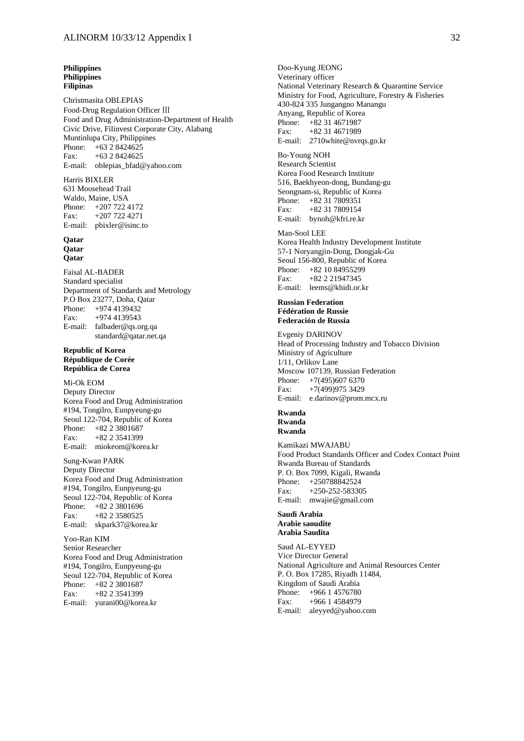**Philippines**
**Philippines**
**Filipinas**

Christmasita OBLEPIAS
Food-Drug Regulation Officer Ⅲ
Food and Drug Administration-Department of Health
Civic Drive, Filinvest Corporate City, Alabang
Muntinlupa City, Philippines
Phone: +63 2 8424625
Fax: +63 2 8424625
E-mail: oblepias_bfad@yahoo.com

Harris BIXLER
631 Moosehead Trail
Waldo, Maine, USA
Phone: +207 722 4172
Fax: +207 722 4271
E-mail: pbixler@isinc.to

**Qatar**
**Qatar**
**Qatar**

Faisal AL-BADER
Standard specialist
Department of Standards and Metrology
P.O Box 23277, Doha, Qatar
Phone: +974 4139432
Fax: +974 4139543
E-mail: falbader@qs.org.qa
standard@qatar.net.qa

**Republic of Korea**
**République de Corée**
**República de Corea**

Mi-Ok EOM
Deputy Director
Korea Food and Drug Administration
#194, Tongilro, Eunpyeung-gu
Seoul 122-704, Republic of Korea
Phone: +82 2 3801687
Fax: +82 2 3541399
E-mail: miokeom@korea.kr

Sung-Kwan PARK
Deputy Director
Korea Food and Drug Administration
#194, Tongilro, Eunpyeung-gu
Seoul 122-704, Republic of Korea
Phone: +82 2 3801696
Fax: +82 2 3580525
E-mail: skpark37@korea.kr

Yoo-Ran KIM
Senior Researcher
Korea Food and Drug Administration
#194, Tongilro, Eunpyeung-gu
Seoul 122-704, Republic of Korea
Phone: +82 2 3801687
Fax: +82 2 3541399
E-mail: yurani00@korea.kr

Doo-Kyung JEONG
Veterinary officer
National Veterinary Research & Quarantine Service
Ministry for Food, Agriculture, Forestry & Fisheries
430-824 335 Jungangno Manangu
Anyang, Republic of Korea
Phone: +82 31 4671987
Fax: +82 31 4671989
E-mail: 2710white@nvrqs.go.kr

Bo-Young NOH
Research Scientist
Korea Food Research Institute
516, Baekhyeon-dong, Bundang-gu
Seongnam-si, Republic of Korea
Phone: +82 31 7809351
Fax: +82 31 7809154
E-mail: bynoh@kfri.re.kr

Man-Sool LEE
Korea Health Industry Development Institute
57-1 Noryangjin-Dong, Dongjak-Gu
Seoul 156-800, Republic of Korea
Phone: +82 10 84955299
Fax: +82 2 21947345
E-mail: leems@khidi.or.kr

**Russian Federation**
**Fédération de Russie**
**Federación de Russia**

Evgeniy DARINOV
Head of Processing Industry and Tobacco Division
Ministry of Agriculture
1/11, Orlikov Lane
Moscow 107139, Russian Federation
Phone: +7(495)607 6370
Fax: +7(499)975 3429
E-mail: e.darinov@prom.mcx.ru

**Rwanda**
**Rwanda**
**Rwanda**

Kamikazi MWAJABU
Food Product Standards Officer and Codex Contact Point
Rwanda Bureau of Standards
P. O. Box 7099, Kigali, Rwanda
Phone: +250788842524
Fax: +250-252-583305
E-mail: mwajie@gmail.com

**Saudi Arabia**
**Arabie saoudite**
**Arabia Saudita**

Saud AL-EYYED
Vice Director General
National Agriculture and Animal Resources Center
P. O. Box 17285, Riyadh 11484,
Kingdom of Saudi Arabia
Phone: +966 1 4576780
Fax: +966 1 4584979
E-mail: aleyyed@yahoo.com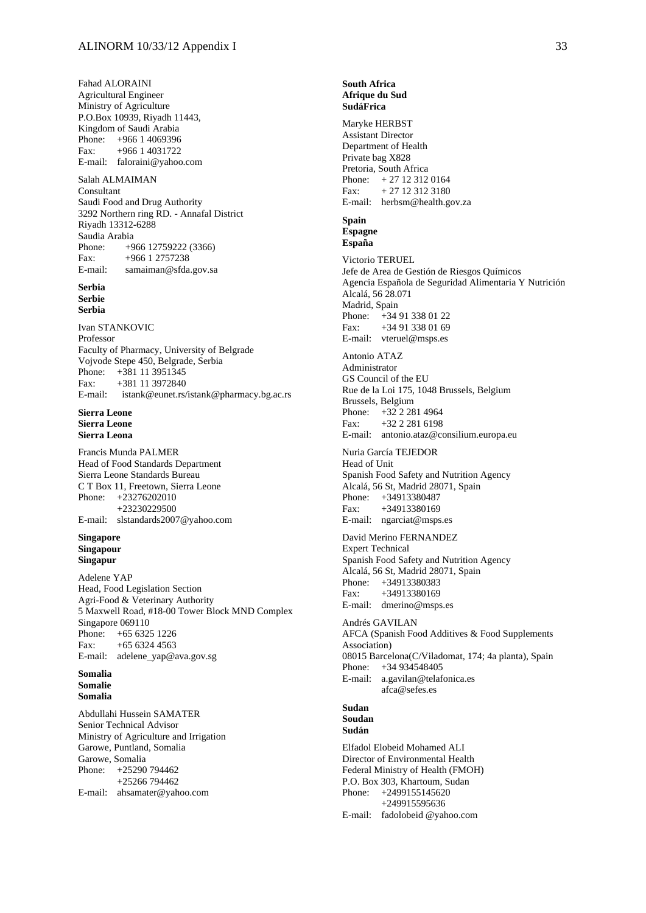Fahad ALORAINI
Agricultural Engineer
Ministry of Agriculture
P.O.Box 10939, Riyadh 11443,
Kingdom of Saudi Arabia
Phone: +966 1 4069396
Fax: +966 1 4031722
E-mail: faloraini@yahoo.com

Salah ALMAIMAN
Consultant
Saudi Food and Drug Authority
3292 Northern ring RD. - Annafal District
Riyadh 13312-6288
Saudia Arabia
Phone: +966 12759222 (3366)
Fax: +966 1 2757238
E-mail: samaiman@sfda.gov.sa

**Serbia**
**Serbie**
**Serbia**

Ivan STANKOVIC
Professor
Faculty of Pharmacy, University of Belgrade
Vojvode Stepe 450, Belgrade, Serbia
Phone: +381 11 3951345
Fax: +381 11 3972840
E-mail: istank@eunet.rs/istank@pharmacy.bg.ac.rs

**Sierra Leone**
**Sierra Leone**
**Sierra Leona**

Francis Munda PALMER
Head of Food Standards Department
Sierra Leone Standards Bureau
C T Box 11, Freetown, Sierra Leone
Phone: +23276202010
+23230229500
E-mail: slstandards2007@yahoo.com

**Singapore**
**Singapour**
**Singapur**

Adelene YAP
Head, Food Legislation Section
Agri-Food & Veterinary Authority
5 Maxwell Road, #18-00 Tower Block MND Complex
Singapore 069110
Phone: +65 6325 1226
Fax: +65 6324 4563
E-mail: adelene_yap@ava.gov.sg

**Somalia**
**Somalie**
**Somalia**

Abdullahi Hussein SAMATER
Senior Technical Advisor
Ministry of Agriculture and Irrigation
Garowe, Puntland, Somalia
Garowe, Somalia
Phone: +25290 794462
+25266 794462
E-mail: ahsamater@yahoo.com

**South Africa**
**Afrique du Sud**
**SudáFrica**

Maryke HERBST
Assistant Director
Department of Health
Private bag X828
Pretoria, South Africa
Phone: + 27 12 312 0164
Fax: + 27 12 312 3180
E-mail: herbsm@health.gov.za

**Spain**
**Espagne**
**España**

Victorio TERUEL
Jefe de Area de Gestión de Riesgos Químicos
Agencia Española de Seguridad Alimentaria Y Nutrición
Alcalá, 56 28.071
Madrid, Spain
Phone: +34 91 338 01 22
Fax: +34 91 338 01 69
E-mail: vteruel@msps.es

Antonio ATAZ
Administrator
GS Council of the EU
Rue de la Loi 175, 1048 Brussels, Belgium
Brussels, Belgium
Phone: +32 2 281 4964
Fax: +32 2 281 6198
E-mail: antonio.ataz@consilium.europa.eu

Nuria García TEJEDOR
Head of Unit
Spanish Food Safety and Nutrition Agency
Alcalá, 56 St, Madrid 28071, Spain
Phone: +34913380487
Fax: +34913380169
E-mail: ngarciat@msps.es

David Merino FERNANDEZ
Expert Technical
Spanish Food Safety and Nutrition Agency
Alcalá, 56 St, Madrid 28071, Spain
Phone: +34913380383
Fax: +34913380169
E-mail: dmerino@msps.es

Andrés GAVILAN
AFCA (Spanish Food Additives & Food Supplements Association)
08015 Barcelona(C/Viladomat, 174; 4a planta), Spain
Phone: +34 934548405
E-mail: a.gavilan@telafonica.es
afca@sefes.es

**Sudan**
**Soudan**
**Sudán**

Elfadol Elobeid Mohamed ALI
Director of Environmental Health
Federal Ministry of Health (FMOH)
P.O. Box 303, Khartoum, Sudan
Phone: +2499155145620
+249915595636
E-mail: fadolobeid @yahoo.com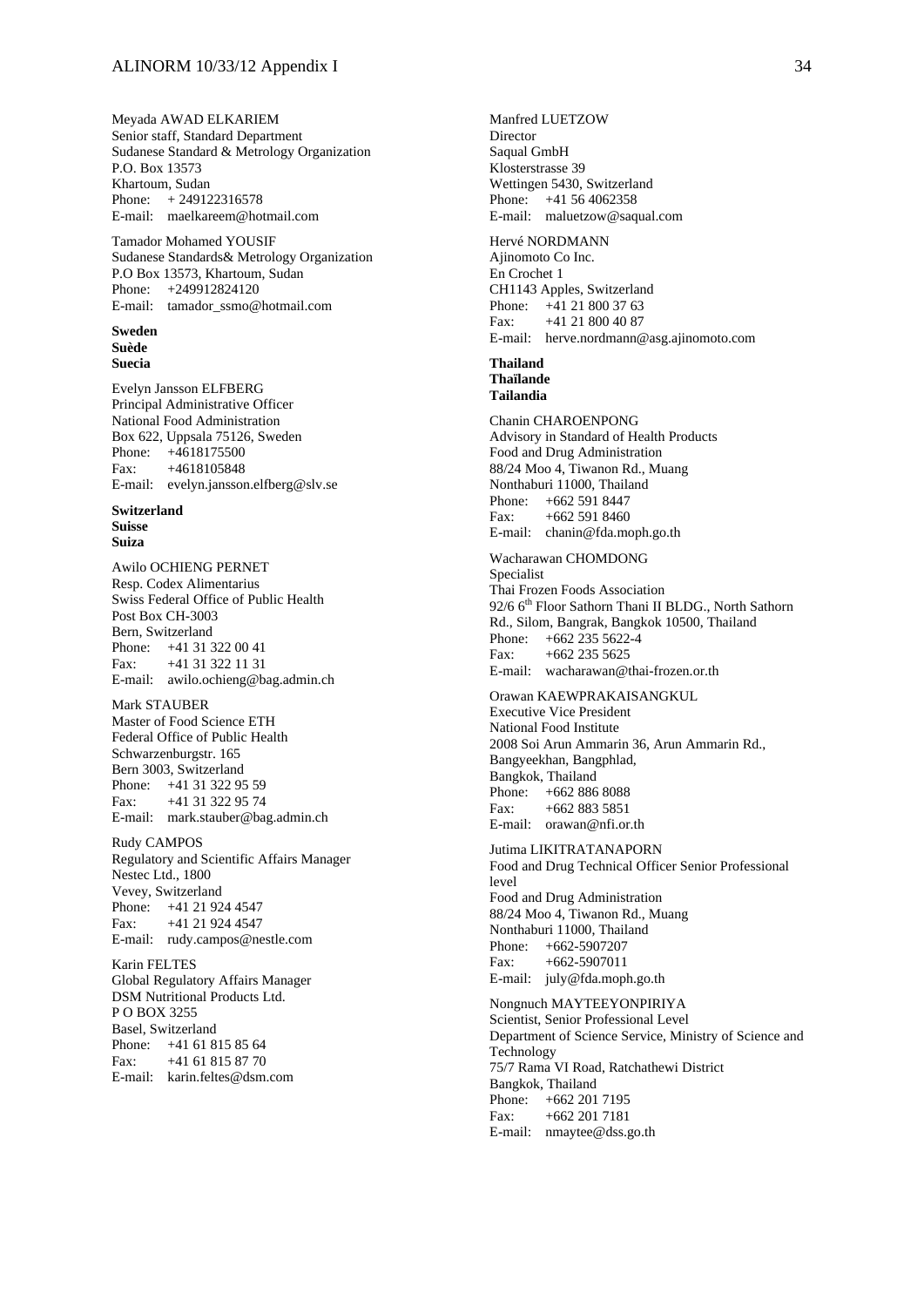Meyada AWAD ELKARIEM
Senior staff, Standard Department
Sudanese Standard & Metrology Organization
P.O. Box 13573
Khartoum, Sudan
Phone: + 249122316578
E-mail: maelkareem@hotmail.com

Tamador Mohamed YOUSIF
Sudanese Standards& Metrology Organization
P.O Box 13573, Khartoum, Sudan
Phone: +249912824120
E-mail: tamador_ssmo@hotmail.com

**Sweden**
**Suède**
**Suecia**

Evelyn Jansson ELFBERG
Principal Administrative Officer
National Food Administration
Box 622, Uppsala 75126, Sweden
Phone: +4618175500
Fax: +4618105848
E-mail: evelyn.jansson.elfberg@slv.se

**Switzerland**
**Suisse**
**Suiza**

Awilo OCHIENG PERNET
Resp. Codex Alimentarius
Swiss Federal Office of Public Health
Post Box CH-3003
Bern, Switzerland
Phone: +41 31 322 00 41
Fax: +41 31 322 11 31
E-mail: awilo.ochieng@bag.admin.ch

Mark STAUBER
Master of Food Science ETH
Federal Office of Public Health
Schwarzenburgstr. 165
Bern 3003, Switzerland
Phone: +41 31 322 95 59
Fax: +41 31 322 95 74
E-mail: mark.stauber@bag.admin.ch

Rudy CAMPOS
Regulatory and Scientific Affairs Manager
Nestec Ltd., 1800
Vevey, Switzerland
Phone: +41 21 924 4547
Fax: +41 21 924 4547
E-mail: rudy.campos@nestle.com

Karin FELTES
Global Regulatory Affairs Manager
DSM Nutritional Products Ltd.
P O BOX 3255
Basel, Switzerland
Phone: +41 61 815 85 64
Fax: +41 61 815 87 70
E-mail: karin.feltes@dsm.com

Manfred LUETZOW
Director
Saqual GmbH
Klosterstrasse 39
Wettingen 5430, Switzerland
Phone: +41 56 4062358
E-mail: maluetzow@saqual.com

Hervé NORDMANN
Ajinomoto Co Inc.
En Crochet 1
CH1143 Apples, Switzerland
Phone: +41 21 800 37 63
Fax: +41 21 800 40 87
E-mail: herve.nordmann@asg.ajinomoto.com

**Thailand**
**Thaïlande**
**Tailandia**

Chanin CHAROENPONG
Advisory in Standard of Health Products
Food and Drug Administration
88/24 Moo 4, Tiwanon Rd., Muang
Nonthaburi 11000, Thailand
Phone: +662 591 8447
Fax: +662 591 8460
E-mail: chanin@fda.moph.go.th

Wacharawan CHOMDONG
Specialist
Thai Frozen Foods Association
92/6 6th Floor Sathorn Thani II BLDG., North Sathorn Rd., Silom, Bangrak, Bangkok 10500, Thailand
Phone: +662 235 5622-4
Fax: +662 235 5625
E-mail: wacharawan@thai-frozen.or.th

Orawan KAEWPRAKAISANGKUL
Executive Vice President
National Food Institute
2008 Soi Arun Ammarin 36, Arun Ammarin Rd.,
Bangyeekhan, Bangphlad,
Bangkok, Thailand
Phone: +662 886 8088
Fax: +662 883 5851
E-mail: orawan@nfi.or.th

Jutima LIKITRATANAPORN
Food and Drug Technical Officer Senior Professional level
Food and Drug Administration
88/24 Moo 4, Tiwanon Rd., Muang
Nonthaburi 11000, Thailand
Phone: +662-5907207
Fax: +662-5907011
E-mail: july@fda.moph.go.th

Nongnuch MAYTEEYONPIRIYA
Scientist, Senior Professional Level
Department of Science Service, Ministry of Science and Technology
75/7 Rama VI Road, Ratchathewi District
Bangkok, Thailand
Phone: +662 201 7195
Fax: +662 201 7181
E-mail: nmaytee@dss.go.th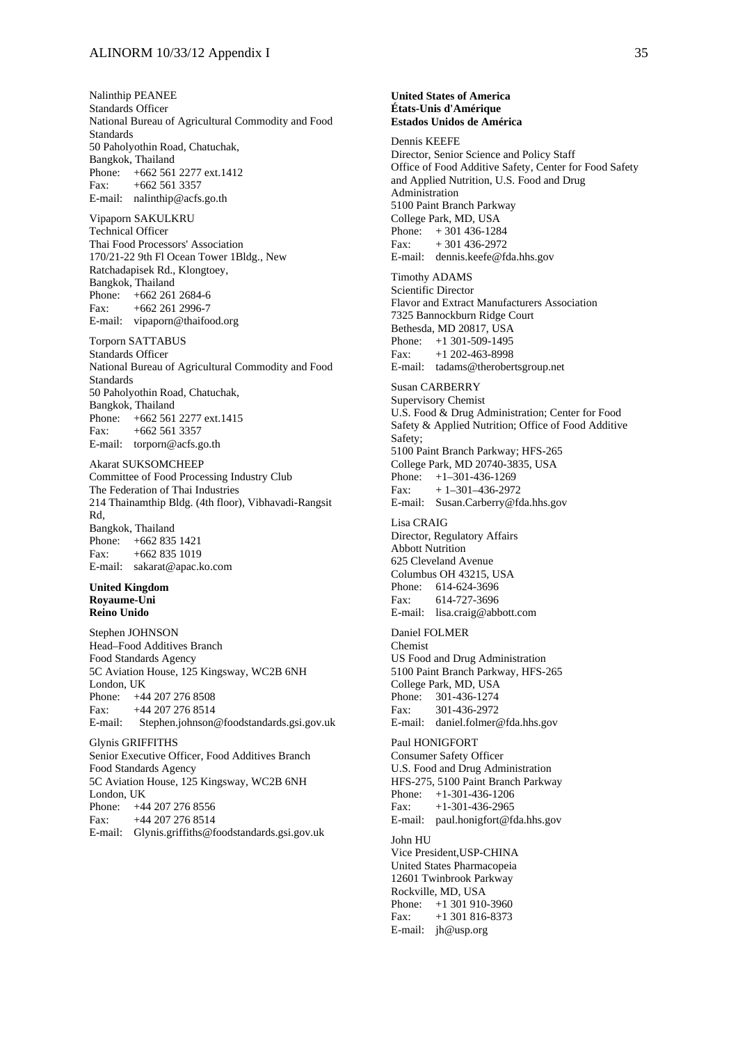Nalinthip PEANEE
Standards Officer
National Bureau of Agricultural Commodity and Food Standards
50 Paholyothin Road, Chatuchak,
Bangkok, Thailand
Phone: +662 561 2277 ext.1412
Fax: +662 561 3357
E-mail: nalinthip@acfs.go.th

Vipaporn SAKULKRU
Technical Officer
Thai Food Processors' Association
170/21-22 9th Fl Ocean Tower 1Bldg., New Ratchadapisek Rd., Klongtoey,
Bangkok, Thailand
Phone: +662 261 2684-6
Fax: +662 261 2996-7
E-mail: vipaporn@thaifood.org

Torporn SATTABUS
Standards Officer
National Bureau of Agricultural Commodity and Food Standards
50 Paholyothin Road, Chatuchak,
Bangkok, Thailand
Phone: +662 561 2277 ext.1415
Fax: +662 561 3357
E-mail: torporn@acfs.go.th

Akarat SUKSOMCHEEP
Committee of Food Processing Industry Club
The Federation of Thai Industries
214 Thainamthip Bldg. (4th floor), Vibhavadi-Rangsit Rd,
Bangkok, Thailand
Phone: +662 835 1421
Fax: +662 835 1019
E-mail: sakarat@apac.ko.com

**United Kingdom**
**Royaume-Uni**
**Reino Unido**

Stephen JOHNSON
Head–Food Additives Branch
Food Standards Agency
5C Aviation House, 125 Kingsway, WC2B 6NH
London, UK
Phone: +44 207 276 8508
Fax: +44 207 276 8514
E-mail: Stephen.johnson@foodstandards.gsi.gov.uk

Glynis GRIFFITHS
Senior Executive Officer, Food Additives Branch
Food Standards Agency
5C Aviation House, 125 Kingsway, WC2B 6NH
London, UK
Phone: +44 207 276 8556
Fax: +44 207 276 8514
E-mail: Glynis.griffiths@foodstandards.gsi.gov.uk

**United States of America**
**États-Unis d'Amérique**
**Estados Unidos de América**

Dennis KEEFE
Director, Senior Science and Policy Staff
Office of Food Additive Safety, Center for Food Safety and Applied Nutrition, U.S. Food and Drug Administration
5100 Paint Branch Parkway
College Park, MD, USA
Phone: + 301 436-1284
Fax: + 301 436-2972
E-mail: dennis.keefe@fda.hhs.gov

Timothy ADAMS
Scientific Director
Flavor and Extract Manufacturers Association
7325 Bannockburn Ridge Court
Bethesda, MD 20817, USA
Phone: +1 301-509-1495
Fax: +1 202-463-8998
E-mail: tadams@therobertsgroup.net

Susan CARBERRY
Supervisory Chemist
U.S. Food & Drug Administration; Center for Food Safety & Applied Nutrition; Office of Food Additive Safety;
5100 Paint Branch Parkway; HFS-265
College Park, MD 20740-3835, USA
Phone: +1–301-436-1269
Fax: + 1–301–436-2972
E-mail: Susan.Carberry@fda.hhs.gov

Lisa CRAIG
Director, Regulatory Affairs
Abbott Nutrition
625 Cleveland Avenue
Columbus OH 43215, USA
Phone: 614-624-3696
Fax: 614-727-3696
E-mail: lisa.craig@abbott.com

Daniel FOLMER
Chemist
US Food and Drug Administration
5100 Paint Branch Parkway, HFS-265
College Park, MD, USA
Phone: 301-436-1274
Fax: 301-436-2972
E-mail: daniel.folmer@fda.hhs.gov

Paul HONIGFORT
Consumer Safety Officer
U.S. Food and Drug Administration
HFS-275, 5100 Paint Branch Parkway
Phone: +1-301-436-1206
Fax: +1-301-436-2965
E-mail: paul.honigfort@fda.hhs.gov

John HU
Vice President,USP-CHINA
United States Pharmacopeia
12601 Twinbrook Parkway
Rockville, MD, USA
Phone: +1 301 910-3960
Fax: +1 301 816-8373
E-mail: jh@usp.org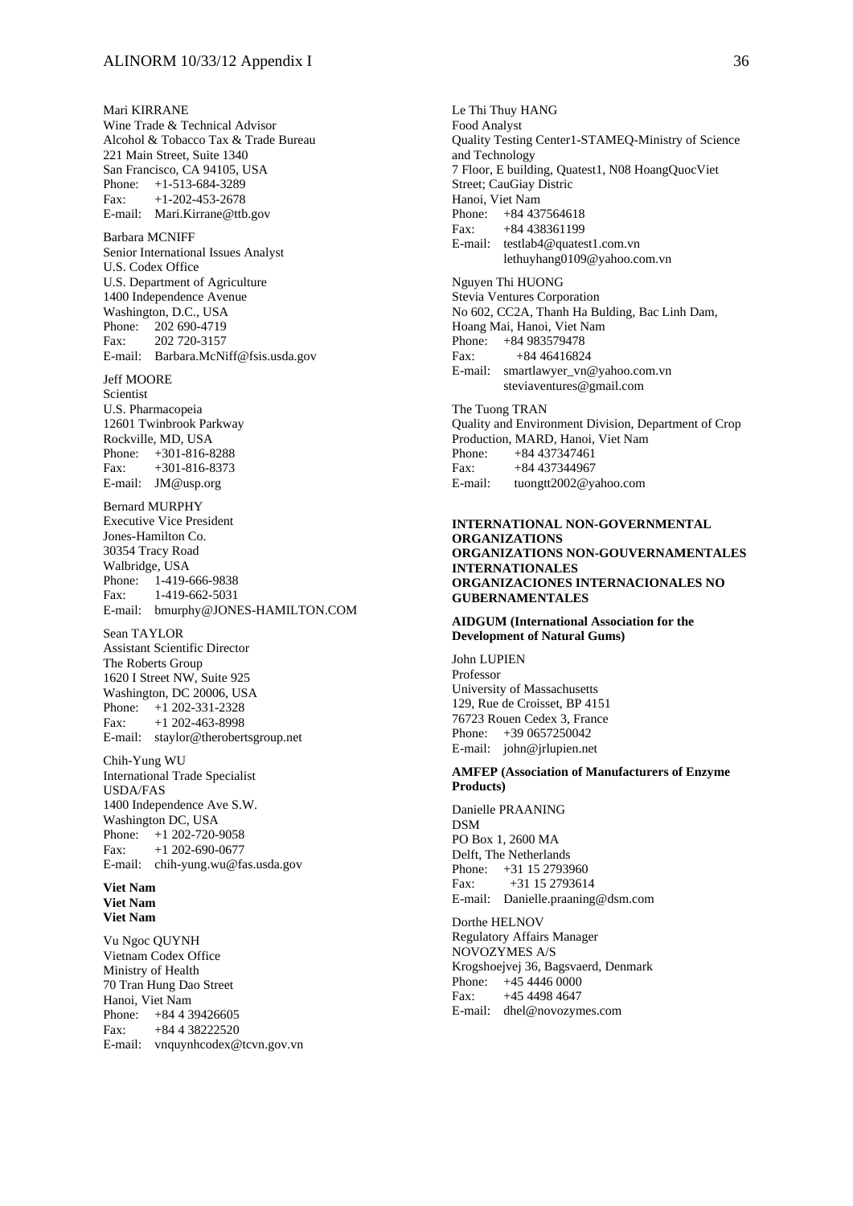Mari KIRRANE
Wine Trade & Technical Advisor
Alcohol & Tobacco Tax & Trade Bureau
221 Main Street, Suite 1340
San Francisco, CA 94105, USA
Phone: +1-513-684-3289
Fax: +1-202-453-2678
E-mail: Mari.Kirrane@ttb.gov

Barbara MCNIFF
Senior International Issues Analyst
U.S. Codex Office
U.S. Department of Agriculture
1400 Independence Avenue
Washington, D.C., USA
Phone: 202 690-4719
Fax: 202 720-3157
E-mail: Barbara.McNiff@fsis.usda.gov

Jeff MOORE
Scientist
U.S. Pharmacopeia
12601 Twinbrook Parkway
Rockville, MD, USA
Phone: +301-816-8288
Fax: +301-816-8373
E-mail: JM@usp.org

Bernard MURPHY
Executive Vice President
Jones-Hamilton Co.
30354 Tracy Road
Walbridge, USA
Phone: 1-419-666-9838
Fax: 1-419-662-5031
E-mail: bmurphy@JONES-HAMILTON.COM

Sean TAYLOR
Assistant Scientific Director
The Roberts Group
1620 I Street NW, Suite 925
Washington, DC 20006, USA
Phone: +1 202-331-2328
Fax: +1 202-463-8998
E-mail: staylor@therobertsgroup.net

Chih-Yung WU
International Trade Specialist
USDA/FAS
1400 Independence Ave S.W.
Washington DC, USA
Phone: +1 202-720-9058
Fax: +1 202-690-0677
E-mail: chih-yung.wu@fas.usda.gov

**Viet Nam**
**Viet Nam**
**Viet Nam**

Vu Ngoc QUYNH
Vietnam Codex Office
Ministry of Health
70 Tran Hung Dao Street
Hanoi, Viet Nam
Phone: +84 4 39426605
Fax: +84 4 38222520
E-mail: vnquynhcodex@tcvn.gov.vn

Le Thi Thuy HANG
Food Analyst
Quality Testing Center1-STAMEQ-Ministry of Science and Technology
7 Floor, E building, Quatest1, N08 HoangQuocViet Street; CauGiay Distric
Hanoi, Viet Nam
Phone: +84 437564618
Fax: +84 438361199
E-mail: testlab4@quatest1.com.vn
lethuyhang0109@yahoo.com.vn

Nguyen Thi HUONG
Stevia Ventures Corporation
No 602, CC2A, Thanh Ha Bulding, Bac Linh Dam, Hoang Mai, Hanoi, Viet Nam
Phone: +84 983579478
Fax: +84 46416824
E-mail: smartlawyer_vn@yahoo.com.vn
steviaventures@gmail.com

The Tuong TRAN
Quality and Environment Division, Department of Crop Production, MARD, Hanoi, Viet Nam
Phone: +84 437347461
Fax: +84 437344967
E-mail: tuongtt2002@yahoo.com

**INTERNATIONAL NON-GOVERNMENTAL ORGANIZATIONS**
**ORGANIZATIONS NON-GOUVERNAMENTALES INTERNATIONALES**
**ORGANIZACIONES INTERNACIONALES NO GUBERNAMENTALES**

**AIDGUM (International Association for the Development of Natural Gums)**

John LUPIEN
Professor
University of Massachusetts
129, Rue de Croisset, BP 4151
76723 Rouen Cedex 3, France
Phone: +39 0657250042
E-mail: john@jrlupien.net

**AMFEP (Association of Manufacturers of Enzyme Products)**

Danielle PRAANING
DSM
PO Box 1, 2600 MA
Delft, The Netherlands
Phone: +31 15 2793960
Fax: +31 15 2793614
E-mail: Danielle.praaning@dsm.com

Dorthe HELNOV
Regulatory Affairs Manager
NOVOZYMES A/S
Krogshoejvej 36, Bagsvaerd, Denmark
Phone: +45 4446 0000
Fax: +45 4498 4647
E-mail: dhel@novozymes.com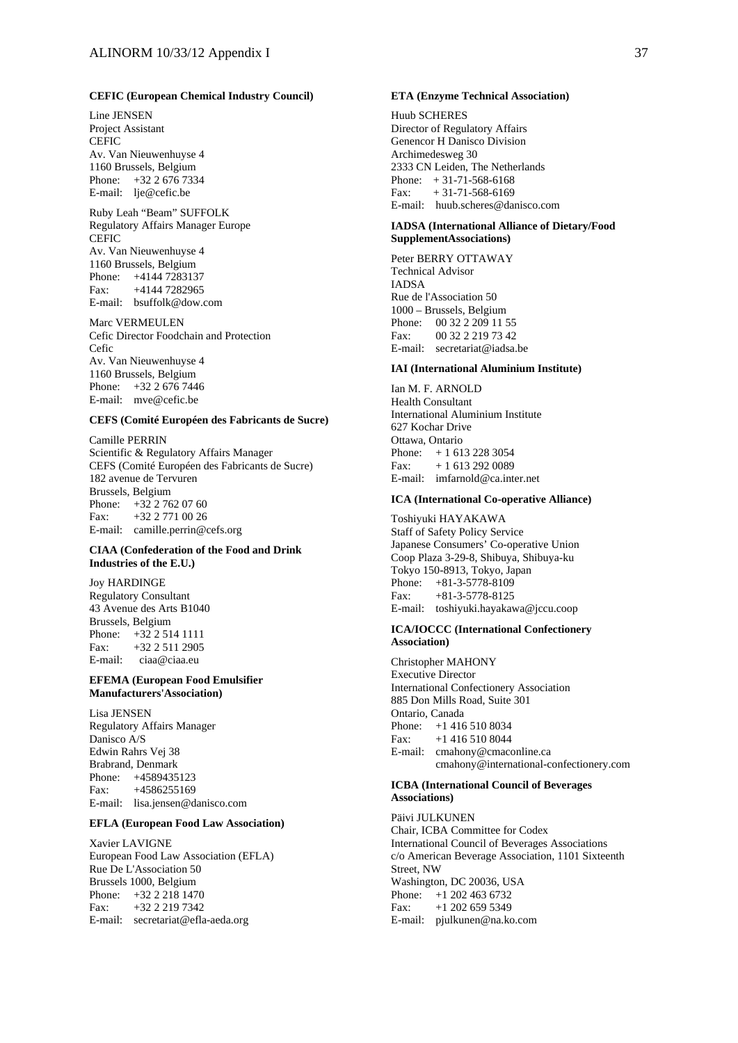**CEFIC (European Chemical Industry Council)**

Line JENSEN
Project Assistant
CEFIC
Av. Van Nieuwenhuyse 4
1160 Brussels, Belgium
Phone: +32 2 676 7334
E-mail: lje@cefic.be

Ruby Leah "Beam" SUFFOLK
Regulatory Affairs Manager Europe
CEFIC
Av. Van Nieuwenhuyse 4
1160 Brussels, Belgium
Phone: +4144 7283137
Fax: +4144 7282965
E-mail: bsuffolk@dow.com

Marc VERMEULEN
Cefic Director Foodchain and Protection
Cefic
Av. Van Nieuwenhuyse 4
1160 Brussels, Belgium
Phone: +32 2 676 7446
E-mail: mve@cefic.be

**CEFS (Comité Européen des Fabricants de Sucre)**

Camille PERRIN
Scientific & Regulatory Affairs Manager
CEFS (Comité Européen des Fabricants de Sucre)
182 avenue de Tervuren
Brussels, Belgium
Phone: +32 2 762 07 60
Fax: +32 2 771 00 26
E-mail: camille.perrin@cefs.org

**CIAA (Confederation of the Food and Drink Industries of the E.U.)**

Joy HARDINGE
Regulatory Consultant
43 Avenue des Arts B1040
Brussels, Belgium
Phone: +32 2 514 1111
Fax: +32 2 511 2905
E-mail: ciaa@ciaa.eu

**EFEMA (European Food Emulsifier Manufacturers'Association)**

Lisa JENSEN
Regulatory Affairs Manager
Danisco A/S
Edwin Rahrs Vej 38
Brabrand, Denmark
Phone: +4589435123
Fax: +4586255169
E-mail: lisa.jensen@danisco.com

**EFLA (European Food Law Association)**

Xavier LAVIGNE
European Food Law Association (EFLA)
Rue De L'Association 50
Brussels 1000, Belgium
Phone: +32 2 218 1470
Fax: +32 2 219 7342
E-mail: secretariat@efla-aeda.org

**ETA (Enzyme Technical Association)**

Huub SCHERES
Director of Regulatory Affairs
Genencor H Danisco Division
Archimedesweg 30
2333 CN Leiden, The Netherlands
Phone: + 31-71-568-6168
Fax: + 31-71-568-6169
E-mail: huub.scheres@danisco.com

**IADSA (International Alliance of Dietary/Food SupplementAssociations)**

Peter BERRY OTTAWAY
Technical Advisor
IADSA
Rue de l'Association 50
1000 – Brussels, Belgium
Phone: 00 32 2 209 11 55
Fax: 00 32 2 219 73 42
E-mail: secretariat@iadsa.be

**IAI (International Aluminium Institute)**

Ian M. F. ARNOLD
Health Consultant
International Aluminium Institute
627 Kochar Drive
Ottawa, Ontario
Phone: + 1 613 228 3054
Fax: + 1 613 292 0089
E-mail: imfarnold@ca.inter.net

**ICA (International Co-operative Alliance)**

Toshiyuki HAYAKAWA
Staff of Safety Policy Service
Japanese Consumers' Co-operative Union
Coop Plaza 3-29-8, Shibuya, Shibuya-ku
Tokyo 150-8913, Tokyo, Japan
Phone: +81-3-5778-8109
Fax: +81-3-5778-8125
E-mail: toshiyuki.hayakawa@jccu.coop

**ICA/IOCCC (International Confectionery Association)**

Christopher MAHONY
Executive Director
International Confectionery Association
885 Don Mills Road, Suite 301
Ontario, Canada
Phone: +1 416 510 8034
Fax: +1 416 510 8044
E-mail: cmahony@cmaconline.ca
cmahony@international-confectionery.com

**ICBA (International Council of Beverages Associations)**

Päivi JULKUNEN
Chair, ICBA Committee for Codex
International Council of Beverages Associations
c/o American Beverage Association, 1101 Sixteenth Street, NW
Washington, DC 20036, USA
Phone: +1 202 463 6732
Fax: +1 202 659 5349
E-mail: pjulkunen@na.ko.com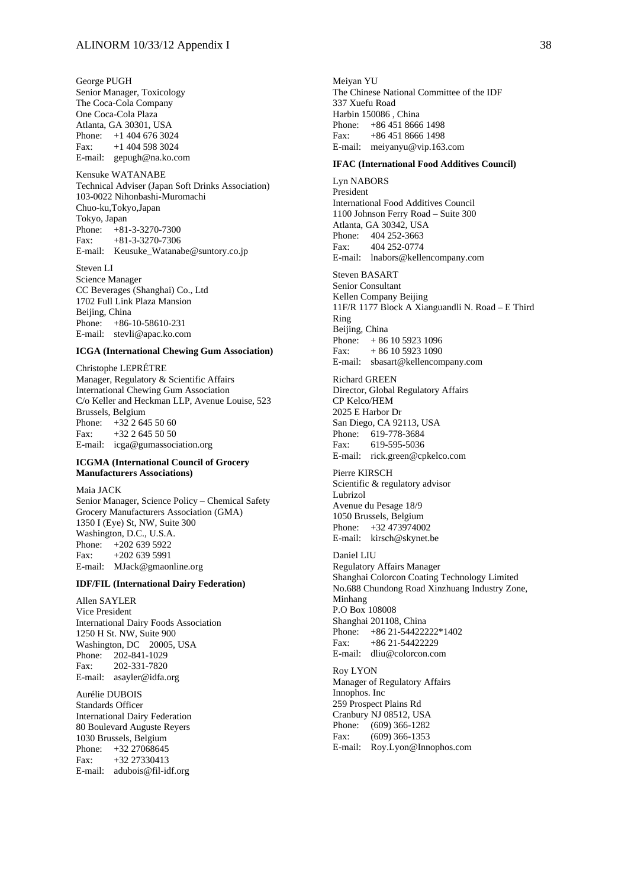George PUGH
Senior Manager, Toxicology
The Coca-Cola Company
One Coca-Cola Plaza
Atlanta, GA 30301, USA
Phone: +1 404 676 3024
Fax: +1 404 598 3024
E-mail: gepugh@na.ko.com

Kensuke WATANABE
Technical Adviser (Japan Soft Drinks Association)
103-0022 Nihonbashi-Muromachi
Chuo-ku,Tokyo,Japan
Tokyo, Japan
Phone: +81-3-3270-7300
Fax: +81-3-3270-7306
E-mail: Keusuke_Watanabe@suntory.co.jp

Steven LI
Science Manager
CC Beverages (Shanghai) Co., Ltd
1702 Full Link Plaza Mansion
Beijing, China
Phone: +86-10-58610-231
E-mail: stevli@apac.ko.com

**ICGA (International Chewing Gum Association)**

Christophe LEPRÉTRE
Manager, Regulatory & Scientific Affairs
International Chewing Gum Association
C/o Keller and Heckman LLP, Avenue Louise, 523
Brussels, Belgium
Phone: +32 2 645 50 60
Fax: +32 2 645 50 50
E-mail: icga@gumassociation.org

**ICGMA (International Council of Grocery Manufacturers Associations)**

Maia JACK
Senior Manager, Science Policy – Chemical Safety
Grocery Manufacturers Association (GMA)
1350 I (Eye) St, NW, Suite 300
Washington, D.C., U.S.A.
Phone: +202 639 5922
Fax: +202 639 5991
E-mail: MJack@gmaonline.org

**IDF/FIL (International Dairy Federation)**

Allen SAYLER
Vice President
International Dairy Foods Association
1250 H St. NW, Suite 900
Washington, DC 20005, USA
Phone: 202-841-1029
Fax: 202-331-7820
E-mail: asayler@idfa.org

Aurélie DUBOIS
Standards Officer
International Dairy Federation
80 Boulevard Auguste Reyers
1030 Brussels, Belgium
Phone: +32 27068645
Fax: +32 27330413
E-mail: adubois@fil-idf.org

Meiyan YU
The Chinese National Committee of the IDF
337 Xuefu Road
Harbin 150086 , China
Phone: +86 451 8666 1498
Fax: +86 451 8666 1498
E-mail: meiyanyu@vip.163.com

**IFAC (International Food Additives Council)**

Lyn NABORS
President
International Food Additives Council
1100 Johnson Ferry Road – Suite 300
Atlanta, GA 30342, USA
Phone: 404 252-3663
Fax: 404 252-0774
E-mail: lnabors@kellencompany.com

Steven BASART
Senior Consultant
Kellen Company Beijing
11F/R 1177 Block A Xianguandli N. Road – E Third Ring
Beijing, China
Phone: + 86 10 5923 1096
Fax: + 86 10 5923 1090
E-mail: sbasart@kellencompany.com

Richard GREEN
Director, Global Regulatory Affairs
CP Kelco/HEM
2025 E Harbor Dr
San Diego, CA 92113, USA
Phone: 619-778-3684
Fax: 619-595-5036
E-mail: rick.green@cpkelco.com

Pierre KIRSCH
Scientific & regulatory advisor
Lubrizol
Avenue du Pesage 18/9
1050 Brussels, Belgium
Phone: +32 473974002
E-mail: kirsch@skynet.be

Daniel LIU
Regulatory Affairs Manager
Shanghai Colorcon Coating Technology Limited
No.688 Chundong Road Xinzhuang Industry Zone, Minhang
P.O Box 108008
Shanghai 201108, China
Phone: +86 21-54422222*1402
Fax: +86 21-54422229
E-mail: dliu@colorcon.com

Roy LYON
Manager of Regulatory Affairs
Innophos. Inc
259 Prospect Plains Rd
Cranbury NJ 08512, USA
Phone: (609) 366-1282
Fax: (609) 366-1353
E-mail: Roy.Lyon@Innophos.com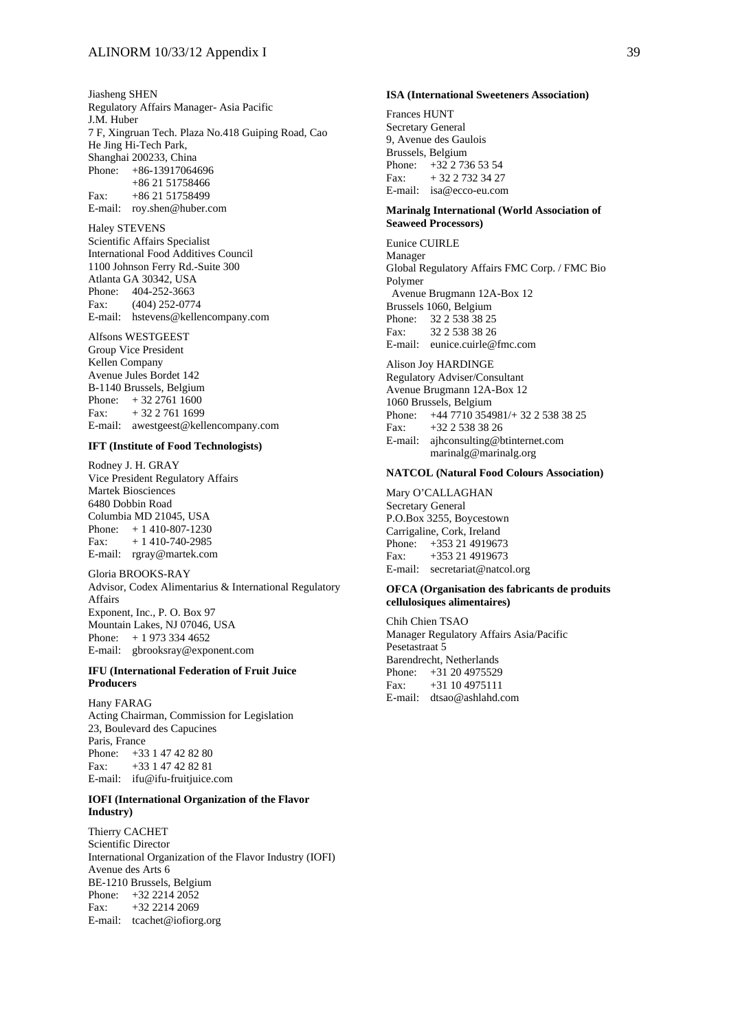Jiasheng SHEN
Regulatory Affairs Manager- Asia Pacific
J.M. Huber
7 F, Xingruan Tech. Plaza No.418 Guiping Road, Cao He Jing Hi-Tech Park,
Shanghai 200233, China
Phone: +86-13917064696
+86 21 51758466
Fax: +86 21 51758499
E-mail: roy.shen@huber.com

Haley STEVENS
Scientific Affairs Specialist
International Food Additives Council
1100 Johnson Ferry Rd.-Suite 300
Atlanta GA 30342, USA
Phone: 404-252-3663
Fax: (404) 252-0774
E-mail: hstevens@kellencompany.com

Alfsons WESTGEEST
Group Vice President
Kellen Company
Avenue Jules Bordet 142
B-1140 Brussels, Belgium
Phone: + 32 2761 1600
Fax: + 32 2 761 1699
E-mail: awestgeest@kellencompany.com

**IFT (Institute of Food Technologists)**

Rodney J. H. GRAY
Vice President Regulatory Affairs
Martek Biosciences
6480 Dobbin Road
Columbia MD 21045, USA
Phone: + 1 410-807-1230
Fax: + 1 410-740-2985
E-mail: rgray@martek.com

Gloria BROOKS-RAY
Advisor, Codex Alimentarius & International Regulatory Affairs
Exponent, Inc., P. O. Box 97
Mountain Lakes, NJ 07046, USA
Phone: + 1 973 334 4652
E-mail: gbrooksray@exponent.com

**IFU (International Federation of Fruit Juice Producers**

Hany FARAG
Acting Chairman, Commission for Legislation
23, Boulevard des Capucines
Paris, France
Phone: +33 1 47 42 82 80
Fax: +33 1 47 42 82 81
E-mail: ifu@ifu-fruitjuice.com

**IOFI (International Organization of the Flavor Industry)**

Thierry CACHET
Scientific Director
International Organization of the Flavor Industry (IOFI)
Avenue des Arts 6
BE-1210 Brussels, Belgium
Phone: +32 2214 2052
Fax: +32 2214 2069
E-mail: tcachet@iofiorg.org

**ISA (International Sweeteners Association)**

Frances HUNT
Secretary General
9, Avenue des Gaulois
Brussels, Belgium
Phone: +32 2 736 53 54
Fax: + 32 2 732 34 27
E-mail: isa@ecco-eu.com

**Marinalg International (World Association of Seaweed Processors)**

Eunice CUIRLE
Manager
Global Regulatory Affairs FMC Corp. / FMC Bio Polymer
Avenue Brugmann 12A-Box 12
Brussels 1060, Belgium
Phone: 32 2 538 38 25
Fax: 32 2 538 38 26
E-mail: eunice.cuirle@fmc.com

Alison Joy HARDINGE
Regulatory Adviser/Consultant
Avenue Brugmann 12A-Box 12
1060 Brussels, Belgium
Phone: +44 7710 354981/+ 32 2 538 38 25
Fax: +32 2 538 38 26
E-mail: ajhconsulting@btinternet.com
marinalg@marinalg.org

**NATCOL (Natural Food Colours Association)**

Mary O'CALLAGHAN
Secretary General
P.O.Box 3255, Boycestown
Carrigaline, Cork, Ireland
Phone: +353 21 4919673
Fax: +353 21 4919673
E-mail: secretariat@natcol.org

**OFCA (Organisation des fabricants de produits cellulosiques alimentaires)**

Chih Chien TSAO
Manager Regulatory Affairs Asia/Pacific
Pesetastraat 5
Barendrecht, Netherlands
Phone: +31 20 4975529
Fax: +31 10 4975111
E-mail: dtsao@ashlahd.com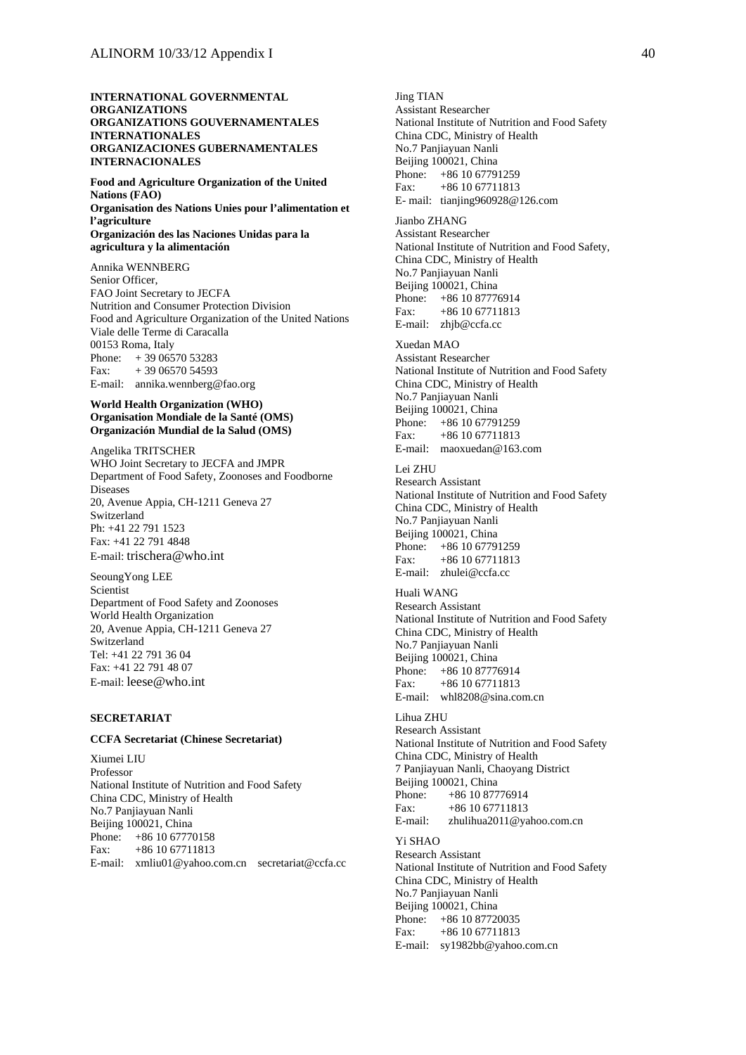**INTERNATIONAL GOVERNMENTAL ORGANIZATIONS**
**ORGANIZATIONS GOUVERNAMENTALES INTERNATIONALES**
**ORGANIZACIONES GUBERNAMENTALES INTERNACIONALES**

**Food and Agriculture Organization of the United Nations (FAO)**
**Organisation des Nations Unies pour l'alimentation et l'agriculture**
**Organización des las Naciones Unidas para la agricultura y la alimentación**

Annika WENNBERG
Senior Officer,
FAO Joint Secretary to JECFA
Nutrition and Consumer Protection Division
Food and Agriculture Organization of the United Nations
Viale delle Terme di Caracalla
00153 Roma, Italy
Phone: + 39 06570 53283
Fax: + 39 06570 54593
E-mail: annika.wennberg@fao.org

**World Health Organization (WHO)**
**Organisation Mondiale de la Santé (OMS)**
**Organización Mundial de la Salud (OMS)**

Angelika TRITSCHER
WHO Joint Secretary to JECFA and JMPR
Department of Food Safety, Zoonoses and Foodborne Diseases
20, Avenue Appia, CH-1211 Geneva 27
Switzerland
Ph: +41 22 791 1523
Fax: +41 22 791 4848
E-mail: trischera@who.int

SeoungYong LEE
Scientist
Department of Food Safety and Zoonoses
World Health Organization
20, Avenue Appia, CH-1211 Geneva 27
Switzerland
Tel: +41 22 791 36 04
Fax: +41 22 791 48 07
E-mail: leese@who.int

**SECRETARIAT**

**CCFA Secretariat (Chinese Secretariat)**

Xiumei LIU
Professor
National Institute of Nutrition and Food Safety
China CDC, Ministry of Health
No.7 Panjiayuan Nanli
Beijing 100021, China
Phone: +86 10 67770158
Fax: +86 10 67711813
E-mail: xmliu01@yahoo.com.cn secretariat@ccfa.cc

Jing TIAN
Assistant Researcher
National Institute of Nutrition and Food Safety
China CDC, Ministry of Health
No.7 Panjiayuan Nanli
Beijing 100021, China
Phone: +86 10 67791259
Fax: +86 10 67711813
E- mail: tianjing960928@126.com

Jianbo ZHANG
Assistant Researcher
National Institute of Nutrition and Food Safety,
China CDC, Ministry of Health
No.7 Panjiayuan Nanli
Beijing 100021, China
Phone: +86 10 87776914
Fax: +86 10 67711813
E-mail: zhjb@ccfa.cc

Xuedan MAO
Assistant Researcher
National Institute of Nutrition and Food Safety
China CDC, Ministry of Health
No.7 Panjiayuan Nanli
Beijing 100021, China
Phone: +86 10 67791259
Fax: +86 10 67711813
E-mail: maoxuedan@163.com

Lei ZHU
Research Assistant
National Institute of Nutrition and Food Safety
China CDC, Ministry of Health
No.7 Panjiayuan Nanli
Beijing 100021, China
Phone: +86 10 67791259
Fax: +86 10 67711813
E-mail: zhulei@ccfa.cc

Huali WANG
Research Assistant
National Institute of Nutrition and Food Safety
China CDC, Ministry of Health
No.7 Panjiayuan Nanli
Beijing 100021, China
Phone: +86 10 87776914
Fax: +86 10 67711813
E-mail: whl8208@sina.com.cn

Lihua ZHU
Research Assistant
National Institute of Nutrition and Food Safety
China CDC, Ministry of Health
7 Panjiayuan Nanli, Chaoyang District
Beijing 100021, China
Phone: +86 10 87776914
Fax: +86 10 67711813
E-mail: zhulihua2011@yahoo.com.cn

Yi SHAO
Research Assistant
National Institute of Nutrition and Food Safety
China CDC, Ministry of Health
No.7 Panjiayuan Nanli
Beijing 100021, China
Phone: +86 10 87720035
Fax: +86 10 67711813
E-mail: sy1982bb@yahoo.com.cn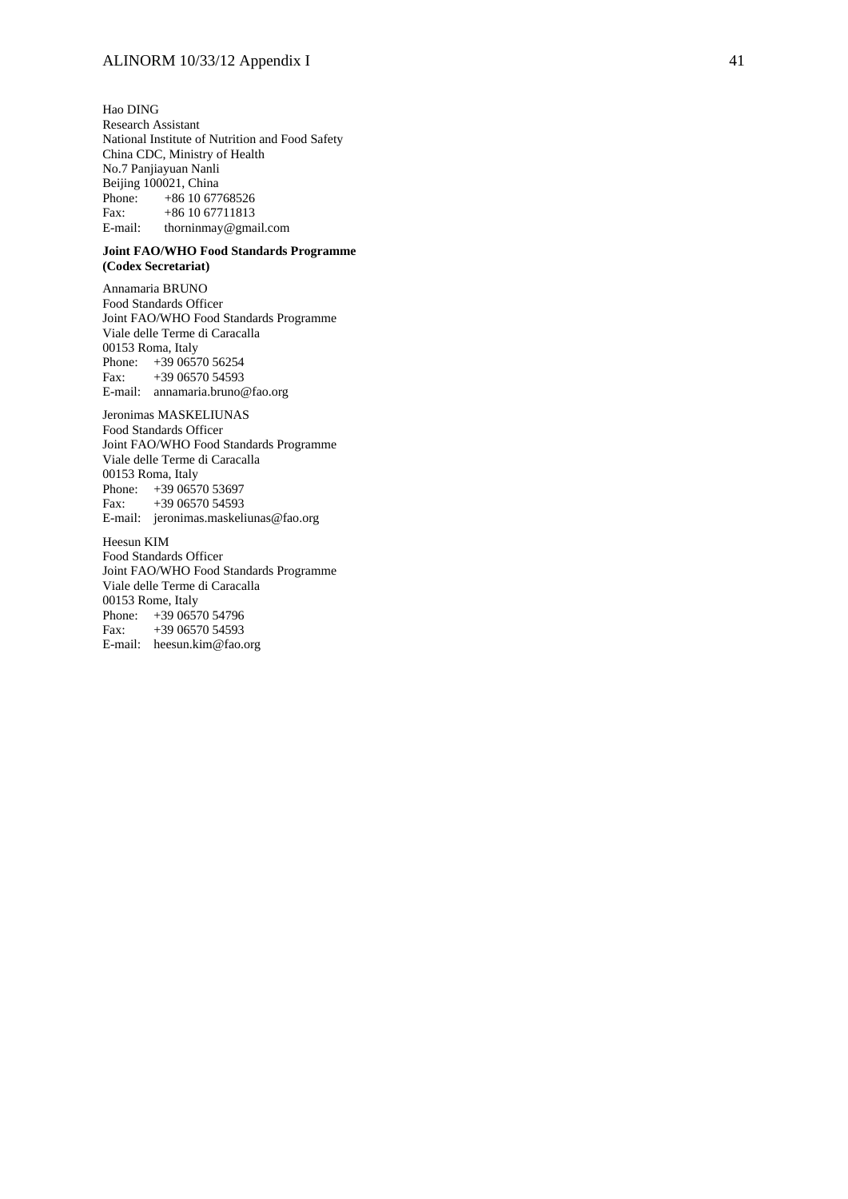Hao DING
Research Assistant
National Institute of Nutrition and Food Safety
China CDC, Ministry of Health
No.7 Panjiayuan Nanli
Beijing 100021, China
Phone: +86 10 67768526
Fax: +86 10 67711813
E-mail: thorninmay@gmail.com

**Joint FAO/WHO Food Standards Programme (Codex Secretariat)**

Annamaria BRUNO
Food Standards Officer
Joint FAO/WHO Food Standards Programme
Viale delle Terme di Caracalla
00153 Roma, Italy
Phone: +39 06570 56254
Fax: +39 06570 54593
E-mail: annamaria.bruno@fao.org

Jeronimas MASKELIUNAS
Food Standards Officer
Joint FAO/WHO Food Standards Programme
Viale delle Terme di Caracalla
00153 Roma, Italy
Phone: +39 06570 53697
Fax: +39 06570 54593
E-mail: jeronimas.maskeliunas@fao.org

Heesun KIM
Food Standards Officer
Joint FAO/WHO Food Standards Programme
Viale delle Terme di Caracalla
00153 Rome, Italy
Phone: +39 06570 54796
Fax: +39 06570 54593
E-mail: heesun.kim@fao.org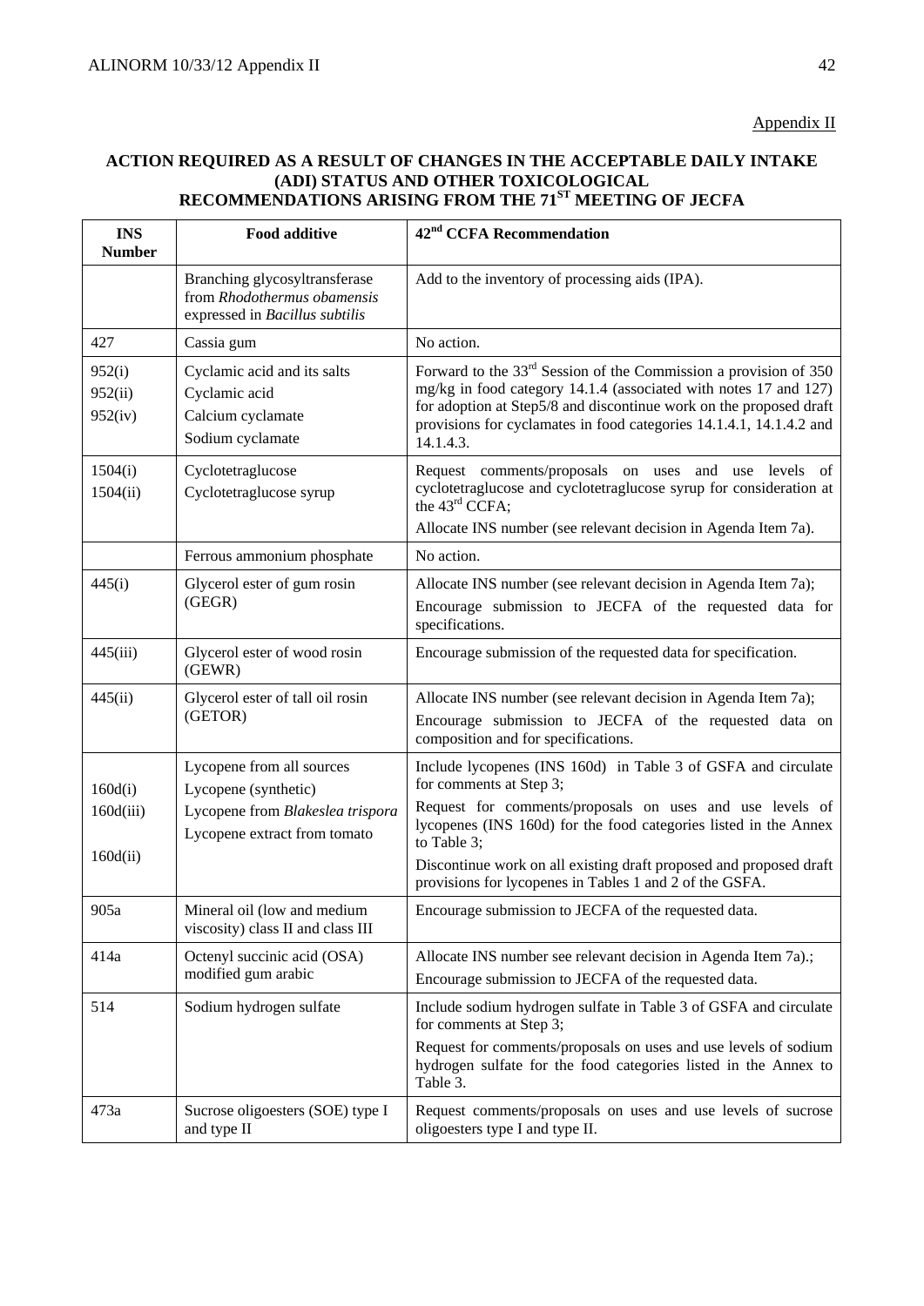Appendix II

## ACTION REQUIRED AS A RESULT OF CHANGES IN THE ACCEPTABLE DAILY INTAKE (ADI) STATUS AND OTHER TOXICOLOGICAL RECOMMENDATIONS ARISING FROM THE 71ST MEETING OF JECFA

| INS Number | Food additive | 42nd CCFA Recommendation |
|---|---|---|
| | Branching glycosyltransferase from *Rhodothermus obamensis* expressed in *Bacillus subtilis* | Add to the inventory of processing aids (IPA). |
| 427 | Cassia gum | No action. |
| 952(i)<br>952(ii)<br>952(iv) | Cyclamic acid and its salts<br>Cyclamic acid<br>Calcium cyclamate<br>Sodium cyclamate | Forward to the 33rd Session of the Commission a provision of 350 mg/kg in food category 14.1.4 (associated with notes 17 and 127) for adoption at Step5/8 and discontinue work on the proposed draft provisions for cyclamates in food categories 14.1.4.1, 14.1.4.2 and 14.1.4.3. |
| 1504(i)<br>1504(ii) | Cyclotetraglucose<br>Cyclotetraglucose syrup | Request comments/proposals on uses and use levels of cyclotetraglucose and cyclotetraglucose syrup for consideration at the 43rd CCFA;<br>Allocate INS number (see relevant decision in Agenda Item 7a). |
| | Ferrous ammonium phosphate | No action. |
| 445(i) | Glycerol ester of gum rosin (GEGR) | Allocate INS number (see relevant decision in Agenda Item 7a);<br>Encourage submission to JECFA of the requested data for specifications. |
| 445(iii) | Glycerol ester of wood rosin (GEWR) | Encourage submission of the requested data for specification. |
| 445(ii) | Glycerol ester of tall oil rosin (GETOR) | Allocate INS number (see relevant decision in Agenda Item 7a);<br>Encourage submission to JECFA of the requested data on composition and for specifications. |
| <br>160d(i)<br>160d(iii)<br>160d(ii) | Lycopene from all sources<br>Lycopene (synthetic)<br>Lycopene from *Blakeslea trispora*<br>Lycopene extract from tomato | Include lycopenes (INS 160d) in Table 3 of GSFA and circulate for comments at Step 3;<br>Request for comments/proposals on uses and use levels of lycopenes (INS 160d) for the food categories listed in the Annex to Table 3;<br>Discontinue work on all existing draft proposed and proposed draft provisions for lycopenes in Tables 1 and 2 of the GSFA. |
| 905a | Mineral oil (low and medium viscosity) class II and class III | Encourage submission to JECFA of the requested data. |
| 414a | Octenyl succinic acid (OSA) modified gum arabic | Allocate INS number see relevant decision in Agenda Item 7a).;<br>Encourage submission to JECFA of the requested data. |
| 514 | Sodium hydrogen sulfate | Include sodium hydrogen sulfate in Table 3 of GSFA and circulate for comments at Step 3;<br>Request for comments/proposals on uses and use levels of sodium hydrogen sulfate for the food categories listed in the Annex to Table 3. |
| 473a | Sucrose oligoesters (SOE) type I and type II | Request comments/proposals on uses and use levels of sucrose oligoesters type I and type II. |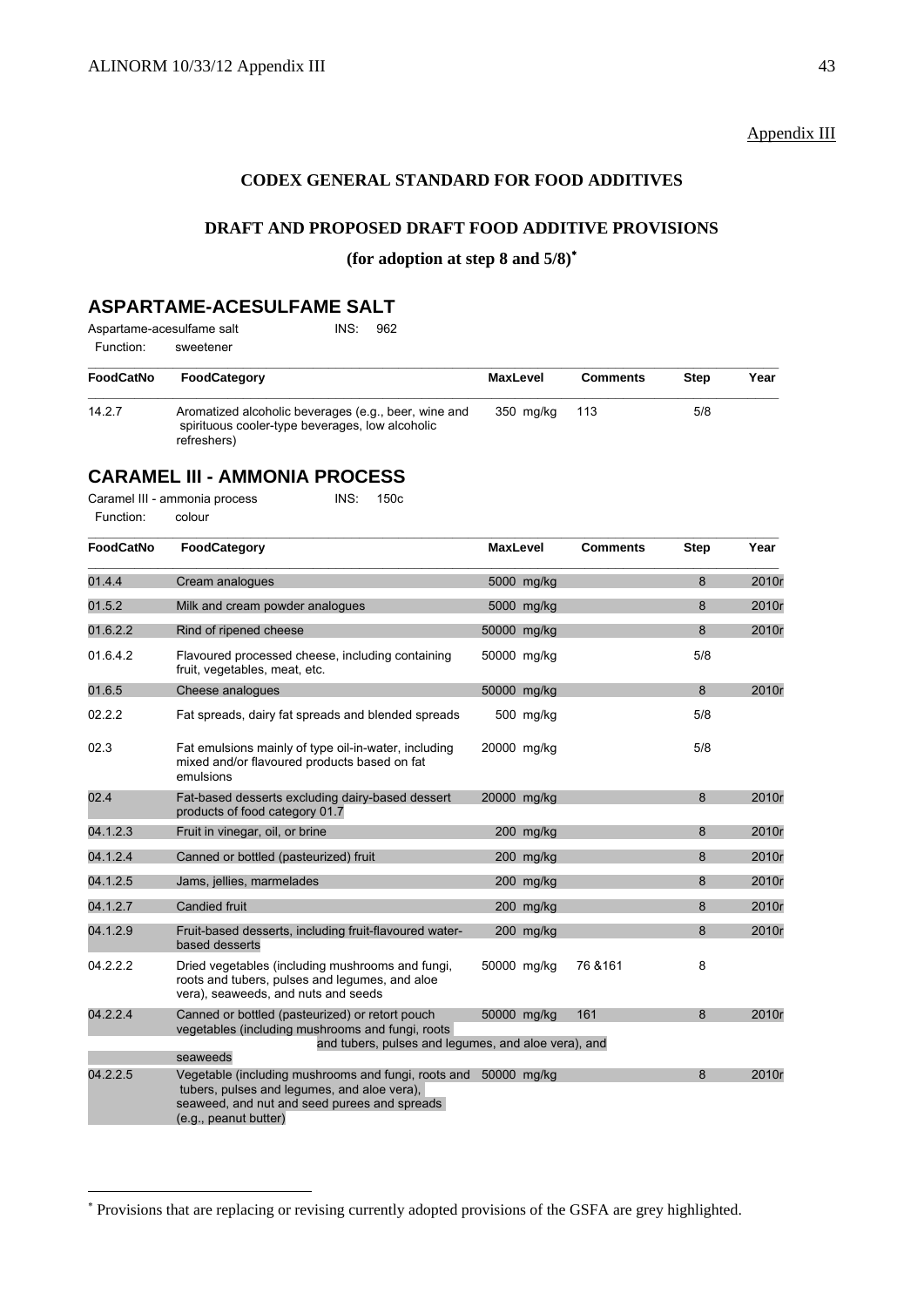Appendix III

## CODEX GENERAL STANDARD FOR FOOD ADDITIVES

### DRAFT AND PROPOSED DRAFT FOOD ADDITIVE PROVISIONS

### (for adoption at step 8 and 5/8)*

## ASPARTAME-ACESULFAME SALT

Aspartame-acesulfame salt INS: 962

Function: sweetener

| FoodCatNo | FoodCategory | MaxLevel | Comments | Step | Year |
|---|---|---|---|---|---|
| 14.2.7 | Aromatized alcoholic beverages (e.g., beer, wine and spirituous cooler-type beverages, low alcoholic refreshers) | 350 mg/kg | 113 | 5/8 | |

## CARAMEL III - AMMONIA PROCESS

Caramel III - ammonia process INS: 150c

Function: colour

| FoodCatNo | FoodCategory | MaxLevel | Comments | Step | Year |
|---|---|---|---|---|---|
| 01.4.4 | Cream analogues | 5000 mg/kg | | 8 | 2010r |
| 01.5.2 | Milk and cream powder analogues | 5000 mg/kg | | 8 | 2010r |
| 01.6.2.2 | Rind of ripened cheese | 50000 mg/kg | | 8 | 2010r |
| 01.6.4.2 | Flavoured processed cheese, including containing fruit, vegetables, meat, etc. | 50000 mg/kg | | 5/8 | |
| 01.6.5 | Cheese analogues | 50000 mg/kg | | 8 | 2010r |
| 02.2.2 | Fat spreads, dairy fat spreads and blended spreads | 500 mg/kg | | 5/8 | |
| 02.3 | Fat emulsions mainly of type oil-in-water, including mixed and/or flavoured products based on fat emulsions | 20000 mg/kg | | 5/8 | |
| 02.4 | Fat-based desserts excluding dairy-based dessert products of food category 01.7 | 20000 mg/kg | | 8 | 2010r |
| 04.1.2.3 | Fruit in vinegar, oil, or brine | 200 mg/kg | | 8 | 2010r |
| 04.1.2.4 | Canned or bottled (pasteurized) fruit | 200 mg/kg | | 8 | 2010r |
| 04.1.2.5 | Jams, jellies, marmelades | 200 mg/kg | | 8 | 2010r |
| 04.1.2.7 | Candied fruit | 200 mg/kg | | 8 | 2010r |
| 04.1.2.9 | Fruit-based desserts, including fruit-flavoured water-based desserts | 200 mg/kg | | 8 | 2010r |
| 04.2.2.2 | Dried vegetables (including mushrooms and fungi, roots and tubers, pulses and legumes, and aloe vera), seaweeds, and nuts and seeds | 50000 mg/kg | 76 &161 | 8 | |
| 04.2.2.4 | Canned or bottled (pasteurized) or retort pouch vegetables (including mushrooms and fungi, roots and tubers, pulses and legumes, and aloe vera), and seaweeds | 50000 mg/kg | 161 | 8 | 2010r |
| 04.2.2.5 | Vegetable (including mushrooms and fungi, roots and tubers, pulses and legumes, and aloe vera), seaweed, and nut and seed purees and spreads (e.g., peanut butter) | 50000 mg/kg | | 8 | 2010r |

* Provisions that are replacing or revising currently adopted provisions of the GSFA are grey highlighted.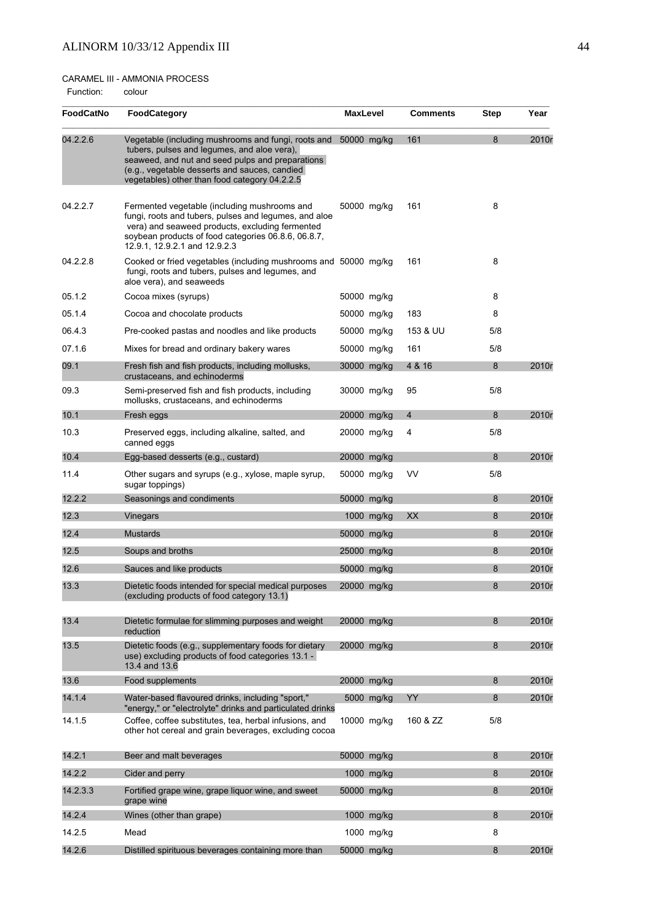CARAMEL III - AMMONIA PROCESS

Function: colour

| FoodCatNo | FoodCategory | MaxLevel | Comments | Step | Year |
|---|---|---|---|---|---|
| 04.2.2.6 | Vegetable (including mushrooms and fungi, roots and tubers, pulses and legumes, and aloe vera), seaweed, and nut and seed pulps and preparations (e.g., vegetable desserts and sauces, candied vegetables) other than food category 04.2.2.5 | 50000 mg/kg | 161 | 8 | 2010r |
| 04.2.2.7 | Fermented vegetable (including mushrooms and fungi, roots and tubers, pulses and legumes, and aloe vera) and seaweed products, excluding fermented soybean products of food categories 06.8.6, 06.8.7, 12.9.1, 12.9.2.1 and 12.9.2.3 | 50000 mg/kg | 161 | 8 | |
| 04.2.2.8 | Cooked or fried vegetables (including mushrooms and fungi, roots and tubers, pulses and legumes, and aloe vera), and seaweeds | 50000 mg/kg | 161 | 8 | |
| 05.1.2 | Cocoa mixes (syrups) | 50000 mg/kg | | 8 | |
| 05.1.4 | Cocoa and chocolate products | 50000 mg/kg | 183 | 8 | |
| 06.4.3 | Pre-cooked pastas and noodles and like products | 50000 mg/kg | 153 & UU | 5/8 | |
| 07.1.6 | Mixes for bread and ordinary bakery wares | 50000 mg/kg | 161 | 5/8 | |
| 09.1 | Fresh fish and fish products, including mollusks, crustaceans, and echinoderms | 30000 mg/kg | 4 & 16 | 8 | 2010r |
| 09.3 | Semi-preserved fish and fish products, including mollusks, crustaceans, and echinoderms | 30000 mg/kg | 95 | 5/8 | |
| 10.1 | Fresh eggs | 20000 mg/kg | 4 | 8 | 2010r |
| 10.3 | Preserved eggs, including alkaline, salted, and canned eggs | 20000 mg/kg | 4 | 5/8 | |
| 10.4 | Egg-based desserts (e.g., custard) | 20000 mg/kg | | 8 | 2010r |
| 11.4 | Other sugars and syrups (e.g., xylose, maple syrup, sugar toppings) | 50000 mg/kg | VV | 5/8 | |
| 12.2.2 | Seasonings and condiments | 50000 mg/kg | | 8 | 2010r |
| 12.3 | Vinegars | 1000 mg/kg | XX | 8 | 2010r |
| 12.4 | Mustards | 50000 mg/kg | | 8 | 2010r |
| 12.5 | Soups and broths | 25000 mg/kg | | 8 | 2010r |
| 12.6 | Sauces and like products | 50000 mg/kg | | 8 | 2010r |
| 13.3 | Dietetic foods intended for special medical purposes (excluding products of food category 13.1) | 20000 mg/kg | | 8 | 2010r |
| 13.4 | Dietetic formulae for slimming purposes and weight reduction | 20000 mg/kg | | 8 | 2010r |
| 13.5 | Dietetic foods (e.g., supplementary foods for dietary use) excluding products of food categories 13.1 - 13.4 and 13.6 | 20000 mg/kg | | 8 | 2010r |
| 13.6 | Food supplements | 20000 mg/kg | | 8 | 2010r |
| 14.1.4 | Water-based flavoured drinks, including "sport," "energy," or "electrolyte" drinks and particulated drinks | 5000 mg/kg | YY | 8 | 2010r |
| 14.1.5 | Coffee, coffee substitutes, tea, herbal infusions, and other hot cereal and grain beverages, excluding cocoa | 10000 mg/kg | 160 & ZZ | 5/8 | |
| 14.2.1 | Beer and malt beverages | 50000 mg/kg | | 8 | 2010r |
| 14.2.2 | Cider and perry | 1000 mg/kg | | 8 | 2010r |
| 14.2.3.3 | Fortified grape wine, grape liquor wine, and sweet grape wine | 50000 mg/kg | | 8 | 2010r |
| 14.2.4 | Wines (other than grape) | 1000 mg/kg | | 8 | 2010r |
| 14.2.5 | Mead | 1000 mg/kg | | 8 | |
| 14.2.6 | Distilled spirituous beverages containing more than | 50000 mg/kg | | 8 | 2010r |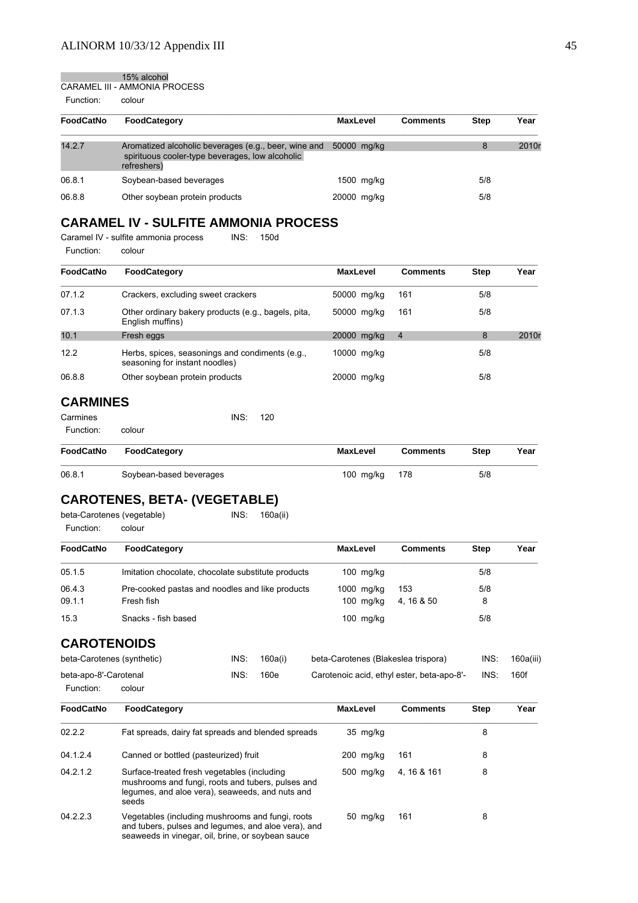15% alcohol

CARAMEL III - AMMONIA PROCESS

Function: colour

| FoodCatNo | FoodCategory | MaxLevel | Comments | Step | Year |
|---|---|---|---|---|---|
| 14.2.7 | Aromatized alcoholic beverages (e.g., beer, wine and spirituous cooler-type beverages, low alcoholic refreshers) | 50000 mg/kg | | 8 | 2010r |
| 06.8.1 | Soybean-based beverages | 1500 mg/kg | | 5/8 | |
| 06.8.8 | Other soybean protein products | 20000 mg/kg | | 5/8 | |

## CARAMEL IV - SULFITE AMMONIA PROCESS

Caramel IV - sulfite ammonia process INS: 150d

Function: colour

| FoodCatNo | FoodCategory | MaxLevel | Comments | Step | Year |
|---|---|---|---|---|---|
| 07.1.2 | Crackers, excluding sweet crackers | 50000 mg/kg | 161 | 5/8 | |
| 07.1.3 | Other ordinary bakery products (e.g., bagels, pita, English muffins) | 50000 mg/kg | 161 | 5/8 | |
| 10.1 | Fresh eggs | 20000 mg/kg | 4 | 8 | 2010r |
| 12.2 | Herbs, spices, seasonings and condiments (e.g., seasoning for instant noodles) | 10000 mg/kg | | 5/8 | |
| 06.8.8 | Other soybean protein products | 20000 mg/kg | | 5/8 | |

## CARMINES

Carmines INS: 120

Function: colour

| FoodCatNo | FoodCategory | MaxLevel | Comments | Step | Year |
|---|---|---|---|---|---|
| 06.8.1 | Soybean-based beverages | 100 mg/kg | 178 | 5/8 | |

## CAROTENES, BETA- (VEGETABLE)

beta-Carotenes (vegetable) INS: 160a(ii)

Function: colour

| FoodCatNo | FoodCategory | MaxLevel | Comments | Step | Year |
|---|---|---|---|---|---|
| 05.1.5 | Imitation chocolate, chocolate substitute products | 100 mg/kg | | 5/8 | |
| 06.4.3 | Pre-cooked pastas and noodles and like products | 1000 mg/kg | 153 | 5/8 | |
| 09.1.1 | Fresh fish | 100 mg/kg | 4, 16 & 50 | 8 | |
| 15.3 | Snacks - fish based | 100 mg/kg | | 5/8 | |

## CAROTENOIDS

beta-Carotenes (synthetic) INS: 160a(i)  beta-Carotenes (Blakeslea trispora) INS: 160a(iii)

beta-apo-8'-Carotenal INS: 160e  Carotenoic acid, ethyl ester, beta-apo-8'- INS: 160f

Function: colour

| FoodCatNo | FoodCategory | MaxLevel | Comments | Step | Year |
|---|---|---|---|---|---|
| 02.2.2 | Fat spreads, dairy fat spreads and blended spreads | 35 mg/kg | | 8 | |
| 04.1.2.4 | Canned or bottled (pasteurized) fruit | 200 mg/kg | 161 | 8 | |
| 04.2.1.2 | Surface-treated fresh vegetables (including mushrooms and fungi, roots and tubers, pulses and legumes, and aloe vera), seaweeds, and nuts and seeds | 500 mg/kg | 4, 16 & 161 | 8 | |
| 04.2.2.3 | Vegetables (including mushrooms and fungi, roots and tubers, pulses and legumes, and aloe vera), and seaweeds in vinegar, oil, brine, or soybean sauce | 50 mg/kg | 161 | 8 | |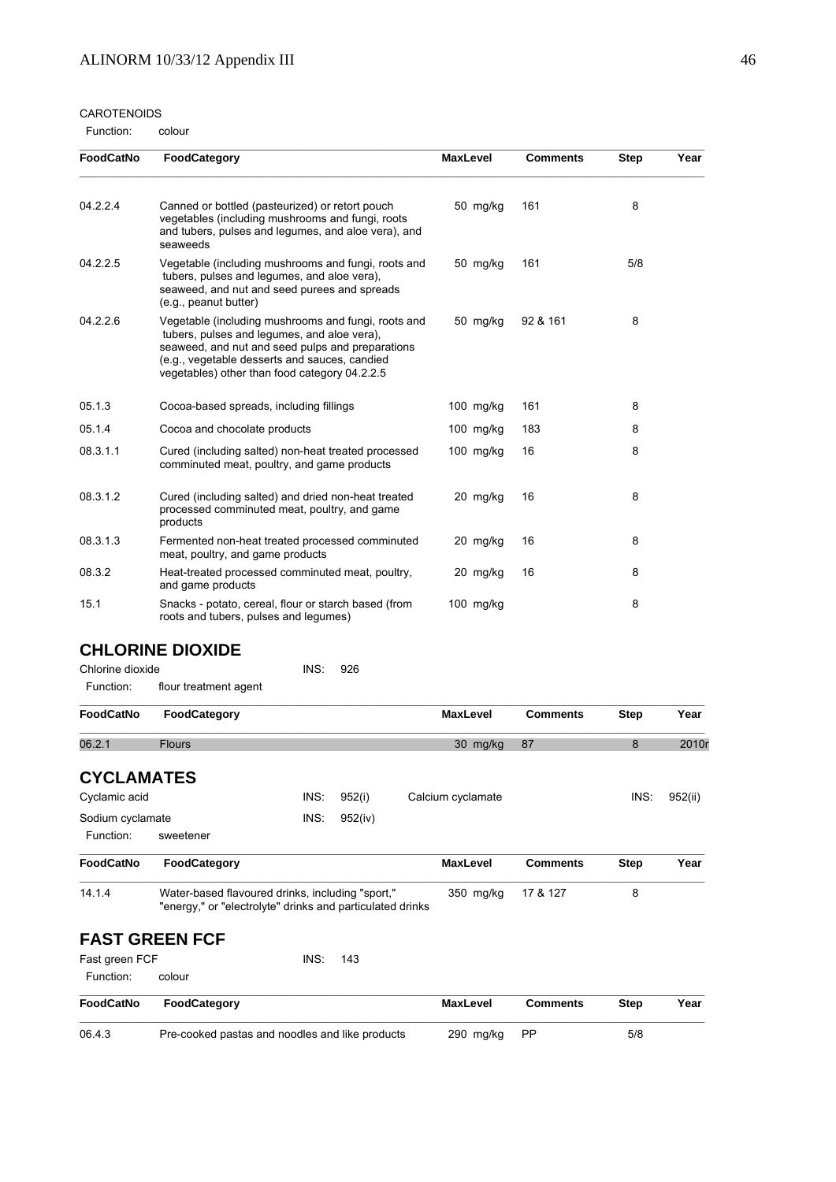CAROTENOIDS

Function: colour

| FoodCatNo | FoodCategory | MaxLevel | Comments | Step | Year |
|---|---|---|---|---|---|
| 04.2.2.4 | Canned or bottled (pasteurized) or retort pouch vegetables (including mushrooms and fungi, roots and tubers, pulses and legumes, and aloe vera), and seaweeds | 50 mg/kg | 161 | 8 | |
| 04.2.2.5 | Vegetable (including mushrooms and fungi, roots and tubers, pulses and legumes, and aloe vera), seaweed, and nut and seed purees and spreads (e.g., peanut butter) | 50 mg/kg | 161 | 5/8 | |
| 04.2.2.6 | Vegetable (including mushrooms and fungi, roots and tubers, pulses and legumes, and aloe vera), seaweed, and nut and seed pulps and preparations (e.g., vegetable desserts and sauces, candied vegetables) other than food category 04.2.2.5 | 50 mg/kg | 92 & 161 | 8 | |
| 05.1.3 | Cocoa-based spreads, including fillings | 100 mg/kg | 161 | 8 | |
| 05.1.4 | Cocoa and chocolate products | 100 mg/kg | 183 | 8 | |
| 08.3.1.1 | Cured (including salted) non-heat treated processed comminuted meat, poultry, and game products | 100 mg/kg | 16 | 8 | |
| 08.3.1.2 | Cured (including salted) and dried non-heat treated processed comminuted meat, poultry, and game products | 20 mg/kg | 16 | 8 | |
| 08.3.1.3 | Fermented non-heat treated processed comminuted meat, poultry, and game products | 20 mg/kg | 16 | 8 | |
| 08.3.2 | Heat-treated processed comminuted meat, poultry, and game products | 20 mg/kg | 16 | 8 | |
| 15.1 | Snacks - potato, cereal, flour or starch based (from roots and tubers, pulses and legumes) | 100 mg/kg | | 8 | |

## CHLORINE DIOXIDE

Chlorine dioxide INS: 926

Function: flour treatment agent

| FoodCatNo | FoodCategory | MaxLevel | Comments | Step | Year |
|---|---|---|---|---|---|
| 06.2.1 | Flours | 30 mg/kg | 87 | 8 | 2010r |

## CYCLAMATES

Cyclamic acid INS: 952(i) Calcium cyclamate INS: 952(ii)

Sodium cyclamate INS: 952(iv)

Function: sweetener

| FoodCatNo | FoodCategory | MaxLevel | Comments | Step | Year |
|---|---|---|---|---|---|
| 14.1.4 | Water-based flavoured drinks, including "sport," "energy," or "electrolyte" drinks and particulated drinks | 350 mg/kg | 17 & 127 | 8 | |

## FAST GREEN FCF

Fast green FCF INS: 143

Function: colour

| FoodCatNo | FoodCategory | MaxLevel | Comments | Step | Year |
|---|---|---|---|---|---|
| 06.4.3 | Pre-cooked pastas and noodles and like products | 290 mg/kg | PP | 5/8 | |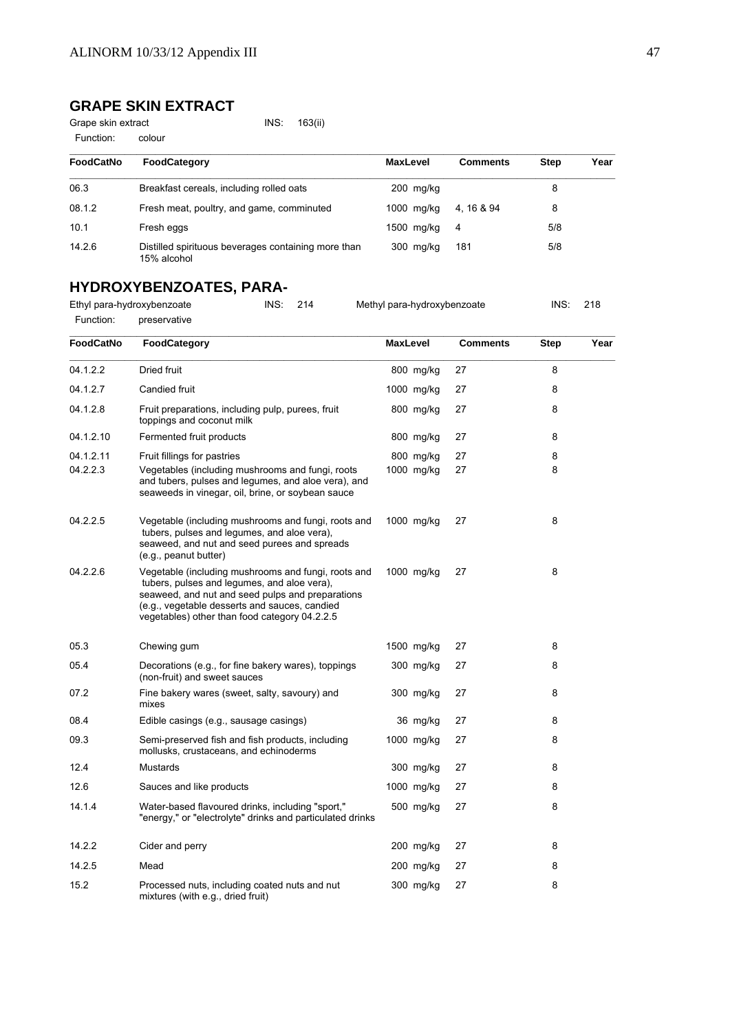## GRAPE SKIN EXTRACT

Grape skin extract INS: 163(ii)

Function: colour

| FoodCatNo | FoodCategory | MaxLevel | Comments | Step | Year |
|---|---|---|---|---|---|
| 06.3 | Breakfast cereals, including rolled oats | 200 mg/kg | | 8 | |
| 08.1.2 | Fresh meat, poultry, and game, comminuted | 1000 mg/kg | 4, 16 & 94 | 8 | |
| 10.1 | Fresh eggs | 1500 mg/kg | 4 | 5/8 | |
| 14.2.6 | Distilled spirituous beverages containing more than 15% alcohol | 300 mg/kg | 181 | 5/8 | |

## HYDROXYBENZOATES, PARA-

Ethyl para-hydroxybenzoate INS: 214 Methyl para-hydroxybenzoate INS: 218

Function: preservative

| FoodCatNo | FoodCategory | MaxLevel | Comments | Step | Year |
|---|---|---|---|---|---|
| 04.1.2.2 | Dried fruit | 800 mg/kg | 27 | 8 | |
| 04.1.2.7 | Candied fruit | 1000 mg/kg | 27 | 8 | |
| 04.1.2.8 | Fruit preparations, including pulp, purees, fruit toppings and coconut milk | 800 mg/kg | 27 | 8 | |
| 04.1.2.10 | Fermented fruit products | 800 mg/kg | 27 | 8 | |
| 04.1.2.11 | Fruit fillings for pastries | 800 mg/kg | 27 | 8 | |
| 04.2.2.3 | Vegetables (including mushrooms and fungi, roots and tubers, pulses and legumes, and aloe vera), and seaweeds in vinegar, oil, brine, or soybean sauce | 1000 mg/kg | 27 | 8 | |
| 04.2.2.5 | Vegetable (including mushrooms and fungi, roots and tubers, pulses and legumes, and aloe vera), seaweed, and nut and seed purees and spreads (e.g., peanut butter) | 1000 mg/kg | 27 | 8 | |
| 04.2.2.6 | Vegetable (including mushrooms and fungi, roots and tubers, pulses and legumes, and aloe vera), seaweed, and nut and seed pulps and preparations (e.g., vegetable desserts and sauces, candied vegetables) other than food category 04.2.2.5 | 1000 mg/kg | 27 | 8 | |
| 05.3 | Chewing gum | 1500 mg/kg | 27 | 8 | |
| 05.4 | Decorations (e.g., for fine bakery wares), toppings (non-fruit) and sweet sauces | 300 mg/kg | 27 | 8 | |
| 07.2 | Fine bakery wares (sweet, salty, savoury) and mixes | 300 mg/kg | 27 | 8 | |
| 08.4 | Edible casings (e.g., sausage casings) | 36 mg/kg | 27 | 8 | |
| 09.3 | Semi-preserved fish and fish products, including mollusks, crustaceans, and echinoderms | 1000 mg/kg | 27 | 8 | |
| 12.4 | Mustards | 300 mg/kg | 27 | 8 | |
| 12.6 | Sauces and like products | 1000 mg/kg | 27 | 8 | |
| 14.1.4 | Water-based flavoured drinks, including "sport," "energy," or "electrolyte" drinks and particulated drinks | 500 mg/kg | 27 | 8 | |
| 14.2.2 | Cider and perry | 200 mg/kg | 27 | 8 | |
| 14.2.5 | Mead | 200 mg/kg | 27 | 8 | |
| 15.2 | Processed nuts, including coated nuts and nut mixtures (with e.g., dried fruit) | 300 mg/kg | 27 | 8 | |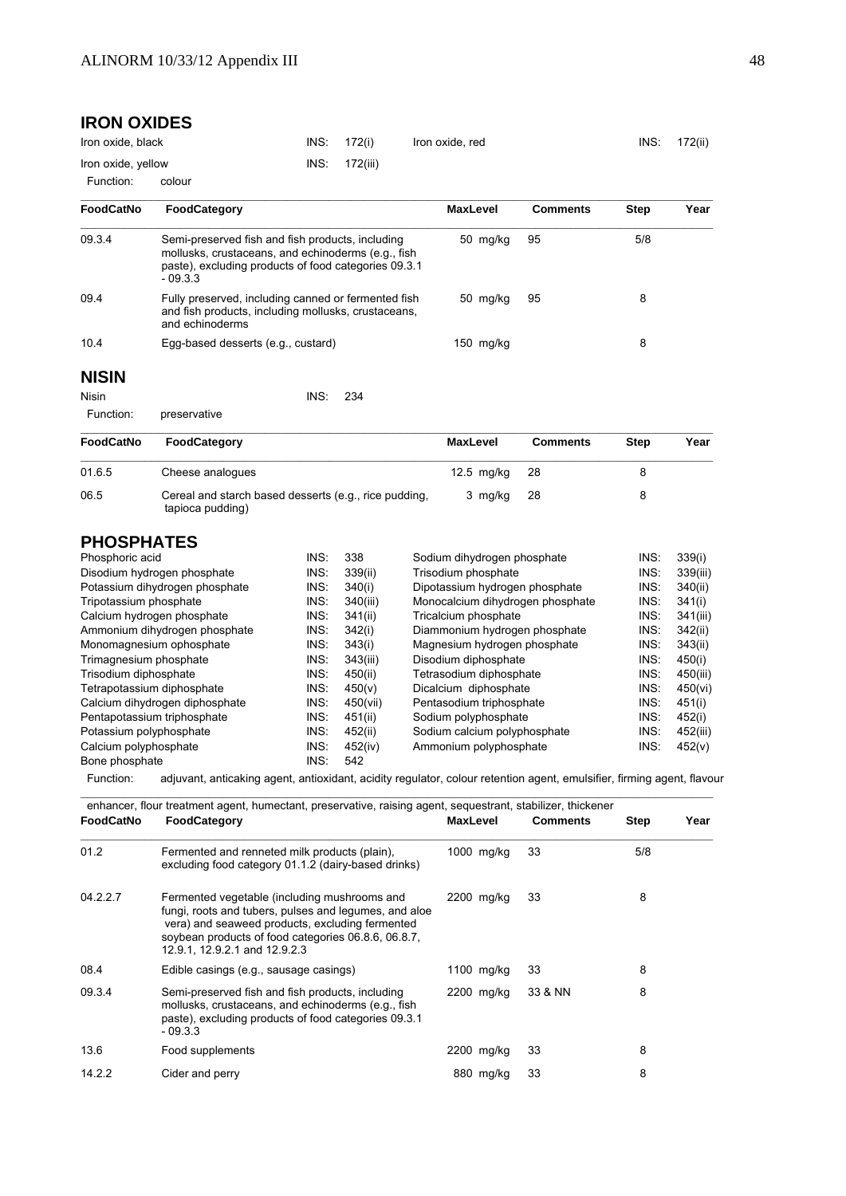## IRON OXIDES

| | | | |
|---|---|---|---|
| Iron oxide, black | INS: 172(i) | Iron oxide, red | INS: 172(ii) |
| Iron oxide, yellow | INS: 172(iii) | | |

Function: colour

| FoodCatNo | FoodCategory | MaxLevel | Comments | Step | Year |
|---|---|---|---|---|---|
| 09.3.4 | Semi-preserved fish and fish products, including mollusks, crustaceans, and echinoderms (e.g., fish paste), excluding products of food categories 09.3.1 - 09.3.3 | 50 mg/kg | 95 | 5/8 | |
| 09.4 | Fully preserved, including canned or fermented fish and fish products, including mollusks, crustaceans, and echinoderms | 50 mg/kg | 95 | 8 | |
| 10.4 | Egg-based desserts (e.g., custard) | 150 mg/kg | | 8 | |

## NISIN

Nisin INS: 234

Function: preservative

| FoodCatNo | FoodCategory | MaxLevel | Comments | Step | Year |
|---|---|---|---|---|---|
| 01.6.5 | Cheese analogues | 12.5 mg/kg | 28 | 8 | |
| 06.5 | Cereal and starch based desserts (e.g., rice pudding, tapioca pudding) | 3 mg/kg | 28 | 8 | |

## PHOSPHATES

| | | | |
|---|---|---|---|
| Phosphoric acid | INS: 338 | Sodium dihydrogen phosphate | INS: 339(i) |
| Disodium hydrogen phosphate | INS: 339(ii) | Trisodium phosphate | INS: 339(iii) |
| Potassium dihydrogen phosphate | INS: 340(i) | Dipotassium hydrogen phosphate | INS: 340(ii) |
| Tripotassium phosphate | INS: 340(iii) | Monocalcium dihydrogen phosphate | INS: 341(i) |
| Calcium hydrogen phosphate | INS: 341(ii) | Tricalcium phosphate | INS: 341(iii) |
| Ammonium dihydrogen phosphate | INS: 342(i) | Diammonium hydrogen phosphate | INS: 342(ii) |
| Monomagnesium ophosphate | INS: 343(i) | Magnesium hydrogen phosphate | INS: 343(ii) |
| Trimagnesium phosphate | INS: 343(iii) | Disodium diphosphate | INS: 450(i) |
| Trisodium diphosphate | INS: 450(ii) | Tetrasodium diphosphate | INS: 450(iii) |
| Tetrapotassium diphosphate | INS: 450(v) | Dicalcium diphosphate | INS: 450(vi) |
| Calcium dihydrogen diphosphate | INS: 450(vii) | Pentasodium triphosphate | INS: 451(i) |
| Pentapotassium triphosphate | INS: 451(ii) | Sodium polyphosphate | INS: 452(i) |
| Potassium polyphosphate | INS: 452(ii) | Sodium calcium polyphosphate | INS: 452(iii) |
| Calcium polyphosphate | INS: 452(iv) | Ammonium polyphosphate | INS: 452(v) |
| Bone phosphate | INS: 542 | | |

Function: adjuvant, anticaking agent, antioxidant, acidity regulator, colour retention agent, emulsifier, firming agent, flavour enhancer, flour treatment agent, humectant, preservative, raising agent, sequestrant, stabilizer, thickener

| FoodCatNo | FoodCategory | MaxLevel | Comments | Step | Year |
|---|---|---|---|---|---|
| 01.2 | Fermented and renneted milk products (plain), excluding food category 01.1.2 (dairy-based drinks) | 1000 mg/kg | 33 | 5/8 | |
| 04.2.2.7 | Fermented vegetable (including mushrooms and fungi, roots and tubers, pulses and legumes, and aloe vera) and seaweed products, excluding fermented soybean products of food categories 06.8.6, 06.8.7, 12.9.1, 12.9.2.1 and 12.9.2.3 | 2200 mg/kg | 33 | 8 | |
| 08.4 | Edible casings (e.g., sausage casings) | 1100 mg/kg | 33 | 8 | |
| 09.3.4 | Semi-preserved fish and fish products, including mollusks, crustaceans, and echinoderms (e.g., fish paste), excluding products of food categories 09.3.1 - 09.3.3 | 2200 mg/kg | 33 & NN | 8 | |
| 13.6 | Food supplements | 2200 mg/kg | 33 | 8 | |
| 14.2.2 | Cider and perry | 880 mg/kg | 33 | 8 | |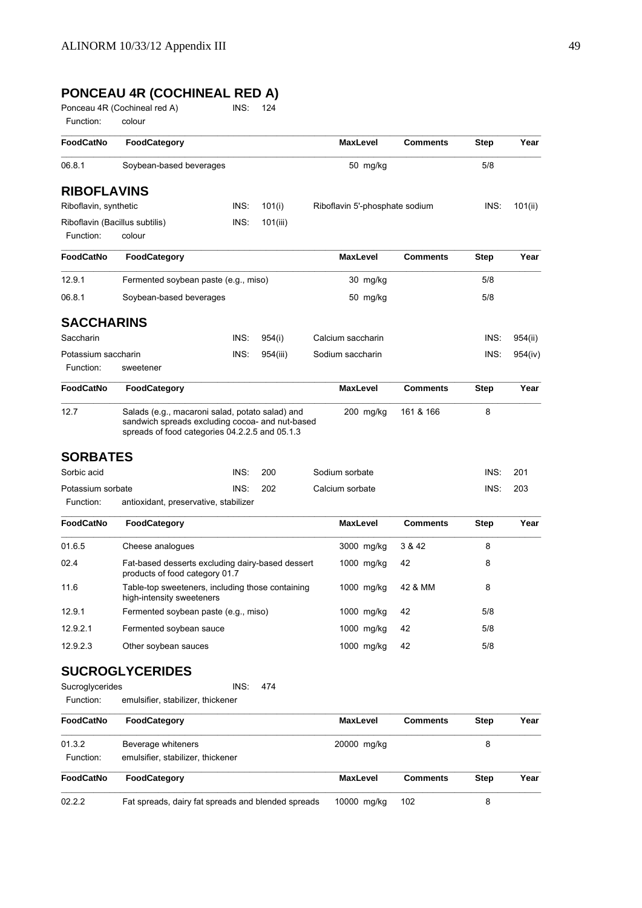## PONCEAU 4R (COCHINEAL RED A)

Ponceau 4R (Cochineal red A) INS: 124

Function: colour

| FoodCatNo | FoodCategory | MaxLevel | Comments | Step | Year |
|---|---|---|---|---|---|
| 06.8.1 | Soybean-based beverages | 50 mg/kg | | 5/8 | |

## RIBOFLAVINS

| | | | | | |
|---|---|---|---|---|---|
| Riboflavin, synthetic | INS: | 101(i) | Riboflavin 5'-phosphate sodium | INS: | 101(ii) |
| Riboflavin (Bacillus subtilis) | INS: | 101(iii) | | | |

Function: colour

| FoodCatNo | FoodCategory | MaxLevel | Comments | Step | Year |
|---|---|---|---|---|---|
| 12.9.1 | Fermented soybean paste (e.g., miso) | 30 mg/kg | | 5/8 | |
| 06.8.1 | Soybean-based beverages | 50 mg/kg | | 5/8 | |

## SACCHARINS

| | | | | | |
|---|---|---|---|---|---|
| Saccharin | INS: | 954(i) | Calcium saccharin | INS: | 954(ii) |
| Potassium saccharin | INS: | 954(iii) | Sodium saccharin | INS: | 954(iv) |

Function: sweetener

| FoodCatNo | FoodCategory | MaxLevel | Comments | Step | Year |
|---|---|---|---|---|---|
| 12.7 | Salads (e.g., macaroni salad, potato salad) and sandwich spreads excluding cocoa- and nut-based spreads of food categories 04.2.2.5 and 05.1.3 | 200 mg/kg | 161 & 166 | 8 | |

## SORBATES

| | | | | | |
|---|---|---|---|---|---|
| Sorbic acid | INS: | 200 | Sodium sorbate | INS: | 201 |
| Potassium sorbate | INS: | 202 | Calcium sorbate | INS: | 203 |

Function: antioxidant, preservative, stabilizer

| FoodCatNo | FoodCategory | MaxLevel | Comments | Step | Year |
|---|---|---|---|---|---|
| 01.6.5 | Cheese analogues | 3000 mg/kg | 3 & 42 | 8 | |
| 02.4 | Fat-based desserts excluding dairy-based dessert products of food category 01.7 | 1000 mg/kg | 42 | 8 | |
| 11.6 | Table-top sweeteners, including those containing high-intensity sweeteners | 1000 mg/kg | 42 & MM | 8 | |
| 12.9.1 | Fermented soybean paste (e.g., miso) | 1000 mg/kg | 42 | 5/8 | |
| 12.9.2.1 | Fermented soybean sauce | 1000 mg/kg | 42 | 5/8 | |
| 12.9.2.3 | Other soybean sauces | 1000 mg/kg | 42 | 5/8 | |

## SUCROGLYCERIDES

Sucroglycerides INS: 474

Function: emulsifier, stabilizer, thickener

| FoodCatNo | FoodCategory | MaxLevel | Comments | Step | Year |
|---|---|---|---|---|---|
| 01.3.2 | Beverage whiteners | 20000 mg/kg | | 8 | |

Function: emulsifier, stabilizer, thickener

| FoodCatNo | FoodCategory | MaxLevel | Comments | Step | Year |
|---|---|---|---|---|---|
| 02.2.2 | Fat spreads, dairy fat spreads and blended spreads | 10000 mg/kg | 102 | 8 | |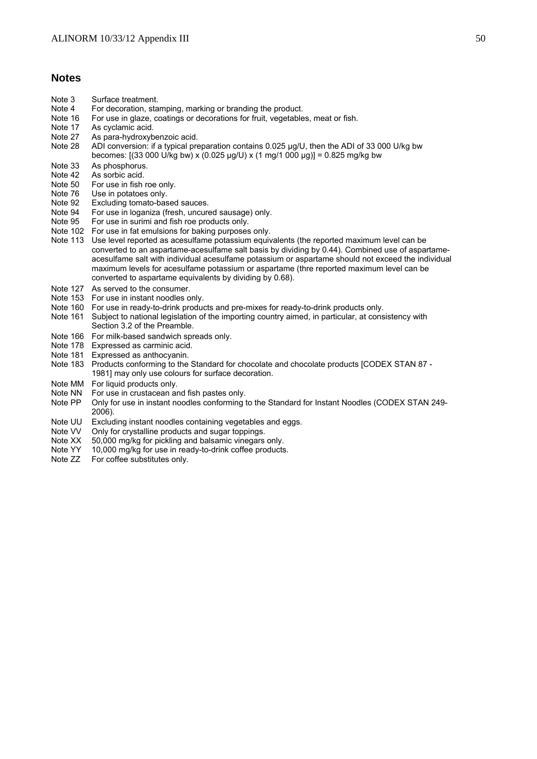## Notes

| | |
|---|---|
| Note 3 | Surface treatment. |
| Note 4 | For decoration, stamping, marking or branding the product. |
| Note 16 | For use in glaze, coatings or decorations for fruit, vegetables, meat or fish. |
| Note 17 | As cyclamic acid. |
| Note 27 | As para-hydroxybenzoic acid. |
| Note 28 | ADI conversion: if a typical preparation contains 0.025 µg/U, then the ADI of 33 000 U/kg bw becomes: [(33 000 U/kg bw) x (0.025 µg/U) x (1 mg/1 000 µg)] = 0.825 mg/kg bw |
| Note 33 | As phosphorus. |
| Note 42 | As sorbic acid. |
| Note 50 | For use in fish roe only. |
| Note 76 | Use in potatoes only. |
| Note 92 | Excluding tomato-based sauces. |
| Note 94 | For use in loganiza (fresh, uncured sausage) only. |
| Note 95 | For use in surimi and fish roe products only. |
| Note 102 | For use in fat emulsions for baking purposes only. |
| Note 113 | Use level reported as acesulfame potassium equivalents (the reported maximum level can be converted to an aspartame-acesulfame salt basis by dividing by 0.44). Combined use of aspartame-acesulfame salt with individual acesulfame potassium or aspartame should not exceed the individual maximum levels for acesulfame potassium or aspartame (thre reported maximum level can be converted to aspartame equivalents by dividing by 0.68). |
| Note 127 | As served to the consumer. |
| Note 153 | For use in instant noodles only. |
| Note 160 | For use in ready-to-drink products and pre-mixes for ready-to-drink products only. |
| Note 161 | Subject to national legislation of the importing country aimed, in particular, at consistency with Section 3.2 of the Preamble. |
| Note 166 | For milk-based sandwich spreads only. |
| Note 178 | Expressed as carminic acid. |
| Note 181 | Expressed as anthocyanin. |
| Note 183 | Products conforming to the Standard for chocolate and chocolate products [CODEX STAN 87 - 1981] may only use colours for surface decoration. |
| Note MM | For liquid products only. |
| Note NN | For use in crustacean and fish pastes only. |
| Note PP | Only for use in instant noodles conforming to the Standard for Instant Noodles (CODEX STAN 249-2006). |
| Note UU | Excluding instant noodles containing vegetables and eggs. |
| Note VV | Only for crystalline products and sugar toppings. |
| Note XX | 50,000 mg/kg for pickling and balsamic vinegars only. |
| Note YY | 10,000 mg/kg for use in ready-to-drink coffee products. |
| Note ZZ | For coffee substitutes only. |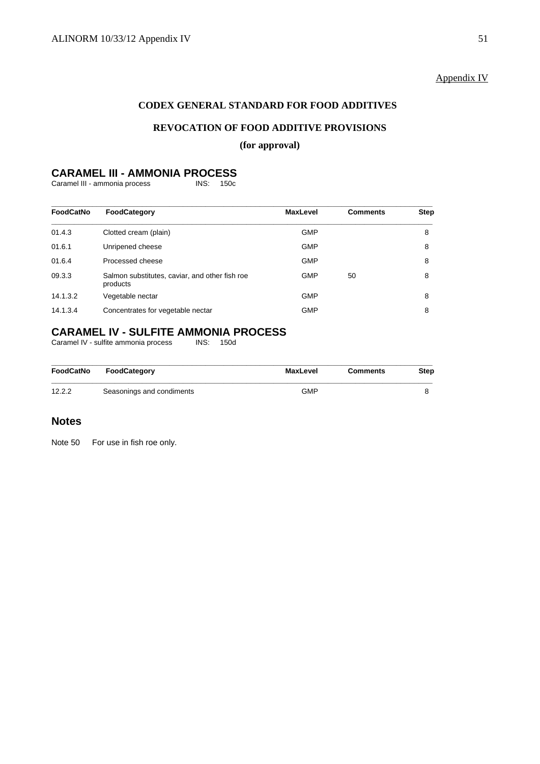Appendix IV

## CODEX GENERAL STANDARD FOR FOOD ADDITIVES

### REVOCATION OF FOOD ADDITIVE PROVISIONS

**(for approval)**

## CARAMEL III - AMMONIA PROCESS

Caramel III - ammonia process INS: 150c

| FoodCatNo | FoodCategory | MaxLevel | Comments | Step |
|---|---|---|---|---|
| 01.4.3 | Clotted cream (plain) | GMP | | 8 |
| 01.6.1 | Unripened cheese | GMP | | 8 |
| 01.6.4 | Processed cheese | GMP | | 8 |
| 09.3.3 | Salmon substitutes, caviar, and other fish roe products | GMP | 50 | 8 |
| 14.1.3.2 | Vegetable nectar | GMP | | 8 |
| 14.1.3.4 | Concentrates for vegetable nectar | GMP | | 8 |

## CARAMEL IV - SULFITE AMMONIA PROCESS

Caramel IV - sulfite ammonia process INS: 150d

| FoodCatNo | FoodCategory | MaxLevel | Comments | Step |
|---|---|---|---|---|
| 12.2.2 | Seasonings and condiments | GMP | | 8 |

## Notes

Note 50 For use in fish roe only.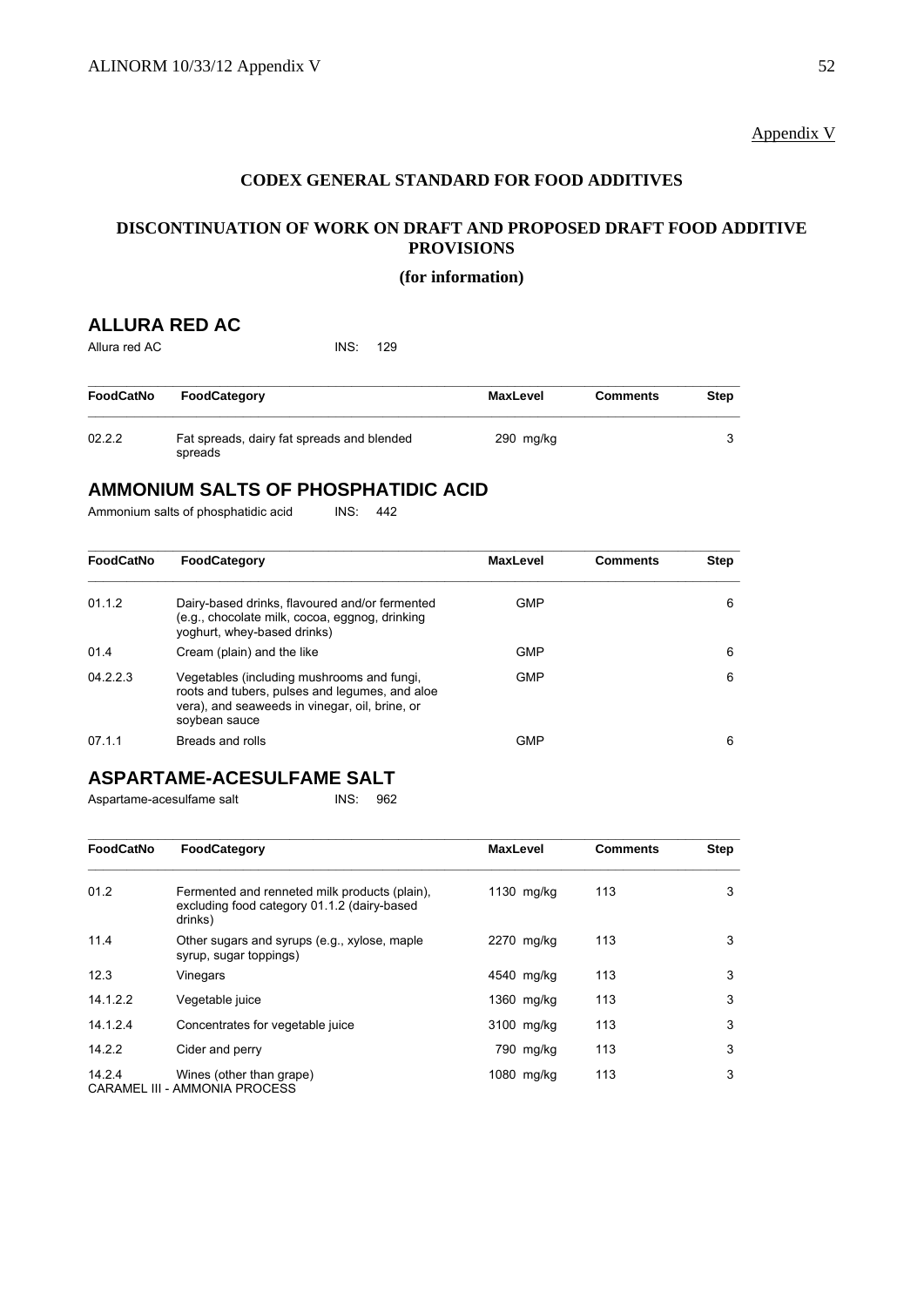Appendix V

## CODEX GENERAL STANDARD FOR FOOD ADDITIVES

## DISCONTINUATION OF WORK ON DRAFT AND PROPOSED DRAFT FOOD ADDITIVE PROVISIONS

**(for information)**

## ALLURA RED AC

Allura red AC INS: 129

| FoodCatNo | FoodCategory | MaxLevel | Comments | Step |
|---|---|---|---|---|
| 02.2.2 | Fat spreads, dairy fat spreads and blended spreads | 290 mg/kg | | 3 |

## AMMONIUM SALTS OF PHOSPHATIDIC ACID

Ammonium salts of phosphatidic acid INS: 442

| FoodCatNo | FoodCategory | MaxLevel | Comments | Step |
|---|---|---|---|---|
| 01.1.2 | Dairy-based drinks, flavoured and/or fermented (e.g., chocolate milk, cocoa, eggnog, drinking yoghurt, whey-based drinks) | GMP | | 6 |
| 01.4 | Cream (plain) and the like | GMP | | 6 |
| 04.2.2.3 | Vegetables (including mushrooms and fungi, roots and tubers, pulses and legumes, and aloe vera), and seaweeds in vinegar, oil, brine, or soybean sauce | GMP | | 6 |
| 07.1.1 | Breads and rolls | GMP | | 6 |

## ASPARTAME-ACESULFAME SALT

Aspartame-acesulfame salt INS: 962

| FoodCatNo | FoodCategory | MaxLevel | Comments | Step |
|---|---|---|---|---|
| 01.2 | Fermented and renneted milk products (plain), excluding food category 01.1.2 (dairy-based drinks) | 1130 mg/kg | 113 | 3 |
| 11.4 | Other sugars and syrups (e.g., xylose, maple syrup, sugar toppings) | 2270 mg/kg | 113 | 3 |
| 12.3 | Vinegars | 4540 mg/kg | 113 | 3 |
| 14.1.2.2 | Vegetable juice | 1360 mg/kg | 113 | 3 |
| 14.1.2.4 | Concentrates for vegetable juice | 3100 mg/kg | 113 | 3 |
| 14.2.2 | Cider and perry | 790 mg/kg | 113 | 3 |
| 14.2.4 | Wines (other than grape) | 1080 mg/kg | 113 | 3 |

CARAMEL III - AMMONIA PROCESS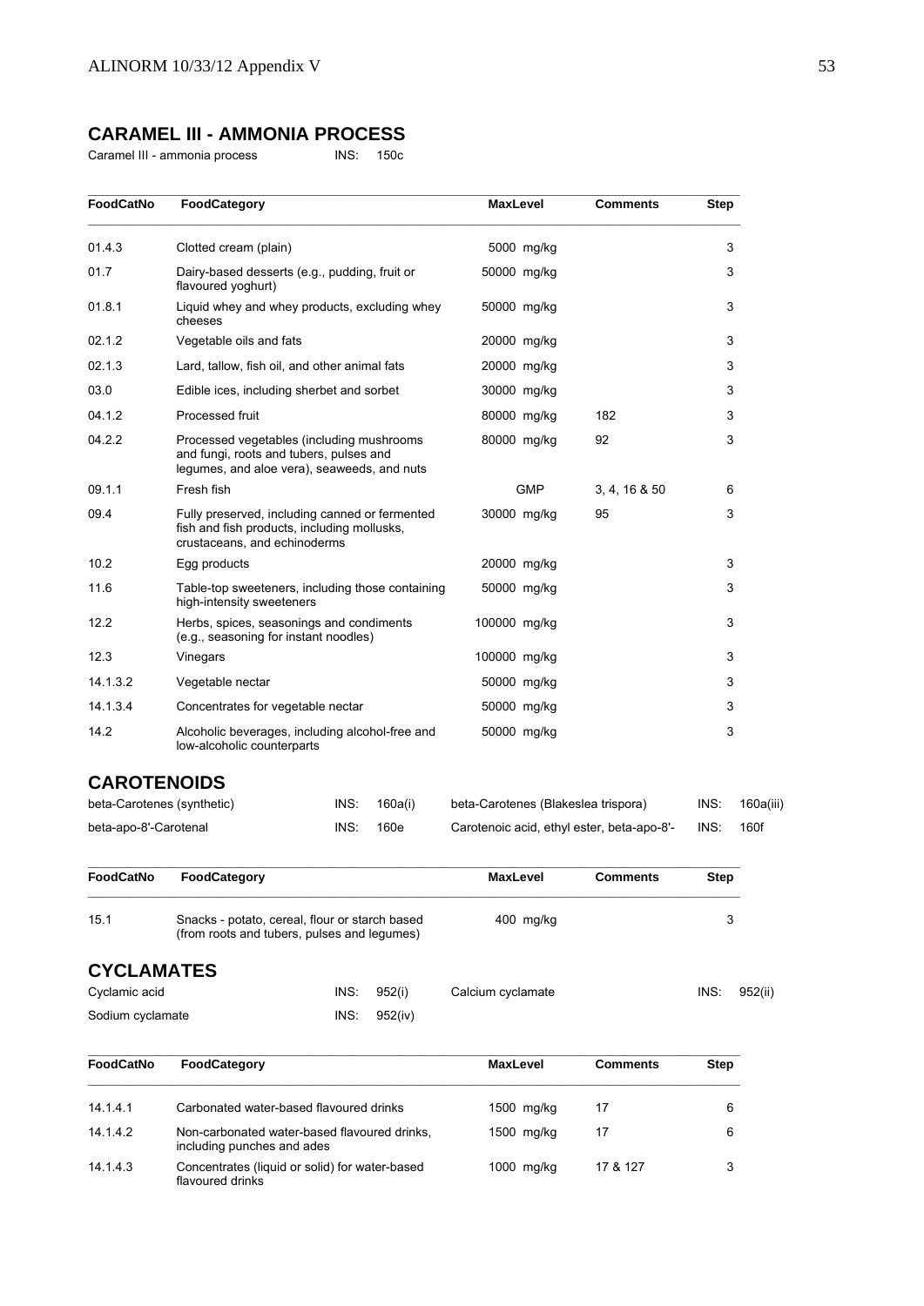## CARAMEL III - AMMONIA PROCESS

Caramel III - ammonia process INS: 150c

| FoodCatNo | FoodCategory | MaxLevel | Comments | Step |
|---|---|---|---|---|
| 01.4.3 | Clotted cream (plain) | 5000 mg/kg | | 3 |
| 01.7 | Dairy-based desserts (e.g., pudding, fruit or flavoured yoghurt) | 50000 mg/kg | | 3 |
| 01.8.1 | Liquid whey and whey products, excluding whey cheeses | 50000 mg/kg | | 3 |
| 02.1.2 | Vegetable oils and fats | 20000 mg/kg | | 3 |
| 02.1.3 | Lard, tallow, fish oil, and other animal fats | 20000 mg/kg | | 3 |
| 03.0 | Edible ices, including sherbet and sorbet | 30000 mg/kg | | 3 |
| 04.1.2 | Processed fruit | 80000 mg/kg | 182 | 3 |
| 04.2.2 | Processed vegetables (including mushrooms and fungi, roots and tubers, pulses and legumes, and aloe vera), seaweeds, and nuts | 80000 mg/kg | 92 | 3 |
| 09.1.1 | Fresh fish | GMP | 3, 4, 16 & 50 | 6 |
| 09.4 | Fully preserved, including canned or fermented fish and fish products, including mollusks, crustaceans, and echinoderms | 30000 mg/kg | 95 | 3 |
| 10.2 | Egg products | 20000 mg/kg | | 3 |
| 11.6 | Table-top sweeteners, including those containing high-intensity sweeteners | 50000 mg/kg | | 3 |
| 12.2 | Herbs, spices, seasonings and condiments (e.g., seasoning for instant noodles) | 100000 mg/kg | | 3 |
| 12.3 | Vinegars | 100000 mg/kg | | 3 |
| 14.1.3.2 | Vegetable nectar | 50000 mg/kg | | 3 |
| 14.1.3.4 | Concentrates for vegetable nectar | 50000 mg/kg | | 3 |
| 14.2 | Alcoholic beverages, including alcohol-free and low-alcoholic counterparts | 50000 mg/kg | | 3 |

## CAROTENOIDS

beta-Carotenes (synthetic) INS: 160a(i)
beta-Carotenes (Blakeslea trispora) INS: 160a(iii)
beta-apo-8'-Carotenal INS: 160e
Carotenoic acid, ethyl ester, beta-apo-8'- INS: 160f

| FoodCatNo | FoodCategory | MaxLevel | Comments | Step |
|---|---|---|---|---|
| 15.1 | Snacks - potato, cereal, flour or starch based (from roots and tubers, pulses and legumes) | 400 mg/kg | | 3 |

## CYCLAMATES

Cyclamic acid INS: 952(i)
Calcium cyclamate INS: 952(ii)
Sodium cyclamate INS: 952(iv)

| FoodCatNo | FoodCategory | MaxLevel | Comments | Step |
|---|---|---|---|---|
| 14.1.4.1 | Carbonated water-based flavoured drinks | 1500 mg/kg | 17 | 6 |
| 14.1.4.2 | Non-carbonated water-based flavoured drinks, including punches and ades | 1500 mg/kg | 17 | 6 |
| 14.1.4.3 | Concentrates (liquid or solid) for water-based flavoured drinks | 1000 mg/kg | 17 & 127 | 3 |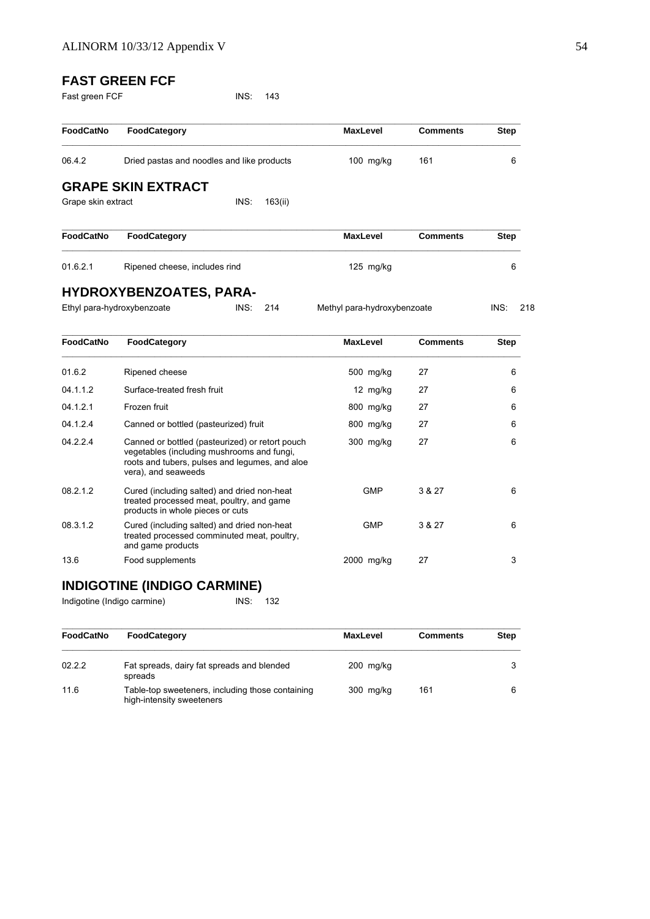## FAST GREEN FCF

Fast green FCF INS: 143

| FoodCatNo | FoodCategory | MaxLevel | Comments | Step |
|---|---|---|---|---|
| 06.4.2 | Dried pastas and noodles and like products | 100 mg/kg | 161 | 6 |

## GRAPE SKIN EXTRACT

Grape skin extract INS: 163(ii)

| FoodCatNo | FoodCategory | MaxLevel | Comments | Step |
|---|---|---|---|---|
| 01.6.2.1 | Ripened cheese, includes rind | 125 mg/kg | | 6 |

## HYDROXYBENZOATES, PARA-

Ethyl para-hydroxybenzoate INS: 214 Methyl para-hydroxybenzoate INS: 218

| FoodCatNo | FoodCategory | MaxLevel | Comments | Step |
|---|---|---|---|---|
| 01.6.2 | Ripened cheese | 500 mg/kg | 27 | 6 |
| 04.1.1.2 | Surface-treated fresh fruit | 12 mg/kg | 27 | 6 |
| 04.1.2.1 | Frozen fruit | 800 mg/kg | 27 | 6 |
| 04.1.2.4 | Canned or bottled (pasteurized) fruit | 800 mg/kg | 27 | 6 |
| 04.2.2.4 | Canned or bottled (pasteurized) or retort pouch vegetables (including mushrooms and fungi, roots and tubers, pulses and legumes, and aloe vera), and seaweeds | 300 mg/kg | 27 | 6 |
| 08.2.1.2 | Cured (including salted) and dried non-heat treated processed meat, poultry, and game products in whole pieces or cuts | GMP | 3 & 27 | 6 |
| 08.3.1.2 | Cured (including salted) and dried non-heat treated processed comminuted meat, poultry, and game products | GMP | 3 & 27 | 6 |
| 13.6 | Food supplements | 2000 mg/kg | 27 | 3 |

## INDIGOTINE (INDIGO CARMINE)

Indigotine (Indigo carmine) INS: 132

| FoodCatNo | FoodCategory | MaxLevel | Comments | Step |
|---|---|---|---|---|
| 02.2.2 | Fat spreads, dairy fat spreads and blended spreads | 200 mg/kg | | 3 |
| 11.6 | Table-top sweeteners, including those containing high-intensity sweeteners | 300 mg/kg | 161 | 6 |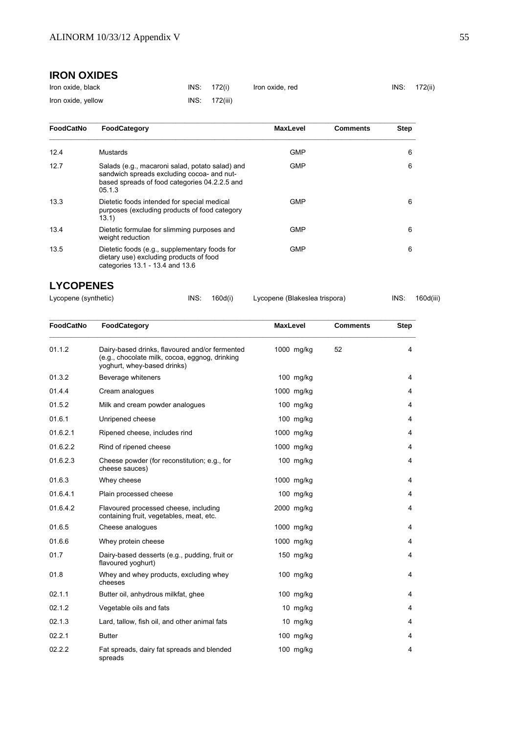## IRON OXIDES

| | | | |
|---|---|---|---|
| Iron oxide, black | INS: 172(i) | Iron oxide, red | INS: 172(ii) |
| Iron oxide, yellow | INS: 172(iii) | | |

| FoodCatNo | FoodCategory | MaxLevel | Comments | Step |
|---|---|---|---|---|
| 12.4 | Mustards | GMP | | 6 |
| 12.7 | Salads (e.g., macaroni salad, potato salad) and sandwich spreads excluding cocoa- and nut-based spreads of food categories 04.2.2.5 and 05.1.3 | GMP | | 6 |
| 13.3 | Dietetic foods intended for special medical purposes (excluding products of food category 13.1) | GMP | | 6 |
| 13.4 | Dietetic formulae for slimming purposes and weight reduction | GMP | | 6 |
| 13.5 | Dietetic foods (e.g., supplementary foods for dietary use) excluding products of food categories 13.1 - 13.4 and 13.6 | GMP | | 6 |

## LYCOPENES

| | | | |
|---|---|---|---|
| Lycopene (synthetic) | INS: 160d(i) | Lycopene (Blakeslea trispora) | INS: 160d(iii) |

| FoodCatNo | FoodCategory | MaxLevel | Comments | Step |
|---|---|---|---|---|
| 01.1.2 | Dairy-based drinks, flavoured and/or fermented (e.g., chocolate milk, cocoa, eggnog, drinking yoghurt, whey-based drinks) | 1000 mg/kg | 52 | 4 |
| 01.3.2 | Beverage whiteners | 100 mg/kg | | 4 |
| 01.4.4 | Cream analogues | 1000 mg/kg | | 4 |
| 01.5.2 | Milk and cream powder analogues | 100 mg/kg | | 4 |
| 01.6.1 | Unripened cheese | 100 mg/kg | | 4 |
| 01.6.2.1 | Ripened cheese, includes rind | 1000 mg/kg | | 4 |
| 01.6.2.2 | Rind of ripened cheese | 1000 mg/kg | | 4 |
| 01.6.2.3 | Cheese powder (for reconstitution; e.g., for cheese sauces) | 100 mg/kg | | 4 |
| 01.6.3 | Whey cheese | 1000 mg/kg | | 4 |
| 01.6.4.1 | Plain processed cheese | 100 mg/kg | | 4 |
| 01.6.4.2 | Flavoured processed cheese, including containing fruit, vegetables, meat, etc. | 2000 mg/kg | | 4 |
| 01.6.5 | Cheese analogues | 1000 mg/kg | | 4 |
| 01.6.6 | Whey protein cheese | 1000 mg/kg | | 4 |
| 01.7 | Dairy-based desserts (e.g., pudding, fruit or flavoured yoghurt) | 150 mg/kg | | 4 |
| 01.8 | Whey and whey products, excluding whey cheeses | 100 mg/kg | | 4 |
| 02.1.1 | Butter oil, anhydrous milkfat, ghee | 100 mg/kg | | 4 |
| 02.1.2 | Vegetable oils and fats | 10 mg/kg | | 4 |
| 02.1.3 | Lard, tallow, fish oil, and other animal fats | 10 mg/kg | | 4 |
| 02.2.1 | Butter | 100 mg/kg | | 4 |
| 02.2.2 | Fat spreads, dairy fat spreads and blended spreads | 100 mg/kg | | 4 |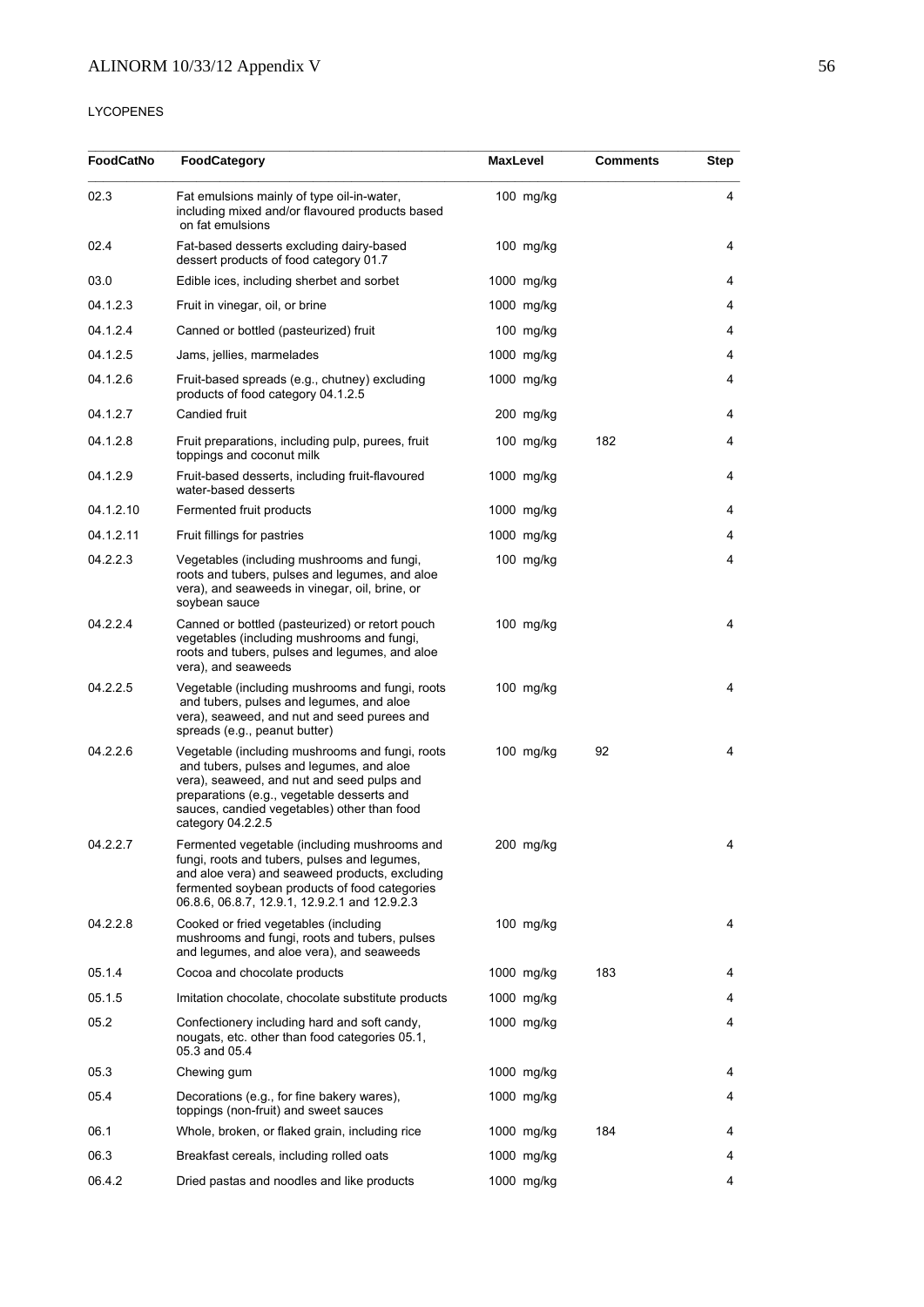LYCOPENES

| FoodCatNo | FoodCategory | MaxLevel | Comments | Step |
|---|---|---|---|---|
| 02.3 | Fat emulsions mainly of type oil-in-water, including mixed and/or flavoured products based on fat emulsions | 100 mg/kg | | 4 |
| 02.4 | Fat-based desserts excluding dairy-based dessert products of food category 01.7 | 100 mg/kg | | 4 |
| 03.0 | Edible ices, including sherbet and sorbet | 1000 mg/kg | | 4 |
| 04.1.2.3 | Fruit in vinegar, oil, or brine | 1000 mg/kg | | 4 |
| 04.1.2.4 | Canned or bottled (pasteurized) fruit | 100 mg/kg | | 4 |
| 04.1.2.5 | Jams, jellies, marmelades | 1000 mg/kg | | 4 |
| 04.1.2.6 | Fruit-based spreads (e.g., chutney) excluding products of food category 04.1.2.5 | 1000 mg/kg | | 4 |
| 04.1.2.7 | Candied fruit | 200 mg/kg | | 4 |
| 04.1.2.8 | Fruit preparations, including pulp, purees, fruit toppings and coconut milk | 100 mg/kg | 182 | 4 |
| 04.1.2.9 | Fruit-based desserts, including fruit-flavoured water-based desserts | 1000 mg/kg | | 4 |
| 04.1.2.10 | Fermented fruit products | 1000 mg/kg | | 4 |
| 04.1.2.11 | Fruit fillings for pastries | 1000 mg/kg | | 4 |
| 04.2.2.3 | Vegetables (including mushrooms and fungi, roots and tubers, pulses and legumes, and aloe vera), and seaweeds in vinegar, oil, brine, or soybean sauce | 100 mg/kg | | 4 |
| 04.2.2.4 | Canned or bottled (pasteurized) or retort pouch vegetables (including mushrooms and fungi, roots and tubers, pulses and legumes, and aloe vera), and seaweeds | 100 mg/kg | | 4 |
| 04.2.2.5 | Vegetable (including mushrooms and fungi, roots and tubers, pulses and legumes, and aloe vera), seaweed, and nut and seed purees and spreads (e.g., peanut butter) | 100 mg/kg | | 4 |
| 04.2.2.6 | Vegetable (including mushrooms and fungi, roots and tubers, pulses and legumes, and aloe vera), seaweed, and nut and seed pulps and preparations (e.g., vegetable desserts and sauces, candied vegetables) other than food category 04.2.2.5 | 100 mg/kg | 92 | 4 |
| 04.2.2.7 | Fermented vegetable (including mushrooms and fungi, roots and tubers, pulses and legumes, and aloe vera) and seaweed products, excluding fermented soybean products of food categories 06.8.6, 06.8.7, 12.9.1, 12.9.2.1 and 12.9.2.3 | 200 mg/kg | | 4 |
| 04.2.2.8 | Cooked or fried vegetables (including mushrooms and fungi, roots and tubers, pulses and legumes, and aloe vera), and seaweeds | 100 mg/kg | | 4 |
| 05.1.4 | Cocoa and chocolate products | 1000 mg/kg | 183 | 4 |
| 05.1.5 | Imitation chocolate, chocolate substitute products | 1000 mg/kg | | 4 |
| 05.2 | Confectionery including hard and soft candy, nougats, etc. other than food categories 05.1, 05.3 and 05.4 | 1000 mg/kg | | 4 |
| 05.3 | Chewing gum | 1000 mg/kg | | 4 |
| 05.4 | Decorations (e.g., for fine bakery wares), toppings (non-fruit) and sweet sauces | 1000 mg/kg | | 4 |
| 06.1 | Whole, broken, or flaked grain, including rice | 1000 mg/kg | 184 | 4 |
| 06.3 | Breakfast cereals, including rolled oats | 1000 mg/kg | | 4 |
| 06.4.2 | Dried pastas and noodles and like products | 1000 mg/kg | | 4 |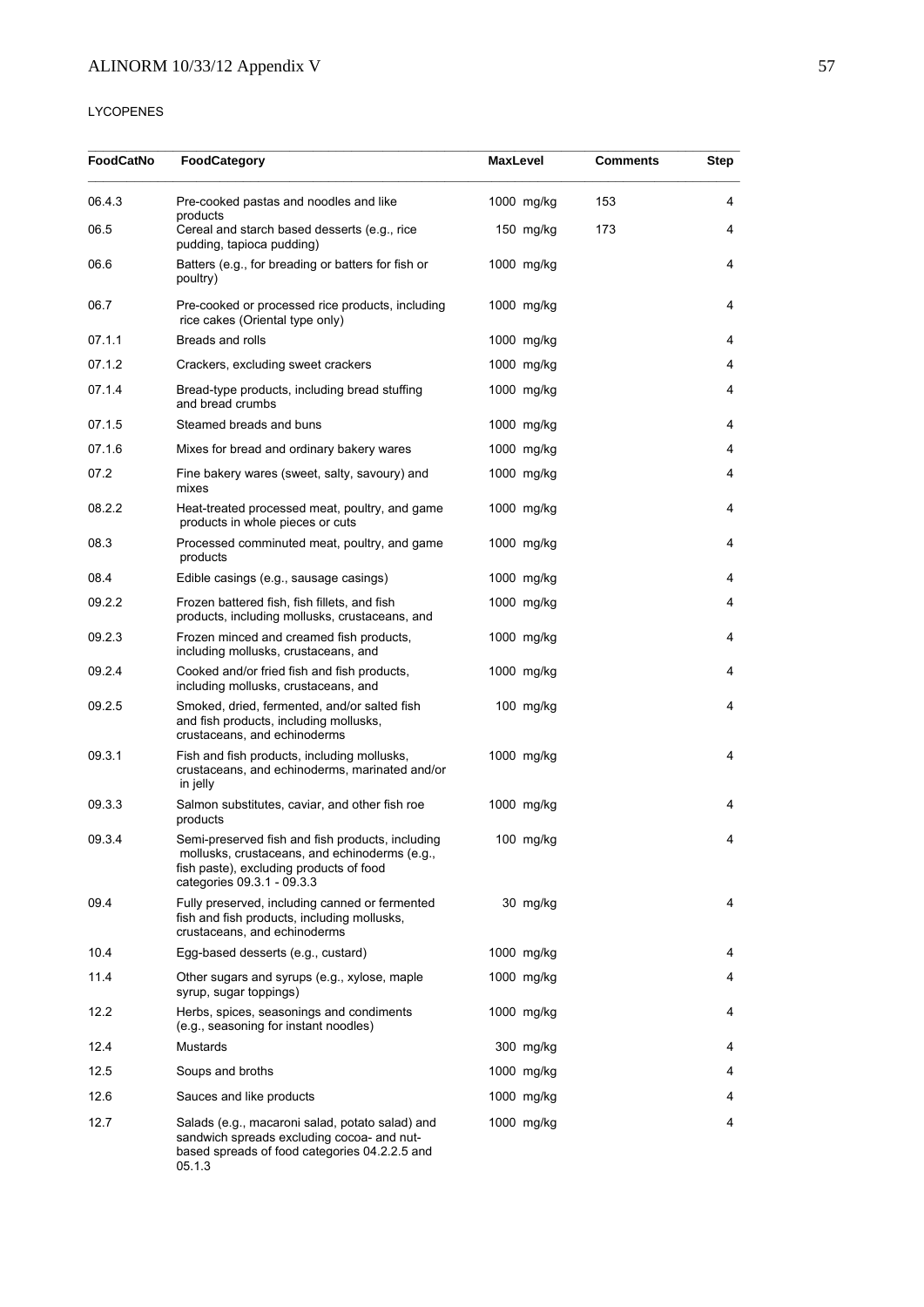LYCOPENES

| FoodCatNo | FoodCategory | MaxLevel | Comments | Step |
|---|---|---|---|---|
| 06.4.3 | Pre-cooked pastas and noodles and like products | 1000 mg/kg | 153 | 4 |
| 06.5 | Cereal and starch based desserts (e.g., rice pudding, tapioca pudding) | 150 mg/kg | 173 | 4 |
| 06.6 | Batters (e.g., for breading or batters for fish or poultry) | 1000 mg/kg | | 4 |
| 06.7 | Pre-cooked or processed rice products, including rice cakes (Oriental type only) | 1000 mg/kg | | 4 |
| 07.1.1 | Breads and rolls | 1000 mg/kg | | 4 |
| 07.1.2 | Crackers, excluding sweet crackers | 1000 mg/kg | | 4 |
| 07.1.4 | Bread-type products, including bread stuffing and bread crumbs | 1000 mg/kg | | 4 |
| 07.1.5 | Steamed breads and buns | 1000 mg/kg | | 4 |
| 07.1.6 | Mixes for bread and ordinary bakery wares | 1000 mg/kg | | 4 |
| 07.2 | Fine bakery wares (sweet, salty, savoury) and mixes | 1000 mg/kg | | 4 |
| 08.2.2 | Heat-treated processed meat, poultry, and game products in whole pieces or cuts | 1000 mg/kg | | 4 |
| 08.3 | Processed comminuted meat, poultry, and game products | 1000 mg/kg | | 4 |
| 08.4 | Edible casings (e.g., sausage casings) | 1000 mg/kg | | 4 |
| 09.2.2 | Frozen battered fish, fish fillets, and fish products, including mollusks, crustaceans, and | 1000 mg/kg | | 4 |
| 09.2.3 | Frozen minced and creamed fish products, including mollusks, crustaceans, and | 1000 mg/kg | | 4 |
| 09.2.4 | Cooked and/or fried fish and fish products, including mollusks, crustaceans, and | 1000 mg/kg | | 4 |
| 09.2.5 | Smoked, dried, fermented, and/or salted fish and fish products, including mollusks, crustaceans, and echinoderms | 100 mg/kg | | 4 |
| 09.3.1 | Fish and fish products, including mollusks, crustaceans, and echinoderms, marinated and/or in jelly | 1000 mg/kg | | 4 |
| 09.3.3 | Salmon substitutes, caviar, and other fish roe products | 1000 mg/kg | | 4 |
| 09.3.4 | Semi-preserved fish and fish products, including mollusks, crustaceans, and echinoderms (e.g., fish paste), excluding products of food categories 09.3.1 - 09.3.3 | 100 mg/kg | | 4 |
| 09.4 | Fully preserved, including canned or fermented fish and fish products, including mollusks, crustaceans, and echinoderms | 30 mg/kg | | 4 |
| 10.4 | Egg-based desserts (e.g., custard) | 1000 mg/kg | | 4 |
| 11.4 | Other sugars and syrups (e.g., xylose, maple syrup, sugar toppings) | 1000 mg/kg | | 4 |
| 12.2 | Herbs, spices, seasonings and condiments (e.g., seasoning for instant noodles) | 1000 mg/kg | | 4 |
| 12.4 | Mustards | 300 mg/kg | | 4 |
| 12.5 | Soups and broths | 1000 mg/kg | | 4 |
| 12.6 | Sauces and like products | 1000 mg/kg | | 4 |
| 12.7 | Salads (e.g., macaroni salad, potato salad) and sandwich spreads excluding cocoa- and nut-based spreads of food categories 04.2.2.5 and 05.1.3 | 1000 mg/kg | | 4 |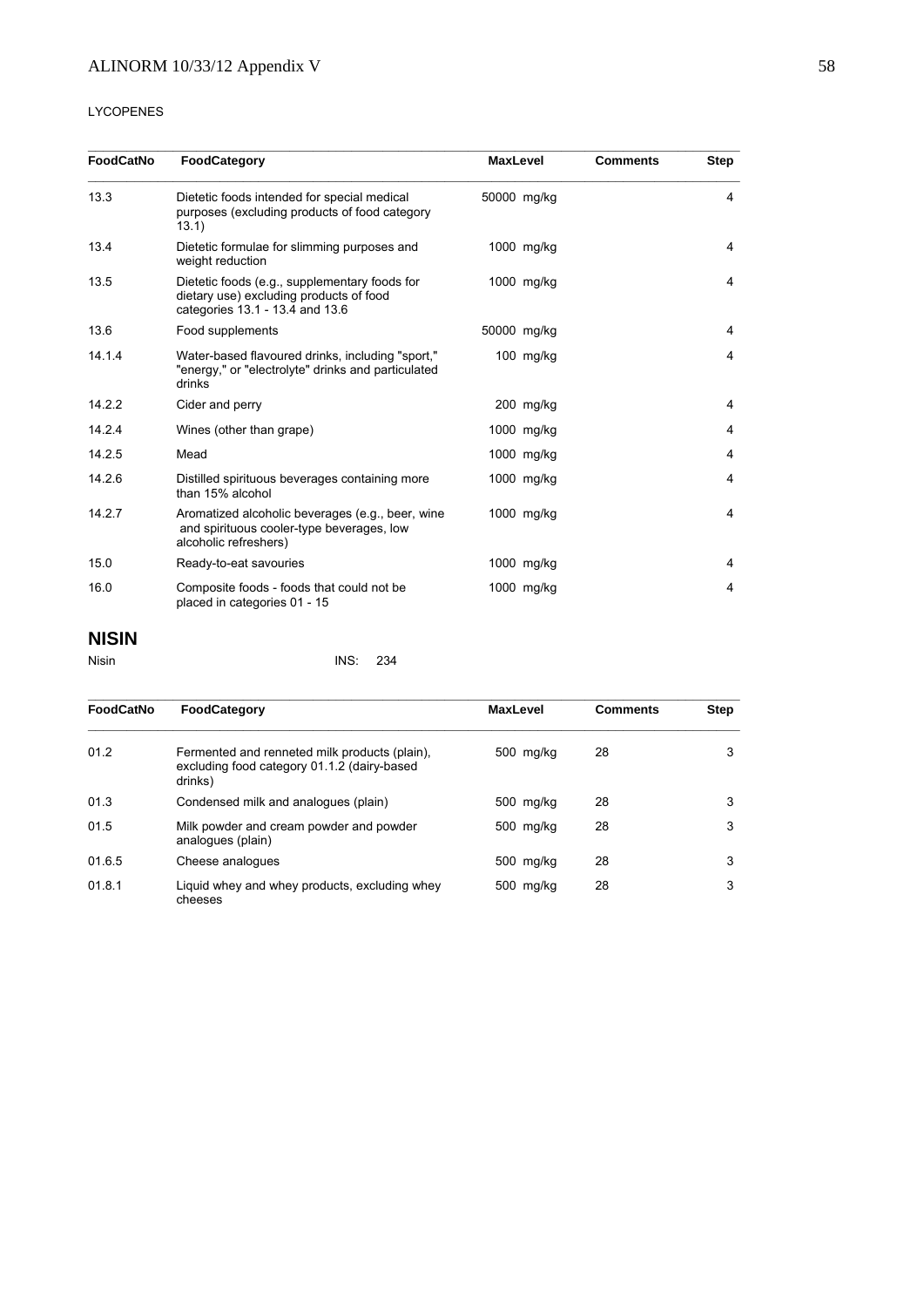LYCOPENES

| FoodCatNo | FoodCategory | MaxLevel | Comments | Step |
|---|---|---|---|---|
| 13.3 | Dietetic foods intended for special medical purposes (excluding products of food category 13.1) | 50000 mg/kg | | 4 |
| 13.4 | Dietetic formulae for slimming purposes and weight reduction | 1000 mg/kg | | 4 |
| 13.5 | Dietetic foods (e.g., supplementary foods for dietary use) excluding products of food categories 13.1 - 13.4 and 13.6 | 1000 mg/kg | | 4 |
| 13.6 | Food supplements | 50000 mg/kg | | 4 |
| 14.1.4 | Water-based flavoured drinks, including "sport," "energy," or "electrolyte" drinks and particulated drinks | 100 mg/kg | | 4 |
| 14.2.2 | Cider and perry | 200 mg/kg | | 4 |
| 14.2.4 | Wines (other than grape) | 1000 mg/kg | | 4 |
| 14.2.5 | Mead | 1000 mg/kg | | 4 |
| 14.2.6 | Distilled spirituous beverages containing more than 15% alcohol | 1000 mg/kg | | 4 |
| 14.2.7 | Aromatized alcoholic beverages (e.g., beer, wine and spirituous cooler-type beverages, low alcoholic refreshers) | 1000 mg/kg | | 4 |
| 15.0 | Ready-to-eat savouries | 1000 mg/kg | | 4 |
| 16.0 | Composite foods - foods that could not be placed in categories 01 - 15 | 1000 mg/kg | | 4 |

## NISIN

Nisin INS: 234

| FoodCatNo | FoodCategory | MaxLevel | Comments | Step |
|---|---|---|---|---|
| 01.2 | Fermented and renneted milk products (plain), excluding food category 01.1.2 (dairy-based drinks) | 500 mg/kg | 28 | 3 |
| 01.3 | Condensed milk and analogues (plain) | 500 mg/kg | 28 | 3 |
| 01.5 | Milk powder and cream powder and powder analogues (plain) | 500 mg/kg | 28 | 3 |
| 01.6.5 | Cheese analogues | 500 mg/kg | 28 | 3 |
| 01.8.1 | Liquid whey and whey products, excluding whey cheeses | 500 mg/kg | 28 | 3 |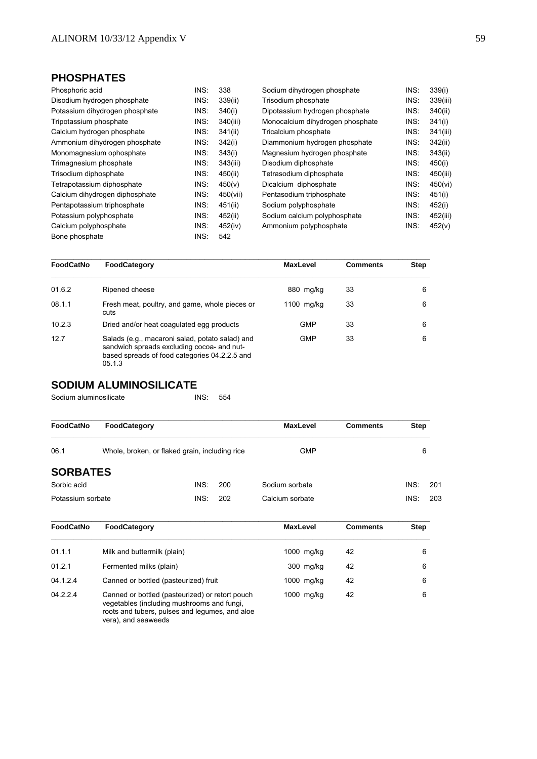## PHOSPHATES

| | | | | | | |
|---|---|---|---|---|---|---|
| Phosphoric acid | INS: | 338 | Sodium dihydrogen phosphate | INS: | 339(i) |
| Disodium hydrogen phosphate | INS: | 339(ii) | Trisodium phosphate | INS: | 339(iii) |
| Potassium dihydrogen phosphate | INS: | 340(i) | Dipotassium hydrogen phosphate | INS: | 340(ii) |
| Tripotassium phosphate | INS: | 340(iii) | Monocalcium dihydrogen phosphate | INS: | 341(i) |
| Calcium hydrogen phosphate | INS: | 341(ii) | Tricalcium phosphate | INS: | 341(iii) |
| Ammonium dihydrogen phosphate | INS: | 342(i) | Diammonium hydrogen phosphate | INS: | 342(ii) |
| Monomagnesium ophosphate | INS: | 343(i) | Magnesium hydrogen phosphate | INS: | 343(ii) |
| Trimagnesium phosphate | INS: | 343(iii) | Disodium diphosphate | INS: | 450(i) |
| Trisodium diphosphate | INS: | 450(ii) | Tetrasodium diphosphate | INS: | 450(iii) |
| Tetrapotassium diphosphate | INS: | 450(v) | Dicalcium diphosphate | INS: | 450(vi) |
| Calcium dihydrogen diphosphate | INS: | 450(vii) | Pentasodium triphosphate | INS: | 451(i) |
| Pentapotassium triphosphate | INS: | 451(ii) | Sodium polyphosphate | INS: | 452(i) |
| Potassium polyphosphate | INS: | 452(ii) | Sodium calcium polyphosphate | INS: | 452(iii) |
| Calcium polyphosphate | INS: | 452(iv) | Ammonium polyphosphate | INS: | 452(v) |
| Bone phosphate | INS: | 542 | | | |

| FoodCatNo | FoodCategory | MaxLevel | Comments | Step |
|---|---|---|---|---|
| 01.6.2 | Ripened cheese | 880 mg/kg | 33 | 6 |
| 08.1.1 | Fresh meat, poultry, and game, whole pieces or cuts | 1100 mg/kg | 33 | 6 |
| 10.2.3 | Dried and/or heat coagulated egg products | GMP | 33 | 6 |
| 12.7 | Salads (e.g., macaroni salad, potato salad) and sandwich spreads excluding cocoa- and nut-based spreads of food categories 04.2.2.5 and 05.1.3 | GMP | 33 | 6 |

## SODIUM ALUMINOSILICATE

Sodium aluminosilicate INS: 554

| FoodCatNo | FoodCategory | MaxLevel | Comments | Step |
|---|---|---|---|---|
| 06.1 | Whole, broken, or flaked grain, including rice | GMP | | 6 |

## SORBATES

| | | | | | |
|---|---|---|---|---|---|
| Sorbic acid | INS: | 200 | Sodium sorbate | INS: | 201 |
| Potassium sorbate | INS: | 202 | Calcium sorbate | INS: | 203 |

| FoodCatNo | FoodCategory | MaxLevel | Comments | Step |
|---|---|---|---|---|
| 01.1.1 | Milk and buttermilk (plain) | 1000 mg/kg | 42 | 6 |
| 01.2.1 | Fermented milks (plain) | 300 mg/kg | 42 | 6 |
| 04.1.2.4 | Canned or bottled (pasteurized) fruit | 1000 mg/kg | 42 | 6 |
| 04.2.2.4 | Canned or bottled (pasteurized) or retort pouch vegetables (including mushrooms and fungi, roots and tubers, pulses and legumes, and aloe vera), and seaweeds | 1000 mg/kg | 42 | 6 |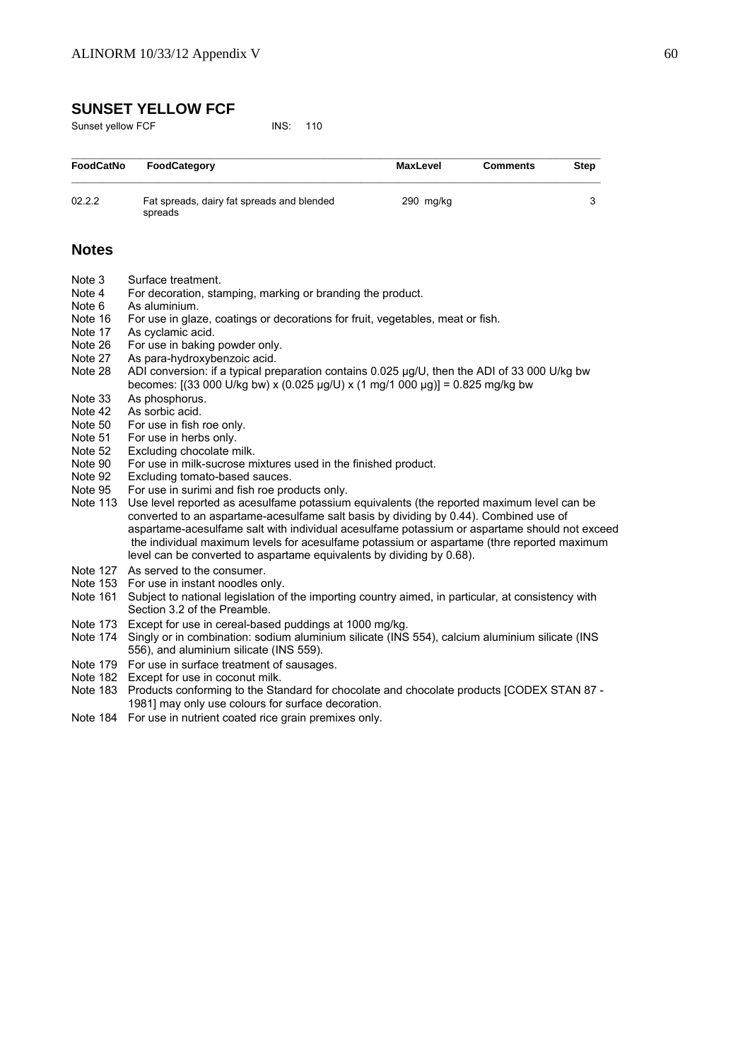## SUNSET YELLOW FCF

Sunset yellow FCF INS: 110

| FoodCatNo | FoodCategory | MaxLevel | Comments | Step |
|---|---|---|---|---|
| 02.2.2 | Fat spreads, dairy fat spreads and blended spreads | 290 mg/kg | | 3 |

## Notes

Note 3 Surface treatment.
Note 4 For decoration, stamping, marking or branding the product.
Note 6 As aluminium.
Note 16 For use in glaze, coatings or decorations for fruit, vegetables, meat or fish.
Note 17 As cyclamic acid.
Note 26 For use in baking powder only.
Note 27 As para-hydroxybenzoic acid.
Note 28 ADI conversion: if a typical preparation contains 0.025 µg/U, then the ADI of 33 000 U/kg bw becomes: [(33 000 U/kg bw) x (0.025 µg/U) x (1 mg/1 000 µg)] = 0.825 mg/kg bw
Note 33 As phosphorus.
Note 42 As sorbic acid.
Note 50 For use in fish roe only.
Note 51 For use in herbs only.
Note 52 Excluding chocolate milk.
Note 90 For use in milk-sucrose mixtures used in the finished product.
Note 92 Excluding tomato-based sauces.
Note 95 For use in surimi and fish roe products only.
Note 113 Use level reported as acesulfame potassium equivalents (the reported maximum level can be converted to an aspartame-acesulfame salt basis by dividing by 0.44). Combined use of aspartame-acesulfame salt with individual acesulfame potassium or aspartame should not exceed the individual maximum levels for acesulfame potassium or aspartame (thre reported maximum level can be converted to aspartame equivalents by dividing by 0.68).
Note 127 As served to the consumer.
Note 153 For use in instant noodles only.
Note 161 Subject to national legislation of the importing country aimed, in particular, at consistency with Section 3.2 of the Preamble.
Note 173 Except for use in cereal-based puddings at 1000 mg/kg.
Note 174 Singly or in combination: sodium aluminium silicate (INS 554), calcium aluminium silicate (INS 556), and aluminium silicate (INS 559).
Note 179 For use in surface treatment of sausages.
Note 182 Except for use in coconut milk.
Note 183 Products conforming to the Standard for chocolate and chocolate products [CODEX STAN 87 - 1981] may only use colours for surface decoration.
Note 184 For use in nutrient coated rice grain premixes only.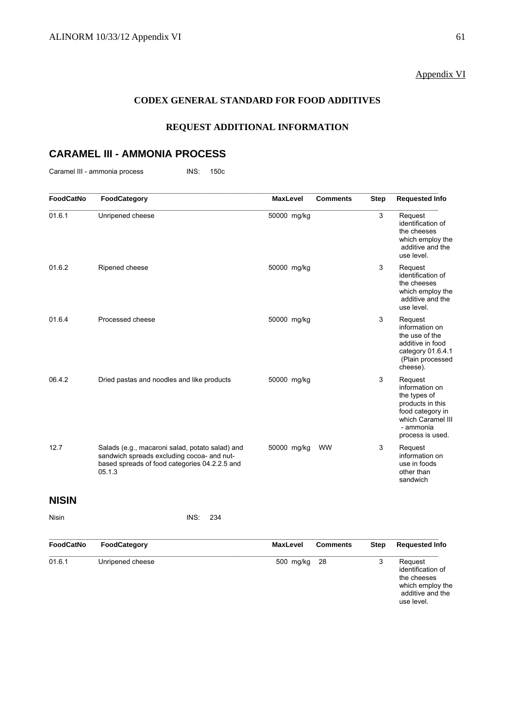Appendix VI

## CODEX GENERAL STANDARD FOR FOOD ADDITIVES

## REQUEST ADDITIONAL INFORMATION

# CARAMEL III - AMMONIA PROCESS

Caramel III - ammonia process INS: 150c

| FoodCatNo | FoodCategory | MaxLevel | Comments | Step | Requested Info |
|---|---|---|---|---|---|
| 01.6.1 | Unripened cheese | 50000 mg/kg | | 3 | Request identification of the cheeses which employ the additive and the use level. |
| 01.6.2 | Ripened cheese | 50000 mg/kg | | 3 | Request identification of the cheeses which employ the additive and the use level. |
| 01.6.4 | Processed cheese | 50000 mg/kg | | 3 | Request information on the use of the additive in food category 01.6.4.1 (Plain processed cheese). |
| 06.4.2 | Dried pastas and noodles and like products | 50000 mg/kg | | 3 | Request information on the types of products in this food category in which Caramel III - ammonia process is used. |
| 12.7 | Salads (e.g., macaroni salad, potato salad) and sandwich spreads excluding cocoa- and nut-based spreads of food categories 04.2.2.5 and 05.1.3 | 50000 mg/kg | WW | 3 | Request information on use in foods other than sandwich |

# NISIN

Nisin INS: 234

| FoodCatNo | FoodCategory | MaxLevel | Comments | Step | Requested Info |
|---|---|---|---|---|---|
| 01.6.1 | Unripened cheese | 500 mg/kg | 28 | 3 | Request identification of the cheeses which employ the additive and the use level. |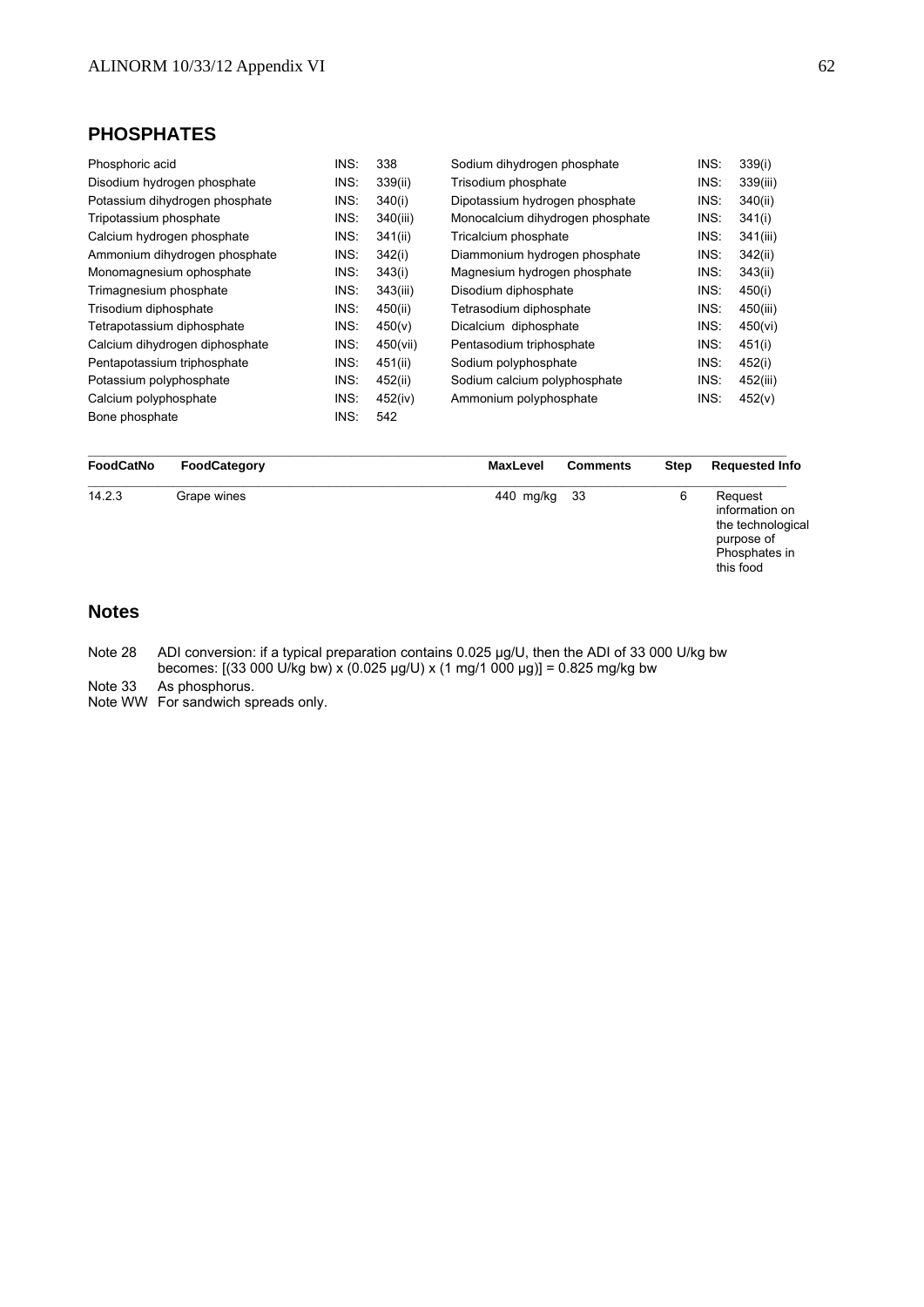## PHOSPHATES

| | | | | | |
|---|---|---|---|---|---|
| Phosphoric acid | INS: 338 | Sodium dihydrogen phosphate | INS: 339(i) |
| Disodium hydrogen phosphate | INS: 339(ii) | Trisodium phosphate | INS: 339(iii) |
| Potassium dihydrogen phosphate | INS: 340(i) | Dipotassium hydrogen phosphate | INS: 340(ii) |
| Tripotassium phosphate | INS: 340(iii) | Monocalcium dihydrogen phosphate | INS: 341(i) |
| Calcium hydrogen phosphate | INS: 341(ii) | Tricalcium phosphate | INS: 341(iii) |
| Ammonium dihydrogen phosphate | INS: 342(i) | Diammonium hydrogen phosphate | INS: 342(ii) |
| Monomagnesium ophosphate | INS: 343(i) | Magnesium hydrogen phosphate | INS: 343(ii) |
| Trimagnesium phosphate | INS: 343(iii) | Disodium diphosphate | INS: 450(i) |
| Trisodium diphosphate | INS: 450(ii) | Tetrasodium diphosphate | INS: 450(iii) |
| Tetrapotassium diphosphate | INS: 450(v) | Dicalcium diphosphate | INS: 450(vi) |
| Calcium dihydrogen diphosphate | INS: 450(vii) | Pentasodium triphosphate | INS: 451(i) |
| Pentapotassium triphosphate | INS: 451(ii) | Sodium polyphosphate | INS: 452(i) |
| Potassium polyphosphate | INS: 452(ii) | Sodium calcium polyphosphate | INS: 452(iii) |
| Calcium polyphosphate | INS: 452(iv) | Ammonium polyphosphate | INS: 452(v) |
| Bone phosphate | INS: 542 | | |

| FoodCatNo | FoodCategory | MaxLevel | Comments | Step | Requested Info |
|---|---|---|---|---|---|
| 14.2.3 | Grape wines | 440 mg/kg | 33 | 6 | Request information on the technological purpose of Phosphates in this food |

## Notes

Note 28 ADI conversion: if a typical preparation contains 0.025 µg/U, then the ADI of 33 000 U/kg bw becomes: [(33 000 U/kg bw) x (0.025 µg/U) x (1 mg/1 000 µg)] = 0.825 mg/kg bw

Note 33 As phosphorus.

Note WW For sandwich spreads only.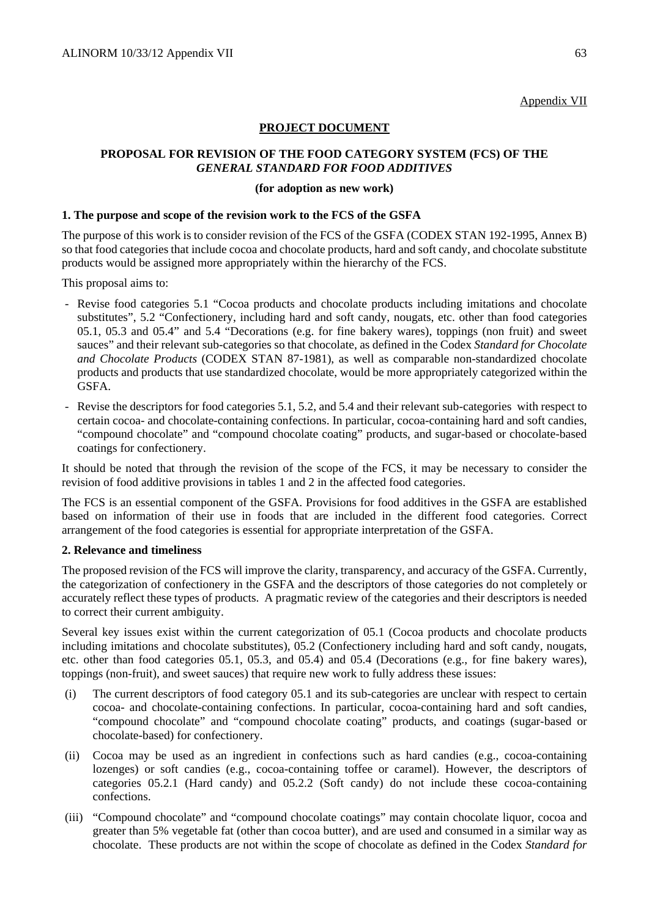Appendix VII

**PROJECT DOCUMENT**

**PROPOSAL FOR REVISION OF THE FOOD CATEGORY SYSTEM (FCS) OF THE *GENERAL STANDARD FOR FOOD ADDITIVES***

**(for adoption as new work)**

**1. The purpose and scope of the revision work to the FCS of the GSFA**

The purpose of this work is to consider revision of the FCS of the GSFA (CODEX STAN 192-1995, Annex B) so that food categories that include cocoa and chocolate products, hard and soft candy, and chocolate substitute products would be assigned more appropriately within the hierarchy of the FCS.

This proposal aims to:

- Revise food categories 5.1 "Cocoa products and chocolate products including imitations and chocolate substitutes", 5.2 "Confectionery, including hard and soft candy, nougats, etc. other than food categories 05.1, 05.3 and 05.4" and 5.4 "Decorations (e.g. for fine bakery wares), toppings (non fruit) and sweet sauces" and their relevant sub-categories so that chocolate, as defined in the Codex *Standard for Chocolate and Chocolate Products* (CODEX STAN 87-1981), as well as comparable non-standardized chocolate products and products that use standardized chocolate, would be more appropriately categorized within the GSFA.
- Revise the descriptors for food categories 5.1, 5.2, and 5.4 and their relevant sub-categories with respect to certain cocoa- and chocolate-containing confections. In particular, cocoa-containing hard and soft candies, "compound chocolate" and "compound chocolate coating" products, and sugar-based or chocolate-based coatings for confectionery.

It should be noted that through the revision of the scope of the FCS, it may be necessary to consider the revision of food additive provisions in tables 1 and 2 in the affected food categories.

The FCS is an essential component of the GSFA. Provisions for food additives in the GSFA are established based on information of their use in foods that are included in the different food categories. Correct arrangement of the food categories is essential for appropriate interpretation of the GSFA.

**2. Relevance and timeliness**

The proposed revision of the FCS will improve the clarity, transparency, and accuracy of the GSFA. Currently, the categorization of confectionery in the GSFA and the descriptors of those categories do not completely or accurately reflect these types of products. A pragmatic review of the categories and their descriptors is needed to correct their current ambiguity.

Several key issues exist within the current categorization of 05.1 (Cocoa products and chocolate products including imitations and chocolate substitutes), 05.2 (Confectionery including hard and soft candy, nougats, etc. other than food categories 05.1, 05.3, and 05.4) and 05.4 (Decorations (e.g., for fine bakery wares), toppings (non-fruit), and sweet sauces) that require new work to fully address these issues:

(i) The current descriptors of food category 05.1 and its sub-categories are unclear with respect to certain cocoa- and chocolate-containing confections. In particular, cocoa-containing hard and soft candies, "compound chocolate" and "compound chocolate coating" products, and coatings (sugar-based or chocolate-based) for confectionery.

(ii) Cocoa may be used as an ingredient in confections such as hard candies (e.g., cocoa-containing lozenges) or soft candies (e.g., cocoa-containing toffee or caramel). However, the descriptors of categories 05.2.1 (Hard candy) and 05.2.2 (Soft candy) do not include these cocoa-containing confections.

(iii) "Compound chocolate" and "compound chocolate coatings" may contain chocolate liquor, cocoa and greater than 5% vegetable fat (other than cocoa butter), and are used and consumed in a similar way as chocolate. These products are not within the scope of chocolate as defined in the Codex *Standard for*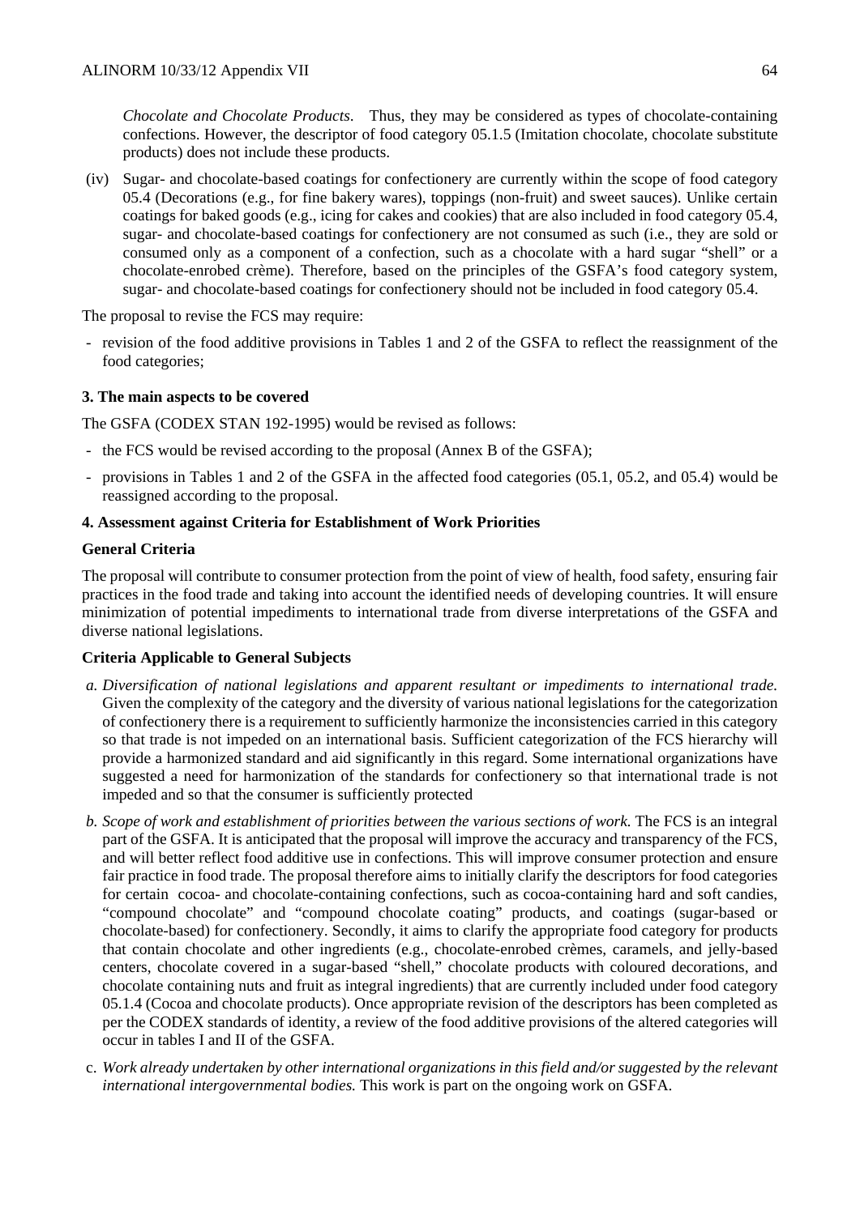*Chocolate and Chocolate Products*. Thus, they may be considered as types of chocolate-containing confections. However, the descriptor of food category 05.1.5 (Imitation chocolate, chocolate substitute products) does not include these products.

(iv) Sugar- and chocolate-based coatings for confectionery are currently within the scope of food category 05.4 (Decorations (e.g., for fine bakery wares), toppings (non-fruit) and sweet sauces). Unlike certain coatings for baked goods (e.g., icing for cakes and cookies) that are also included in food category 05.4, sugar- and chocolate-based coatings for confectionery are not consumed as such (i.e., they are sold or consumed only as a component of a confection, such as a chocolate with a hard sugar "shell" or a chocolate-enrobed crème). Therefore, based on the principles of the GSFA's food category system, sugar- and chocolate-based coatings for confectionery should not be included in food category 05.4.

The proposal to revise the FCS may require:

- revision of the food additive provisions in Tables 1 and 2 of the GSFA to reflect the reassignment of the food categories;

**3. The main aspects to be covered**

The GSFA (CODEX STAN 192-1995) would be revised as follows:

- the FCS would be revised according to the proposal (Annex B of the GSFA);
- provisions in Tables 1 and 2 of the GSFA in the affected food categories (05.1, 05.2, and 05.4) would be reassigned according to the proposal.

**4. Assessment against Criteria for Establishment of Work Priorities**

**General Criteria**

The proposal will contribute to consumer protection from the point of view of health, food safety, ensuring fair practices in the food trade and taking into account the identified needs of developing countries. It will ensure minimization of potential impediments to international trade from diverse interpretations of the GSFA and diverse national legislations.

**Criteria Applicable to General Subjects**

a. *Diversification of national legislations and apparent resultant or impediments to international trade.* Given the complexity of the category and the diversity of various national legislations for the categorization of confectionery there is a requirement to sufficiently harmonize the inconsistencies carried in this category so that trade is not impeded on an international basis. Sufficient categorization of the FCS hierarchy will provide a harmonized standard and aid significantly in this regard. Some international organizations have suggested a need for harmonization of the standards for confectionery so that international trade is not impeded and so that the consumer is sufficiently protected

b. *Scope of work and establishment of priorities between the various sections of work.* The FCS is an integral part of the GSFA. It is anticipated that the proposal will improve the accuracy and transparency of the FCS, and will better reflect food additive use in confections. This will improve consumer protection and ensure fair practice in food trade. The proposal therefore aims to initially clarify the descriptors for food categories for certain cocoa- and chocolate-containing confections, such as cocoa-containing hard and soft candies, "compound chocolate" and "compound chocolate coating" products, and coatings (sugar-based or chocolate-based) for confectionery. Secondly, it aims to clarify the appropriate food category for products that contain chocolate and other ingredients (e.g., chocolate-enrobed crèmes, caramels, and jelly-based centers, chocolate covered in a sugar-based "shell," chocolate products with coloured decorations, and chocolate containing nuts and fruit as integral ingredients) that are currently included under food category 05.1.4 (Cocoa and chocolate products). Once appropriate revision of the descriptors has been completed as per the CODEX standards of identity, a review of the food additive provisions of the altered categories will occur in tables I and II of the GSFA.

c. *Work already undertaken by other international organizations in this field and/or suggested by the relevant international intergovernmental bodies.* This work is part on the ongoing work on GSFA.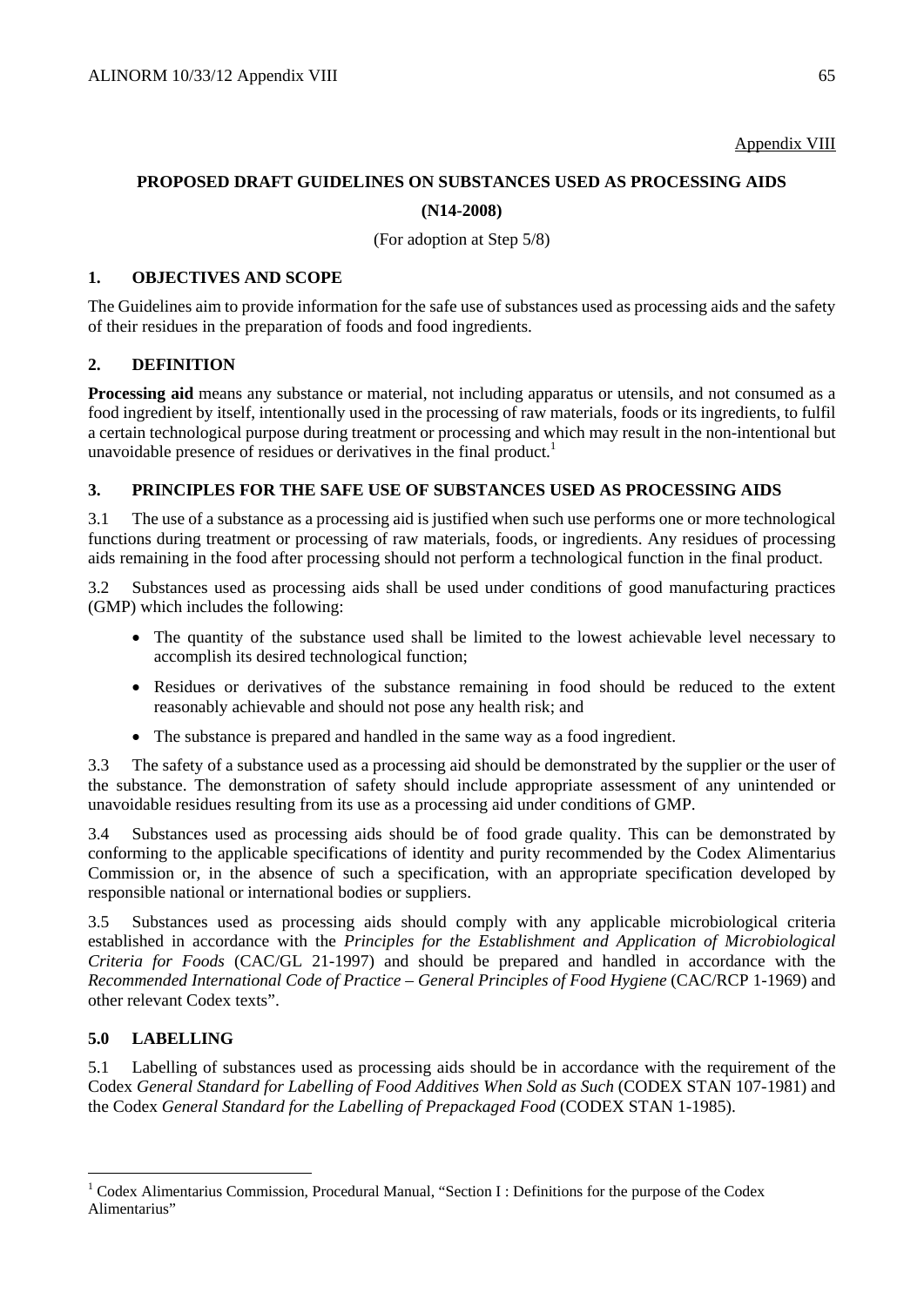Appendix VIII

## PROPOSED DRAFT GUIDELINES ON SUBSTANCES USED AS PROCESSING AIDS

## (N14-2008)

(For adoption at Step 5/8)

### 1. OBJECTIVES AND SCOPE

The Guidelines aim to provide information for the safe use of substances used as processing aids and the safety of their residues in the preparation of foods and food ingredients.

### 2. DEFINITION

**Processing aid** means any substance or material, not including apparatus or utensils, and not consumed as a food ingredient by itself, intentionally used in the processing of raw materials, foods or its ingredients, to fulfil a certain technological purpose during treatment or processing and which may result in the non-intentional but unavoidable presence of residues or derivatives in the final product.[1]

### 3. PRINCIPLES FOR THE SAFE USE OF SUBSTANCES USED AS PROCESSING AIDS

3.1 The use of a substance as a processing aid is justified when such use performs one or more technological functions during treatment or processing of raw materials, foods, or ingredients. Any residues of processing aids remaining in the food after processing should not perform a technological function in the final product.

3.2 Substances used as processing aids shall be used under conditions of good manufacturing practices (GMP) which includes the following:

- The quantity of the substance used shall be limited to the lowest achievable level necessary to accomplish its desired technological function;
- Residues or derivatives of the substance remaining in food should be reduced to the extent reasonably achievable and should not pose any health risk; and
- The substance is prepared and handled in the same way as a food ingredient.

3.3 The safety of a substance used as a processing aid should be demonstrated by the supplier or the user of the substance. The demonstration of safety should include appropriate assessment of any unintended or unavoidable residues resulting from its use as a processing aid under conditions of GMP.

3.4 Substances used as processing aids should be of food grade quality. This can be demonstrated by conforming to the applicable specifications of identity and purity recommended by the Codex Alimentarius Commission or, in the absence of such a specification, with an appropriate specification developed by responsible national or international bodies or suppliers.

3.5 Substances used as processing aids should comply with any applicable microbiological criteria established in accordance with the *Principles for the Establishment and Application of Microbiological Criteria for Foods* (CAC/GL 21-1997) and should be prepared and handled in accordance with the *Recommended International Code of Practice – General Principles of Food Hygiene* (CAC/RCP 1-1969) and other relevant Codex texts".

### 5.0 LABELLING

5.1 Labelling of substances used as processing aids should be in accordance with the requirement of the Codex *General Standard for Labelling of Food Additives When Sold as Such* (CODEX STAN 107-1981) and the Codex *General Standard for the Labelling of Prepackaged Food* (CODEX STAN 1-1985).

---

[1] Codex Alimentarius Commission, Procedural Manual, "Section I : Definitions for the purpose of the Codex Alimentarius"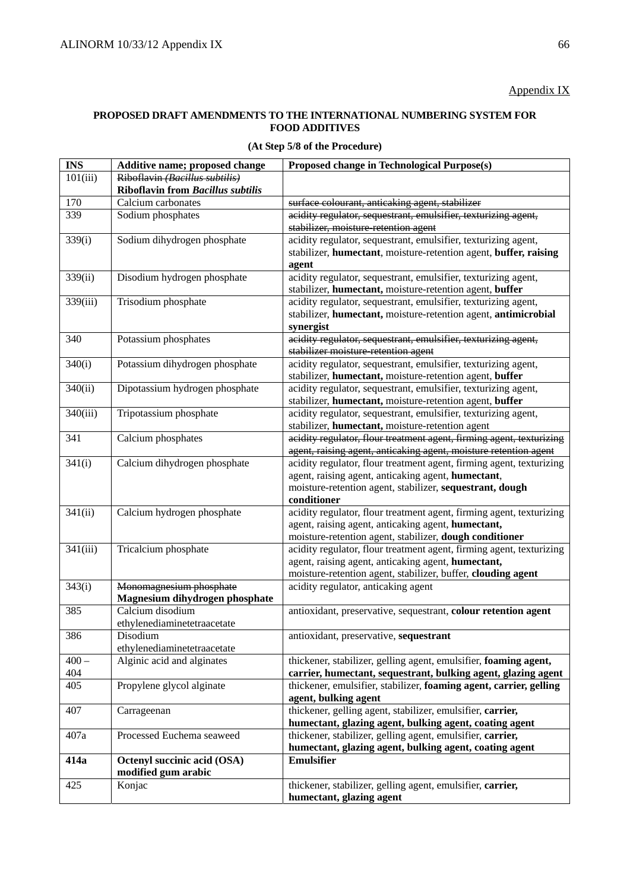Appendix IX

**PROPOSED DRAFT AMENDMENTS TO THE INTERNATIONAL NUMBERING SYSTEM FOR FOOD ADDITIVES**

**(At Step 5/8 of the Procedure)**

| INS | Additive name; proposed change | Proposed change in Technological Purpose(s) |
|---|---|---|
| 101(iii) | ~~Riboflavin *(Bacillus subtilis)*~~ **Riboflavin from *Bacillus subtilis*** | |
| 170 | Calcium carbonates | ~~surface colourant, anticaking agent, stabilizer~~ |
| 339 | Sodium phosphates | ~~acidity regulator, sequestrant, emulsifier, texturizing agent, stabilizer, moisture-retention agent~~ |
| 339(i) | Sodium dihydrogen phosphate | acidity regulator, sequestrant, emulsifier, texturizing agent, stabilizer, **humectant**, moisture-retention agent, **buffer, raising agent** |
| 339(ii) | Disodium hydrogen phosphate | acidity regulator, sequestrant, emulsifier, texturizing agent, stabilizer, **humectant,** moisture-retention agent, **buffer** |
| 339(iii) | Trisodium phosphate | acidity regulator, sequestrant, emulsifier, texturizing agent, stabilizer, **humectant,** moisture-retention agent, **antimicrobial synergist** |
| 340 | Potassium phosphates | ~~acidity regulator, sequestrant, emulsifier, texturizing agent, stabilizer moisture-retention agent~~ |
| 340(i) | Potassium dihydrogen phosphate | acidity regulator, sequestrant, emulsifier, texturizing agent, stabilizer, **humectant,** moisture-retention agent, **buffer** |
| 340(ii) | Dipotassium hydrogen phosphate | acidity regulator, sequestrant, emulsifier, texturizing agent, stabilizer, **humectant,** moisture-retention agent, **buffer** |
| 340(iii) | Tripotassium phosphate | acidity regulator, sequestrant, emulsifier, texturizing agent, stabilizer, **humectant,** moisture-retention agent |
| 341 | Calcium phosphates | ~~acidity regulator, flour treatment agent, firming agent, texturizing agent, raising agent, anticaking agent, moisture retention agent~~ |
| 341(i) | Calcium dihydrogen phosphate | acidity regulator, flour treatment agent, firming agent, texturizing agent, raising agent, anticaking agent, **humectant**, moisture-retention agent, stabilizer, **sequestrant, dough conditioner** |
| 341(ii) | Calcium hydrogen phosphate | acidity regulator, flour treatment agent, firming agent, texturizing agent, raising agent, anticaking agent, **humectant,** moisture-retention agent, stabilizer, **dough conditioner** |
| 341(iii) | Tricalcium phosphate | acidity regulator, flour treatment agent, firming agent, texturizing agent, raising agent, anticaking agent, **humectant,** moisture-retention agent, stabilizer, buffer, **clouding agent** |
| 343(i) | ~~Monomagnesium phosphate~~ **Magnesium dihydrogen phosphate** | acidity regulator, anticaking agent |
| 385 | Calcium disodium ethylenediaminetetraacetate | antioxidant, preservative, sequestrant, **colour retention agent** |
| 386 | Disodium ethylenediaminetetraacetate | antioxidant, preservative, **sequestrant** |
| 400 – 404 | Alginic acid and alginates | thickener, stabilizer, gelling agent, emulsifier, **foaming agent, carrier, humectant, sequestrant, bulking agent, glazing agent** |
| 405 | Propylene glycol alginate | thickener, emulsifier, stabilizer, **foaming agent, carrier, gelling agent, bulking agent** |
| 407 | Carrageenan | thickener, gelling agent, stabilizer, emulsifier, **carrier, humectant, glazing agent, bulking agent, coating agent** |
| 407a | Processed Euchema seaweed | thickener, stabilizer, gelling agent, emulsifier, **carrier, humectant, glazing agent, bulking agent, coating agent** |
| **414a** | **Octenyl succinic acid (OSA) modified gum arabic** | **Emulsifier** |
| 425 | Konjac | thickener, stabilizer, gelling agent, emulsifier, **carrier, humectant, glazing agent** |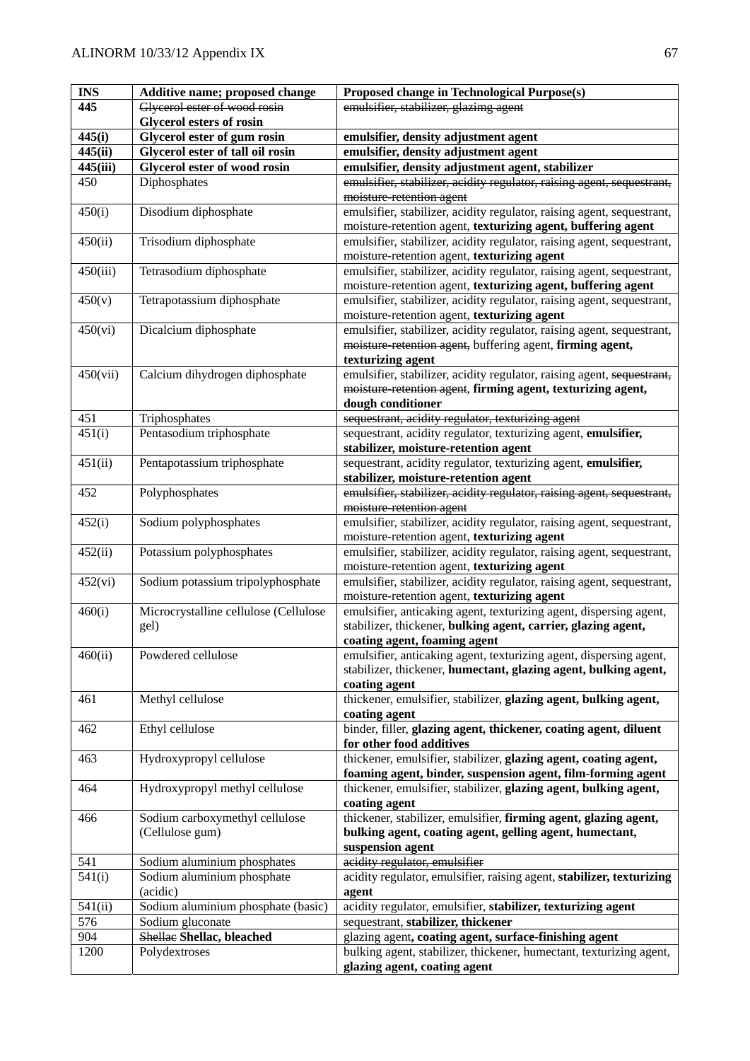| INS | Additive name; proposed change | Proposed change in Technological Purpose(s) |
|---|---|---|
| **445** | ~~Glycerol ester of wood rosin~~ **Glycerol esters of rosin** | ~~emulsifier, stabilizer, glazimg agent~~ |
| **445(i)** | **Glycerol ester of gum rosin** | **emulsifier, density adjustment agent** |
| **445(ii)** | **Glycerol ester of tall oil rosin** | **emulsifier, density adjustment agent** |
| **445(iii)** | **Glycerol ester of wood rosin** | **emulsifier, density adjustment agent, stabilizer** |
| 450 | Diphosphates | ~~emulsifier, stabilizer, acidity regulator, raising agent, sequestrant, moisture-retention agent~~ |
| 450(i) | Disodium diphosphate | emulsifier, stabilizer, acidity regulator, raising agent, sequestrant, moisture-retention agent, **texturizing agent, buffering agent** |
| 450(ii) | Trisodium diphosphate | emulsifier, stabilizer, acidity regulator, raising agent, sequestrant, moisture-retention agent, **texturizing agent** |
| 450(iii) | Tetrasodium diphosphate | emulsifier, stabilizer, acidity regulator, raising agent, sequestrant, moisture-retention agent, **texturizing agent, buffering agent** |
| 450(v) | Tetrapotassium diphosphate | emulsifier, stabilizer, acidity regulator, raising agent, sequestrant, moisture-retention agent, **texturizing agent** |
| 450(vi) | Dicalcium diphosphate | emulsifier, stabilizer, acidity regulator, raising agent, sequestrant, ~~moisture-retention agent,~~ buffering agent, **firming agent, texturizing agent** |
| 450(vii) | Calcium dihydrogen diphosphate | emulsifier, stabilizer, acidity regulator, raising agent, ~~sequestrant, moisture-retention agent~~, **firming agent, texturizing agent, dough conditioner** |
| 451 | Triphosphates | ~~sequestrant, acidity regulator, texturizing agent~~ |
| 451(i) | Pentasodium triphosphate | sequestrant, acidity regulator, texturizing agent, **emulsifier, stabilizer, moisture-retention agent** |
| 451(ii) | Pentapotassium triphosphate | sequestrant, acidity regulator, texturizing agent, **emulsifier, stabilizer, moisture-retention agent** |
| 452 | Polyphosphates | ~~emulsifier, stabilizer, acidity regulator, raising agent, sequestrant, moisture-retention agent~~ |
| 452(i) | Sodium polyphosphates | emulsifier, stabilizer, acidity regulator, raising agent, sequestrant, moisture-retention agent, **texturizing agent** |
| 452(ii) | Potassium polyphosphates | emulsifier, stabilizer, acidity regulator, raising agent, sequestrant, moisture-retention agent, **texturizing agent** |
| 452(vi) | Sodium potassium tripolyphosphate | emulsifier, stabilizer, acidity regulator, raising agent, sequestrant, moisture-retention agent, **texturizing agent** |
| 460(i) | Microcrystalline cellulose (Cellulose gel) | emulsifier, anticaking agent, texturizing agent, dispersing agent, stabilizer, thickener, **bulking agent, carrier, glazing agent, coating agent, foaming agent** |
| 460(ii) | Powdered cellulose | emulsifier, anticaking agent, texturizing agent, dispersing agent, stabilizer, thickener, **humectant, glazing agent, bulking agent, coating agent** |
| 461 | Methyl cellulose | thickener, emulsifier, stabilizer, **glazing agent, bulking agent, coating agent** |
| 462 | Ethyl cellulose | binder, filler, **glazing agent, thickener, coating agent, diluent for other food additives** |
| 463 | Hydroxypropyl cellulose | thickener, emulsifier, stabilizer, **glazing agent, coating agent, foaming agent, binder, suspension agent, film-forming agent** |
| 464 | Hydroxypropyl methyl cellulose | thickener, emulsifier, stabilizer, **glazing agent, bulking agent, coating agent** |
| 466 | Sodium carboxymethyl cellulose (Cellulose gum) | thickener, stabilizer, emulsifier, **firming agent, glazing agent, bulking agent, coating agent, gelling agent, humectant, suspension agent** |
| 541 | Sodium aluminium phosphates | ~~acidity regulator, emulsifier~~ |
| 541(i) | Sodium aluminium phosphate (acidic) | acidity regulator, emulsifier, raising agent, **stabilizer, texturizing agent** |
| 541(ii) | Sodium aluminium phosphate (basic) | acidity regulator, emulsifier, **stabilizer, texturizing agent** |
| 576 | Sodium gluconate | sequestrant, **stabilizer, thickener** |
| 904 | ~~Shellac~~ **Shellac, bleached** | glazing agent**, coating agent, surface-finishing agent** |
| 1200 | Polydextroses | bulking agent, stabilizer, thickener, humectant, texturizing agent, **glazing agent, coating agent** |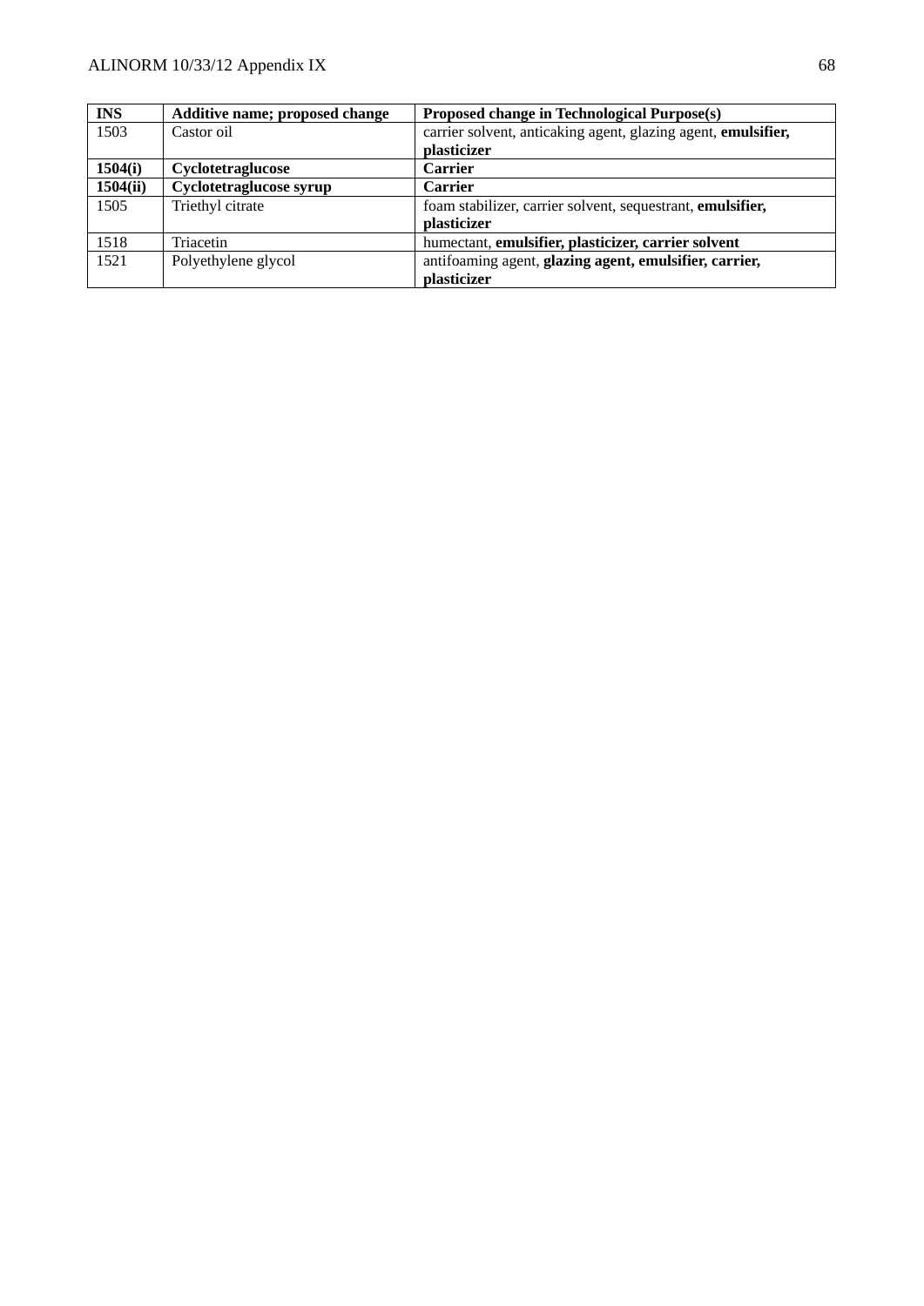| **INS** | **Additive name; proposed change** | **Proposed change in Technological Purpose(s)** |
|---|---|---|
| 1503 | Castor oil | carrier solvent, anticaking agent, glazing agent, **emulsifier, plasticizer** |
| **1504(i)** | **Cyclotetraglucose** | **Carrier** |
| **1504(ii)** | **Cyclotetraglucose syrup** | **Carrier** |
| 1505 | Triethyl citrate | foam stabilizer, carrier solvent, sequestrant, **emulsifier, plasticizer** |
| 1518 | Triacetin | humectant, **emulsifier, plasticizer, carrier solvent** |
| 1521 | Polyethylene glycol | antifoaming agent, **glazing agent, emulsifier, carrier, plasticizer** |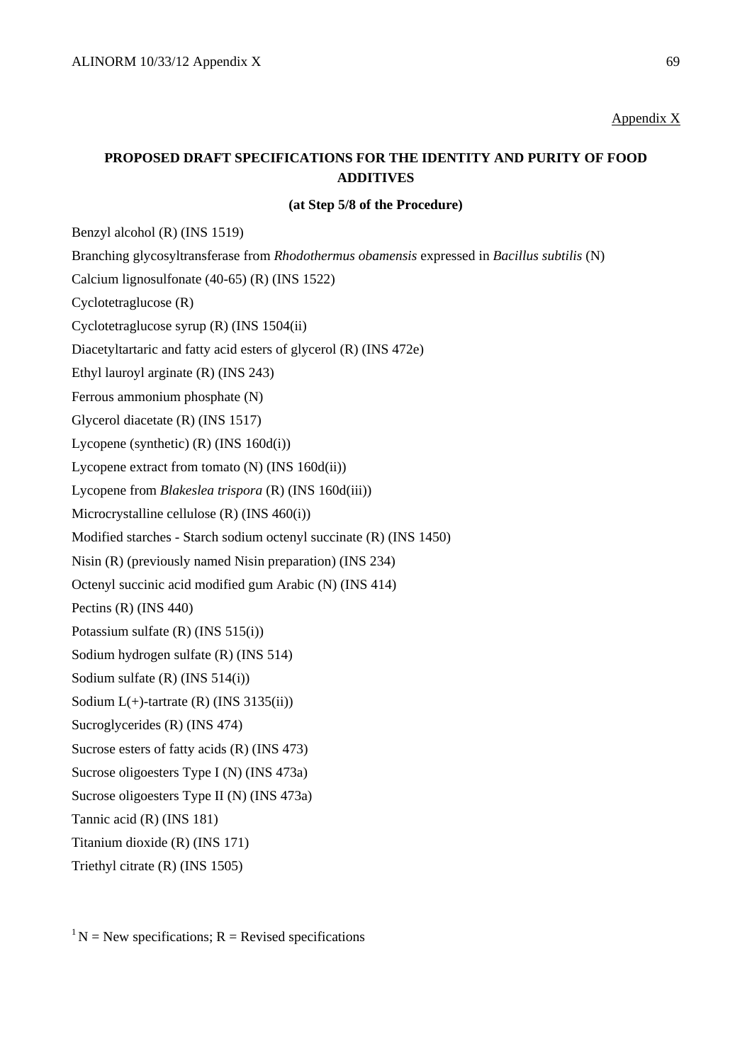Appendix X

## PROPOSED DRAFT SPECIFICATIONS FOR THE IDENTITY AND PURITY OF FOOD ADDITIVES

**(at Step 5/8 of the Procedure)**

Benzyl alcohol (R) (INS 1519)

Branching glycosyltransferase from *Rhodothermus obamensis* expressed in *Bacillus subtilis* (N)

Calcium lignosulfonate (40-65) (R) (INS 1522)

Cyclotetraglucose (R)

Cyclotetraglucose syrup (R) (INS 1504(ii)

Diacetyltartaric and fatty acid esters of glycerol (R) (INS 472e)

Ethyl lauroyl arginate (R) (INS 243)

Ferrous ammonium phosphate (N)

Glycerol diacetate (R) (INS 1517)

Lycopene (synthetic) (R) (INS 160d(i))

Lycopene extract from tomato (N) (INS 160d(ii))

Lycopene from *Blakeslea trispora* (R) (INS 160d(iii))

Microcrystalline cellulose (R) (INS 460(i))

Modified starches - Starch sodium octenyl succinate (R) (INS 1450)

Nisin (R) (previously named Nisin preparation) (INS 234)

Octenyl succinic acid modified gum Arabic (N) (INS 414)

Pectins (R) (INS 440)

Potassium sulfate (R) (INS 515(i))

Sodium hydrogen sulfate (R) (INS 514)

Sodium sulfate (R) (INS 514(i))

Sodium L(+)-tartrate (R) (INS 3135(ii))

Sucroglycerides (R) (INS 474)

Sucrose esters of fatty acids (R) (INS 473)

Sucrose oligoesters Type I (N) (INS 473a)

Sucrose oligoesters Type II (N) (INS 473a)

Tannic acid (R) (INS 181)

Titanium dioxide (R) (INS 171)

Triethyl citrate (R) (INS 1505)

[1] N = New specifications; R = Revised specifications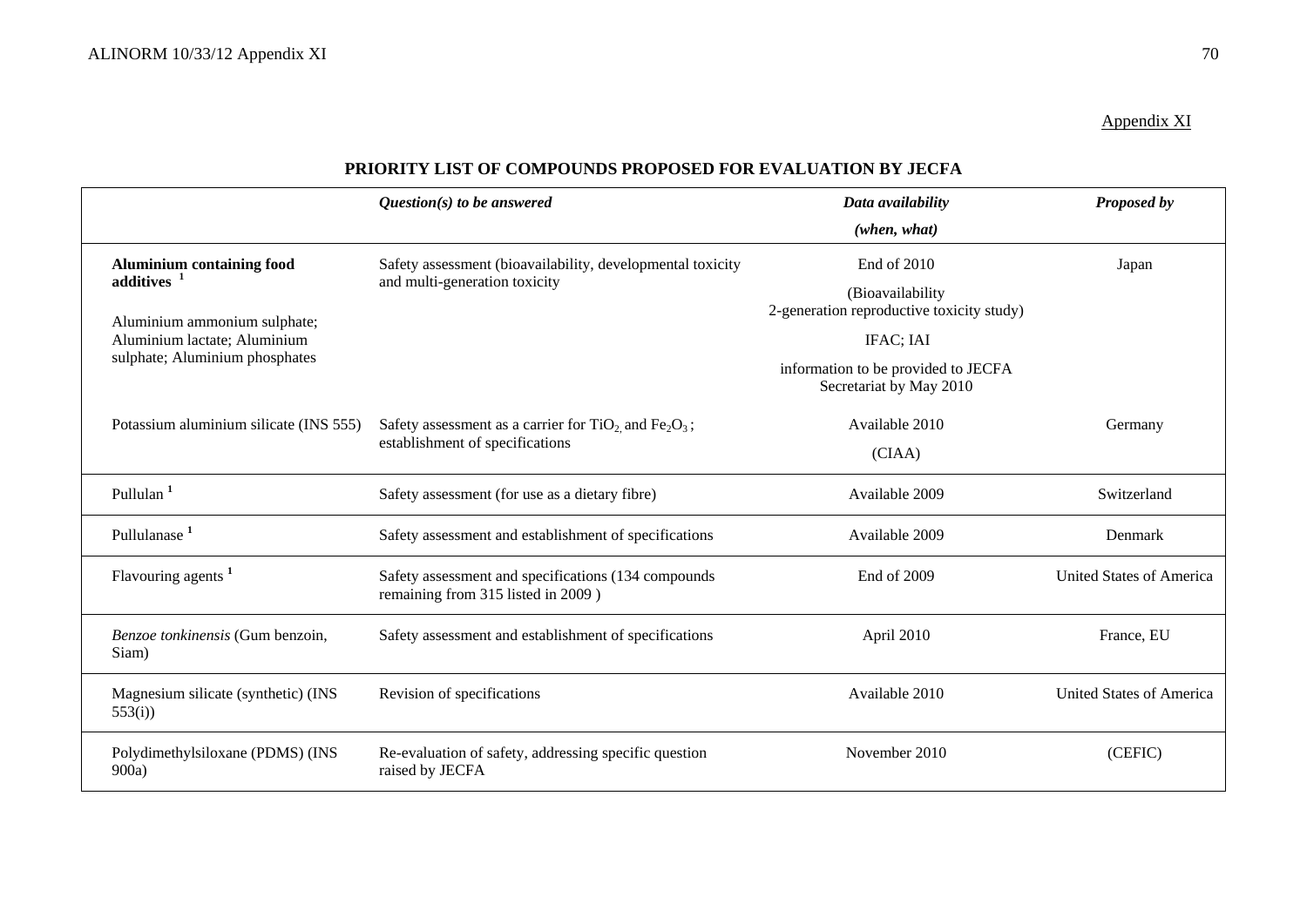Appendix XI

# PRIORITY LIST OF COMPOUNDS PROPOSED FOR EVALUATION BY JECFA

| | *Question(s) to be answered* | *Data availability (when, what)* | *Proposed by* |
|---|---|---|---|
| **Aluminium containing food additives** [1]<br><br>Aluminium ammonium sulphate; Aluminium lactate; Aluminium sulphate; Aluminium phosphates | Safety assessment (bioavailability, developmental toxicity and multi-generation toxicity | End of 2010<br>(Bioavailability 2-generation reproductive toxicity study)<br>IFAC; IAI<br>information to be provided to JECFA Secretariat by May 2010 | Japan |
| Potassium aluminium silicate (INS 555) | Safety assessment as a carrier for $TiO_2$ and $Fe_2O_3$; establishment of specifications | Available 2010<br>(CIAA) | Germany |
| Pullulan [1] | Safety assessment (for use as a dietary fibre) | Available 2009 | Switzerland |
| Pullulanase [1] | Safety assessment and establishment of specifications | Available 2009 | Denmark |
| Flavouring agents [1] | Safety assessment and specifications (134 compounds remaining from 315 listed in 2009 ) | End of 2009 | United States of America |
| *Benzoe tonkinensis* (Gum benzoin, Siam) | Safety assessment and establishment of specifications | April 2010 | France, EU |
| Magnesium silicate (synthetic) (INS 553(i)) | Revision of specifications | Available 2010 | United States of America |
| Polydimethylsiloxane (PDMS) (INS 900a) | Re-evaluation of safety, addressing specific question raised by JECFA | November 2010 | (CEFIC) |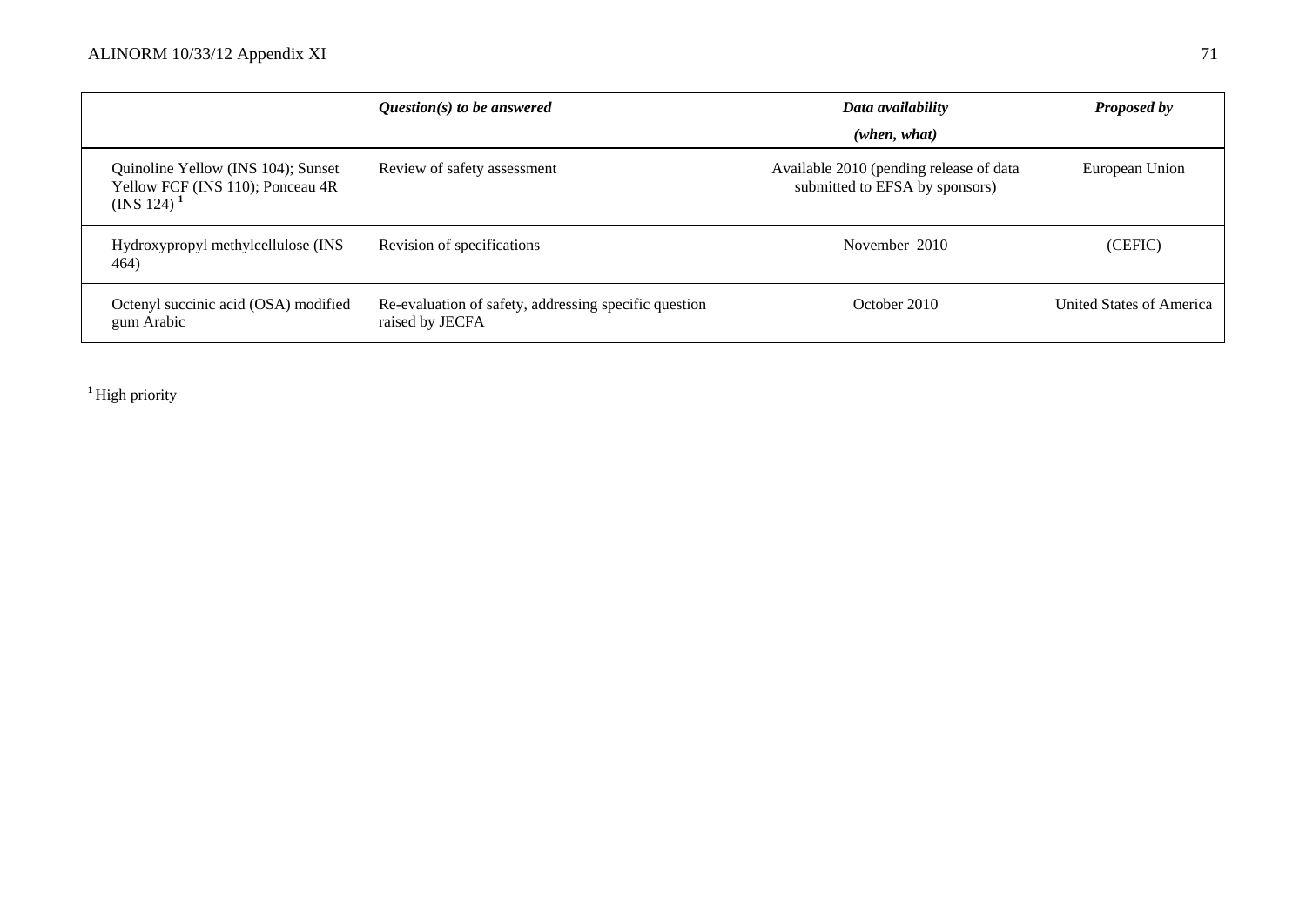| | *Question(s) to be answered* | *Data availability (when, what)* | *Proposed by* |
|---|---|---|---|
| Quinoline Yellow (INS 104); Sunset Yellow FCF (INS 110); Ponceau 4R (INS 124) [1] | Review of safety assessment | Available 2010 (pending release of data submitted to EFSA by sponsors) | European Union |
| Hydroxypropyl methylcellulose (INS 464) | Revision of specifications | November 2010 | (CEFIC) |
| Octenyl succinic acid (OSA) modified gum Arabic | Re-evaluation of safety, addressing specific question raised by JECFA | October 2010 | United States of America |

[1] High priority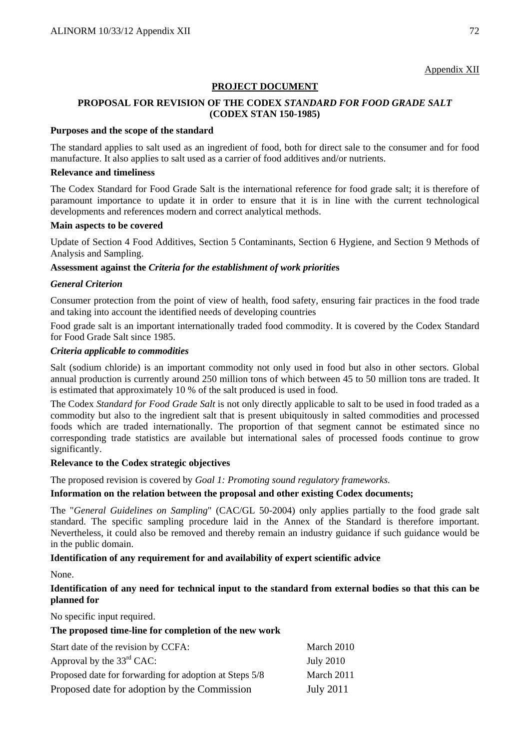Appendix XII

## PROJECT DOCUMENT

### PROPOSAL FOR REVISION OF THE CODEX *STANDARD FOR FOOD GRADE SALT* (CODEX STAN 150-1985)

**Purposes and the scope of the standard**

The standard applies to salt used as an ingredient of food, both for direct sale to the consumer and for food manufacture. It also applies to salt used as a carrier of food additives and/or nutrients.

**Relevance and timeliness**

The Codex Standard for Food Grade Salt is the international reference for food grade salt; it is therefore of paramount importance to update it in order to ensure that it is in line with the current technological developments and references modern and correct analytical methods.

**Main aspects to be covered**

Update of Section 4 Food Additives, Section 5 Contaminants, Section 6 Hygiene, and Section 9 Methods of Analysis and Sampling.

**Assessment against the *Criteria for the establishment of work prioritie*s**

***General Criterion***

Consumer protection from the point of view of health, food safety, ensuring fair practices in the food trade and taking into account the identified needs of developing countries

Food grade salt is an important internationally traded food commodity. It is covered by the Codex Standard for Food Grade Salt since 1985.

***Criteria applicable to commodities***

Salt (sodium chloride) is an important commodity not only used in food but also in other sectors. Global annual production is currently around 250 million tons of which between 45 to 50 million tons are traded. It is estimated that approximately 10 % of the salt produced is used in food.

The Codex *Standard for Food Grade Salt* is not only directly applicable to salt to be used in food traded as a commodity but also to the ingredient salt that is present ubiquitously in salted commodities and processed foods which are traded internationally. The proportion of that segment cannot be estimated since no corresponding trade statistics are available but international sales of processed foods continue to grow significantly.

**Relevance to the Codex strategic objectives**

The proposed revision is covered by *Goal 1: Promoting sound regulatory frameworks.*

**Information on the relation between the proposal and other existing Codex documents;**

The "*General Guidelines on Sampling*" (CAC/GL 50-2004) only applies partially to the food grade salt standard. The specific sampling procedure laid in the Annex of the Standard is therefore important. Nevertheless, it could also be removed and thereby remain an industry guidance if such guidance would be in the public domain.

**Identification of any requirement for and availability of expert scientific advice**

None.

**Identification of any need for technical input to the standard from external bodies so that this can be planned for**

No specific input required.

**The proposed time-line for completion of the new work**

| | |
|---|---|
| Start date of the revision by CCFA: | March 2010 |
| Approval by the 33rd CAC: | July 2010 |
| Proposed date for forwarding for adoption at Steps 5/8 | March 2011 |
| Proposed date for adoption by the Commission | July 2011 |